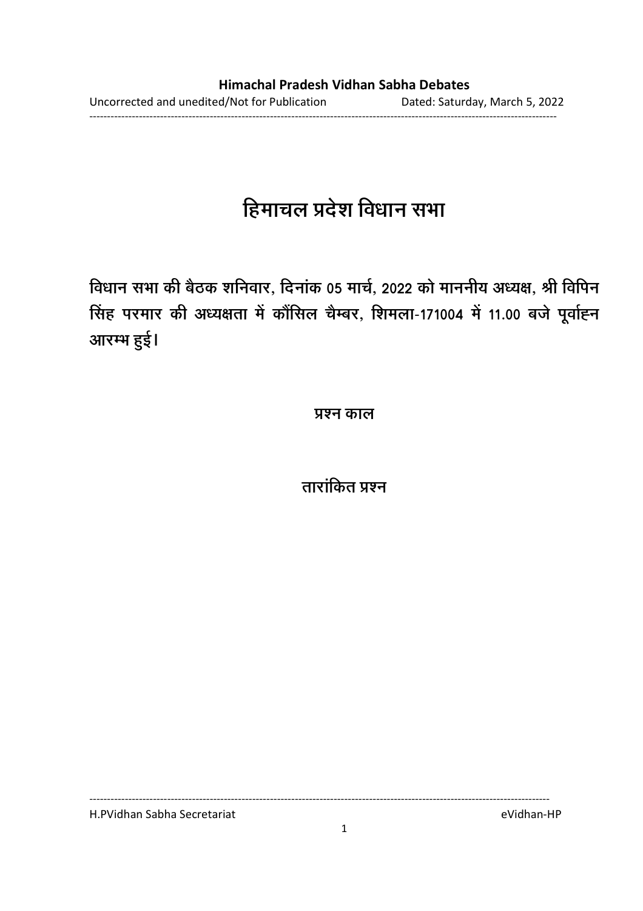# हिमाचल प्रदेश विधान सभा

**विधान सभा की बैठक शनिवार, दिनांक 05 मार्च, 2022 को माननीय अध्यक्ष, श्री विपिन सिंह परमार की अध्यक्षता में कौंसिल चैम्बर, शिमला-171004 में 11.00 बजे पूर्वाह्न आरम्भ हुई।**

## प्रश्न काल

## तारांकित प्रश्न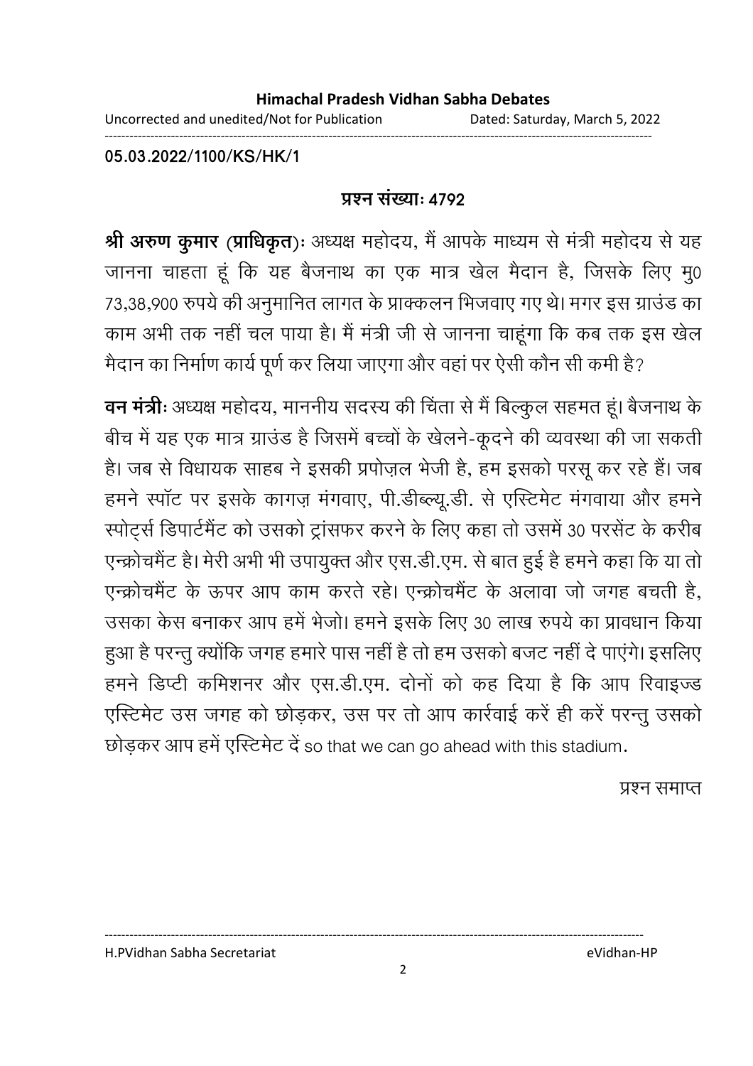05.03.2022/1100/KS/HK/1

**प्रश्न संख्याः 4792**

**श्री अरुण कुमार (प्राधिकृत)**ः अध्यक्ष महोदय, मैं आपके माध्यम से मंत्री महोदय से यह जानना चाहता हूं कि यह बैजनाथ का एक मात्र खेल मैदान है, जिसके लिए मु0 73,38,900 रुपये की अनुमानित लागत के प्राक्कलन भिजवाए गए थे। मगर इस ग्राउंड का काम अभी तक नहीं चल पाया है। मैं मंत्री जी से जानना चाहूंगा कि कब तक इस खेल मैदान का निर्माण कार्य पूर्ण कर लिया जाएगा और वहां पर ऐसी कौन सी कमी है?

**वन मंत्री**ः अध्यक्ष महोदय, माननीय सदस्य की चिंता से मैं बिल्कुल सहमत हूं। बैजनाथ के बीच में यह एक मात्र ग्राउंड है जिसमें बच्चों के खेलने-कूदने की व्यवस्था की जा सकती है। जब से विधायक साहब ने इसकी प्रपोज़ल भेजी है, हम इसको परसू कर रहे हैं। जब हमने स्पॉट पर इसके कागज़ मंगवाए, पी.डीब्ल्यू.डी. से एस्टिमेट मंगवाया और हमने स्पोर्ट्स डिपार्टमैंट को उसको ट्रांसफर करने के लिए कहा तो उसमें 30 परसेंट के करीब एन्क्रोचमैंट है। मेरी अभी भी उपायुक्त और एस.डी.एम. से बात हुई है हमने कहा कि या तो एन्क्रोचमैंट के ऊपर आप काम करते रहे। एन्क्रोचमैंट के अलावा जो जगह बचती है, उसका केस बनाकर आप हमें भेजो। हमने इसके लिए 30 लाख रुपये का प्रावधान किया हुआ है परन्तु क्योंकि जगह हमारे पास नहीं है तो हम उसको बजट नहीं दे पाएंगे। इसलिए हमने डिप्टी कमिशनर और एस.डी.एम. दोनों को कह दिया है कि आप रिवाइज्ड एस्टिमेट उस जगह को छोड़कर, उस पर तो आप कार्रवाई करें ही करें परन्तु उसको छोड़कर आप हमें एस्टिमेट दें so that we can go ahead with this stadium.

प्रश्न समाप्त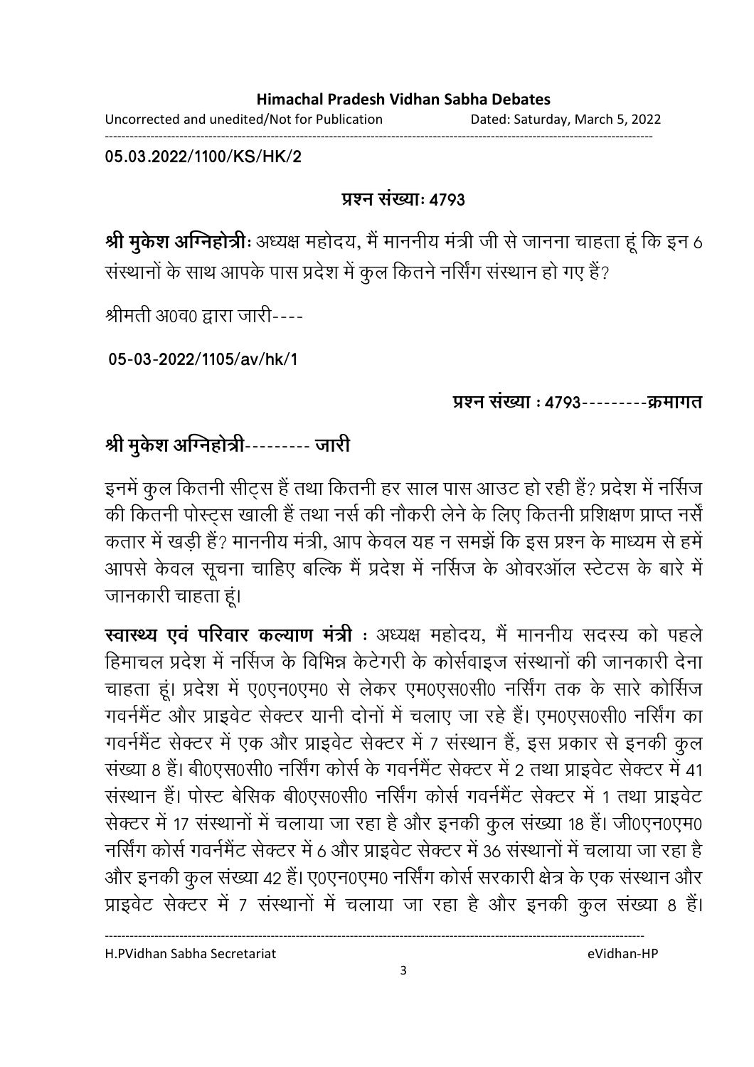**05.03.2022/1100/KS/HK/2**

**प्रश्न संख्याः 4793**

**श्री मुकेश अग्निहोत्रीः** अध्यक्ष महोदय, मैं माननीय मंत्री जी से जानना चाहता हूं कि इन 6 संस्थानों के साथ आपके पास प्रदेश में कुल कितने नर्सिंग संस्थान हो गए हैं?

श्रीमती अ0व0 द्वारा जारी----

**05-03-2022/1105/av/hk/1**

**प्रश्न संख्या : 4793---------क्रमागत**

**श्री मुकेश अग्निहोत्री--------- जारी**

इनमें कुल कितनी सीट्स हैं तथा कितनी हर साल पास आउट हो रही हैं? प्रदेश में नर्सिज की कितनी पोस्ट्स खाली हैं तथा नर्स की नौकरी लेने के लिए कितनी प्रशिक्षण प्राप्त नर्सें कतार में खड़ी हैं? माननीय मंत्री, आप केवल यह न समझें कि इस प्रश्न के माध्यम से हमें आपसे केवल सूचना चाहिए बल्कि मैं प्रदेश में नर्सिज के ओवरऑल स्टेटस के बारे में जानकारी चाहता हूं।

**स्वास्थ्य एवं परिवार कल्याण मंत्री :** अध्यक्ष महोदय, मैं माननीय सदस्य को पहले हिमाचल प्रदेश में नर्सिज के विभिन्न केटेगरी के कोर्सवाइज संस्थानों की जानकारी देना चाहता हूं। प्रदेश में ए0एन0एम0 से लेकर एम0एस0सी0 नर्सिंग तक के सारे कोर्सिज गवर्नमैंट और प्राइवेट सेक्टर यानी दोनों में चलाए जा रहे हैं। एम0एस0सी0 नर्सिंग का गवर्नमैंट सेक्टर में एक और प्राइवेट सेक्टर में 7 संस्थान हैं, इस प्रकार से इनकी कुल संख्या 8 हैं। बी0एस0सी0 नर्सिंग कोर्स के गवर्नमैंट सेक्टर में 2 तथा प्राइवेट सेक्टर में 41 संस्थान हैं। पोस्ट बेसिक बी0एस0सी0 नर्सिंग कोर्स गवर्नमैंट सेक्टर में 1 तथा प्राइवेट सेक्टर में 17 संस्थानों में चलाया जा रहा है और इनकी कुल संख्या 18 हैं। जी0एन0एम0 नर्सिंग कोर्स गवर्नमैंट सेक्टर में 6 और प्राइवेट सेक्टर में 36 संस्थानों में चलाया जा रहा है और इनकी कुल संख्या 42 हैं। ए0एन0एम0 नर्सिंग कोर्स सरकारी क्षेत्र के एक संस्थान और प्राइवेट सेक्टर में 7 संस्थानों में चलाया जा रहा है और इनकी कुल संख्या 8 हैं।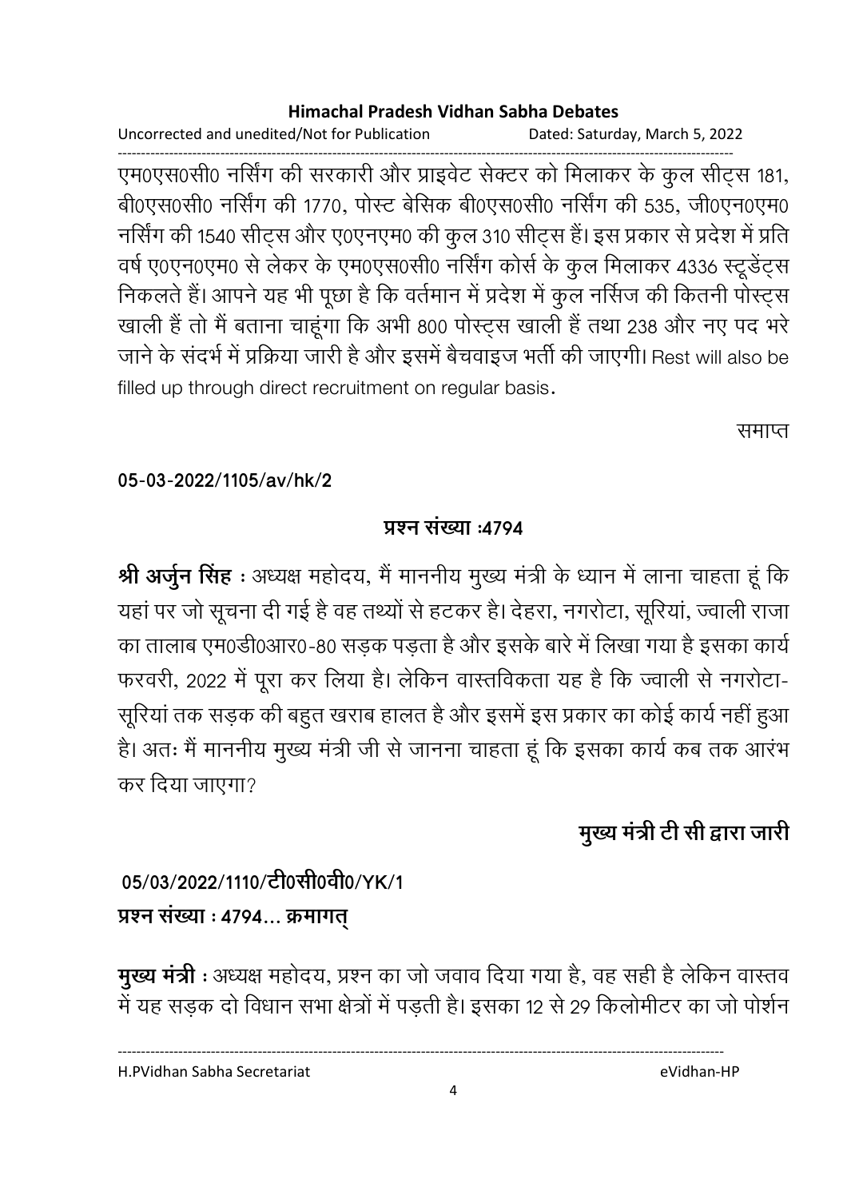एम0एस0सी0 नर्सिंग की सरकारी और प्राइवेट सेक्टर को मिलाकर के कुल सीट्स 181, बी0एस0सी0 नर्सिंग की 1770, पोस्ट बेसिक बी0एस0सी0 नर्सिंग की 535, जी0एन0एम0 नर्सिंग की 1540 सीट्स और ए0एनएम0 की कुल 310 सीट्स हैं। इस प्रकार से प्रदेश में प्रति वर्ष ए0एन0एम0 से लेकर के एम0एस0सी0 नर्सिंग कोर्स के कुल मिलाकर 4336 स्टूडेंट्स निकलते हैं। आपने यह भी पूछा है कि वर्तमान में प्रदेश में कुल नर्सिज की कितनी पोस्ट्स खाली हैं तो मैं बताना चाहूंगा कि अभी 800 पोस्ट्स खाली हैं तथा 238 और नए पद भरे जाने के संदर्भ में प्रक्रिया जारी है और इसमें बैचवाइज भर्ती की जाएगी। Rest will also be filled up through direct recruitment on regular basis.

समाप्त

**05-03-2022/1105/av/hk/2**

**प्रश्न संख्या :4794**

**श्री अर्जुन सिंह** : अध्यक्ष महोदय, मैं माननीय मुख्य मंत्री के ध्यान में लाना चाहता हूं कि यहां पर जो सूचना दी गई है वह तथ्यों से हटकर है। देहरा, नगरोटा, सूरियां, ज्वाली राजा का तालाब एम0डी0आर0-80 सड़क पड़ता है और इसके बारे में लिखा गया है इसका कार्य फरवरी, 2022 में पूरा कर लिया है। लेकिन वास्तविकता यह है कि ज्वाली से नगरोटा-सूरियां तक सड़क की बहुत खराब हालत है और इसमें इस प्रकार का कोई कार्य नहीं हुआ है। अतः मैं माननीय मुख्य मंत्री जी से जानना चाहता हूं कि इसका कार्य कब तक आरंभ कर दिया जाएगा?

**मुख्य मंत्री टी सी द्वारा जारी**

**05/03/2022/1110/टी0सी0वी0/YK/1**

**प्रश्न संख्या : 4794... क्रमागत्**

**मुख्य मंत्री** : अध्यक्ष महोदय, प्रश्न का जो जवाव दिया गया है, वह सही है लेकिन वास्तव में यह सड़क दो विधान सभा क्षेत्रों में पड़ती है। इसका 12 से 29 किलोमीटर का जो पोर्शन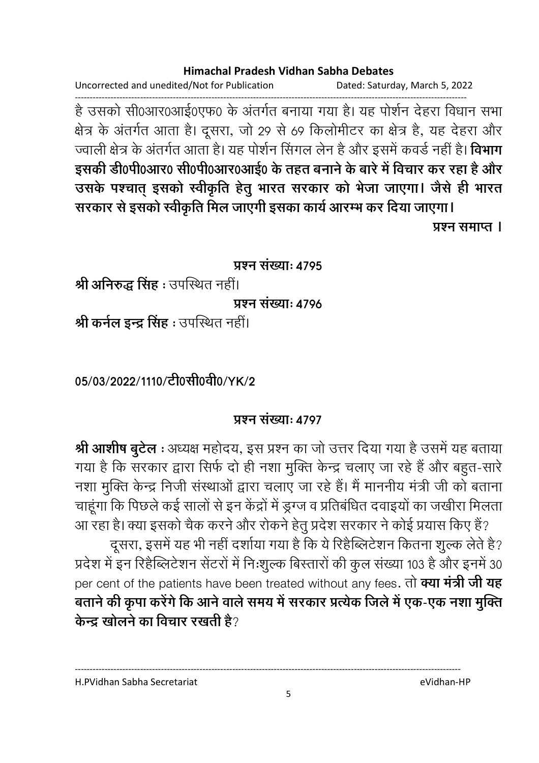है उसको सी0आर0आई0एफ0 के अंतर्गत बनाया गया है। यह पोर्शन देहरा विधान सभा क्षेत्र के अंतर्गत आता है। दूसरा, जो 29 से 69 किलोमीटर का क्षेत्र है, यह देहरा और ज्वाली क्षेत्र के अंतर्गत आता है। यह पोर्शन सिंगल लेन है और इसमें कवर्ड नहीं है। **विभाग इसकी डी0पी0आर0 सी0पी0आर0आई0 के तहत बनाने के बारे में विचार कर रहा है और उसके पश्चात् इसको स्वीकृति हेतु भारत सरकार को भेजा जाएगा। जैसे ही भारत सरकार से इसको स्वीकृति मिल जाएगी इसका कार्य आरम्भ कर दिया जाएगा।**

**प्रश्न समाप्त ।**

**प्रश्न संख्याः 4795**

**श्री अनिरुद्ध सिंह** : उपस्थित नहीं।

**प्रश्न संख्याः 4796**

**श्री कर्नल इन्द्र सिंह** : उपस्थित नहीं।

**05/03/2022/1110/टी0सी0वी0/YK/2**

**प्रश्न संख्याः 4797**

**श्री आशीष बुटेल** : अध्यक्ष महोदय, इस प्रश्न का जो उत्तर दिया गया है उसमें यह बताया गया है कि सरकार द्वारा सिर्फ दो ही नशा मुक्ति केन्द्र चलाए जा रहे हैं और बहुत-सारे नशा मुक्ति केन्द्र निजी संस्थाओं द्वारा चलाए जा रहे हैं। मैं माननीय मंत्री जी को बताना चाहूंगा कि पिछले कई सालों से इन केंद्रों में ड्रग्ज व प्रतिबंधित दवाइयों का जखीरा मिलता आ रहा है। क्या इसको चैक करने और रोकने हेतु प्रदेश सरकार ने कोई प्रयास किए हैं?

दूसरा, इसमें यह भी नहीं दर्शाया गया है कि ये रिहैब्लिटेशन कितना शुल्क लेते है? प्रदेश में इन रिहैब्लिटेशन सेंटरों में निःशुल्क बिस्तारों की कुल संख्या 103 है और इनमें 30 per cent of the patients have been treated without any fees. तो **क्या मंत्री जी यह बताने की कृपा करेंगे कि आने वाले समय में सरकार प्रत्येक जिले में एक-एक नशा मुक्ति केन्द्र खोलने का विचार रखती है**?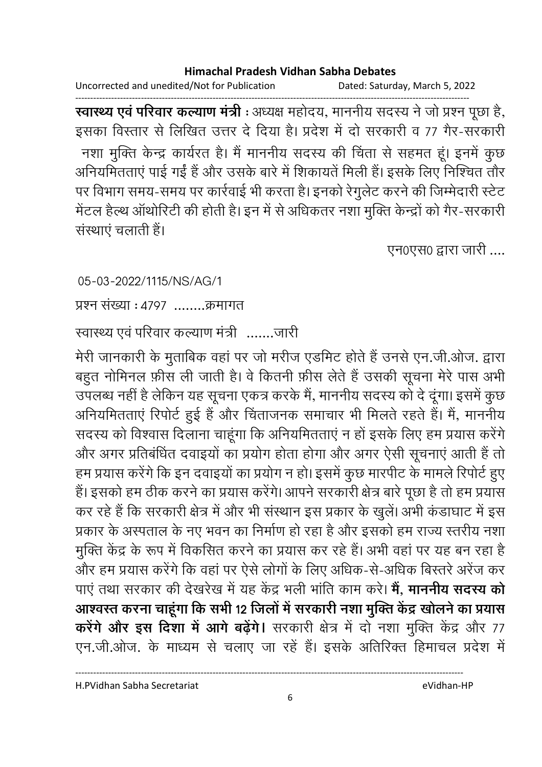**स्वास्थ्य एवं परिवार कल्याण मंत्री** : अध्यक्ष महोदय, माननीय सदस्य ने जो प्रश्न पूछा है, इसका विस्तार से लिखित उत्तर दे दिया है। प्रदेश में दो सरकारी व 77 गैर-सरकारी नशा मुक्ति केन्द्र कार्यरत है। मैं माननीय सदस्य की चिंता से सहमत हूं। इनमें कुछ अनियमितताएं पाई गईं हैं और उसके बारे में शिकायतें मिली हैं। इसके लिए निश्चित तौर पर विभाग समय-समय पर कार्रवाई भी करता है। इनको रेगुलेट करने की जिम्मेदारी स्टेट मेंटल हैल्थ ऑथोरिटी की होती है। इन में से अधिकतर नशा मुक्ति केन्द्रों को गैर-सरकारी संस्थाएं चलाती हैं।

एन0एस0 द्वारा जारी ....

05-03-2022/1115/NS/AG/1

प्रश्न संख्या : 4797 ........क्रमागत

स्वास्थ्य एवं परिवार कल्याण मंत्री .......जारी

मेरी जानकारी के मुताबिक वहां पर जो मरीज एडमिट होते हैं उनसे एन.जी.ओज. द्वारा बहुत नोमिनल फ़ीस ली जाती है। वे कितनी फ़ीस लेते हैं उसकी सूचना मेरे पास अभी उपलब्ध नहीं है लेकिन यह सूचना एकत्र करके मैं, माननीय सदस्य को दे दूंगा। इसमें कुछ अनियमितताएं रिपोर्ट हुई हैं और चिंताजनक समाचार भी मिलते रहते हैं। मैं, माननीय सदस्य को विश्वास दिलाना चाहूंगा कि अनियमितताएं न हों इसके लिए हम प्रयास करेंगे और अगर प्रतिबंधित दवाइयों का प्रयोग होता होगा और अगर ऐसी सूचनाएं आती हैं तो हम प्रयास करेंगे कि इन दवाइयों का प्रयोग न हो। इसमें कुछ मारपीट के मामले रिपोर्ट हुए हैं। इसको हम ठीक करने का प्रयास करेंगे। आपने सरकारी क्षेत्र बारे पूछा है तो हम प्रयास कर रहे हैं कि सरकारी क्षेत्र में और भी संस्थान इस प्रकार के खुलें। अभी कंडाघाट में इस प्रकार के अस्पताल के नए भवन का निर्माण हो रहा है और इसको हम राज्य स्तरीय नशा मुक्ति केंद्र के रूप में विकसित करने का प्रयास कर रहे हैं। अभी वहां पर यह बन रहा है और हम प्रयास करेंगे कि वहां पर ऐसे लोगों के लिए अधिक-से-अधिक बिस्तरे अरेंज कर पाएं तथा सरकार की देखरेख में यह केंद्र भली भांति काम करे। **मैं, माननीय सदस्य को आश्वस्त करना चाहूंगा कि सभी 12 जिलों में सरकारी नशा मुक्ति केंद्र खोलने का प्रयास करेंगे और इस दिशा में आगे बढ़ेंगे।** सरकारी क्षेत्र में दो नशा मुक्ति केंद्र और 77 एन.जी.ओज. के माध्यम से चलाए जा रहें हैं। इसके अतिरिक्त हिमाचल प्रदेश में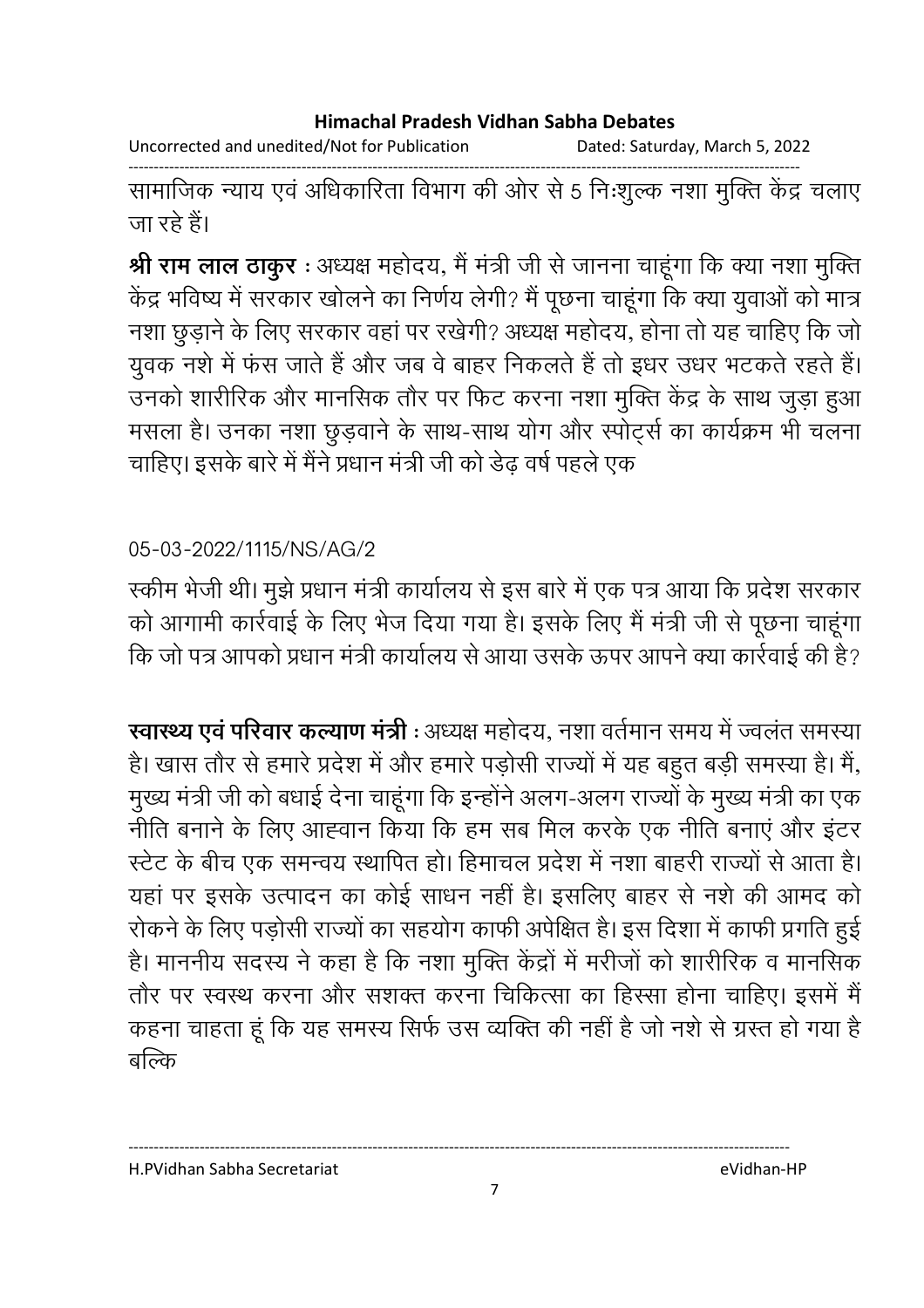सामाजिक न्याय एवं अधिकारिता विभाग की ओर से 5 निःशुल्क नशा मुक्ति केंद्र चलाए जा रहे हैं।

**श्री राम लाल ठाकुर** : अध्यक्ष महोदय, मैं मंत्री जी से जानना चाहूंगा कि क्या नशा मुक्ति केंद्र भविष्य में सरकार खोलने का निर्णय लेगी? मैं पूछना चाहूंगा कि क्या युवाओं को मात्र नशा छुड़ाने के लिए सरकार वहां पर रखेगी? अध्यक्ष महोदय, होना तो यह चाहिए कि जो युवक नशे में फंस जाते हैं और जब वे बाहर निकलते हैं तो इधर उधर भटकते रहते हैं। उनको शारीरिक और मानसिक तौर पर फिट करना नशा मुक्ति केंद्र के साथ जुड़ा हुआ मसला है। उनका नशा छुड़वाने के साथ-साथ योग और स्पोर्ट्स का कार्यक्रम भी चलना चाहिए। इसके बारे में मैंने प्रधान मंत्री जी को डेढ़ वर्ष पहले एक

05-03-2022/1115/NS/AG/2

स्कीम भेजी थी। मुझे प्रधान मंत्री कार्यालय से इस बारे में एक पत्र आया कि प्रदेश सरकार को आगामी कार्रवाई के लिए भेज दिया गया है। इसके लिए मैं मंत्री जी से पूछना चाहूंगा कि जो पत्र आपको प्रधान मंत्री कार्यालय से आया उसके ऊपर आपने क्या कार्रवाई की है?

**स्वास्थ्य एवं परिवार कल्याण मंत्री** : अध्यक्ष महोदय, नशा वर्तमान समय में ज्वलंत समस्या है। खास तौर से हमारे प्रदेश में और हमारे पड़ोसी राज्यों में यह बहुत बड़ी समस्या है। मैं, मुख्य मंत्री जी को बधाई देना चाहूंगा कि इन्होंने अलग-अलग राज्यों के मुख्य मंत्री का एक नीति बनाने के लिए आह्वान किया कि हम सब मिल करके एक नीति बनाएं और इंटर स्टेट के बीच एक समन्वय स्थापित हो। हिमाचल प्रदेश में नशा बाहरी राज्यों से आता है। यहां पर इसके उत्पादन का कोई साधन नहीं है। इसलिए बाहर से नशे की आमद को रोकने के लिए पड़ोसी राज्यों का सहयोग काफी अपेक्षित है। इस दिशा में काफी प्रगति हुई है। माननीय सदस्य ने कहा है कि नशा मुक्ति केंद्रों में मरीजों को शारीरिक व मानसिक तौर पर स्वस्थ करना और सशक्त करना चिकित्सा का हिस्सा होना चाहिए। इसमें मैं कहना चाहता हूं कि यह समस्य सिर्फ उस व्यक्ति की नहीं है जो नशे से ग्रस्त हो गया है बल्कि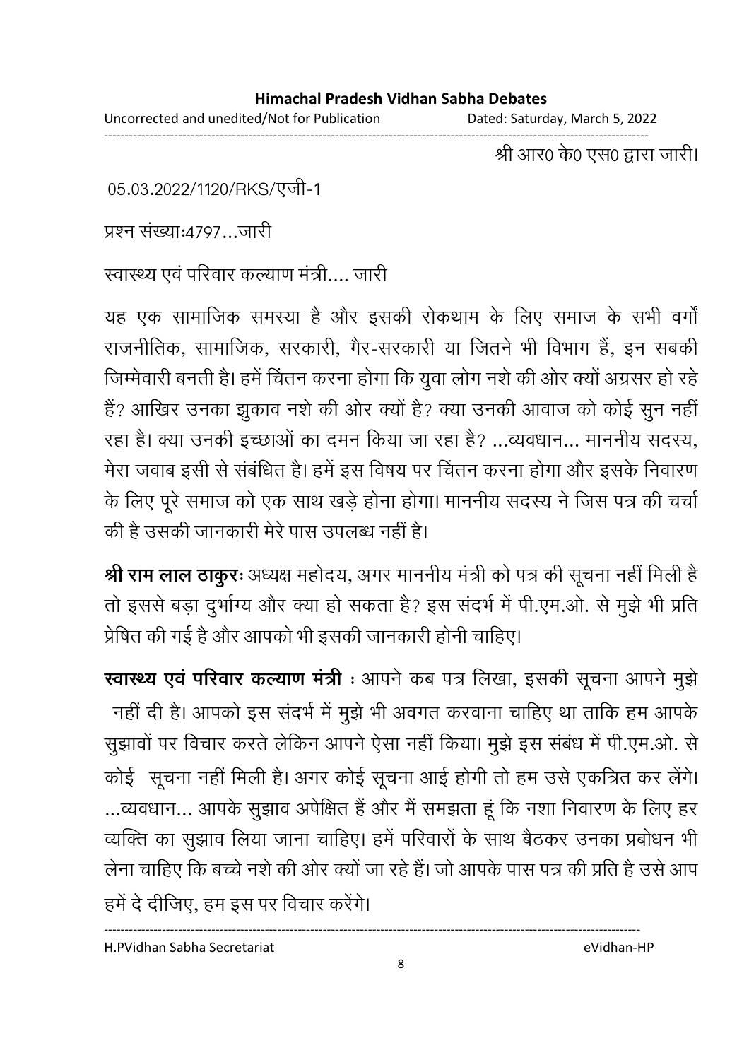श्री आर0 के0 एस0 द्वारा जारी।

05.03.2022/1120/RKS/एजी-1

प्रश्न संख्याः4797...जारी

स्वास्थ्य एवं परिवार कल्याण मंत्री.... जारी

यह एक सामाजिक समस्या है और इसकी रोकथाम के लिए समाज के सभी वर्गों राजनीतिक, सामाजिक, सरकारी, गैर-सरकारी या जितने भी विभाग हैं, इन सबकी जिम्मेवारी बनती है। हमें चिंतन करना होगा कि युवा लोग नशे की ओर क्यों अग्रसर हो रहे हैं? आखिर उनका झुकाव नशे की ओर क्यों है? क्या उनकी आवाज को कोई सुन नहीं रहा है। क्या उनकी इच्छाओं का दमन किया जा रहा है? ...व्यवधान... माननीय सदस्य, मेरा जवाब इसी से संबंधित है। हमें इस विषय पर चिंतन करना होगा और इसके निवारण के लिए पूरे समाज को एक साथ खड़े होना होगा। माननीय सदस्य ने जिस पत्र की चर्चा की है उसकी जानकारी मेरे पास उपलब्ध नहीं है।

**श्री राम लाल ठाकुरः** अध्यक्ष महोदय, अगर माननीय मंत्री को पत्र की सूचना नहीं मिली है तो इससे बड़ा दुर्भाग्य और क्या हो सकता है? इस संदर्भ में पी.एम.ओ. से मुझे भी प्रति प्रेषित की गई है और आपको भी इसकी जानकारी होनी चाहिए।

**स्वास्थ्य एवं परिवार कल्याण मंत्री :** आपने कब पत्र लिखा, इसकी सूचना आपने मुझे नहीं दी है। आपको इस संदर्भ में मुझे भी अवगत करवाना चाहिए था ताकि हम आपके सुझावों पर विचार करते लेकिन आपने ऐसा नहीं किया। मुझे इस संबंध में पी.एम.ओ. से कोई सूचना नहीं मिली है। अगर कोई सूचना आई होगी तो हम उसे एकत्रित कर लेंगे। ...व्यवधान... आपके सुझाव अपेक्षित हैं और मैं समझता हूं कि नशा निवारण के लिए हर व्यक्ति का सुझाव लिया जाना चाहिए। हमें परिवारों के साथ बैठकर उनका प्रबोधन भी लेना चाहिए कि बच्चे नशे की ओर क्यों जा रहे हैं। जो आपके पास पत्र की प्रति है उसे आप हमें दे दीजिए, हम इस पर विचार करेंगे।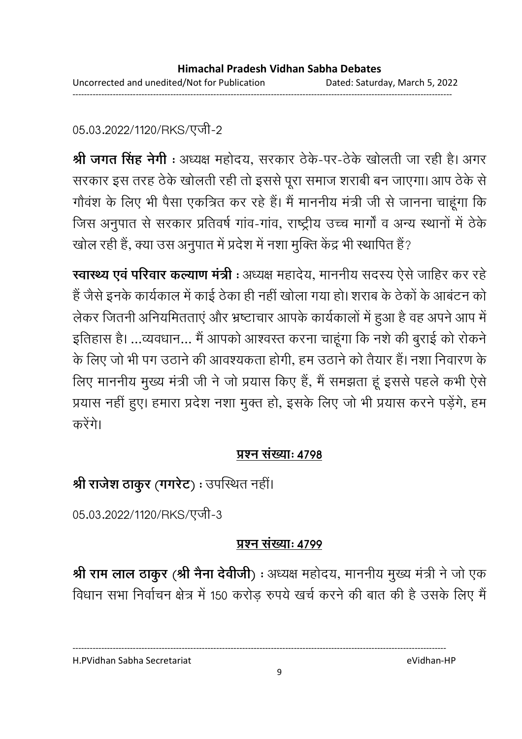05.03.2022/1120/RKS/एजी-2

**श्री जगत सिंह नेगी** : अध्यक्ष महोदय, सरकार ठेके-पर-ठेके खोलती जा रही है। अगर सरकार इस तरह ठेके खोलती रही तो इससे पूरा समाज शराबी बन जाएगा। आप ठेके से गौवंश के लिए भी पैसा एकत्रित कर रहे हैं। मैं माननीय मंत्री जी से जानना चाहूंगा कि जिस अनुपात से सरकार प्रतिवर्ष गांव-गांव, राष्ट्रीय उच्च मार्गों व अन्य स्थानों में ठेके खोल रही हैं, क्या उस अनुपात में प्रदेश में नशा मुक्ति केंद्र भी स्थापित हैं?

**स्वास्थ्य एवं परिवार कल्याण मंत्री** : अध्यक्ष महादेय, माननीय सदस्य ऐसे जाहिर कर रहे हैं जैसे इनके कार्यकाल में काई ठेका ही नहीं खोला गया हो। शराब के ठेकों के आबंटन को लेकर जितनी अनियमितताएं और भ्रष्टाचार आपके कार्यकालों में हुआ है वह अपने आप में इतिहास है। ...व्यवधान... मैं आपको आश्वस्त करना चाहूंगा कि नशे की बुराई को रोकने के लिए जो भी पग उठाने की आवश्यकता होगी, हम उठाने को तैयार हैं। नशा निवारण के लिए माननीय मुख्य मंत्री जी ने जो प्रयास किए हैं, मैं समझता हूं इससे पहले कभी ऐसे प्रयास नहीं हुए। हमारा प्रदेश नशा मुक्त हो, इसके लिए जो भी प्रयास करने पड़ेंगे, हम करेंगे।

**<u>प्रश्न संख्याः 4798</u>**

**श्री राजेश ठाकुर (गगरेट)** : उपस्थित नहीं।

05.03.2022/1120/RKS/एजी-3

**<u>प्रश्न संख्याः 4799</u>**

**श्री राम लाल ठाकुर (श्री नैना देवीजी)** : अध्यक्ष महोदय, माननीय मुख्य मंत्री ने जो एक विधान सभा निर्वाचन क्षेत्र में 150 करोड़ रुपये खर्च करने की बात की है उसके लिए मैं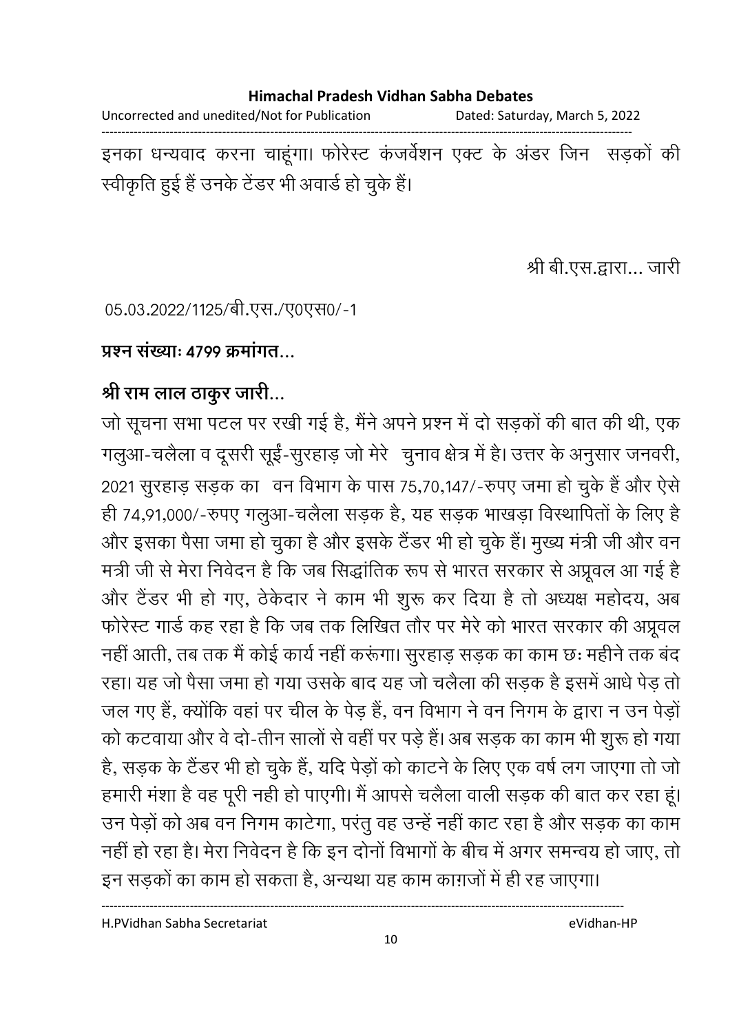इनका धन्यवाद करना चाहूंगा। फोरेस्ट कंजर्वेशन एक्ट के अंडर जिन सड़कों की स्वीकृति हुई हैं उनके टेंडर भी अवार्ड हो चुके हैं।

श्री बी.एस.द्वारा... जारी

05.03.2022/1125/बी.एस./ए0एस0/-1

**प्रश्न संख्याः 4799 क्रमांगत...**

## श्री राम लाल ठाकुर जारी...

जो सूचना सभा पटल पर रखी गई है, मैंने अपने प्रश्न में दो सड़कों की बात की थी, एक गलुआ-चलैला व दूसरी सूईं-सुरहाड़ जो मेरे चुनाव क्षेत्र में है। उत्तर के अनुसार जनवरी, 2021 सुरहाड़ सड़क का वन विभाग के पास 75,70,147/-रुपए जमा हो चुके हैं और ऐसे ही 74,91,000/-रुपए गलुआ-चलैला सड़क है, यह सड़क भाखड़ा विस्थापितों के लिए है और इसका पैसा जमा हो चुका है और इसके टैंडर भी हो चुके हैं। मुख्य मंत्री जी और वन मत्री जी से मेरा निवेदन है कि जब सिद्धांतिक रूप से भारत सरकार से अप्रूवल आ गई है और टैंडर भी हो गए, ठेकेदार ने काम भी शुरू कर दिया है तो अध्यक्ष महोदय, अब फोरेस्ट गार्ड कह रहा है कि जब तक लिखित तौर पर मेरे को भारत सरकार की अप्रूवल नहीं आती, तब तक मैं कोई कार्य नहीं करूंगा। सुरहाड़ सड़क का काम छः महीने तक बंद रहा। यह जो पैसा जमा हो गया उसके बाद यह जो चलैला की सड़क है इसमें आधे पेड़ तो जल गए हैं, क्योंकि वहां पर चील के पेड़ हैं, वन विभाग ने वन निगम के द्वारा न उन पेड़ों को कटवाया और वे दो-तीन सालों से वहीं पर पड़े हैं। अब सड़क का काम भी शुरू हो गया है, सड़क के टैंडर भी हो चुके हैं, यदि पेड़ों को काटने के लिए एक वर्ष लग जाएगा तो जो हमारी मंशा है वह पूरी नही हो पाएगी। मैं आपसे चलैला वाली सड़क की बात कर रहा हूं। उन पेड़ों को अब वन निगम काटेगा, परंतु वह उन्हें नहीं काट रहा है और सड़क का काम नहीं हो रहा है। मेरा निवेदन है कि इन दोनों विभागों के बीच में अगर समन्वय हो जाए, तो इन सड़कों का काम हो सकता है, अन्यथा यह काम काग़जों में ही रह जाएगा।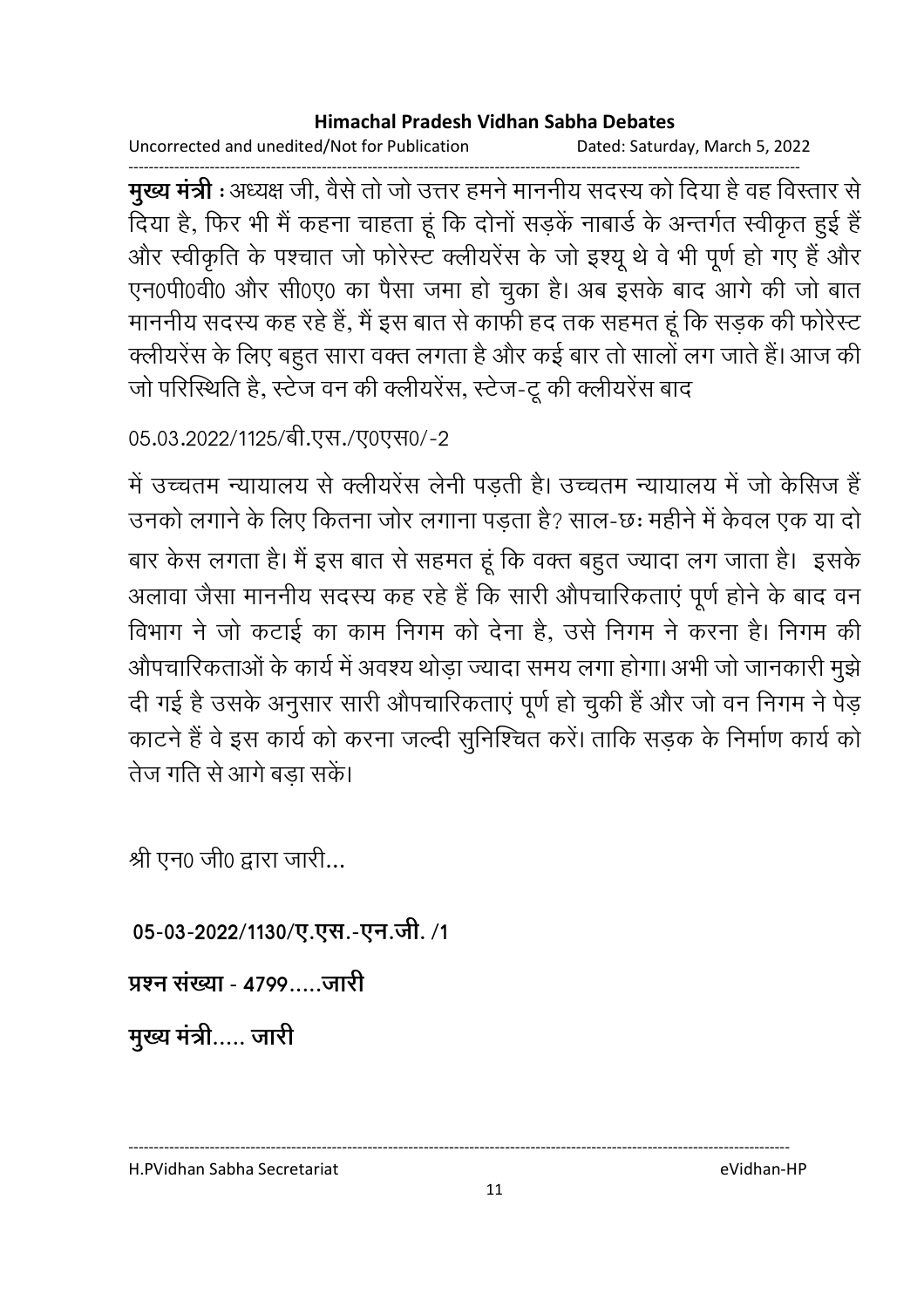**मुख्य मंत्री :** अध्यक्ष जी, वैसे तो जो उत्तर हमने माननीय सदस्य को दिया है वह विस्तार से दिया है, फिर भी मैं कहना चाहता हूं कि दोनों सड़कें नाबार्ड के अन्तर्गत स्वीकृत हुई हैं और स्वीकृति के पश्चात जो फोरेस्ट क्लीयरेंस के जो इश्यू थे वे भी पूर्ण हो गए हैं और एन0पी0वी0 और सी0ए0 का पैसा जमा हो चुका है। अब इसके बाद आगे की जो बात माननीय सदस्य कह रहे हैं, मैं इस बात से काफी हद तक सहमत हूं कि सड़क की फोरेस्ट क्लीयरेंस के लिए बहुत सारा वक्त लगता है और कई बार तो सालों लग जाते हैं। आज की जो परिस्थिति है, स्टेज वन की क्लीयरेंस, स्टेज-टू की क्लीयरेंस बाद

05.03.2022/1125/बी.एस./ए0एस0/-2

में उच्चतम न्यायालय से क्लीयरेंस लेनी पड़ती है। उच्चतम न्यायालय में जो केसिज हैं उनको लगाने के लिए कितना जोर लगाना पड़ता है? साल-छः महीने में केवल एक या दो बार केस लगता है। मैं इस बात से सहमत हूं कि वक्त बहुत ज्यादा लग जाता है। इसके अलावा जैसा माननीय सदस्य कह रहे हैं कि सारी औपचारिकताएं पूर्ण होने के बाद वन विभाग ने जो कटाई का काम निगम को देना है, उसे निगम ने करना है। निगम की औपचारिकताओं के कार्य में अवश्य थोड़ा ज्यादा समय लगा होगा। अभी जो जानकारी मुझे दी गई है उसके अनुसार सारी औपचारिकताएं पूर्ण हो चुकी हैं और जो वन निगम ने पेड़ काटने हैं वे इस कार्य को करना जल्दी सुनिश्चित करें। ताकि सड़क के निर्माण कार्य को तेज गति से आगे बड़ा सकें।

श्री एन0 जी0 द्वारा जारी...

**05-03-2022/1130/ए.एस.-एन.जी. /1**

**प्रश्न संख्या - 4799.....जारी**

**मुख्य मंत्री..... जारी**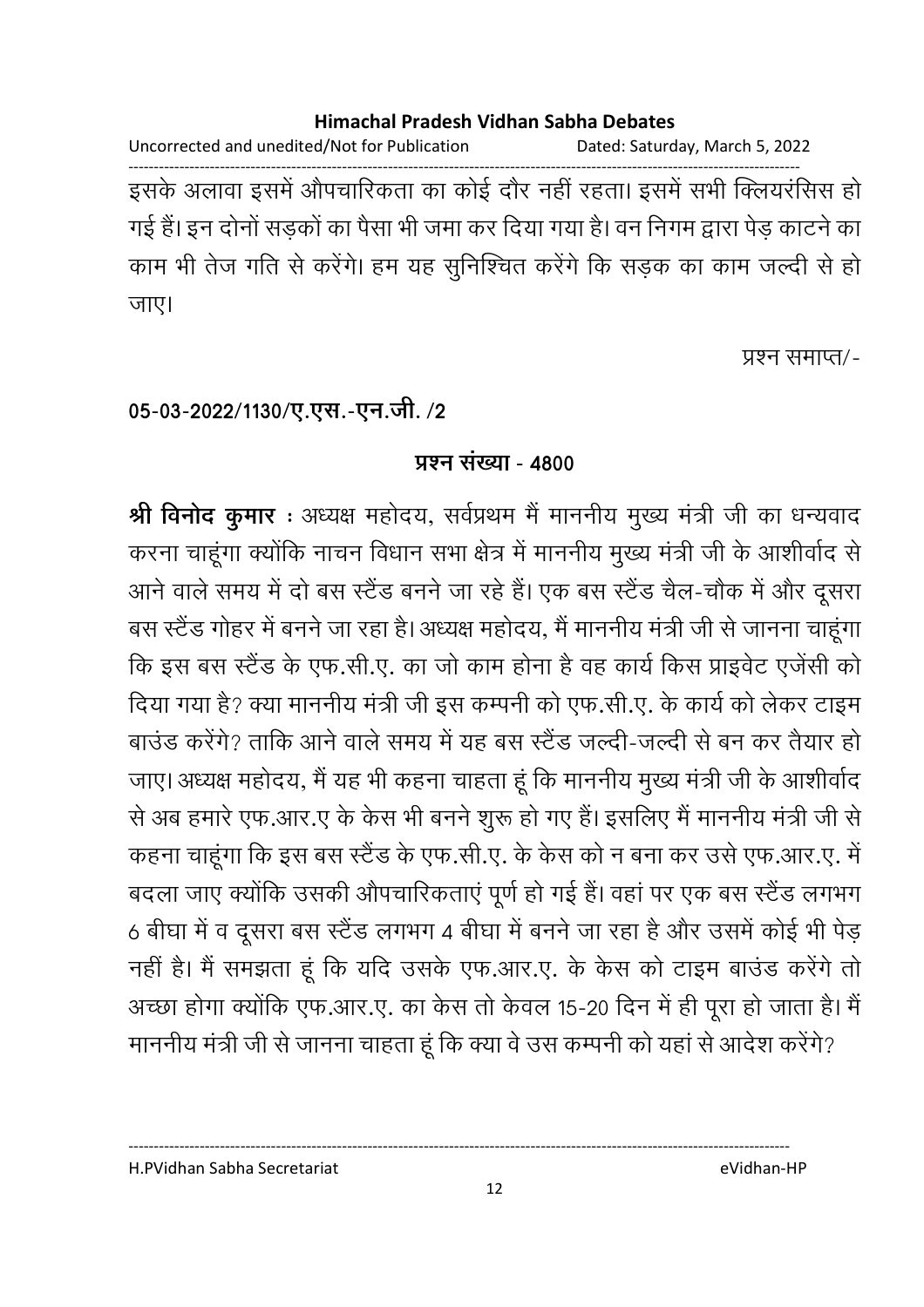इसके अलावा इसमें औपचारिकता का कोई दौर नहीं रहता। इसमें सभी क्लियरंसिस हो गई हैं। इन दोनों सड़कों का पैसा भी जमा कर दिया गया है। वन निगम द्वारा पेड़ काटने का काम भी तेज गति से करेंगे। हम यह सुनिश्चित करेंगे कि सड़क का काम जल्दी से हो जाए।

प्रश्न समाप्त/-

**05-03-2022/1130/ए.एस.-एन.जी. /2**

**प्रश्न संख्या - 4800**

**श्री विनोद कुमार** : अध्यक्ष महोदय, सर्वप्रथम मैं माननीय मुख्य मंत्री जी का धन्यवाद करना चाहूंगा क्योंकि नाचन विधान सभा क्षेत्र में माननीय मुख्य मंत्री जी के आशीर्वाद से आने वाले समय में दो बस स्टैंड बनने जा रहे हैं। एक बस स्टैंड चैल-चौक में और दूसरा बस स्टैंड गोहर में बनने जा रहा है। अध्यक्ष महोदय, मैं माननीय मंत्री जी से जानना चाहूंगा कि इस बस स्टैंड के एफ.सी.ए. का जो काम होना है वह कार्य किस प्राइवेट एजेंसी को दिया गया है? क्या माननीय मंत्री जी इस कम्पनी को एफ.सी.ए. के कार्य को लेकर टाइम बाउंड करेंगे? ताकि आने वाले समय में यह बस स्टैंड जल्दी-जल्दी से बन कर तैयार हो जाए। अध्यक्ष महोदय, मैं यह भी कहना चाहता हूं कि माननीय मुख्य मंत्री जी के आशीर्वाद से अब हमारे एफ.आर.ए के केस भी बनने शुरू हो गए हैं। इसलिए मैं माननीय मंत्री जी से कहना चाहूंगा कि इस बस स्टैंड के एफ.सी.ए. के केस को न बना कर उसे एफ.आर.ए. में बदला जाए क्योंकि उसकी औपचारिकताएं पूर्ण हो गई हैं। वहां पर एक बस स्टैंड लगभग 6 बीघा में व दूसरा बस स्टैंड लगभग 4 बीघा में बनने जा रहा है और उसमें कोई भी पेड़ नहीं है। मैं समझता हूं कि यदि उसके एफ.आर.ए. के केस को टाइम बाउंड करेंगे तो अच्छा होगा क्योंकि एफ.आर.ए. का केस तो केवल 15-20 दिन में ही पूरा हो जाता है। मैं माननीय मंत्री जी से जानना चाहता हूं कि क्या वे उस कम्पनी को यहां से आदेश करेंगे?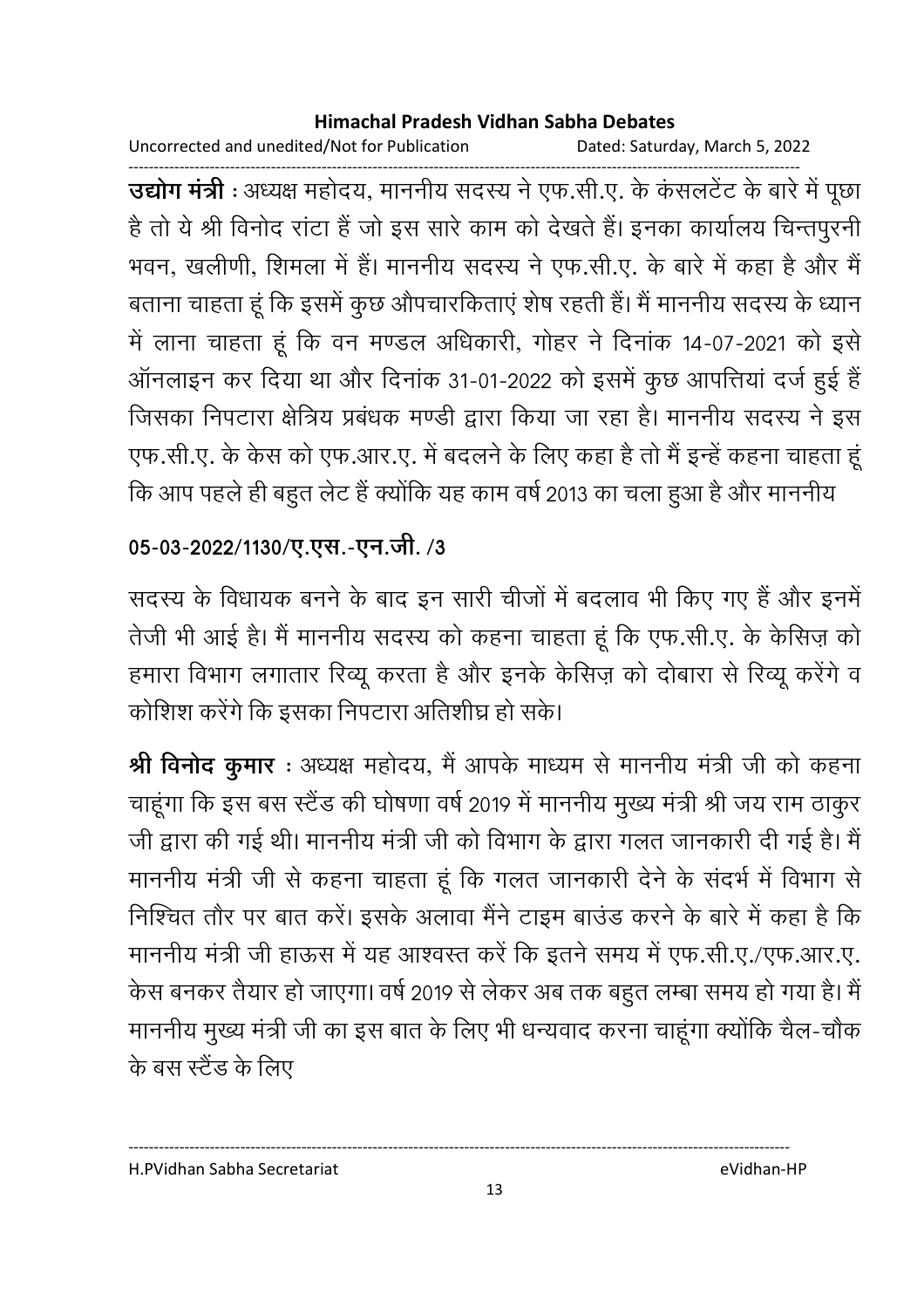**उद्योग मंत्री** : अध्यक्ष महोदय, माननीय सदस्य ने एफ.सी.ए. के कंसलटेंट के बारे में पूछा है तो ये श्री विनोद रांटा हैं जो इस सारे काम को देखते हैं। इनका कार्यालय चिन्तपुरनी भवन, खलीणी, शिमला में हैं। माननीय सदस्य ने एफ.सी.ए. के बारे में कहा है और मैं बताना चाहता हूं कि इसमें कुछ औपचारिकताएं शेष रहती हैं। मैं माननीय सदस्य के ध्यान में लाना चाहता हूं कि वन मण्डल अधिकारी, गोहर ने दिनांक 14-07-2021 को इसे ऑनलाइन कर दिया था और दिनांक 31-01-2022 को इसमें कुछ आपत्तियां दर्ज हुई हैं जिसका निपटारा क्षेत्रिय प्रबंधक मण्डी द्वारा किया जा रहा है। माननीय सदस्य ने इस एफ.सी.ए. के केस को एफ.आर.ए. में बदलने के लिए कहा है तो मैं इन्हें कहना चाहता हूं कि आप पहले ही बहुत लेट हैं क्योंकि यह काम वर्ष 2013 का चला हुआ है और माननीय

**05-03-2022/1130/ए.एस.-एन.जी. /3**

सदस्य के विधायक बनने के बाद इन सारी चीजों में बदलाव भी किए गए हैं और इनमें तेजी भी आई है। मैं माननीय सदस्य को कहना चाहता हूं कि एफ.सी.ए. के केसिज़ को हमारा विभाग लगातार रिव्यू करता है और इनके केसिज़ को दोबारा से रिव्यू करेंगे व कोशिश करेंगे कि इसका निपटारा अतिशीघ्र हो सके।

**श्री विनोद कुमार** : अध्यक्ष महोदय, मैं आपके माध्यम से माननीय मंत्री जी को कहना चाहूंगा कि इस बस स्टैंड की घोषणा वर्ष 2019 में माननीय मुख्य मंत्री श्री जय राम ठाकुर जी द्वारा की गई थी। माननीय मंत्री जी को विभाग के द्वारा गलत जानकारी दी गई है। मैं माननीय मंत्री जी से कहना चाहता हूं कि गलत जानकारी देने के संदर्भ में विभाग से निश्चित तौर पर बात करें। इसके अलावा मैंने टाइम बाउंड करने के बारे में कहा है कि माननीय मंत्री जी हाऊस में यह आश्वस्त करें कि इतने समय में एफ.सी.ए./एफ.आर.ए. केस बनकर तैयार हो जाएगा। वर्ष 2019 से लेकर अब तक बहुत लम्बा समय हो गया है। मैं माननीय मुख्य मंत्री जी का इस बात के लिए भी धन्यवाद करना चाहूंगा क्योंकि चैल-चौक के बस स्टैंड के लिए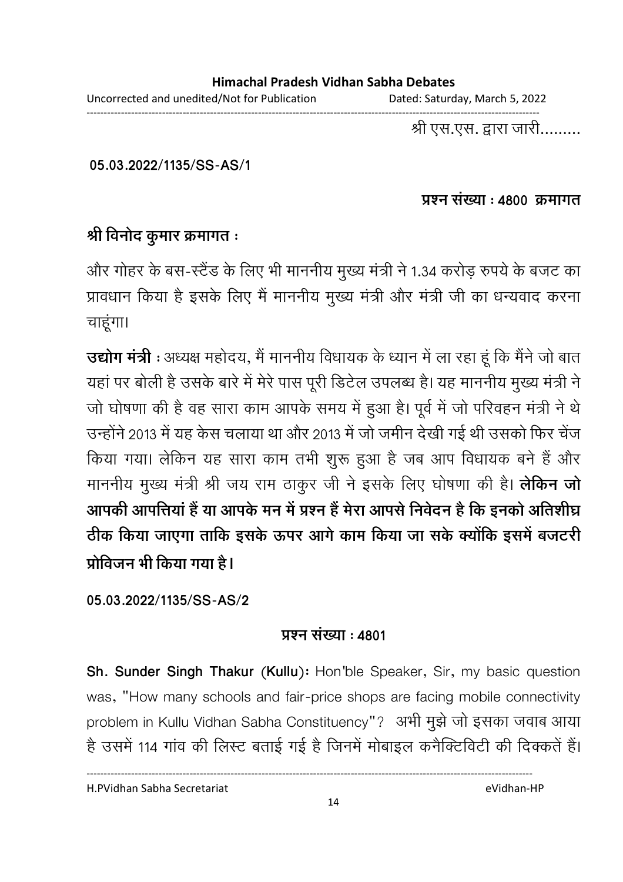श्री एस.एस. द्वारा जारी.........

**05.03.2022/1135/SS-AS/1**

**प्रश्न संख्या : 4800 क्रमागत**

**श्री विनोद कुमार क्रमागत :**

और गोहर के बस-स्टैंड के लिए भी माननीय मुख्य मंत्री ने 1.34 करोड़ रुपये के बजट का प्रावधान किया है इसके लिए मैं माननीय मुख्य मंत्री और मंत्री जी का धन्यवाद करना चाहूंगा।

**उद्योग मंत्री :** अध्यक्ष महोदय, मैं माननीय विधायक के ध्यान में ला रहा हूं कि मैंने जो बात यहां पर बोली है उसके बारे में मेरे पास पूरी डिटेल उपलब्ध है। यह माननीय मुख्य मंत्री ने जो घोषणा की है वह सारा काम आपके समय में हुआ है। पूर्व में जो परिवहन मंत्री ने थे उन्होंने 2013 में यह केस चलाया था और 2013 में जो जमीन देखी गई थी उसको फिर चेंज किया गया। लेकिन यह सारा काम तभी शुरू हुआ है जब आप विधायक बने हैं और माननीय मुख्य मंत्री श्री जय राम ठाकुर जी ने इसके लिए घोषणा की है। **लेकिन जो आपकी आपत्तियां हैं या आपके मन में प्रश्न हैं मेरा आपसे निवेदन है कि इनको अतिशीघ्र ठीक किया जाएगा ताकि इसके ऊपर आगे काम किया जा सके क्योंकि इसमें बजटरी प्रोविजन भी किया गया है।**

**05.03.2022/1135/SS-AS/2**

**प्रश्न संख्या : 4801**

**Sh. Sunder Singh Thakur (Kullu):** Hon'ble Speaker, Sir, my basic question was, "How many schools and fair-price shops are facing mobile connectivity problem in Kullu Vidhan Sabha Constituency"? अभी मुझे जो इसका जवाब आया है उसमें 114 गांव की लिस्ट बताई गई है जिनमें मोबाइल कनैक्टिविटी की दिक्कतें हैं।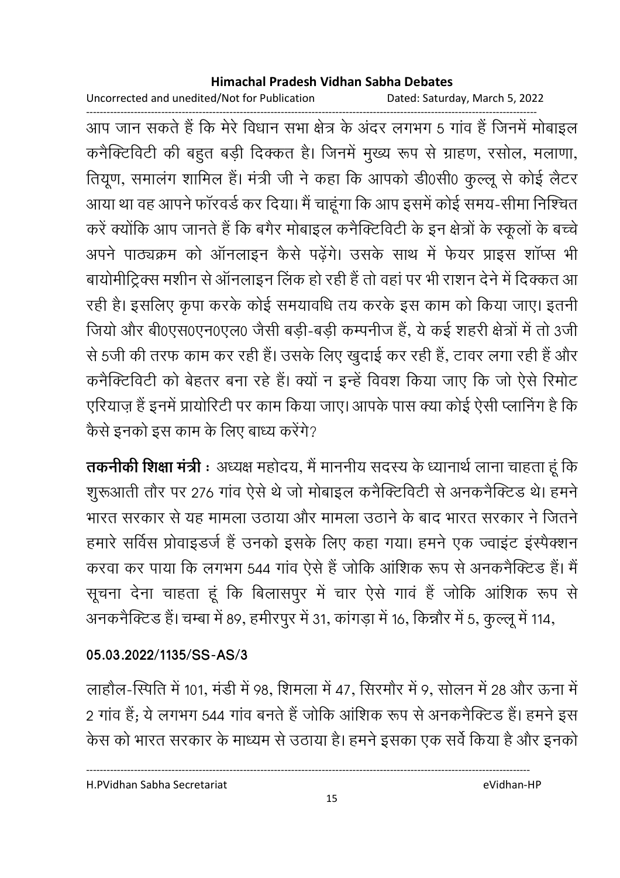आप जान सकते हैं कि मेरे विधान सभा क्षेत्र के अंदर लगभग 5 गांव हैं जिनमें मोबाइल कनैक्टिविटी की बहुत बड़ी दिक्कत है। जिनमें मुख्य रूप से ग्राहण, रसोल, मलाणा, तियूण, समालंग शामिल हैं। मंत्री जी ने कहा कि आपको डी0सी0 कुल्लू से कोई लैटर आया था वह आपने फॉरवर्ड कर दिया। मैं चाहूंगा कि आप इसमें कोई समय-सीमा निश्चित करें क्योंकि आप जानते हैं कि बगैर मोबाइल कनैक्टिविटी के इन क्षेत्रों के स्कूलों के बच्चे अपने पाठ्यक्रम को ऑनलाइन कैसे पढ़ेंगे। उसके साथ में फेयर प्राइस शॉप्स भी बायोमीट्रिक्स मशीन से ऑनलाइन लिंक हो रही हैं तो वहां पर भी राशन देने में दिक्कत आ रही है। इसलिए कृपा करके कोई समयावधि तय करके इस काम को किया जाए। इतनी जियो और बी0एस0एन0एल0 जैसी बड़ी-बड़ी कम्पनीज हैं, ये कई शहरी क्षेत्रों में तो 3जी से 5जी की तरफ काम कर रही हैं। उसके लिए खुदाई कर रही हैं, टावर लगा रही हैं और कनैक्टिविटी को बेहतर बना रहे हैं। क्यों न इन्हें विवश किया जाए कि जो ऐसे रिमोट एरियाज़ हैं इनमें प्रायोरिटी पर काम किया जाए। आपके पास क्या कोई ऐसी प्लानिंग है कि कैसे इनको इस काम के लिए बाध्य करेंगे?

**तकनीकी शिक्षा मंत्री :** अध्यक्ष महोदय, मैं माननीय सदस्य के ध्यानार्थ लाना चाहता हूं कि शुरूआती तौर पर 276 गांव ऐसे थे जो मोबाइल कनैक्टिविटी से अनकनैक्टिड थे। हमने भारत सरकार से यह मामला उठाया और मामला उठाने के बाद भारत सरकार ने जितने हमारे सर्विस प्रोवाइडर्ज हैं उनको इसके लिए कहा गया। हमने एक ज्वाइंट इंस्पैक्शन करवा कर पाया कि लगभग 544 गांव ऐसे हैं जोकि आंशिक रूप से अनकनैक्टिड हैं। मैं सूचना देना चाहता हूं कि बिलासपुर में चार ऐसे गावं हैं जोकि आंशिक रूप से अनकनैक्टिड हैं। चम्बा में 89, हमीरपुर में 31, कांगड़ा में 16, किन्नौर में 5, कुल्लू में 114,

**05.03.2022/1135/SS-AS/3**

लाहौल-स्पिति में 101, मंडी में 98, शिमला में 47, सिरमौर में 9, सोलन में 28 और ऊना में 2 गांव हैं; ये लगभग 544 गांव बनते हैं जोकि आंशिक रूप से अनकनैक्टिड हैं। हमने इस केस को भारत सरकार के माध्यम से उठाया है। हमने इसका एक सर्वे किया है और इनको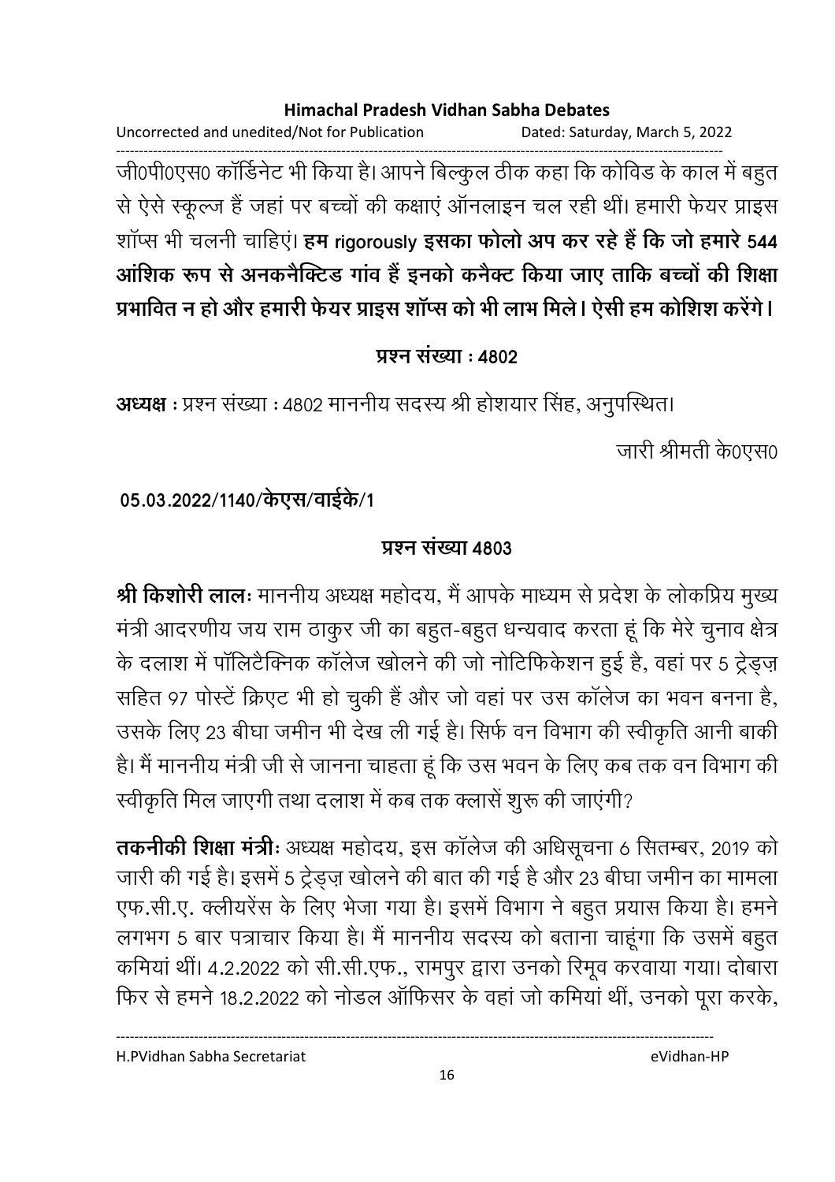जी0पी0एस0 कॉर्डिनेट भी किया है। आपने बिल्कुल ठीक कहा कि कोविड के काल में बहुत से ऐसे स्कूल्ज हैं जहां पर बच्चों की कक्षाएं ऑनलाइन चल रही थीं। हमारी फेयर प्राइस शॉप्स भी चलनी चाहिएं। **हम rigorously इसका फोलो अप कर रहे हैं कि जो हमारे 544 आंशिक रूप से अनकनैक्टिड गांव हैं इनको कनैक्ट किया जाए ताकि बच्चों की शिक्षा प्रभावित न हो और हमारी फेयर प्राइस शॉप्स को भी लाभ मिले। ऐसी हम कोशिश करेंगे।**

**प्रश्न संख्या : 4802**

**अध्यक्ष :** प्रश्न संख्या : 4802 माननीय सदस्य श्री होशयार सिंह, अनुपस्थित।

जारी श्रीमती के0एस0

**05.03.2022/1140/केएस/वाईके/1**

**प्रश्न संख्या 4803**

**श्री किशोरी लालः** माननीय अध्यक्ष महोदय, मैं आपके माध्यम से प्रदेश के लोकप्रिय मुख्य मंत्री आदरणीय जय राम ठाकुर जी का बहुत-बहुत धन्यवाद करता हूं कि मेरे चुनाव क्षेत्र के दलाश में पॉलिटैक्निक कॉलेज खोलने की जो नोटिफिकेशन हुई है, वहां पर 5 ट्रेड्ज़ सहित 97 पोस्टें क्रिएट भी हो चुकी हैं और जो वहां पर उस कॉलेज का भवन बनना है, उसके लिए 23 बीघा जमीन भी देख ली गई है। सिर्फ वन विभाग की स्वीकृति आनी बाकी है। मैं माननीय मंत्री जी से जानना चाहता हूं कि उस भवन के लिए कब तक वन विभाग की स्वीकृति मिल जाएगी तथा दलाश में कब तक क्लासें शुरू की जाएंगी?

**तकनीकी शिक्षा मंत्रीः** अध्यक्ष महोदय, इस कॉलेज की अधिसूचना 6 सितम्बर, 2019 को जारी की गई है। इसमें 5 ट्रेड्ज़ खोलने की बात की गई है और 23 बीघा जमीन का मामला एफ.सी.ए. क्लीयरेंस के लिए भेजा गया है। इसमें विभाग ने बहुत प्रयास किया है। हमने लगभग 5 बार पत्राचार किया है। मैं माननीय सदस्य को बताना चाहूंगा कि उसमें बहुत कमियां थीं। 4.2.2022 को सी.सी.एफ., रामपुर द्वारा उनको रिमूव करवाया गया। दोबारा फिर से हमने 18.2.2022 को नोडल ऑफिसर के वहां जो कमियां थीं, उनको पूरा करके,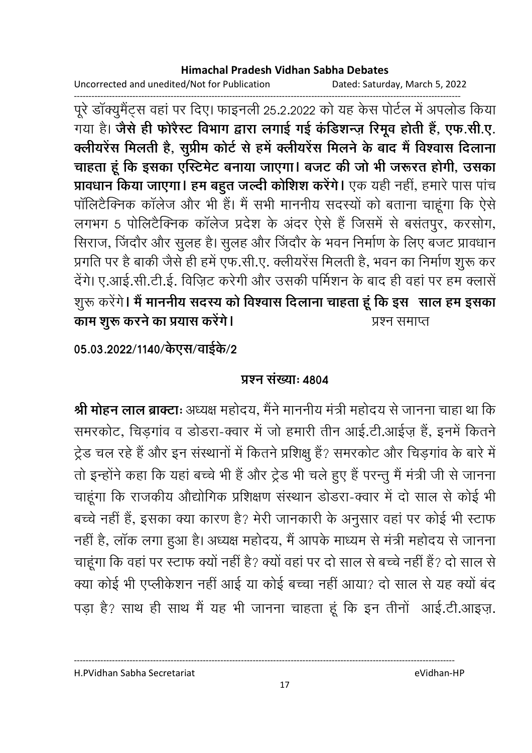पूरे डॉक्युमैंट्स वहां पर दिए। फाइनली 25.2.2022 को यह केस पोर्टल में अपलोड किया गया है। **जैसे ही फोरैस्ट विभाग द्वारा लगाई गई कंडिशन्ज़ रिमूव होती हैं, एफ.सी.ए. क्लीयरेंस मिलती है, सुप्रीम कोर्ट से हमें क्लीयरेंस मिलने के बाद मैं विश्वास दिलाना चाहता हूं कि इसका एस्टिमेट बनाया जाएगा। बजट की जो भी जरूरत होगी, उसका प्रावधान किया जाएगा। हम बहुत जल्दी कोशिश करेंगे।** एक यही नहीं, हमारे पास पांच पॉलिटैक्निक कॉलेज और भी हैं। मैं सभी माननीय सदस्यों को बताना चाहूंगा कि ऐसे लगभग 5 पोलिटैक्निक कॉलेज प्रदेश के अंदर ऐसे हैं जिसमें से बसंतपुर, करसोग, सिराज, जिंदौर और सुलह है। सुलह और जिंदौर के भवन निर्माण के लिए बजट प्रावधान प्रगति पर है बाकी जैसे ही हमें एफ.सी.ए. क्लीयरेंस मिलती है, भवन का निर्माण शुरू कर देंगे। ए.आई.सी.टी.ई. विज़िट करेगी और उसकी पर्मिशन के बाद ही वहां पर हम क्लासें शुरू करेंगे। **मैं माननीय सदस्य को विश्वास दिलाना चाहता हूं कि इस साल हम इसका काम शुरू करने का प्रयास करेंगे।** प्रश्न समाप्त

**05.03.2022/1140/केएस/वाईके/2**

## प्रश्न संख्याः 4804

**श्री मोहन लाल ब्राक्टाः** अध्यक्ष महोदय, मैंने माननीय मंत्री महोदय से जानना चाहा था कि समरकोट, चिड़गांव व डोडरा-क्वार में जो हमारी तीन आई.टी.आईज़ हैं, इनमें कितने ट्रेड चल रहे हैं और इन संस्थानों में कितने प्रशिक्षु हैं? समरकोट और चिड़गांव के बारे में तो इन्होंने कहा कि यहां बच्चे भी हैं और ट्रेड भी चले हुए हैं परन्तु मैं मंत्री जी से जानना चाहूंगा कि राजकीय औद्योगिक प्रशिक्षण संस्थान डोडरा-क्वार में दो साल से कोई भी बच्चे नहीं हैं, इसका क्या कारण है? मेरी जानकारी के अनुसार वहां पर कोई भी स्टाफ नहीं है, लॉक लगा हुआ है। अध्यक्ष महोदय, मैं आपके माध्यम से मंत्री महोदय से जानना चाहूंगा कि वहां पर स्टाफ क्यों नहीं है? क्यों वहां पर दो साल से बच्चे नहीं हैं? दो साल से क्या कोई भी एप्लीकेशन नहीं आई या कोई बच्चा नहीं आया? दो साल से यह क्यों बंद पड़ा है? साथ ही साथ मैं यह भी जानना चाहता हूं कि इन तीनों आई.टी.आइज़.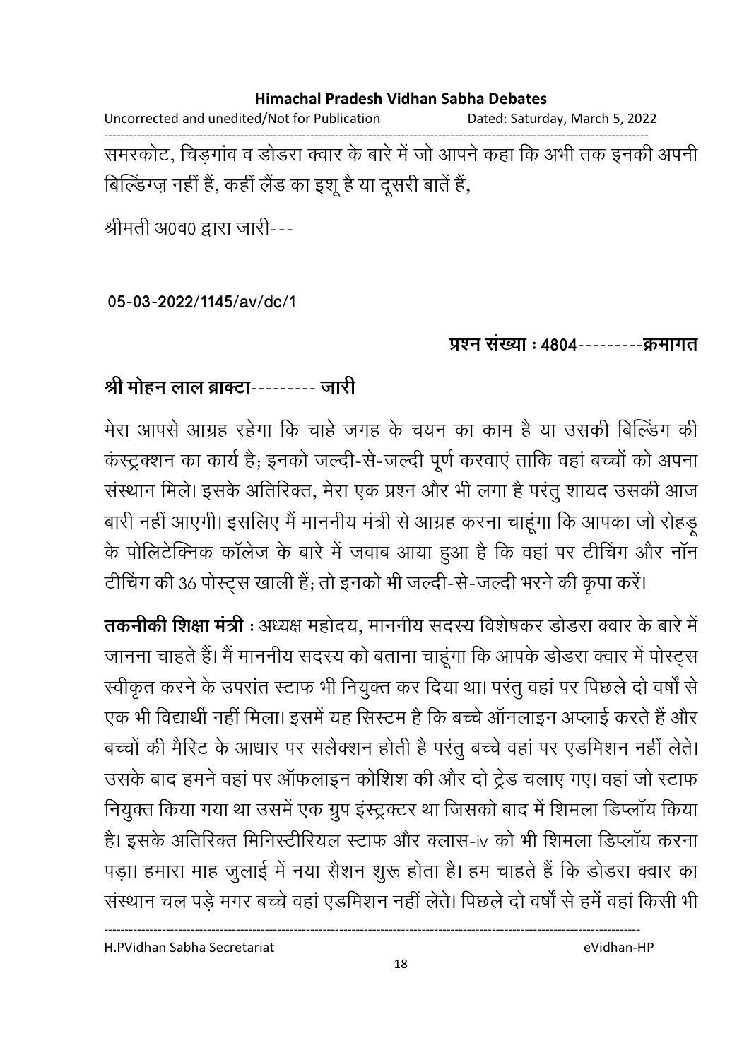समरकोट, चिड़गांव व डोडरा क्वार के बारे में जो आपने कहा कि अभी तक इनकी अपनी बिल्डिंग्ज़ नहीं हैं, कहीं लैंड का इशू है या दूसरी बातें हैं,

श्रीमती अ0व0 द्वारा जारी---

**05-03-2022/1145/av/dc/1**

**प्रश्न संख्या : 4804---------क्रमागत**

**श्री मोहन लाल ब्राक्टा--------- जारी**

मेरा आपसे आग्रह रहेगा कि चाहे जगह के चयन का काम है या उसकी बिल्डिंग की कंस्ट्रक्शन का कार्य है; इनको जल्दी-से-जल्दी पूर्ण करवाएं ताकि वहां बच्चों को अपना संस्थान मिले। इसके अतिरिक्त, मेरा एक प्रश्न और भी लगा है परंतु शायद उसकी आज बारी नहीं आएगी। इसलिए मैं माननीय मंत्री से आग्रह करना चाहूंगा कि आपका जो रोहड़ू के पोलिटेक्निक कॉलेज के बारे में जवाब आया हुआ है कि वहां पर टीचिंग और नॉन टीचिंग की 36 पोस्ट्स खाली हैं; तो इनको भी जल्दी-से-जल्दी भरने की कृपा करें।

**तकनीकी शिक्षा मंत्री** : अध्यक्ष महोदय, माननीय सदस्य विशेषकर डोडरा क्वार के बारे में जानना चाहते हैं। मैं माननीय सदस्य को बताना चाहूंगा कि आपके डोडरा क्वार में पोस्ट्स स्वीकृत करने के उपरांत स्टाफ भी नियुक्त कर दिया था। परंतु वहां पर पिछले दो वर्षों से एक भी विद्यार्थी नहीं मिला। इसमें यह सिस्टम है कि बच्चे ऑनलाइन अप्लाई करते हैं और बच्चों की मैरिट के आधार पर सलैक्शन होती है परंतु बच्चे वहां पर एडमिशन नहीं लेते। उसके बाद हमने वहां पर ऑफलाइन कोशिश की और दो ट्रेड चलाए गए। वहां जो स्टाफ नियुक्त किया गया था उसमें एक ग्रुप इंस्ट्रक्टर था जिसको बाद में शिमला डिप्लॉय किया है। इसके अतिरिक्त मिनिस्टीरियल स्टाफ और क्लास-iv को भी शिमला डिप्लॉय करना पड़ा। हमारा माह जुलाई में नया सैशन शुरू होता है। हम चाहते हैं कि डोडरा क्वार का संस्थान चल पड़े मगर बच्चे वहां एडमिशन नहीं लेते। पिछले दो वर्षों से हमें वहां किसी भी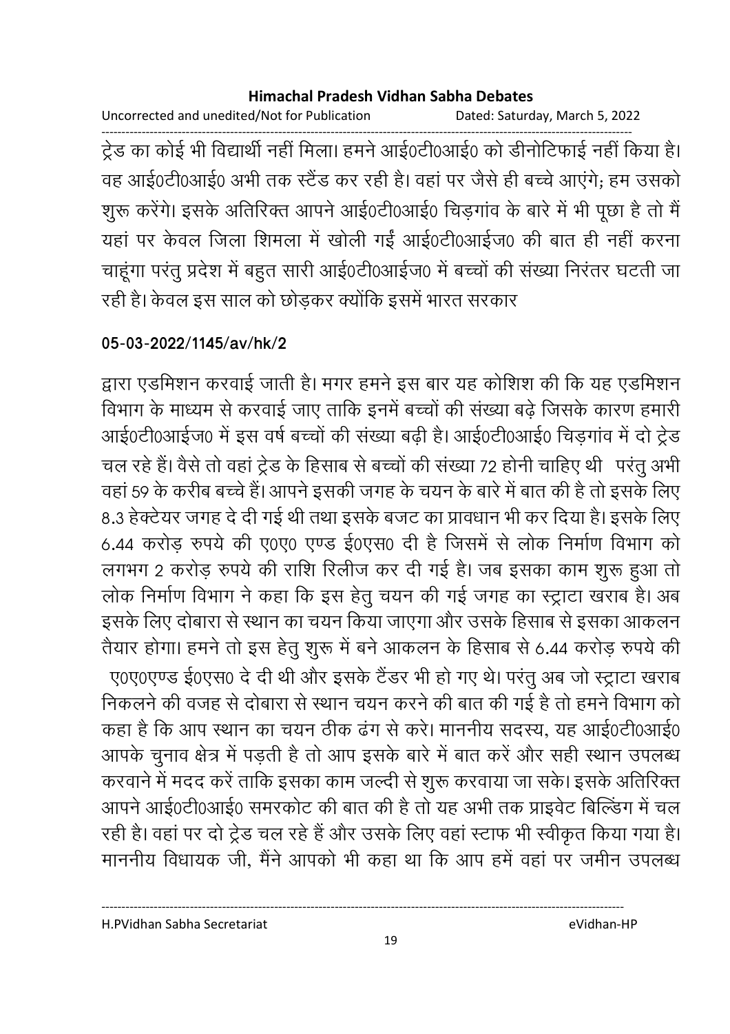ट्रेड का कोई भी विद्यार्थी नहीं मिला। हमने आई0टी0आई0 को डीनोटिफाई नहीं किया है। वह आई0टी0आई0 अभी तक स्टैंड कर रही है। वहां पर जैसे ही बच्चे आएंगे; हम उसको शुरू करेंगे। इसके अतिरिक्त आपने आई0टी0आई0 चिड़गांव के बारे में भी पूछा है तो मैं यहां पर केवल जिला शिमला में खोली गईं आई0टी0आईज0 की बात ही नहीं करना चाहूंगा परंतु प्रदेश में बहुत सारी आई0टी0आईज0 में बच्चों की संख्या निरंतर घटती जा रही है। केवल इस साल को छोड़कर क्योंकि इसमें भारत सरकार

**05-03-2022/1145/av/hk/2**

द्वारा एडमिशन करवाई जाती है। मगर हमने इस बार यह कोशिश की कि यह एडमिशन विभाग के माध्यम से करवाई जाए ताकि इनमें बच्चों की संख्या बढ़े जिसके कारण हमारी आई0टी0आईज0 में इस वर्ष बच्चों की संख्या बढ़ी है। आई0टी0आई0 चिड़गांव में दो ट्रेड चल रहे हैं। वैसे तो वहां ट्रेड के हिसाब से बच्चों की संख्या 72 होनी चाहिए थी परंतु अभी वहां 59 के करीब बच्चे हैं। आपने इसकी जगह के चयन के बारे में बात की है तो इसके लिए 8.3 हेक्टेयर जगह दे दी गई थी तथा इसके बजट का प्रावधान भी कर दिया है। इसके लिए 6.44 करोड़ रुपये की ए0ए0 एण्ड ई0एस0 दी है जिसमें से लोक निर्माण विभाग को लगभग 2 करोड़ रुपये की राशि रिलीज कर दी गई है। जब इसका काम शुरू हुआ तो लोक निर्माण विभाग ने कहा कि इस हेतु चयन की गई जगह का स्ट्राटा खराब है। अब इसके लिए दोबारा से स्थान का चयन किया जाएगा और उसके हिसाब से इसका आकलन तैयार होगा। हमने तो इस हेतु शुरू में बने आकलन के हिसाब से 6.44 करोड़ रुपये की ए0ए0एण्ड ई0एस0 दे दी थी और इसके टैंडर भी हो गए थे। परंतु अब जो स्ट्राटा खराब निकलने की वजह से दोबारा से स्थान चयन करने की बात की गई है तो हमने विभाग को कहा है कि आप स्थान का चयन ठीक ढंग से करे। माननीय सदस्य, यह आई0टी0आई0 आपके चुनाव क्षेत्र में पड़ती है तो आप इसके बारे में बात करें और सही स्थान उपलब्ध करवाने में मदद करें ताकि इसका काम जल्दी से शुरू करवाया जा सके। इसके अतिरिक्त आपने आई0टी0आई0 समरकोट की बात की है तो यह अभी तक प्राइवेट बिल्डिंग में चल रही है। वहां पर दो ट्रेड चल रहे हैं और उसके लिए वहां स्टाफ भी स्वीकृत किया गया है। माननीय विधायक जी, मैंने आपको भी कहा था कि आप हमें वहां पर जमीन उपलब्ध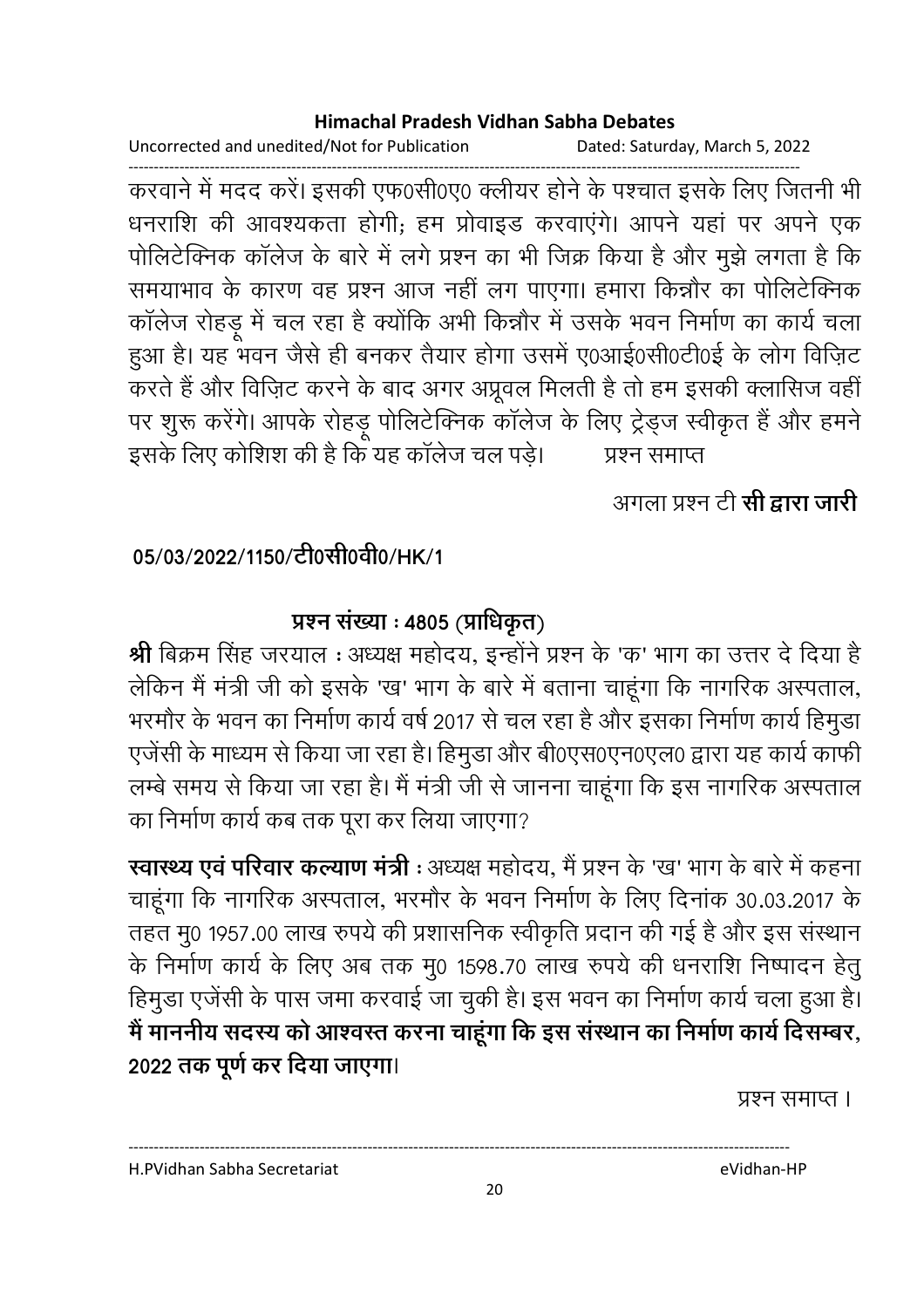करवाने में मदद करें। इसकी एफ0सी0ए0 क्लीयर होने के पश्चात इसके लिए जितनी भी धनराशि की आवश्यकता होगी; हम प्रोवाइड करवाएंगे। आपने यहां पर अपने एक पोलिटेक्निक कॉलेज के बारे में लगे प्रश्न का भी जिक्र किया है और मुझे लगता है कि समयाभाव के कारण वह प्रश्न आज नहीं लग पाएगा। हमारा किन्नौर का पोलिटेक्निक कॉलेज रोहड़ू में चल रहा है क्योंकि अभी किन्नौर में उसके भवन निर्माण का कार्य चला हुआ है। यह भवन जैसे ही बनकर तैयार होगा उसमें ए0आई0सी0टी0ई के लोग विज़िट करते हैं और विज़िट करने के बाद अगर अप्रूवल मिलती है तो हम इसकी क्लासिज वहीं पर शुरू करेंगे। आपके रोहड़ू पोलिटेक्निक कॉलेज के लिए ट्रेड्ज स्वीकृत हैं और हमने इसके लिए कोशिश की है कि यह कॉलेज चल पड़े। प्रश्न समाप्त

अगला प्रश्न टी **सी द्वारा जारी**

**05/03/2022/1150/टी0सी0वी0/HK/1**

## प्रश्न संख्या : 4805 (प्राधिकृत)

**श्री** बिक्रम सिंह जरयाल : अध्यक्ष महोदय, इन्होंने प्रश्न के 'क' भाग का उत्तर दे दिया है लेकिन मैं मंत्री जी को इसके 'ख' भाग के बारे में बताना चाहूंगा कि नागरिक अस्पताल, भरमौर के भवन का निर्माण कार्य वर्ष 2017 से चल रहा है और इसका निर्माण कार्य हिमुडा एजेंसी के माध्यम से किया जा रहा है। हिमुडा और बी0एस0एन0एल0 द्वारा यह कार्य काफी लम्बे समय से किया जा रहा है। मैं मंत्री जी से जानना चाहूंगा कि इस नागरिक अस्पताल का निर्माण कार्य कब तक पूरा कर लिया जाएगा?

**स्वास्थ्य एवं परिवार कल्याण मंत्री** : अध्यक्ष महोदय, मैं प्रश्न के 'ख' भाग के बारे में कहना चाहूंगा कि नागरिक अस्पताल, भरमौर के भवन निर्माण के लिए दिनांक 30.03.2017 के तहत मु0 1957.00 लाख रुपये की प्रशासनिक स्वीकृति प्रदान की गई है और इस संस्थान के निर्माण कार्य के लिए अब तक मु0 1598.70 लाख रुपये की धनराशि निष्पादन हेतु हिमुडा एजेंसी के पास जमा करवाई जा चुकी है। इस भवन का निर्माण कार्य चला हुआ है। **मैं माननीय सदस्य को आश्वस्त करना चाहूंगा कि इस संस्थान का निर्माण कार्य दिसम्बर, 2022 तक पूर्ण कर दिया जाएगा।**

प्रश्न समाप्त ।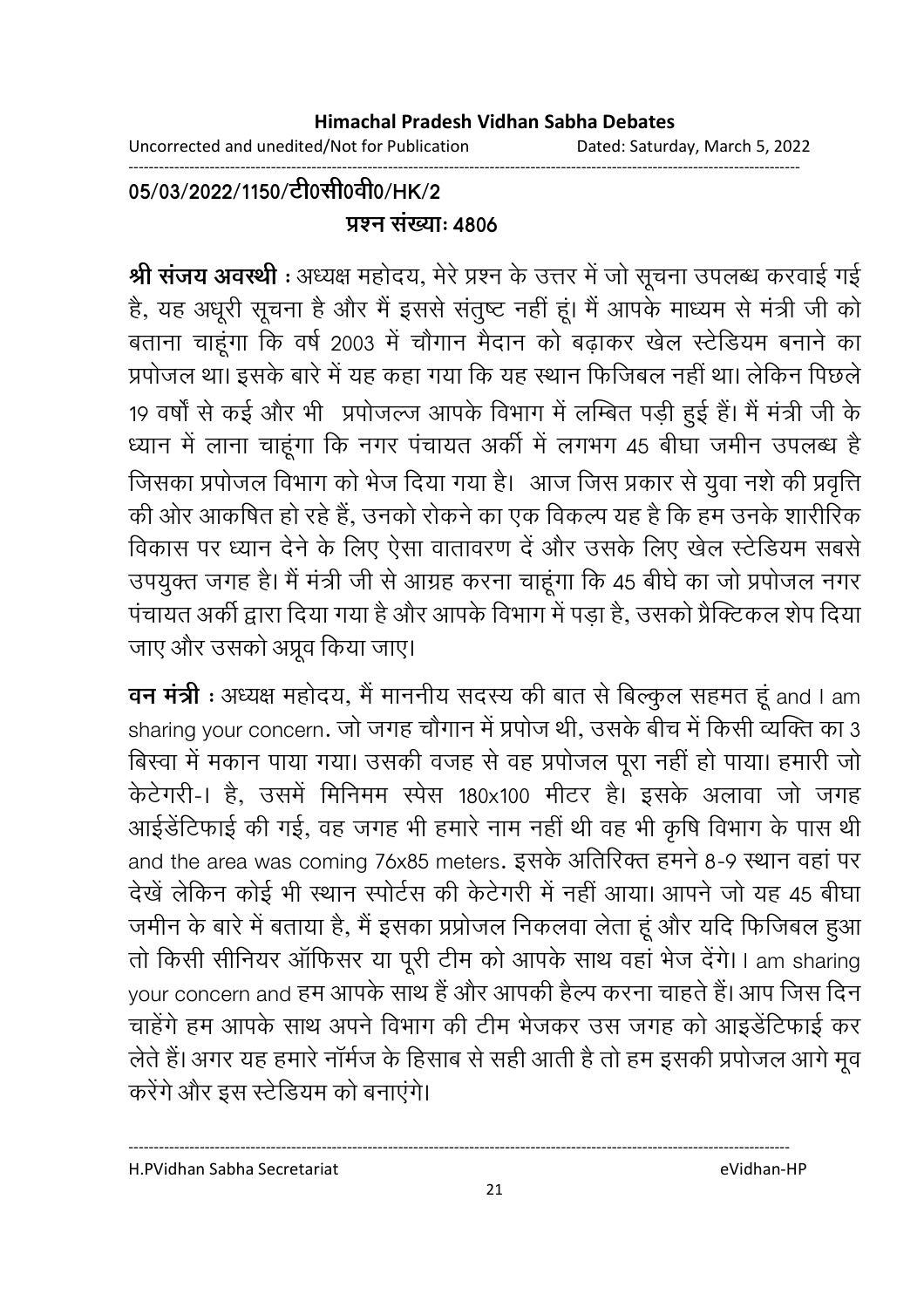05/03/2022/1150/टी0सी0वी0/HK/2

प्रश्न संख्याः 4806

**श्री संजय अवस्थी** : अध्यक्ष महोदय, मेरे प्रश्न के उत्तर में जो सूचना उपलब्ध करवाई गई है, यह अधूरी सूचना है और मैं इससे संतुष्ट नहीं हूं। मैं आपके माध्यम से मंत्री जी को बताना चाहूंगा कि वर्ष 2003 में चौगान मैदान को बढ़ाकर खेल स्टेडियम बनाने का प्रपोजल था। इसके बारे में यह कहा गया कि यह स्थान फिजिबल नहीं था। लेकिन पिछले 19 वर्षों से कई और भी प्रपोजल्ज आपके विभाग में लम्बित पड़ी हुई हैं। मैं मंत्री जी के ध्यान में लाना चाहूंगा कि नगर पंचायत अर्की में लगभग 45 बीघा जमीन उपलब्ध है जिसका प्रपोजल विभाग को भेज दिया गया है। आज जिस प्रकार से युवा नशे की प्रवृत्ति की ओर आकषित हो रहे हैं, उनको रोकने का एक विकल्प यह है कि हम उनके शारीरिक विकास पर ध्यान देने के लिए ऐसा वातावरण दें और उसके लिए खेल स्टेडियम सबसे उपयुक्त जगह है। मैं मंत्री जी से आग्रह करना चाहूंगा कि 45 बीघे का जो प्रपोजल नगर पंचायत अर्की द्वारा दिया गया है और आपके विभाग में पड़ा है, उसको प्रैक्टिकल शेप दिया जाए और उसको अप्रूव किया जाए।

**वन मंत्री** : अध्यक्ष महोदय, मैं माननीय सदस्य की बात से बिल्कुल सहमत हूं and I am sharing your concern. जो जगह चौगान में प्रपोज थी, उसके बीच में किसी व्यक्ति का 3 बिस्वा में मकान पाया गया। उसकी वजह से वह प्रपोजल पूरा नहीं हो पाया। हमारी जो केटेगरी-I है, उसमें मिनिमम स्पेस 180x100 मीटर है। इसके अलावा जो जगह आईडेंटिफाई की गई, वह जगह भी हमारे नाम नहीं थी वह भी कृषि विभाग के पास थी and the area was coming 76x85 meters. इसके अतिरिक्त हमने 8-9 स्थान वहां पर देखें लेकिन कोई भी स्थान स्पोर्टस की केटेगरी में नहीं आया। आपने जो यह 45 बीघा जमीन के बारे में बताया है, मैं इसका प्रप्रोजल निकलवा लेता हूं और यदि फिजिबल हुआ तो किसी सीनियर ऑफिसर या पूरी टीम को आपके साथ वहां भेज देंगे। I am sharing your concern and हम आपके साथ हैं और आपकी हैल्प करना चाहते हैं। आप जिस दिन चाहेंगे हम आपके साथ अपने विभाग की टीम भेजकर उस जगह को आइडेंटिफाई कर लेते हैं। अगर यह हमारे नॉर्मज के हिसाब से सही आती है तो हम इसकी प्रपोजल आगे मूव करेंगे और इस स्टेडियम को बनाएंगे।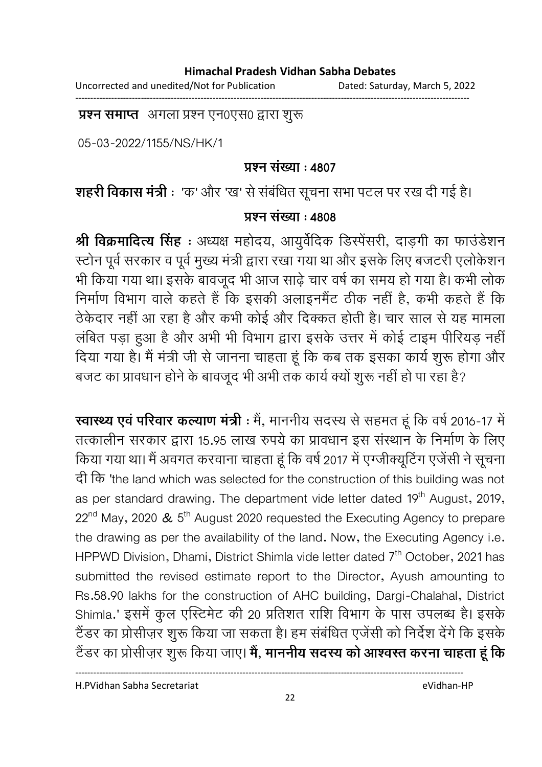**प्रश्न समाप्त** अगला प्रश्न एन0एस0 द्वारा शुरू

05-03-2022/1155/NS/HK/1

**प्रश्न संख्या : 4807**

**शहरी विकास मंत्री** : 'क' और 'ख' से संबंधित सूचना सभा पटल पर रख दी गई है।

**प्रश्न संख्या : 4808**

**श्री विक्रमादित्य सिंह** : अध्यक्ष महोदय, आयुर्वेदिक डिस्पेंसरी, दाड़गी का फाउंडेशन स्टोन पूर्व सरकार व पूर्व मुख्य मंत्री द्वारा रखा गया था और इसके लिए बजटरी एलोकेशन भी किया गया था। इसके बावजूद भी आज साढ़े चार वर्ष का समय हो गया है। कभी लोक निर्माण विभाग वाले कहते हैं कि इसकी अलाइनमैंट ठीक नहीं है, कभी कहते हैं कि ठेकेदार नहीं आ रहा है और कभी कोई और दिक्कत होती है। चार साल से यह मामला लंबित पड़ा हुआ है और अभी भी विभाग द्वारा इसके उत्तर में कोई टाइम पीरियड़ नहीं दिया गया है। मैं मंत्री जी से जानना चाहता हूं कि कब तक इसका कार्य शुरू होगा और बजट का प्रावधान होने के बावजूद भी अभी तक कार्य क्यों शुरू नहीं हो पा रहा है?

**स्वास्थ्य एवं परिवार कल्याण मंत्री** : मैं, माननीय सदस्य से सहमत हूं कि वर्ष 2016-17 में तत्कालीन सरकार द्वारा 15.95 लाख रुपये का प्रावधान इस संस्थान के निर्माण के लिए किया गया था। मैं अवगत करवाना चाहता हूं कि वर्ष 2017 में एग्जीक्यूटिंग एजेंसी ने सूचना दी कि 'the land which was selected for the construction of this building was not as per standard drawing. The department vide letter dated 19th August, 2019, 22nd May, 2020 & 5th August 2020 requested the Executing Agency to prepare the drawing as per the availability of the land. Now, the Executing Agency i.e. HPPWD Division, Dhami, District Shimla vide letter dated 7th October, 2021 has submitted the revised estimate report to the Director, Ayush amounting to Rs.58.90 lakhs for the construction of AHC building, Dargi-Chalahal, District Shimla.' इसमें कुल एस्टिमेट की 20 प्रतिशत राशि विभाग के पास उपलब्ध है। इसके टैंडर का प्रोसीज़र शुरू किया जा सकता है। हम संबंधित एजेंसी को निर्देश देंगे कि इसके टैंडर का प्रोसीज़र शुरू किया जाए। **मैं, माननीय सदस्य को आश्वस्त करना चाहता हूं कि**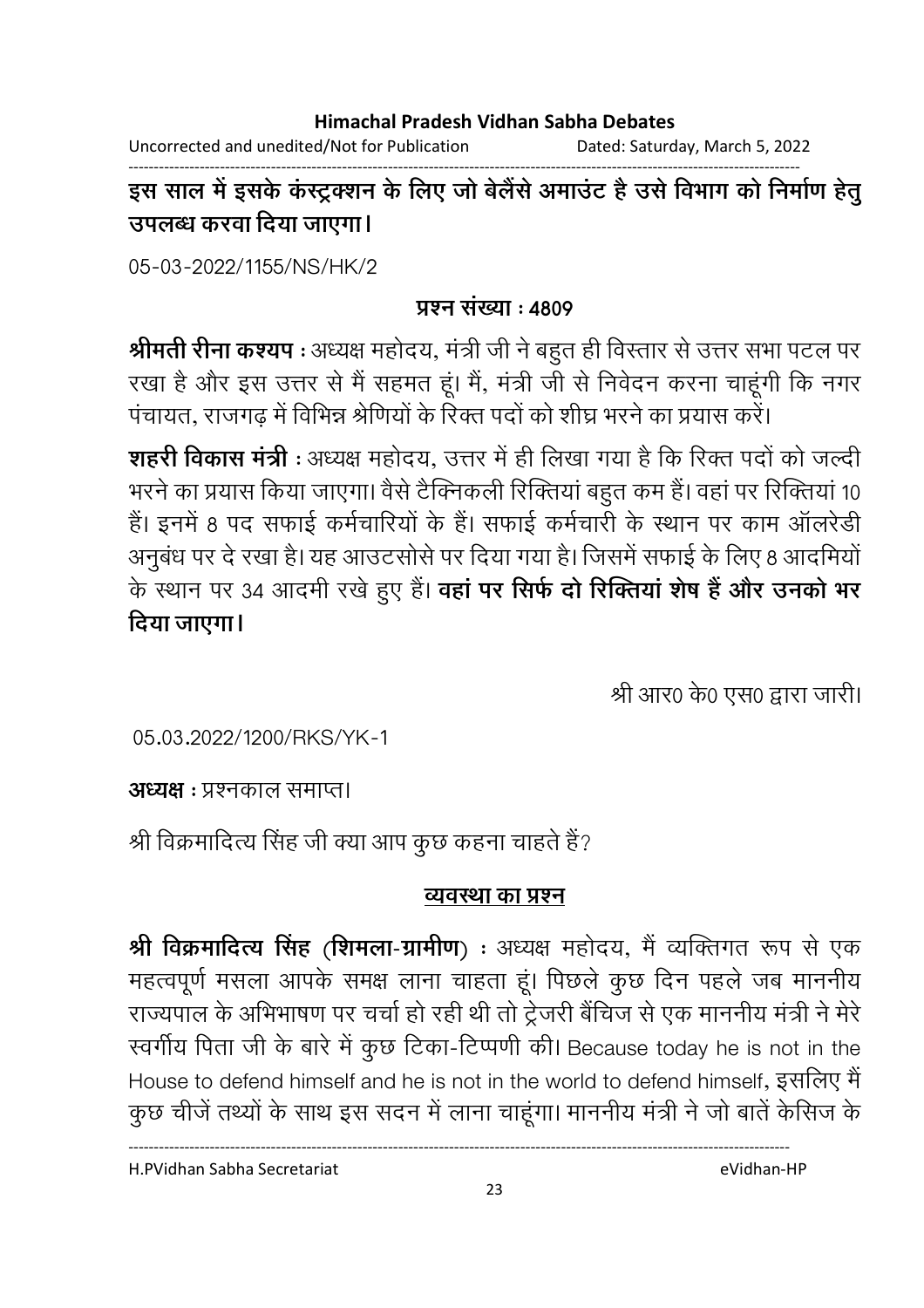**इस साल में इसके कंस्ट्रक्शन के लिए जो बेलैंसे अमाउंट है उसे विभाग को निर्माण हेतु उपलब्ध करवा दिया जाएगा।**

05-03-2022/1155/NS/HK/2

**प्रश्न संख्या : 4809**

**श्रीमती रीना कश्यप** : अध्यक्ष महोदय, मंत्री जी ने बहुत ही विस्तार से उत्तर सभा पटल पर रखा है और इस उत्तर से मैं सहमत हूं। मैं, मंत्री जी से निवेदन करना चाहूंगी कि नगर पंचायत, राजगढ़ में विभिन्न श्रेणियों के रिक्त पदों को शीघ्र भरने का प्रयास करें।

**शहरी विकास मंत्री** : अध्यक्ष महोदय, उत्तर में ही लिखा गया है कि रिक्त पदों को जल्दी भरने का प्रयास किया जाएगा। वैसे टैक्निकली रिक्तियां बहुत कम हैं। वहां पर रिक्तियां 10 हैं। इनमें 8 पद सफाई कर्मचारियों के हैं। सफाई कर्मचारी के स्थान पर काम ऑलरेडी अनुबंध पर दे रखा है। यह आउटसोर्स पर दिया गया है। जिसमें सफाई के लिए 8 आदमियों के स्थान पर 34 आदमी रखे हुए हैं। **वहां पर सिर्फ दो रिक्तियां शेष हैं और उनको भर दिया जाएगा।**

श्री आर0 के0 एस0 द्वारा जारी।

05.03.2022/1200/RKS/YK-1

**अध्यक्ष** : प्रश्नकाल समाप्त।

श्री विक्रमादित्य सिंह जी क्या आप कुछ कहना चाहते हैं?

**व्यवस्था का प्रश्न**

**श्री विक्रमादित्य सिंह (शिमला-ग्रामीण)** : अध्यक्ष महोदय, मैं व्यक्तिगत रूप से एक महत्वपूर्ण मसला आपके समक्ष लाना चाहता हूं। पिछले कुछ दिन पहले जब माननीय राज्यपाल के अभिभाषण पर चर्चा हो रही थी तो ट्रेजरी बैंचिज से एक माननीय मंत्री ने मेरे स्वर्गीय पिता जी के बारे में कुछ टिका-टिप्पणी की। Because today he is not in the House to defend himself and he is not in the world to defend himself, इसलिए मैं कुछ चीजें तथ्यों के साथ इस सदन में लाना चाहूंगा। माननीय मंत्री ने जो बातें केसिज के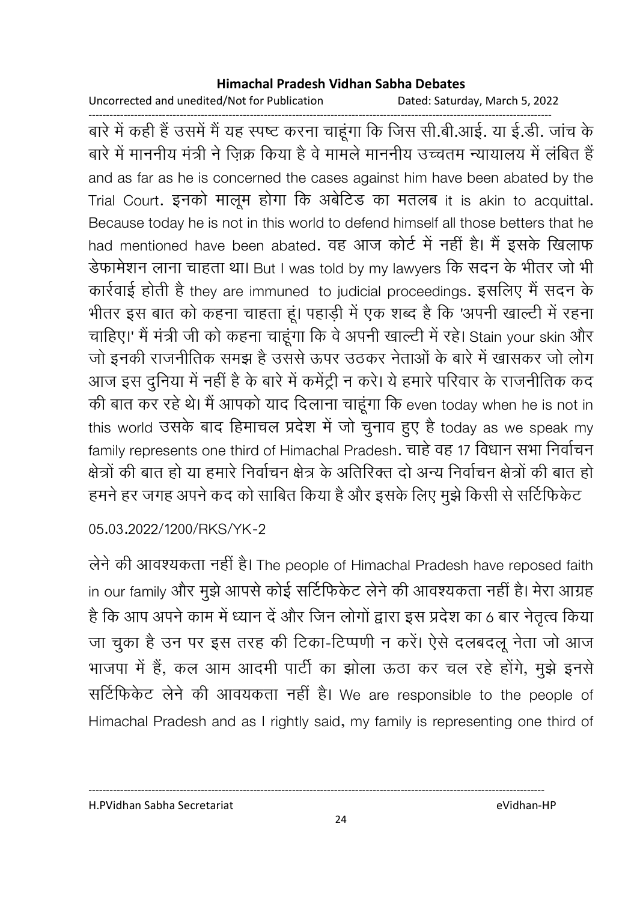बारे में कही हैं उसमें मैं यह स्पष्ट करना चाहूंगा कि जिस सी.बी.आई. या ई.डी. जांच के बारे में माननीय मंत्री ने ज़िक्र किया है वे मामले माननीय उच्चतम न्यायालय में लंबित हैं and as far as he is concerned the cases against him have been abated by the Trial Court. इनको मालूम होगा कि अबेटिड का मतलब it is akin to acquittal. Because today he is not in this world to defend himself all those betters that he had mentioned have been abated. वह आज कोर्ट में नहीं है। मैं इसके खिलाफ डेफामेशन लाना चाहता था। But I was told by my lawyers कि सदन के भीतर जो भी कार्रवाई होती है they are immuned to judicial proceedings. इसलिए मैं सदन के भीतर इस बात को कहना चाहता हूं। पहाड़ी में एक शब्द है कि 'अपनी खाल्टी में रहना चाहिए।' मैं मंत्री जी को कहना चाहूंगा कि वे अपनी खाल्टी में रहे। Stain your skin और जो इनकी राजनीतिक समझ है उससे ऊपर उठकर नेताओं के बारे में खासकर जो लोग आज इस दुनिया में नहीं है के बारे में कमेंट्री न करे। ये हमारे परिवार के राजनीतिक कद की बात कर रहे थे। मैं आपको याद दिलाना चाहूंगा कि even today when he is not in this world उसके बाद हिमाचल प्रदेश में जो चुनाव हुए है today as we speak my family represents one third of Himachal Pradesh. चाहे वह 17 विधान सभा निर्वाचन क्षेत्रों की बात हो या हमारे निर्वाचन क्षेत्र के अतिरिक्त दो अन्य निर्वाचन क्षेत्रों की बात हो हमने हर जगह अपने कद को साबित किया है और इसके लिए मुझे किसी से सर्टिफिकेट

05.03.2022/1200/RKS/YK-2

लेने की आवश्यकता नहीं है। The people of Himachal Pradesh have reposed faith in our family और मुझे आपसे कोई सर्टिफिकेट लेने की आवश्यकता नहीं है। मेरा आग्रह है कि आप अपने काम में ध्यान दें और जिन लोगों द्वारा इस प्रदेश का 6 बार नेतृत्व किया जा चुका है उन पर इस तरह की टिका-टिप्पणी न करें। ऐसे दलबदलू नेता जो आज भाजपा में हैं, कल आम आदमी पार्टी का झोला ऊठा कर चल रहे होंगे, मुझे इनसे सर्टिफिकेट लेने की आवयकता नहीं है। We are responsible to the people of Himachal Pradesh and as I rightly said, my family is representing one third of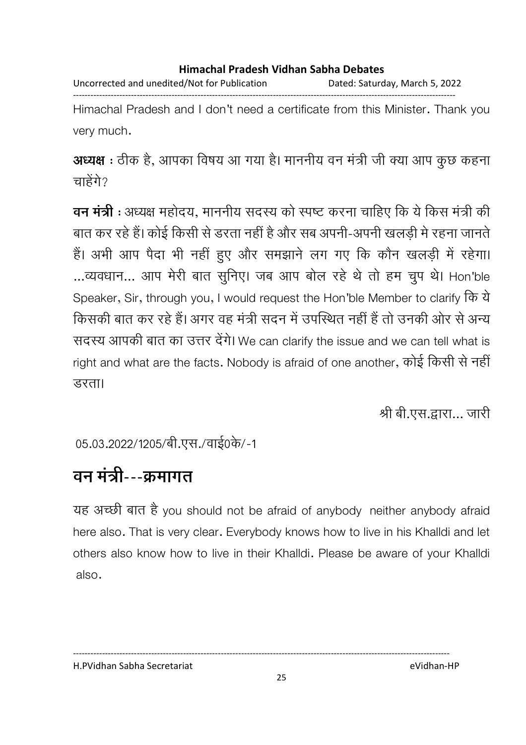Himachal Pradesh and I don't need a certificate from this Minister. Thank you very much.

**अध्यक्ष** : ठीक है, आपका विषय आ गया है। माननीय वन मंत्री जी क्या आप कुछ कहना चाहेंगे?

**वन मंत्री** : अध्यक्ष महोदय, माननीय सदस्य को स्पष्ट करना चाहिए कि ये किस मंत्री की बात कर रहे हैं। कोई किसी से डरता नहीं है और सब अपनी-अपनी खलड़ी मे रहना जानते हैं। अभी आप पैदा भी नहीं हुए और समझाने लग गए कि कौन खलड़ी में रहेगा। ...व्यवधान... आप मेरी बात सुनिए। जब आप बोल रहे थे तो हम चुप थे। Hon'ble Speaker, Sir, through you, I would request the Hon'ble Member to clarify कि ये किसकी बात कर रहे हैं। अगर वह मंत्री सदन में उपस्थित नहीं हैं तो उनकी ओर से अन्य सदस्य आपकी बात का उत्तर देंगे। We can clarify the issue and we can tell what is right and what are the facts. Nobody is afraid of one another, कोई किसी से नहीं डरता।

श्री बी.एस.द्वारा... जारी

05.03.2022/1205/बी.एस./वाई0के/-1

# वन मंत्री---क्रमागत

यह अच्छी बात है you should not be afraid of anybody neither anybody afraid here also. That is very clear. Everybody knows how to live in his Khalldi and let others also know how to live in their Khalldi. Please be aware of your Khalldi also.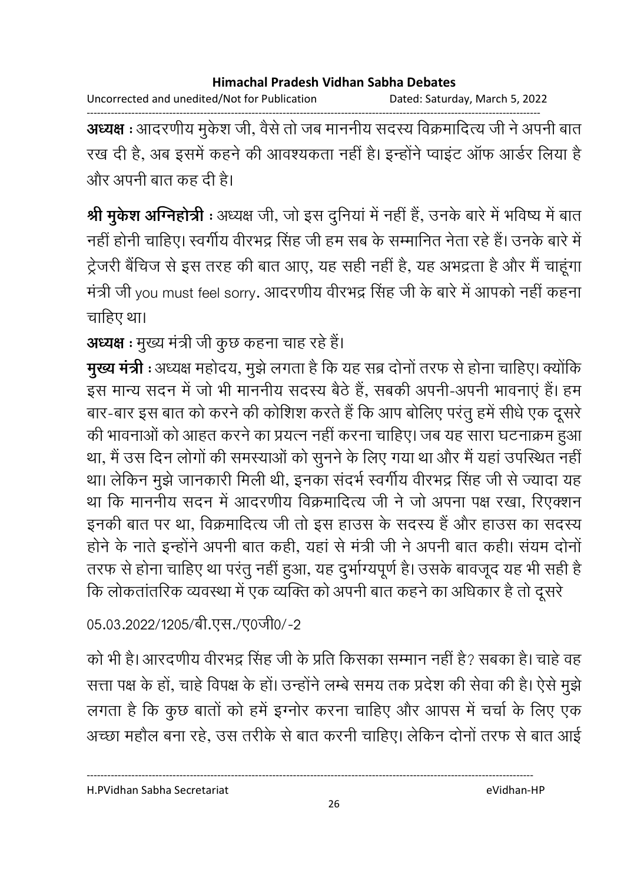**अध्यक्ष** : आदरणीय मुकेश जी, वैसे तो जब माननीय सदस्य विक्रमादित्य जी ने अपनी बात रख दी है, अब इसमें कहने की आवश्यकता नहीं है। इन्होंने प्वाइंट ऑफ आर्डर लिया है और अपनी बात कह दी है।

**श्री मुकेश अग्निहोत्री** : अध्यक्ष जी, जो इस दुनियां में नहीं हैं, उनके बारे में भविष्य में बात नहीं होनी चाहिए। स्वर्गीय वीरभद्र सिंह जी हम सब के सम्मानित नेता रहे हैं। उनके बारे में ट्रेजरी बैंचिज से इस तरह की बात आए, यह सही नहीं है, यह अभद्रता है और मैं चाहूंगा मंत्री जी you must feel sorry. आदरणीय वीरभद्र सिंह जी के बारे में आपको नहीं कहना चाहिए था।

**अध्यक्ष** : मुख्य मंत्री जी कुछ कहना चाह रहे हैं।

**मुख्य मंत्री** : अध्यक्ष महोदय, मुझे लगता है कि यह सब्र दोनों तरफ से होना चाहिए। क्योंकि इस मान्य सदन में जो भी माननीय सदस्य बैठे हैं, सबकी अपनी-अपनी भावनाएं हैं। हम बार-बार इस बात को करने की कोशिश करते हैं कि आप बोलिए परंतु हमें सीधे एक दूसरे की भावनाओं को आहत करने का प्रयत्न नहीं करना चाहिए। जब यह सारा घटनाक्रम हुआ था, मैं उस दिन लोगों की समस्याओं को सुनने के लिए गया था और मैं यहां उपस्थित नहीं था। लेकिन मुझे जानकारी मिली थी, इनका संदर्भ स्वर्गीय वीरभद्र सिंह जी से ज्यादा यह था कि माननीय सदन में आदरणीय विक्रमादित्य जी ने जो अपना पक्ष रखा, रिएक्शन इनकी बात पर था, विक्रमादित्य जी तो इस हाउस के सदस्य हैं और हाउस का सदस्य होने के नाते इन्होंने अपनी बात कही, यहां से मंत्री जी ने अपनी बात कही। संयम दोनों तरफ से होना चाहिए था परंतु नहीं हुआ, यह दुर्भाग्यपूर्ण है। उसके बावजूद यह भी सही है कि लोकतांतरिक व्यवस्था में एक व्यक्ति को अपनी बात कहने का अधिकार है तो दूसरे

05.03.2022/1205/बी.एस./ए0जी0/-2

को भी है। आरदणीय वीरभद्र सिंह जी के प्रति किसका सम्मान नहीं है? सबका है। चाहे वह सत्ता पक्ष के हों, चाहे विपक्ष के हों। उन्होंने लम्बे समय तक प्रदेश की सेवा की है। ऐसे मुझे लगता है कि कुछ बातों को हमें इग्नोर करना चाहिए और आपस में चर्चा के लिए एक अच्छा महौल बना रहे, उस तरीके से बात करनी चाहिए। लेकिन दोनों तरफ से बात आई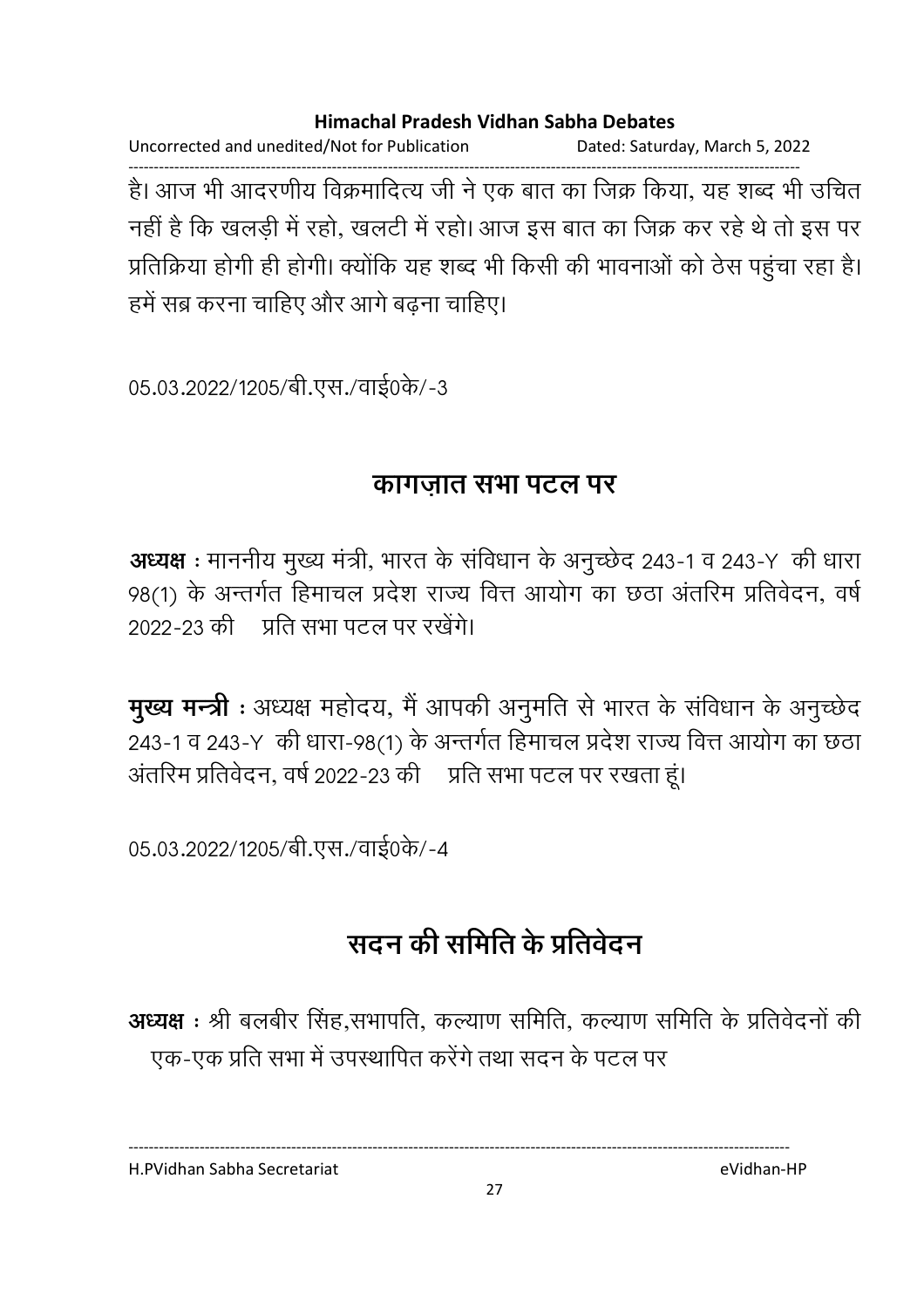है। आज भी आदरणीय विक्रमादित्य जी ने एक बात का जिक्र किया, यह शब्द भी उचित नहीं है कि खलड़ी में रहो, खलटी में रहो। आज इस बात का जिक्र कर रहे थे तो इस पर प्रतिक्रिया होगी ही होगी। क्योंकि यह शब्द भी किसी की भावनाओं को ठेस पहुंचा रहा है। हमें सब्र करना चाहिए और आगे बढ़ना चाहिए।

05.03.2022/1205/बी.एस./वाई0के/-3

## कागज़ात सभा पटल पर

**अध्यक्ष** : माननीय मुख्य मंत्री, भारत के संविधान के अनुच्छेद 243-1 व 243-Y की धारा 98(1) के अन्तर्गत हिमाचल प्रदेश राज्य वित्त आयोग का छठा अंतरिम प्रतिवेदन, वर्ष 2022-23 की प्रति सभा पटल पर रखेंगे।

**मुख्य मन्त्री** : अध्यक्ष महोदय, मैं आपकी अनुमति से भारत के संविधान के अनुच्छेद 243-1 व 243-Y की धारा-98(1) के अन्तर्गत हिमाचल प्रदेश राज्य वित्त आयोग का छठा अंतरिम प्रतिवेदन, वर्ष 2022-23 की प्रति सभा पटल पर रखता हूं।

05.03.2022/1205/बी.एस./वाई0के/-4

## सदन की समिति के प्रतिवेदन

**अध्यक्ष** : श्री बलबीर सिंह,सभापति, कल्याण समिति, कल्याण समिति के प्रतिवेदनों की एक-एक प्रति सभा में उपस्थापित करेंगे तथा सदन के पटल पर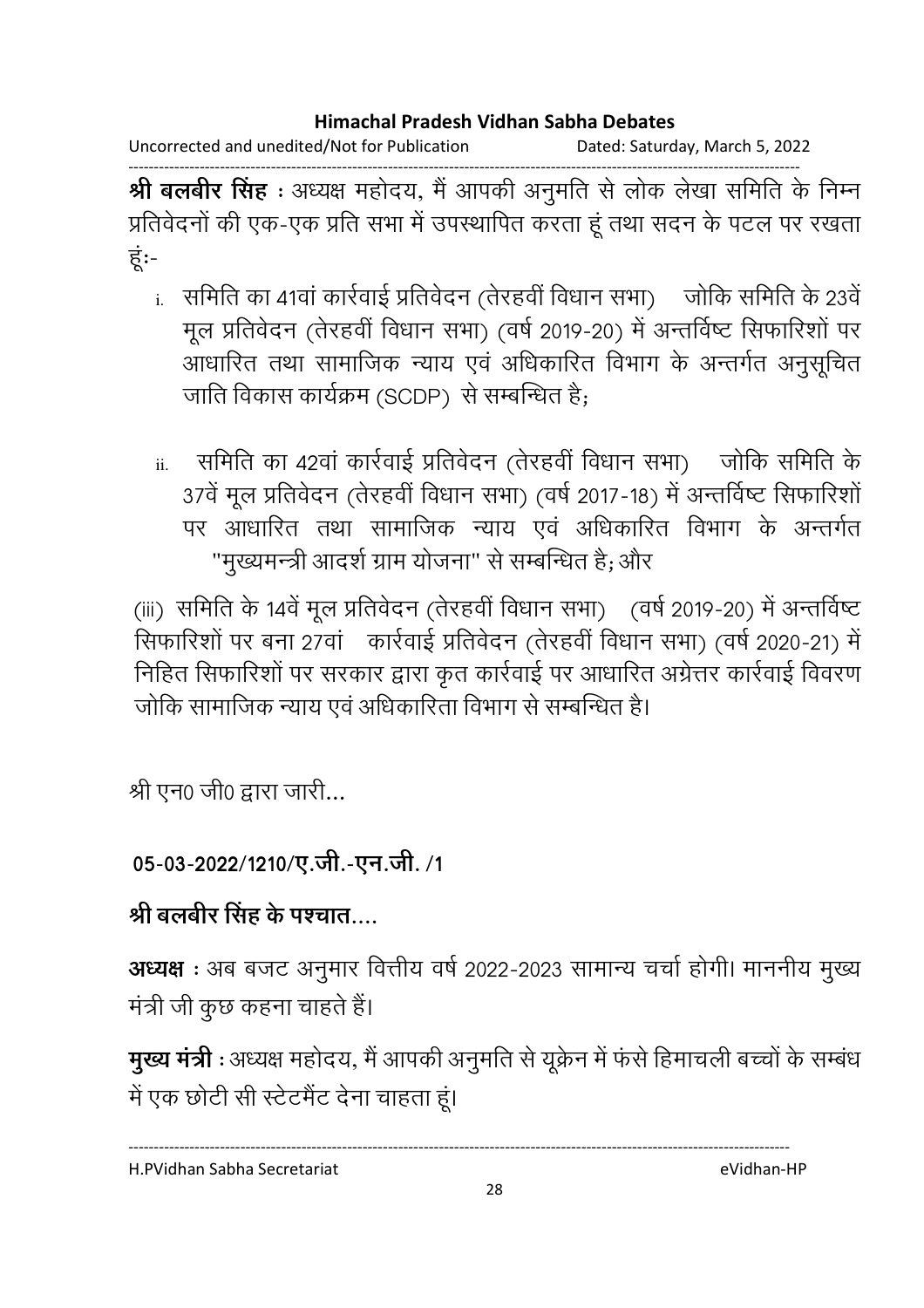**श्री बलबीर सिंह** : अध्यक्ष महोदय, मैं आपकी अनुमति से लोक लेखा समिति के निम्न प्रतिवेदनों की एक-एक प्रति सभा में उपस्थापित करता हूं तथा सदन के पटल पर रखता हूं:-

i. समिति का 41वां कार्रवाई प्रतिवेदन (तेरहवीं विधान सभा) जोकि समिति के 23वें मूल प्रतिवेदन (तेरहवीं विधान सभा) (वर्ष 2019-20) में अन्तर्विष्ट सिफारिशों पर आधारित तथा सामाजिक न्याय एवं अधिकारित विभाग के अन्तर्गत अनुसूचित जाति विकास कार्यक्रम (SCDP) से सम्बन्धित है;

ii. समिति का 42वां कार्रवाई प्रतिवेदन (तेरहवीं विधान सभा) जोकि समिति के 37वें मूल प्रतिवेदन (तेरहवीं विधान सभा) (वर्ष 2017-18) में अन्तर्विष्ट सिफारिशों पर आधारित तथा सामाजिक न्याय एवं अधिकारित विभाग के अन्तर्गत "मुख्यमन्त्री आदर्श ग्राम योजना" से सम्बन्धित है; और

(iii) समिति के 14वें मूल प्रतिवेदन (तेरहवीं विधान सभा) (वर्ष 2019-20) में अन्तर्विष्ट सिफारिशों पर बना 27वां कार्रवाई प्रतिवेदन (तेरहवीं विधान सभा) (वर्ष 2020-21) में निहित सिफारिशों पर सरकार द्वारा कृत कार्रवाई पर आधारित अग्रेत्तर कार्रवाई विवरण जोकि सामाजिक न्याय एवं अधिकारिता विभाग से सम्बन्धित है।

श्री एन0 जी0 द्वारा जारी...

**05-03-2022/1210/ए.जी.-एन.जी. /1**

**श्री बलबीर सिंह के पश्चात....**

**अध्यक्ष** : अब बजट अनुमार वित्तीय वर्ष 2022-2023 सामान्य चर्चा होगी। माननीय मुख्य मंत्री जी कुछ कहना चाहते हैं।

**मुख्य मंत्री** : अध्यक्ष महोदय, मैं आपकी अनुमति से यूक्रेन में फंसे हिमाचली बच्चों के सम्बंध में एक छोटी सी स्टेटमैंट देना चाहता हूं।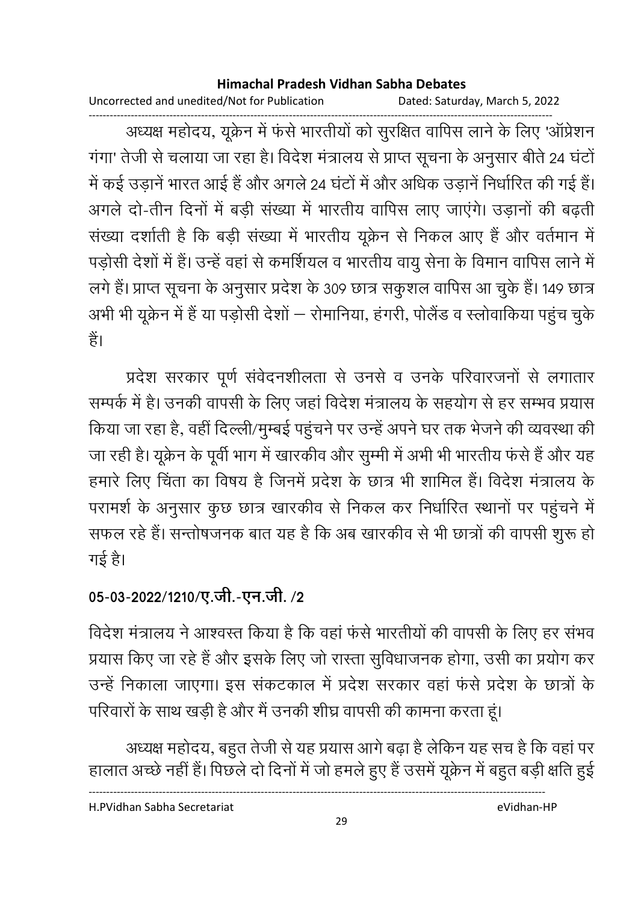अध्यक्ष महोदय, यूक्रेन में फंसे भारतीयों को सुरक्षित वापिस लाने के लिए 'ऑप्रेशन गंगा' तेजी से चलाया जा रहा है। विदेश मंत्रालय से प्राप्त सूचना के अनुसार बीते 24 घंटों में कई उड़ानें भारत आई हैं और अगले 24 घंटों में और अधिक उड़ानें निर्धारित की गई हैं। अगले दो-तीन दिनों में बड़ी संख्या में भारतीय वापिस लाए जाएंगे। उड़ानों की बढ़ती संख्या दर्शाती है कि बड़ी संख्या में भारतीय यूक्रेन से निकल आए हैं और वर्तमान में पड़ोसी देशों में हैं। उन्हें वहां से कमर्शियल व भारतीय वायु सेना के विमान वापिस लाने में लगे हैं। प्राप्त सूचना के अनुसार प्रदेश के 309 छात्र सकुशल वापिस आ चुके हैं। 149 छात्र अभी भी यूक्रेन में हैं या पड़ोसी देशों – रोमानिया, हंगरी, पोलैंड व स्लोवाकिया पहुंच चुके हैं।

प्रदेश सरकार पूर्ण संवेदनशीलता से उनसे व उनके परिवारजनों से लगातार सम्पर्क में है। उनकी वापसी के लिए जहां विदेश मंत्रालय के सहयोग से हर सम्भव प्रयास किया जा रहा है, वहीं दिल्ली/मुम्बई पहुंचने पर उन्हें अपने घर तक भेजने की व्यवस्था की जा रही है। यूक्रेन के पूर्वी भाग में खारकीव और सुम्मी में अभी भी भारतीय फंसे हैं और यह हमारे लिए चिंता का विषय है जिनमें प्रदेश के छात्र भी शामिल हैं। विदेश मंत्रालय के परामर्श के अनुसार कुछ छात्र खारकीव से निकल कर निर्धारित स्थानों पर पहुंचने में सफल रहे हैं। सन्तोषजनक बात यह है कि अब खारकीव से भी छात्रों की वापसी शुरू हो गई है।

**05-03-2022/1210/ए.जी.-एन.जी. /2**

विदेश मंत्रालय ने आश्वस्त किया है कि वहां फंसे भारतीयों की वापसी के लिए हर संभव प्रयास किए जा रहे हैं और इसके लिए जो रास्ता सुविधाजनक होगा, उसी का प्रयोग कर उन्हें निकाला जाएगा। इस संकटकाल में प्रदेश सरकार वहां फंसे प्रदेश के छात्रों के परिवारों के साथ खड़ी है और मैं उनकी शीघ्र वापसी की कामना करता हूं।

अध्यक्ष महोदय, बहुत तेजी से यह प्रयास आगे बढ़ा है लेकिन यह सच है कि वहां पर हालात अच्छे नहीं हैं। पिछले दो दिनों में जो हमले हुए हैं उसमें यूक्रेन में बहुत बड़ी क्षति हुई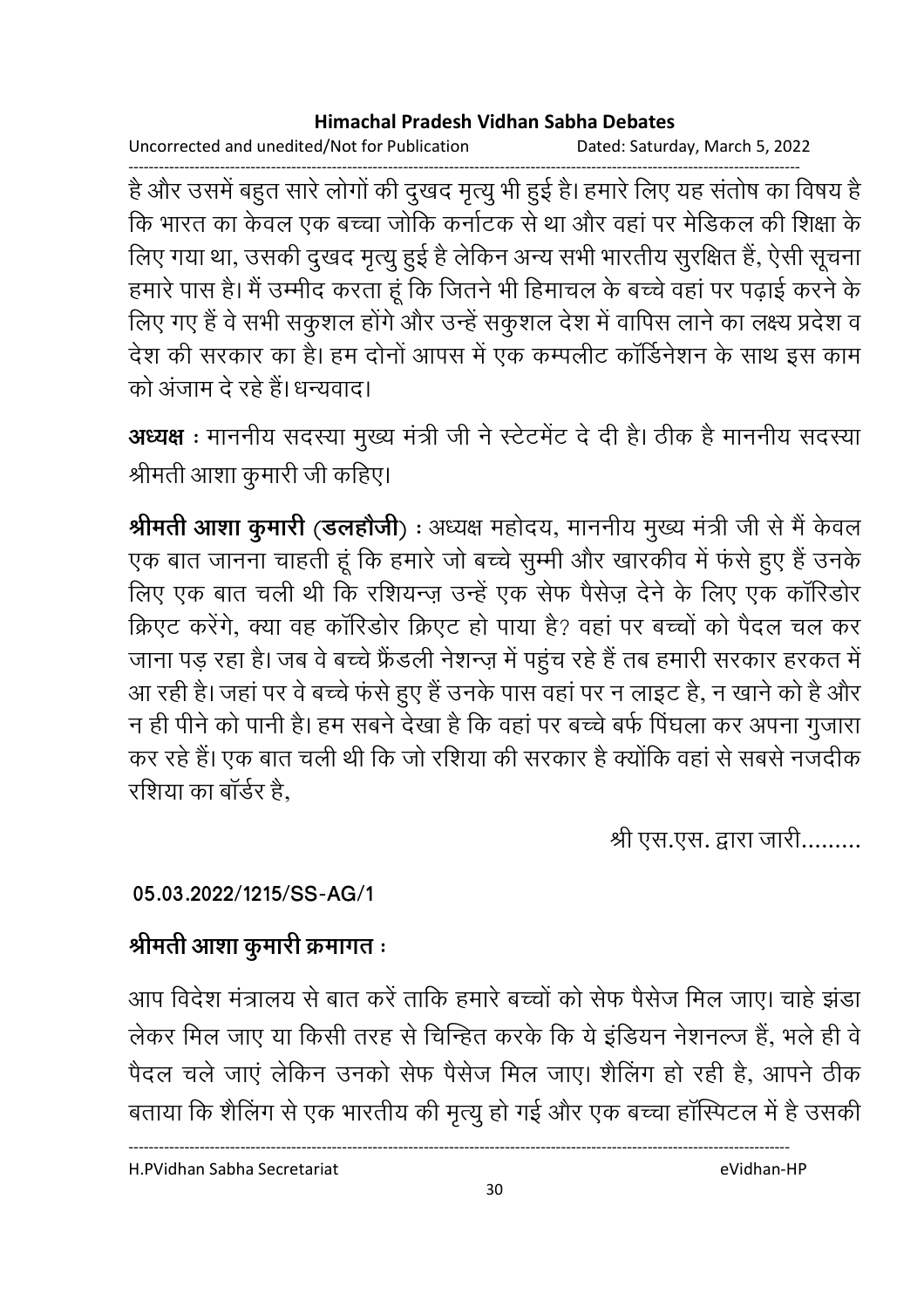है और उसमें बहुत सारे लोगों की दुखद मृत्यु भी हुई है। हमारे लिए यह संतोष का विषय है कि भारत का केवल एक बच्चा जोकि कर्नाटक से था और वहां पर मेडिकल की शिक्षा के लिए गया था, उसकी दुखद मृत्यु हुई है लेकिन अन्य सभी भारतीय सुरक्षित हैं, ऐसी सूचना हमारे पास है। मैं उम्मीद करता हूं कि जितने भी हिमाचल के बच्चे वहां पर पढ़ाई करने के लिए गए हैं वे सभी सकुशल होंगे और उन्हें सकुशल देश में वापिस लाने का लक्ष्य प्रदेश व देश की सरकार का है। हम दोनों आपस में एक कम्पलीट कॉर्डिनेशन के साथ इस काम को अंजाम दे रहे हैं। धन्यवाद।

**अध्यक्ष** : माननीय सदस्या मुख्य मंत्री जी ने स्टेटमेंट दे दी है। ठीक है माननीय सदस्या श्रीमती आशा कुमारी जी कहिए।

**श्रीमती आशा कुमारी (डलहौजी)** : अध्यक्ष महोदय, माननीय मुख्य मंत्री जी से मैं केवल एक बात जानना चाहती हूं कि हमारे जो बच्चे सुम्मी और खारकीव में फंसे हुए हैं उनके लिए एक बात चली थी कि रशियन्ज़ उन्हें एक सेफ पैसेज़ देने के लिए एक कॉरिडोर क्रिएट करेंगे, क्या वह कॉरिडोर क्रिएट हो पाया है? वहां पर बच्चों को पैदल चल कर जाना पड़ रहा है। जब वे बच्चे फ्रैंडली नेशन्ज़ में पहुंच रहे हैं तब हमारी सरकार हरकत में आ रही है। जहां पर वे बच्चे फंसे हुए हैं उनके पास वहां पर न लाइट है, न खाने को है और न ही पीने को पानी है। हम सबने देखा है कि वहां पर बच्चे बर्फ पिंघला कर अपना गुजारा कर रहे हैं। एक बात चली थी कि जो रशिया की सरकार है क्योंकि वहां से सबसे नजदीक रशिया का बॉर्डर है,

श्री एस.एस. द्वारा जारी.........

**05.03.2022/1215/SS-AG/1**

**श्रीमती आशा कुमारी क्रमागत :**

आप विदेश मंत्रालय से बात करें ताकि हमारे बच्चों को सेफ पैसेज मिल जाए। चाहे झंडा लेकर मिल जाए या किसी तरह से चिन्हित करके कि ये इंडियन नेशनल्ज हैं, भले ही वे पैदल चले जाएं लेकिन उनको सेफ पैसेज मिल जाए। शैलिंग हो रही है, आपने ठीक बताया कि शैलिंग से एक भारतीय की मृत्यु हो गई और एक बच्चा हॉस्पिटल में है उसकी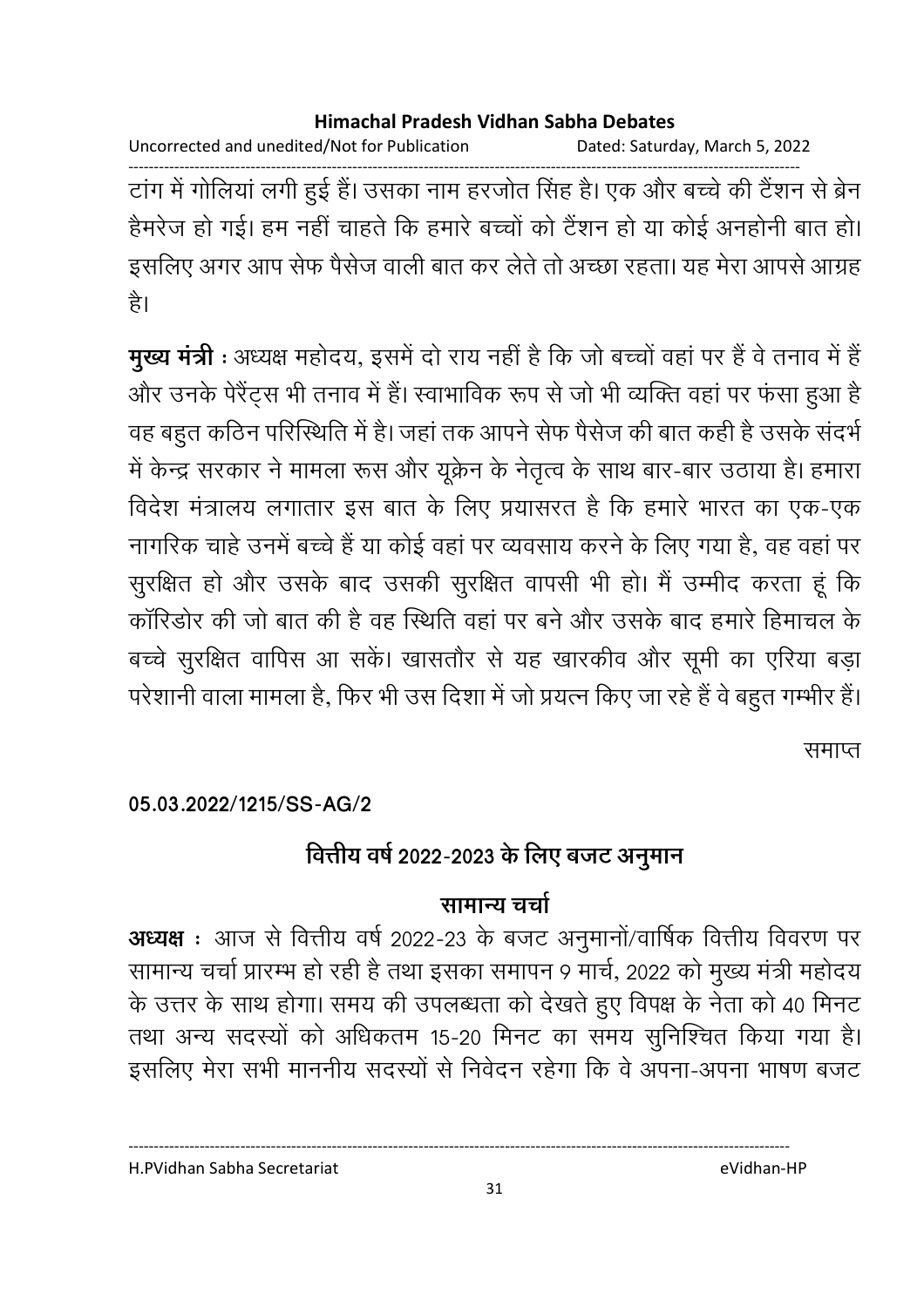टांग में गोलियां लगी हुई हैं। उसका नाम हरजोत सिंह है। एक और बच्चे की टैंशन से ब्रेन हैमरेज हो गई। हम नहीं चाहते कि हमारे बच्चों को टैंशन हो या कोई अनहोनी बात हो। इसलिए अगर आप सेफ पैसेज वाली बात कर लेते तो अच्छा रहता। यह मेरा आपसे आग्रह है।

**मुख्य मंत्री** : अध्यक्ष महोदय, इसमें दो राय नहीं है कि जो बच्चों वहां पर हैं वे तनाव में हैं और उनके पेरैंट्स भी तनाव में हैं। स्वाभाविक रूप से जो भी व्यक्ति वहां पर फंसा हुआ है वह बहुत कठिन परिस्थिति में है। जहां तक आपने सेफ पैसेज की बात कही है उसके संदर्भ में केन्द्र सरकार ने मामला रूस और यूक्रेन के नेतृत्व के साथ बार-बार उठाया है। हमारा विदेश मंत्रालय लगातार इस बात के लिए प्रयासरत है कि हमारे भारत का एक-एक नागरिक चाहे उनमें बच्चे हैं या कोई वहां पर व्यवसाय करने के लिए गया है, वह वहां पर सुरक्षित हो और उसके बाद उसकी सुरक्षित वापसी भी हो। मैं उम्मीद करता हूं कि कॉरिडोर की जो बात की है वह स्थिति वहां पर बने और उसके बाद हमारे हिमाचल के बच्चे सुरक्षित वापिस आ सकें। खासतौर से यह खारकीव और सूमी का एरिया बड़ा परेशानी वाला मामला है, फिर भी उस दिशा में जो प्रयत्न किए जा रहे हैं वे बहुत गम्भीर हैं।

समाप्त

**05.03.2022/1215/SS-AG/2**

## वित्तीय वर्ष 2022-2023 के लिए बजट अनुमान

### सामान्य चर्चा

**अध्यक्ष** : आज से वित्तीय वर्ष 2022-23 के बजट अनुमानों/वार्षिक वित्तीय विवरण पर सामान्य चर्चा प्रारम्भ हो रही है तथा इसका समापन 9 मार्च, 2022 को मुख्य मंत्री महोदय के उत्तर के साथ होगा। समय की उपलब्धता को देखते हुए विपक्ष के नेता को 40 मिनट तथा अन्य सदस्यों को अधिकतम 15-20 मिनट का समय सुनिश्चित किया गया है। इसलिए मेरा सभी माननीय सदस्यों से निवेदन रहेगा कि वे अपना-अपना भाषण बजट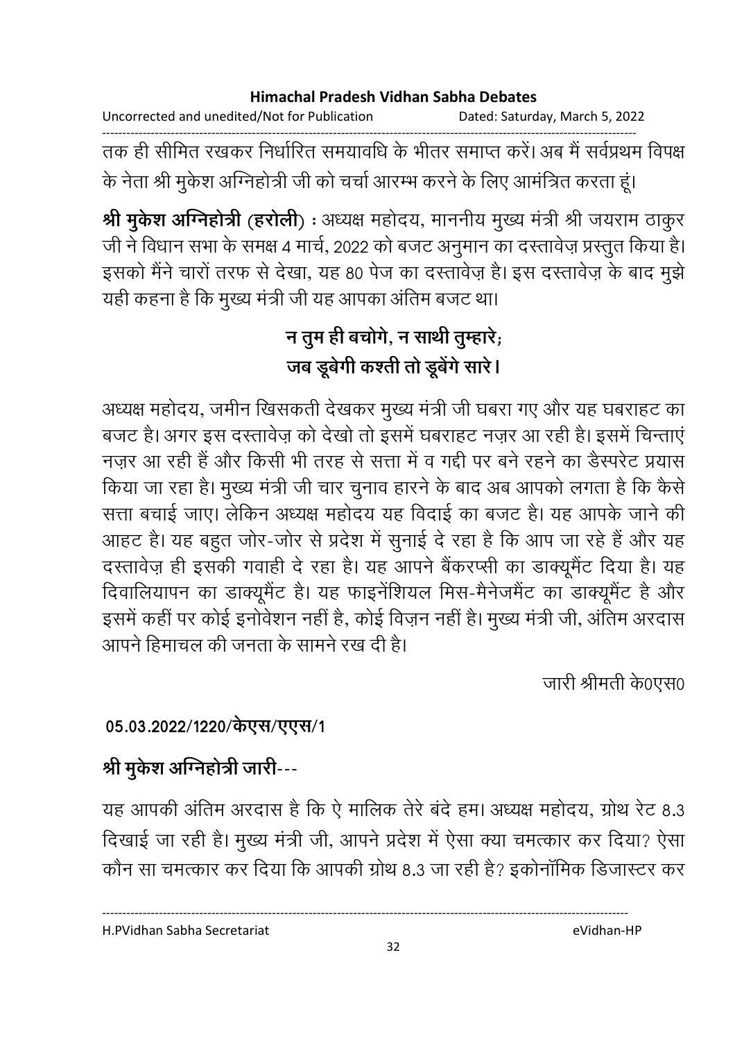तक ही सीमित रखकर निर्धारित समयावधि के भीतर समाप्त करें। अब मैं सर्वप्रथम विपक्ष के नेता श्री मुकेश अग्निहोत्री जी को चर्चा आरम्भ करने के लिए आमंत्रित करता हूं।

**श्री मुकेश अग्निहोत्री (हरोली)** : अध्यक्ष महोदय, माननीय मुख्य मंत्री श्री जयराम ठाकुर जी ने विधान सभा के समक्ष 4 मार्च, 2022 को बजट अनुमान का दस्तावेज़ प्रस्तुत किया है। इसको मैंने चारों तरफ से देखा, यह 80 पेज का दस्तावेज़ है। इस दस्तावेज़ के बाद मुझे यही कहना है कि मुख्य मंत्री जी यह आपका अंतिम बजट था।

**न तुम ही बचोगे, न साथी तुम्हारे;**
**जब डूबेगी कश्ती तो डूबेंगे सारे।**

अध्यक्ष महोदय, जमीन खिसकती देखकर मुख्य मंत्री जी घबरा गए और यह घबराहट का बजट है। अगर इस दस्तावेज़ को देखो तो इसमें घबराहट नज़र आ रही है। इसमें चिन्ताएं नज़र आ रही हैं और किसी भी तरह से सत्ता में व गद्दी पर बने रहने का डैस्परेट प्रयास किया जा रहा है। मुख्य मंत्री जी चार चुनाव हारने के बाद अब आपको लगता है कि कैसे सत्ता बचाई जाए। लेकिन अध्यक्ष महोदय यह विदाई का बजट है। यह आपके जाने की आहट है। यह बहुत जोर-जोर से प्रदेश में सुनाई दे रहा है कि आप जा रहे हैं और यह दस्तावेज़ ही इसकी गवाही दे रहा है। यह आपने बैंकरप्सी का डाक्यूमैंट दिया है। यह दिवालियापन का डाक्यूमैंट है। यह फाइनेंशियल मिस-मैनेजमैंट का डाक्यूमैंट है और इसमें कहीं पर कोई इनोवेशन नहीं है, कोई विज़न नहीं है। मुख्य मंत्री जी, अंतिम अरदास आपने हिमाचल की जनता के सामने रख दी है।

जारी श्रीमती के0एस0

**05.03.2022/1220/केएस/एएस/1**

**श्री मुकेश अग्निहोत्री जारी**---

यह आपकी अंतिम अरदास है कि ऐ मालिक तेरे बंदे हम। अध्यक्ष महोदय, ग्रोथ रेट 8.3 दिखाई जा रही है। मुख्य मंत्री जी, आपने प्रदेश में ऐसा क्या चमत्कार कर दिया? ऐसा कौन सा चमत्कार कर दिया कि आपकी ग्रोथ 8.3 जा रही है? इकोनॉमिक डिजास्टर कर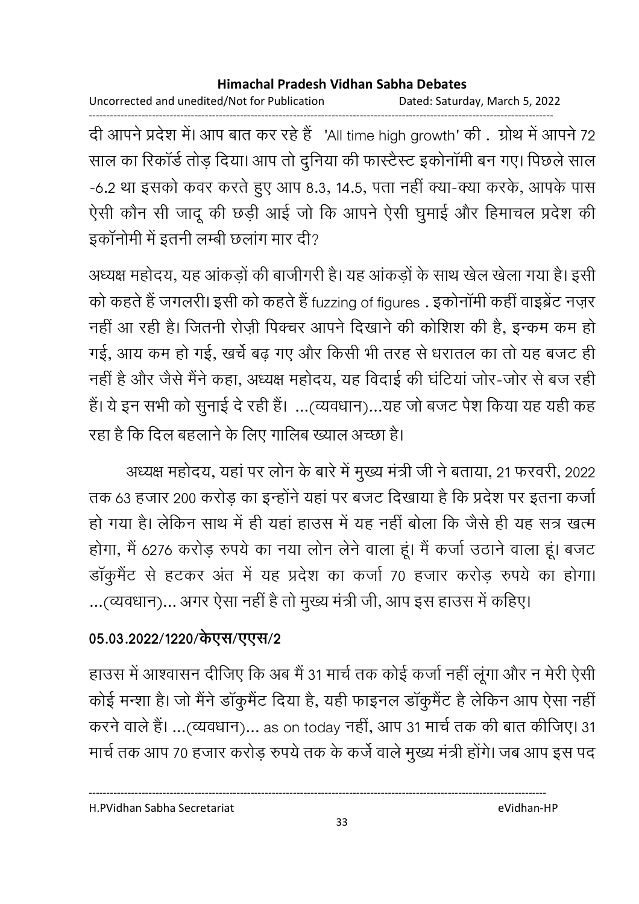दी आपने प्रदेश में। आप बात कर रहे हैं 'All time high growth' की . ग्रोथ में आपने 72 साल का रिकॉर्ड तोड़ दिया। आप तो दुनिया की फास्टैस्ट इकोनॉमी बन गए। पिछले साल -6.2 था इसको कवर करते हुए आप 8.3, 14.5, पता नहीं क्या-क्या करके, आपके पास ऐसी कौन सी जादू की छड़ी आई जो कि आपने ऐसी घुमाई और हिमाचल प्रदेश की इकॉनोमी में इतनी लम्बी छलांग मार दी?

अध्यक्ष महोदय, यह आंकड़ों की बाजीगरी है। यह आंकड़ों के साथ खेल खेला गया है। इसी को कहते हैं जगलरी। इसी को कहते हैं fuzzing of figures . इकोनॉमी कहीं वाइब्रेंट नज़र नहीं आ रही है। जितनी रोज़ी पिक्चर आपने दिखाने की कोशिश की है, इन्कम कम हो गई, आय कम हो गई, खर्चे बढ़ गए और किसी भी तरह से धरातल का तो यह बजट ही नहीं है और जैसे मैंने कहा, अध्यक्ष महोदय, यह विदाई की घंटियां जोर-जोर से बज रही हैं। ये इन सभी को सुनाई दे रही हैं। ...(व्यवधान)...यह जो बजट पेश किया यह यही कह रहा है कि दिल बहलाने के लिए गालिब ख्याल अच्छा है।

अध्यक्ष महोदय, यहां पर लोन के बारे में मुख्य मंत्री जी ने बताया, 21 फरवरी, 2022 तक 63 हजार 200 करोड़ का इन्होंने यहां पर बजट दिखाया है कि प्रदेश पर इतना कर्जा हो गया है। लेकिन साथ में ही यहां हाउस में यह नहीं बोला कि जैसे ही यह सत्र खत्म होगा, मैं 6276 करोड़ रुपये का नया लोन लेने वाला हूं। मैं कर्जा उठाने वाला हूं। बजट डॉकुमैंट से हटकर अंत में यह प्रदेश का कर्जा 70 हजार करोड़ रुपये का होगा। ...(व्यवधान)... अगर ऐसा नहीं है तो मुख्य मंत्री जी, आप इस हाउस में कहिए।

**05.03.2022/1220/केएस/एएस/2**

हाउस में आश्वासन दीजिए कि अब मैं 31 मार्च तक कोई कर्जा नहीं लूंगा और न मेरी ऐसी कोई मन्शा है। जो मैंने डॉकुमैंट दिया है, यही फाइनल डॉकुमैंट है लेकिन आप ऐसा नहीं करने वाले हैं। ...(व्यवधान)... as on today नहीं, आप 31 मार्च तक की बात कीजिए। 31 मार्च तक आप 70 हजार करोड़ रुपये तक के कर्जे वाले मुख्य मंत्री होंगे। जब आप इस पद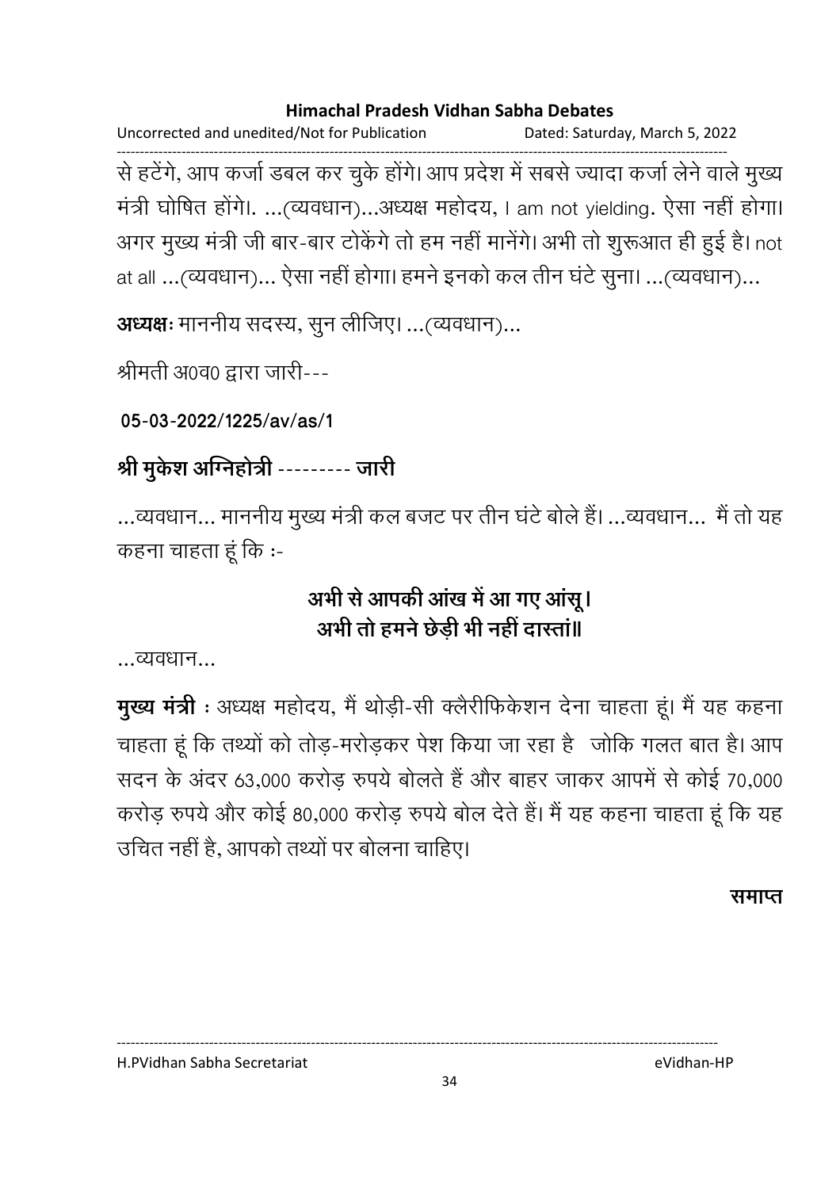से हटेंगे, आप कर्जा डबल कर चुके होंगे। आप प्रदेश में सबसे ज्यादा कर्जा लेने वाले मुख्य मंत्री घोषित होंगे।. ...(व्यवधान)...अध्यक्ष महोदय, I am not yielding. ऐसा नहीं होगा। अगर मुख्य मंत्री जी बार-बार टोकेंगे तो हम नहीं मानेंगे। अभी तो शुरूआत ही हुई है। not at all ...(व्यवधान)... ऐसा नहीं होगा। हमने इनको कल तीन घंटे सुना। ...(व्यवधान)...

**अध्यक्षः** माननीय सदस्य, सुन लीजिए। ...(व्यवधान)...

श्रीमती अ0व0 द्वारा जारी---

**05-03-2022/1225/av/as/1**

**श्री मुकेश अग्निहोत्री --------- जारी**

...व्यवधान... माननीय मुख्य मंत्री कल बजट पर तीन घंटे बोले हैं। ...व्यवधान... मैं तो यह कहना चाहता हूं कि :-

**अभी से आपकी आंख में आ गए आंसू।**
**अभी तो हमने छेड़ी भी नहीं दास्तां॥**

...व्यवधान...

**मुख्य मंत्री** : अध्यक्ष महोदय, मैं थोड़ी-सी क्लैरीफिकेशन देना चाहता हूं। मैं यह कहना चाहता हूं कि तथ्यों को तोड़-मरोड़कर पेश किया जा रहा है जोकि गलत बात है। आप सदन के अंदर 63,000 करोड़ रुपये बोलते हैं और बाहर जाकर आपमें से कोई 70,000 करोड़ रुपये और कोई 80,000 करोड़ रुपये बोल देते हैं। मैं यह कहना चाहता हूं कि यह उचित नहीं है, आपको तथ्यों पर बोलना चाहिए।

**समाप्त**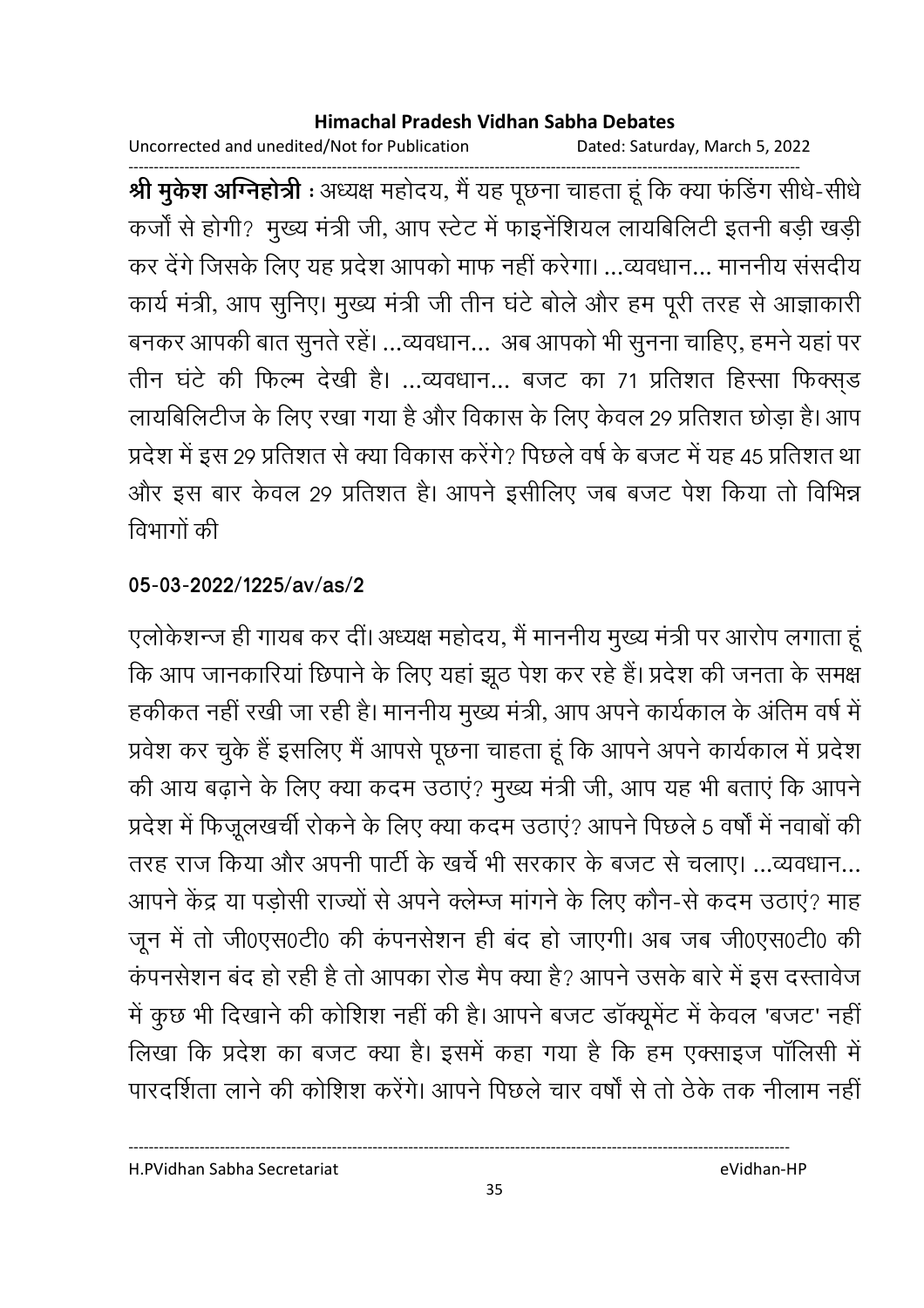**श्री मुकेश अग्निहोत्री** : अध्यक्ष महोदय, मैं यह पूछना चाहता हूं कि क्या फंडिंग सीधे-सीधे कर्जों से होगी? मुख्य मंत्री जी, आप स्टेट में फाइनेंशियल लायबिलिटी इतनी बड़ी खड़ी कर देंगे जिसके लिए यह प्रदेश आपको माफ नहीं करेगा। ...व्यवधान... माननीय संसदीय कार्य मंत्री, आप सुनिए। मुख्य मंत्री जी तीन घंटे बोले और हम पूरी तरह से आज्ञाकारी बनकर आपकी बात सुनते रहें। ...व्यवधान... अब आपको भी सुनना चाहिए, हमने यहां पर तीन घंटे की फिल्म देखी है। ...व्यवधान... बजट का 71 प्रतिशत हिस्सा फिक्स्ड लायबिलिटीज के लिए रखा गया है और विकास के लिए केवल 29 प्रतिशत छोड़ा है। आप प्रदेश में इस 29 प्रतिशत से क्या विकास करेंगे? पिछले वर्ष के बजट में यह 45 प्रतिशत था और इस बार केवल 29 प्रतिशत है। आपने इसीलिए जब बजट पेश किया तो विभिन्न विभागों की

**05-03-2022/1225/av/as/2**

एलोकेशन्ज ही गायब कर दीं। अध्यक्ष महोदय, मैं माननीय मुख्य मंत्री पर आरोप लगाता हूं कि आप जानकारियां छिपाने के लिए यहां झूठ पेश कर रहे हैं। प्रदेश की जनता के समक्ष हकीकत नहीं रखी जा रही है। माननीय मुख्य मंत्री, आप अपने कार्यकाल के अंतिम वर्ष में प्रवेश कर चुके हैं इसलिए मैं आपसे पूछना चाहता हूं कि आपने अपने कार्यकाल में प्रदेश की आय बढ़ाने के लिए क्या कदम उठाएं? मुख्य मंत्री जी, आप यह भी बताएं कि आपने प्रदेश में फिजूलखर्ची रोकने के लिए क्या कदम उठाएं? आपने पिछले 5 वर्षों में नवाबों की तरह राज किया और अपनी पार्टी के खर्चे भी सरकार के बजट से चलाए। ...व्यवधान... आपने केंद्र या पड़ोसी राज्यों से अपने क्लेम्ज मांगने के लिए कौन-से कदम उठाएं? माह जून में तो जी0एस0टी0 की कंपनसेशन ही बंद हो जाएगी। अब जब जी0एस0टी0 की कंपनसेशन बंद हो रही है तो आपका रोड मैप क्या है? आपने उसके बारे में इस दस्तावेज में कुछ भी दिखाने की कोशिश नहीं की है। आपने बजट डॉक्यूमेंट में केवल 'बजट' नहीं लिखा कि प्रदेश का बजट क्या है। इसमें कहा गया है कि हम एक्साइज पॉलिसी में पारदर्शिता लाने की कोशिश करेंगे। आपने पिछले चार वर्षों से तो ठेके तक नीलाम नहीं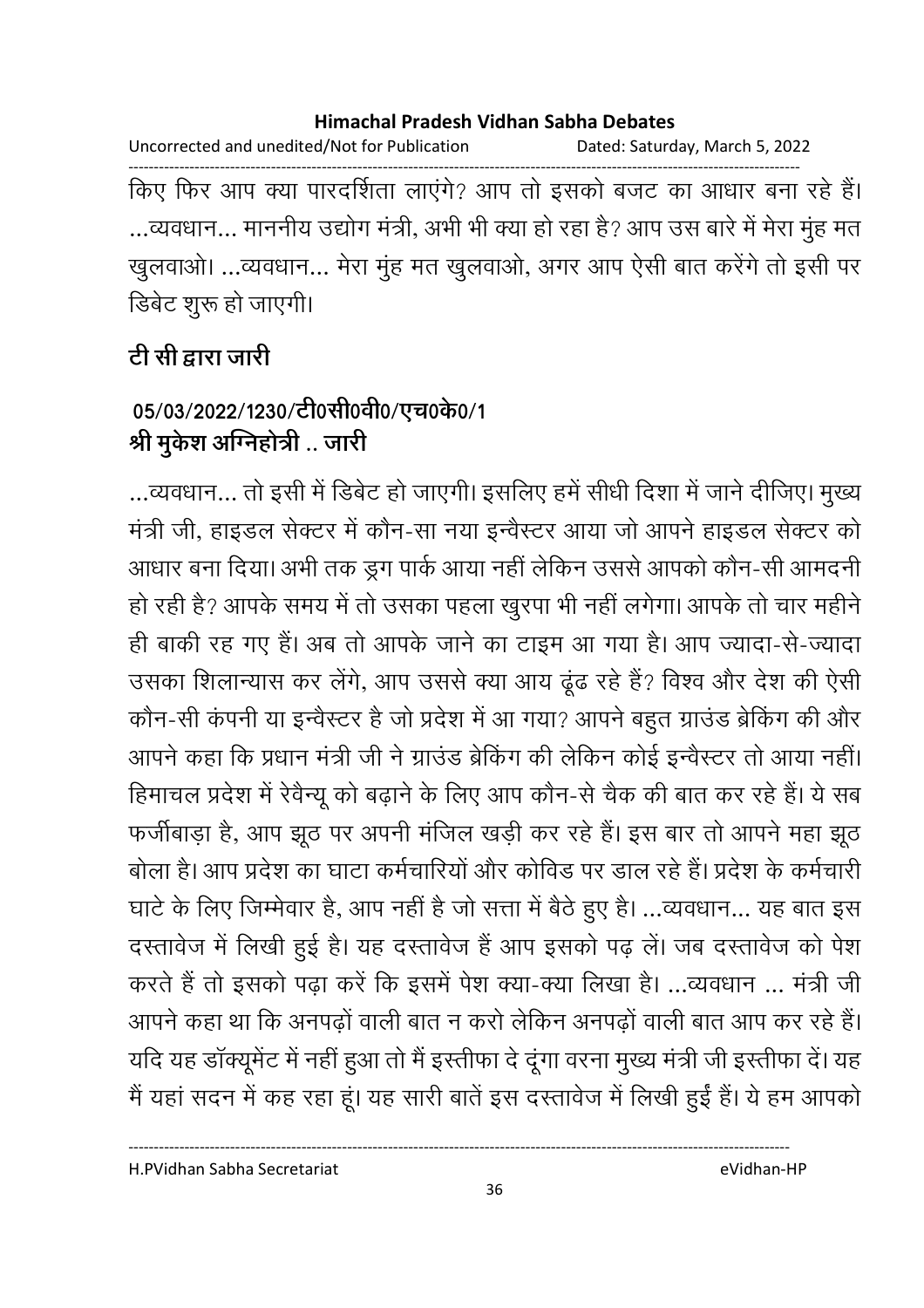किए फिर आप क्या पारदर्शिता लाएंगे? आप तो इसको बजट का आधार बना रहे हैं। ...व्यवधान... माननीय उद्योग मंत्री, अभी भी क्या हो रहा है? आप उस बारे में मेरा मुंह मत खुलवाओ। ...व्यवधान... मेरा मुंह मत खुलवाओ, अगर आप ऐसी बात करेंगे तो इसी पर डिबेट शुरू हो जाएगी।

**टी सी द्वारा जारी**

**05/03/2022/1230/टी0सी0वी0/एच0के0/1**
**श्री मुकेश अग्निहोत्री .. जारी**

...व्यवधान... तो इसी में डिबेट हो जाएगी। इसलिए हमें सीधी दिशा में जाने दीजिए। मुख्य मंत्री जी, हाइडल सेक्टर में कौन-सा नया इन्वैस्टर आया जो आपने हाइडल सेक्टर को आधार बना दिया। अभी तक ड्रग पार्क आया नहीं लेकिन उससे आपको कौन-सी आमदनी हो रही है? आपके समय में तो उसका पहला खुरपा भी नहीं लगेगा। आपके तो चार महीने ही बाकी रह गए हैं। अब तो आपके जाने का टाइम आ गया है। आप ज्यादा-से-ज्यादा उसका शिलान्यास कर लेंगे, आप उससे क्या आय ढूंढ रहे हैं? विश्व और देश की ऐसी कौन-सी कंपनी या इन्वैस्टर है जो प्रदेश में आ गया? आपने बहुत ग्राउंड ब्रेकिंग की और आपने कहा कि प्रधान मंत्री जी ने ग्राउंड ब्रेकिंग की लेकिन कोई इन्वैस्टर तो आया नहीं। हिमाचल प्रदेश में रेवैन्यू को बढ़ाने के लिए आप कौन-से चैक की बात कर रहे हैं। ये सब फर्जीबाड़ा है, आप झूठ पर अपनी मंजिल खड़ी कर रहे हैं। इस बार तो आपने महा झूठ बोला है। आप प्रदेश का घाटा कर्मचारियों और कोविड पर डाल रहे हैं। प्रदेश के कर्मचारी घाटे के लिए जिम्मेवार है, आप नहीं है जो सत्ता में बैठे हुए है। ...व्यवधान... यह बात इस दस्तावेज में लिखी हुई है। यह दस्तावेज हैं आप इसको पढ़ लें। जब दस्तावेज को पेश करते हैं तो इसको पढ़ा करें कि इसमें पेश क्या-क्या लिखा है। ...व्यवधान ... मंत्री जी आपने कहा था कि अनपढ़ों वाली बात न करो लेकिन अनपढ़ों वाली बात आप कर रहे हैं। यदि यह डॉक्यूमेंट में नहीं हुआ तो मैं इस्तीफा दे दूंगा वरना मुख्य मंत्री जी इस्तीफा दें। यह मैं यहां सदन में कह रहा हूं। यह सारी बातें इस दस्तावेज में लिखी हुईं हैं। ये हम आपको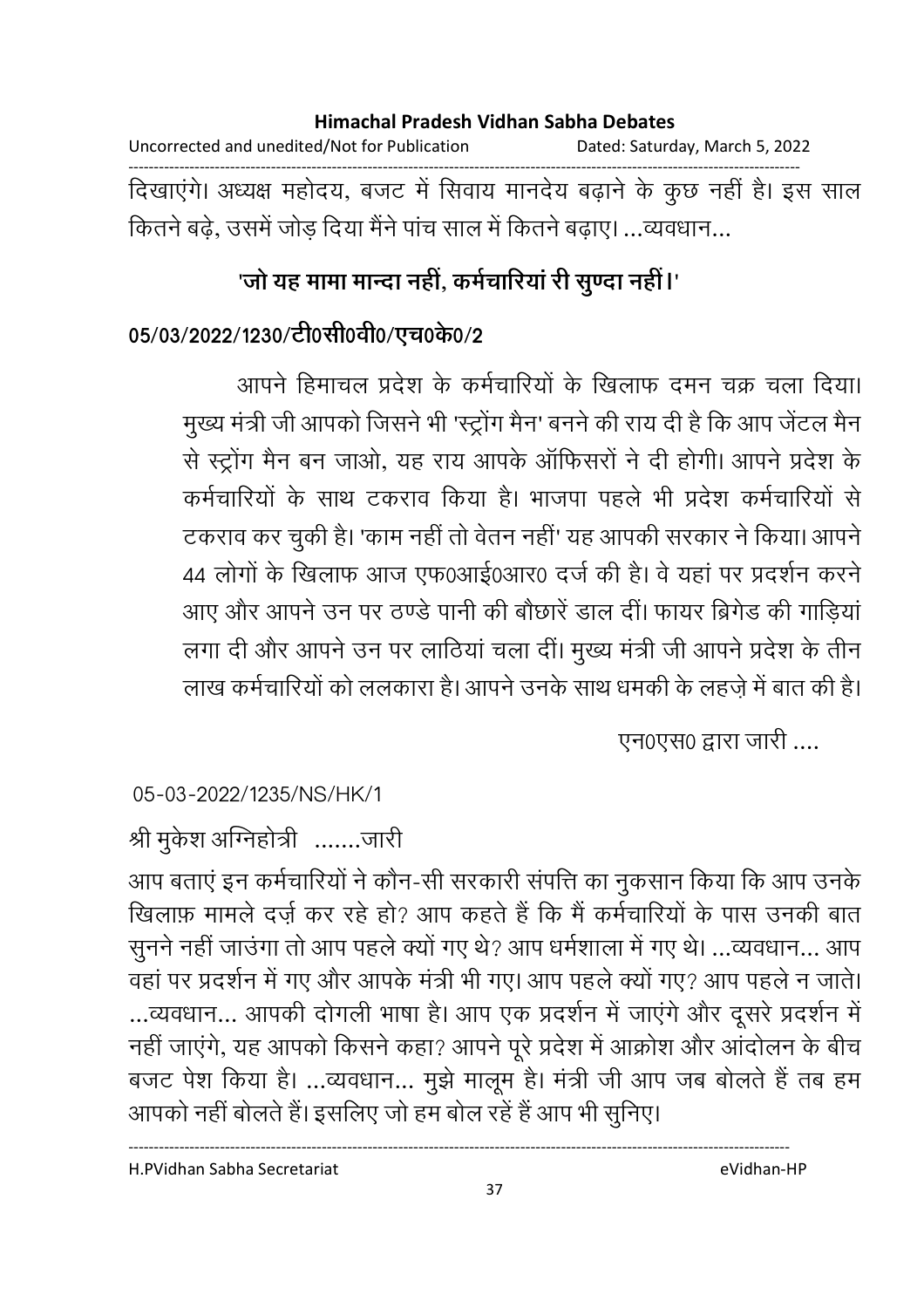दिखाएंगे। अध्यक्ष महोदय, बजट में सिवाय मानदेय बढ़ाने के कुछ नहीं है। इस साल कितने बढ़े, उसमें जोड़ दिया मैंने पांच साल में कितने बढ़ाए। ...व्यवधान...

**'जो यह मामा मान्दा नहीं, कर्मचारियां री सुण्दा नहीं।'**

**05/03/2022/1230/टी0सी0वी0/एच0के0/2**

आपने हिमाचल प्रदेश के कर्मचारियों के खिलाफ दमन चक्र चला दिया। मुख्य मंत्री जी आपको जिसने भी 'स्ट्रोंग मैन' बनने की राय दी है कि आप जेंटल मैन से स्ट्रोंग मैन बन जाओ, यह राय आपके ऑफिसरों ने दी होगी। आपने प्रदेश के कर्मचारियों के साथ टकराव किया है। भाजपा पहले भी प्रदेश कर्मचारियों से टकराव कर चुकी है। 'काम नहीं तो वेतन नहीं' यह आपकी सरकार ने किया। आपने 44 लोगों के खिलाफ आज एफ0आई0आर0 दर्ज की है। वे यहां पर प्रदर्शन करने आए और आपने उन पर ठण्डे पानी की बौछारें डाल दीं। फायर ब्रिगेड की गाड़ियां लगा दी और आपने उन पर लाठियां चला दीं। मुख्य मंत्री जी आपने प्रदेश के तीन लाख कर्मचारियों को ललकारा है। आपने उनके साथ धमकी के लहज़े में बात की है।

एन0एस0 द्वारा जारी ....

05-03-2022/1235/NS/HK/1

श्री मुकेश अग्निहोत्री .......जारी

आप बताएं इन कर्मचारियों ने कौन-सी सरकारी संपत्ति का नुकसान किया कि आप उनके खिलाफ़ मामले दर्ज़ कर रहे हो? आप कहते हैं कि मैं कर्मचारियों के पास उनकी बात सुनने नहीं जाउंगा तो आप पहले क्यों गए थे? आप धर्मशाला में गए थे। ...व्यवधान... आप वहां पर प्रदर्शन में गए और आपके मंत्री भी गए। आप पहले क्यों गए? आप पहले न जाते। ...व्यवधान... आपकी दोगली भाषा है। आप एक प्रदर्शन में जाएंगे और दूसरे प्रदर्शन में नहीं जाएंगे, यह आपको किसने कहा? आपने पूरे प्रदेश में आक्रोश और आंदोलन के बीच बजट पेश किया है। ...व्यवधान... मुझे मालूम है। मंत्री जी आप जब बोलते हैं तब हम आपको नहीं बोलते हैं। इसलिए जो हम बोल रहें हैं आप भी सुनिए।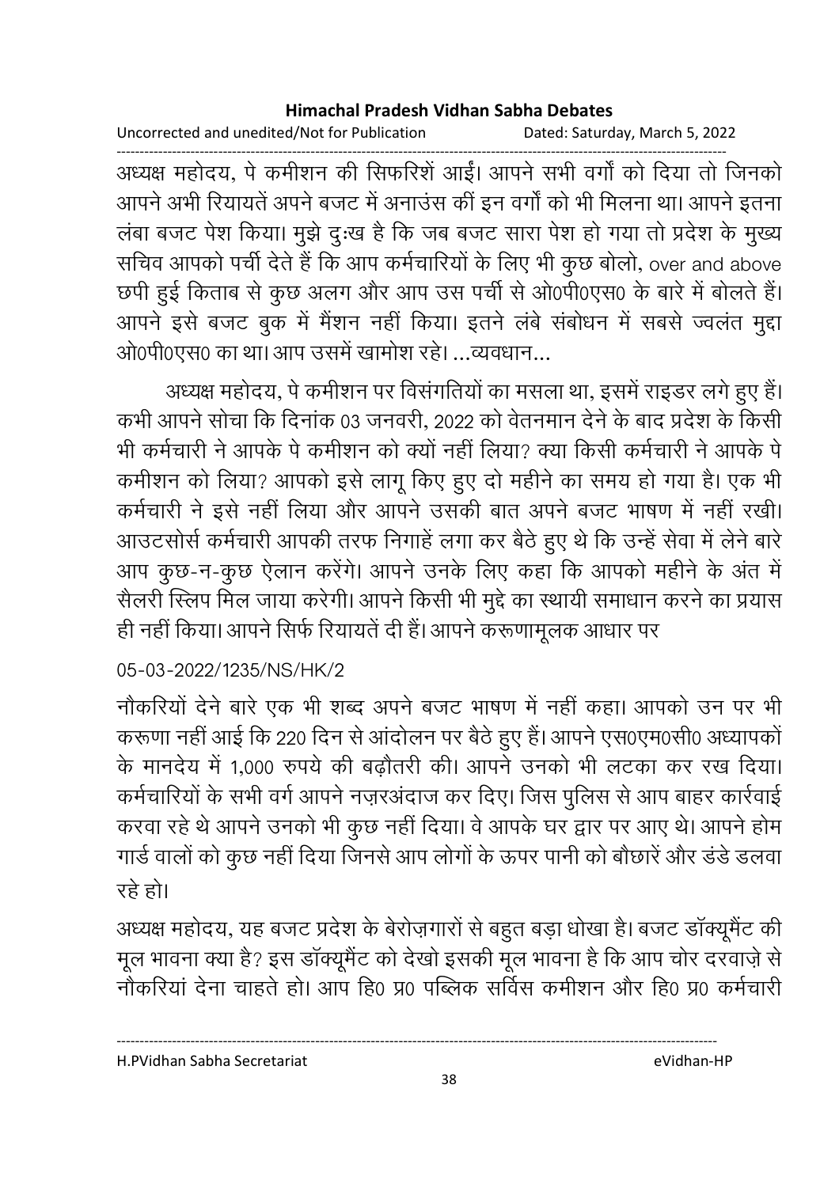अध्यक्ष महोदय, पे कमीशन की सिफरिशें आईं। आपने सभी वर्गों को दिया तो जिनको आपने अभी रियायतें अपने बजट में अनाउंस कीं इन वर्गों को भी मिलना था। आपने इतना लंबा बजट पेश किया। मुझे दुःख है कि जब बजट सारा पेश हो गया तो प्रदेश के मुख्य सचिव आपको पर्ची देते हैं कि आप कर्मचारियों के लिए भी कुछ बोलो, over and above छपी हुई किताब से कुछ अलग और आप उस पर्ची से ओ0पी0एस0 के बारे में बोलते हैं। आपने इसे बजट बुक में मैंशन नहीं किया। इतने लंबे संबोधन में सबसे ज्वलंत मुद्दा ओ0पी0एस0 का था। आप उसमें खामोश रहे। ...व्यवधान...

अध्यक्ष महोदय, पे कमीशन पर विसंगतियों का मसला था, इसमें राइडर लगे हुए हैं। कभी आपने सोचा कि दिनांक 03 जनवरी, 2022 को वेतनमान देने के बाद प्रदेश के किसी भी कर्मचारी ने आपके पे कमीशन को क्यों नहीं लिया? क्या किसी कर्मचारी ने आपके पे कमीशन को लिया? आपको इसे लागू किए हुए दो महीने का समय हो गया है। एक भी कर्मचारी ने इसे नहीं लिया और आपने उसकी बात अपने बजट भाषण में नहीं रखी। आउटसोर्स कर्मचारी आपकी तरफ निगाहें लगा कर बैठे हुए थे कि उन्हें सेवा में लेने बारे आप कुछ-न-कुछ ऐलान करेंगे। आपने उनके लिए कहा कि आपको महीने के अंत में सैलरी स्लिप मिल जाया करेगी। आपने किसी भी मुद्दे का स्थायी समाधान करने का प्रयास ही नहीं किया। आपने सिर्फ रियायतें दी हैं। आपने करूणामूलक आधार पर

05-03-2022/1235/NS/HK/2

नौकरियों देने बारे एक भी शब्द अपने बजट भाषण में नहीं कहा। आपको उन पर भी करूणा नहीं आई कि 220 दिन से आंदोलन पर बैठे हुए हैं। आपने एस0एम0सी0 अध्यापकों के मानदेय में 1,000 रुपये की बढ़ौतरी की। आपने उनको भी लटका कर रख दिया। कर्मचारियों के सभी वर्ग आपने नज़रअंदाज कर दिए। जिस पुलिस से आप बाहर कार्रवाई करवा रहे थे आपने उनको भी कुछ नहीं दिया। वे आपके घर द्वार पर आए थे। आपने होम गार्ड वालों को कुछ नहीं दिया जिनसे आप लोगों के ऊपर पानी को बौछारें और डंडे डलवा रहे हो।

अध्यक्ष महोदय, यह बजट प्रदेश के बेरोज़गारों से बहुत बड़ा धोखा है। बजट डॉक्यूमैंट की मूल भावना क्या है? इस डॉक्यूमैंट को देखो इसकी मूल भावना है कि आप चोर दरवाज़े से नौकरियां देना चाहते हो। आप हि0 प्र0 पब्लिक सर्विस कमीशन और हि0 प्र0 कर्मचारी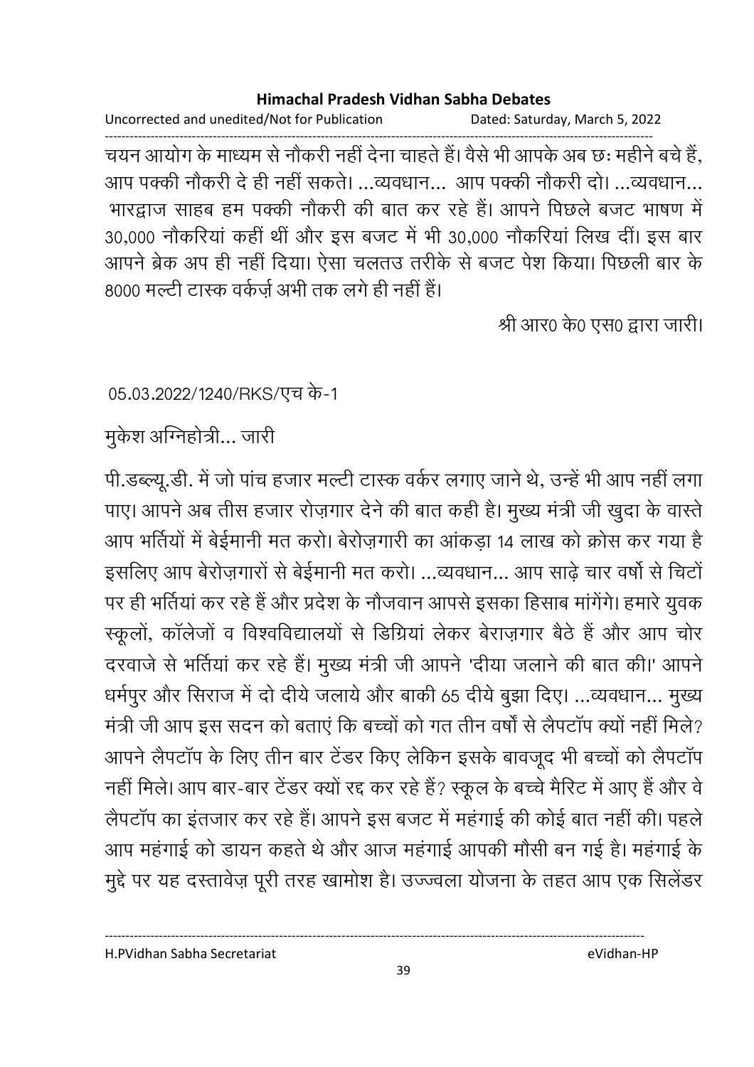चयन आयोग के माध्यम से नौकरी नहीं देना चाहते हैं। वैसे भी आपके अब छः महीने बचे हैं, आप पक्की नौकरी दे ही नहीं सकते। ...व्यवधान... आप पक्की नौकरी दो। ...व्यवधान... भारद्वाज साहब हम पक्की नौकरी की बात कर रहे हैं। आपने पिछले बजट भाषण में 30,000 नौकरियां कहीं थीं और इस बजट में भी 30,000 नौकरियां लिख दीं। इस बार आपने ब्रेक अप ही नहीं दिया। ऐसा चलतउ तरीके से बजट पेश किया। पिछली बार के 8000 मल्टी टास्क वर्कर्ज़ अभी तक लगे ही नहीं हैं।

श्री आर0 के0 एस0 द्वारा जारी।

05.03.2022/1240/RKS/एच के-1

मुकेश अग्निहोत्री... जारी

पी.डब्ल्यू.डी. में जो पांच हजार मल्टी टास्क वर्कर लगाए जाने थे, उन्हें भी आप नहीं लगा पाए। आपने अब तीस हजार रोज़गार देने की बात कही है। मुख्य मंत्री जी खुदा के वास्ते आप भर्तियों में बेईमानी मत करो। बेरोज़गारी का आंकड़ा 14 लाख को क्रोस कर गया है इसलिए आप बेरोज़गारों से बेईमानी मत करो। ...व्यवधान... आप साढ़े चार वर्षो से चिटों पर ही भर्तियां कर रहे हैं और प्रदेश के नौजवान आपसे इसका हिसाब मांगेंगे। हमारे युवक स्कूलों, कॉलेजों व विश्वविद्यालयों से डिग्रियां लेकर बेराज़गार बैठे हैं और आप चोर दरवाजे से भर्तियां कर रहे हैं। मुख्य मंत्री जी आपने 'दीया जलाने की बात की।' आपने धर्मपुर और सिराज में दो दीये जलाये और बाकी 65 दीये बुझा दिए। ...व्यवधान... मुख्य मंत्री जी आप इस सदन को बताएं कि बच्चों को गत तीन वर्षों से लैपटॉप क्यों नहीं मिले? आपने लैपटॉप के लिए तीन बार टेंडर किए लेकिन इसके बावजूद भी बच्चों को लैपटॉप नहीं मिले। आप बार-बार टेंडर क्यों रद्द कर रहे हैं? स्कूल के बच्चे मैरिट में आए हैं और वे लैपटॉप का इंतजार कर रहे हैं। आपने इस बजट में महंगाई की कोई बात नहीं की। पहले आप महंगाई को डायन कहते थे और आज महंगाई आपकी मौसी बन गई है। महंगाई के मुद्दे पर यह दस्तावेज़ पूरी तरह खामोश है। उज्ज्वला योजना के तहत आप एक सिलेंडर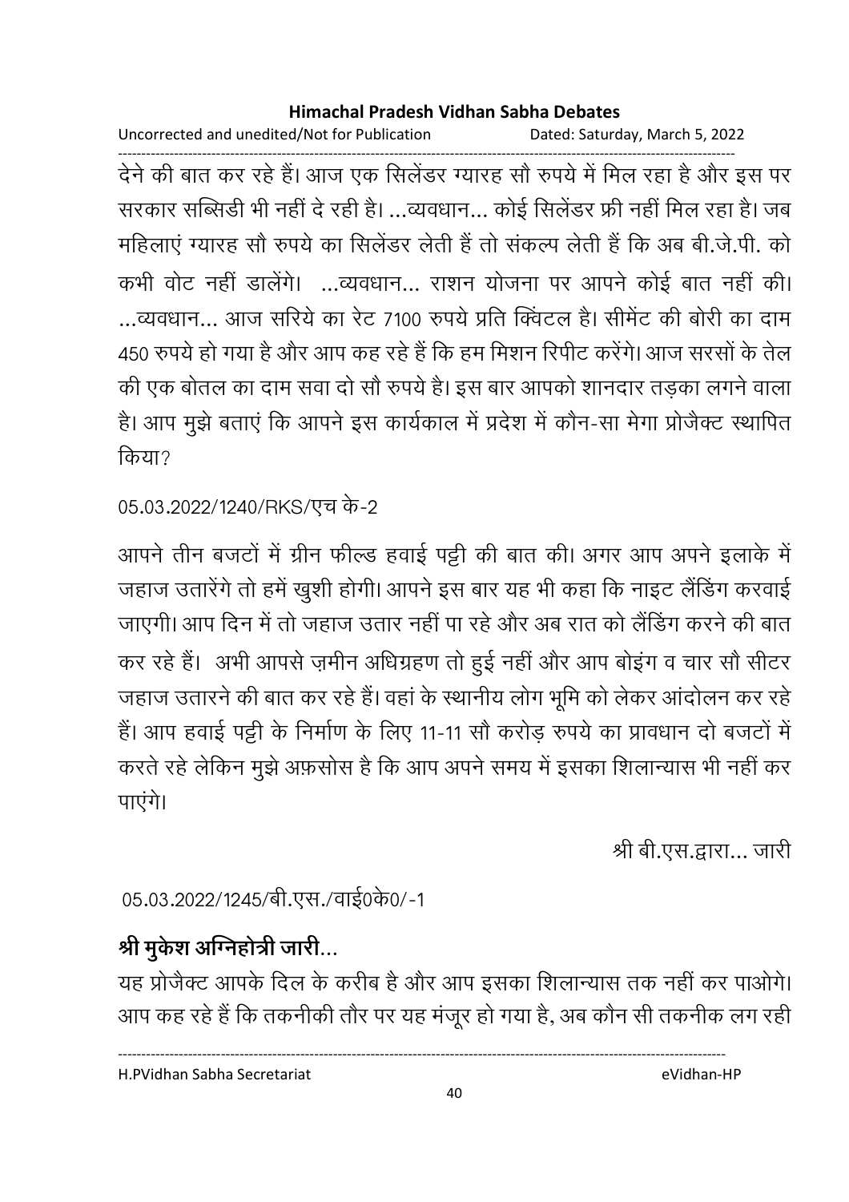देने की बात कर रहे हैं। आज एक सिलेंडर ग्यारह सौ रुपये में मिल रहा है और इस पर सरकार सब्सिडी भी नहीं दे रही है। ...व्यवधान... कोई सिलेंडर फ्री नहीं मिल रहा है। जब महिलाएं ग्यारह सौ रुपये का सिलेंडर लेती हैं तो संकल्प लेती हैं कि अब बी.जे.पी. को कभी वोट नहीं डालेंगे। ...व्यवधान... राशन योजना पर आपने कोई बात नहीं की। ...व्यवधान... आज सरिये का रेट 7100 रुपये प्रति क्विंटल है। सीमेंट की बोरी का दाम 450 रुपये हो गया है और आप कह रहे हैं कि हम मिशन रिपीट करेंगे। आज सरसों के तेल की एक बोतल का दाम सवा दो सौ रुपये है। इस बार आपको शानदार तड़का लगने वाला है। आप मुझे बताएं कि आपने इस कार्यकाल में प्रदेश में कौन-सा मेगा प्रोजैक्ट स्थापित किया?

05.03.2022/1240/RKS/एच के-2

आपने तीन बजटों में ग्रीन फील्ड हवाई पट्टी की बात की। अगर आप अपने इलाके में जहाज उतारेंगे तो हमें खुशी होगी। आपने इस बार यह भी कहा कि नाइट लैंडिंग करवाई जाएगी। आप दिन में तो जहाज उतार नहीं पा रहे और अब रात को लैंडिंग करने की बात कर रहे हैं। अभी आपसे ज़मीन अधिग्रहण तो हुई नहीं और आप बोइंग व चार सौ सीटर जहाज उतारने की बात कर रहे हैं। वहां के स्थानीय लोग भूमि को लेकर आंदोलन कर रहे हैं। आप हवाई पट्टी के निर्माण के लिए 11-11 सौ करोड़ रुपये का प्रावधान दो बजटों में करते रहे लेकिन मुझे अफ़सोस है कि आप अपने समय में इसका शिलान्यास भी नहीं कर पाएंगे।

श्री बी.एस.द्वारा... जारी

05.03.2022/1245/बी.एस./वाई0के0/-1

**श्री मुकेश अग्निहोत्री जारी...**

यह प्रोजैक्ट आपके दिल के करीब है और आप इसका शिलान्यास तक नहीं कर पाओगे। आप कह रहे हैं कि तकनीकी तौर पर यह मंजूर हो गया है, अब कौन सी तकनीक लग रही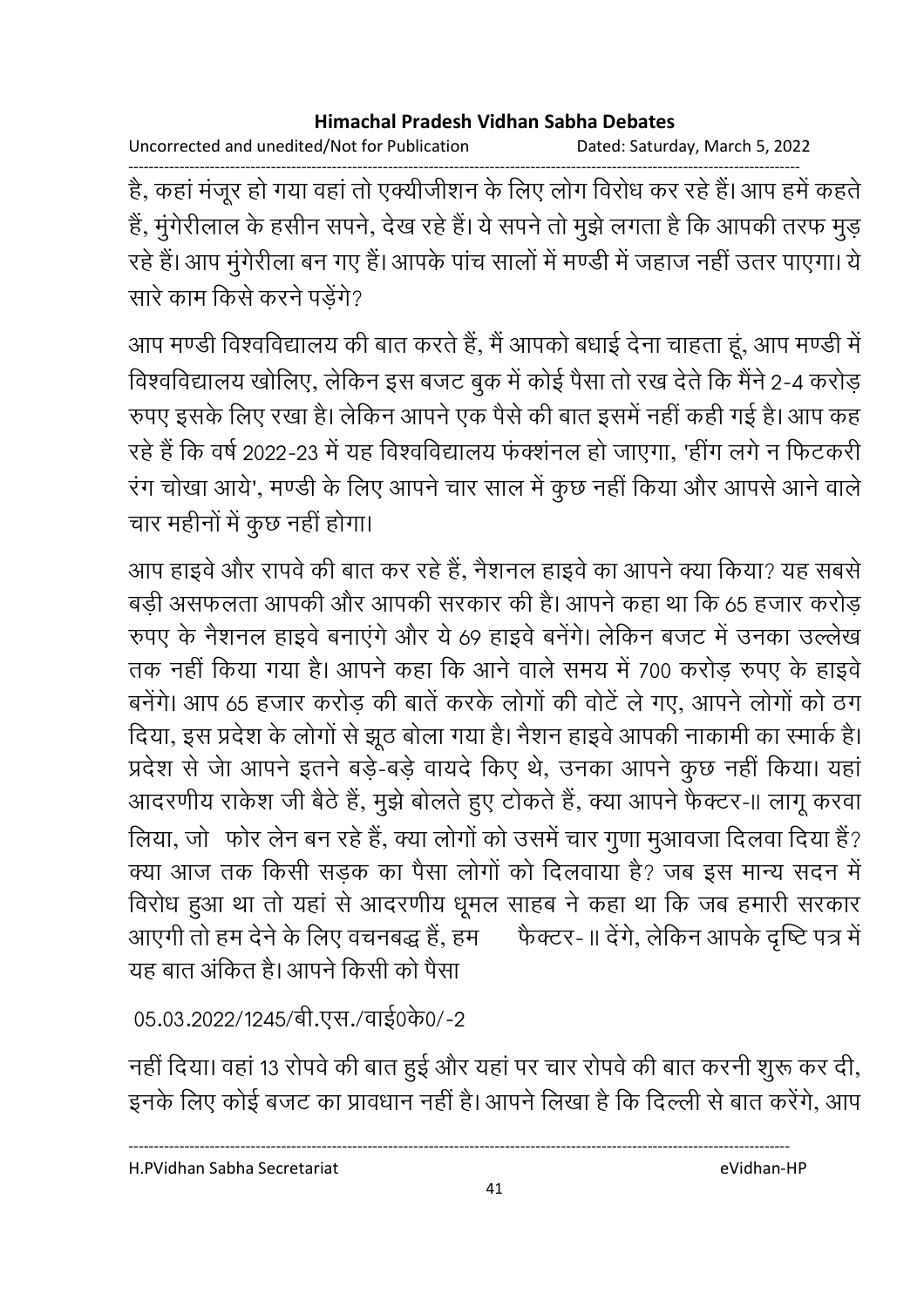है, कहां मंजूर हो गया वहां तो एक्यीजीशन के लिए लोग विरोध कर रहे हैं। आप हमें कहते हैं, मुंगेरीलाल के हसीन सपने, देख रहे हैं। ये सपने तो मुझे लगता है कि आपकी तरफ मुड़ रहे हैं। आप मुंगेरीला बन गए हैं। आपके पांच सालों में मण्डी में जहाज नहीं उतर पाएगा। ये सारे काम किसे करने पड़ेंगे?

आप मण्डी विश्वविद्यालय की बात करते हैं, मैं आपको बधाई देना चाहता हूं, आप मण्डी में विश्वविद्यालय खोलिए, लेकिन इस बजट बुक में कोई पैसा तो रख देते कि मैंने 2-4 करोड़ रुपए इसके लिए रखा है। लेकिन आपने एक पैसे की बात इसमें नहीं कही गई है। आप कह रहे हैं कि वर्ष 2022-23 में यह विश्वविद्यालय फंक्शंनल हो जाएगा, 'हींग लगे न फिटकरी रंग चोखा आये', मण्डी के लिए आपने चार साल में कुछ नहीं किया और आपसे आने वाले चार महीनों में कुछ नहीं होगा।

आप हाइवे और रापवे की बात कर रहे हैं, नैशनल हाइवे का आपने क्या किया? यह सबसे बड़ी असफलता आपकी और आपकी सरकार की है। आपने कहा था कि 65 हजार करोड़ रुपए के नैशनल हाइवे बनाएंगे और ये 69 हाइवे बनेंगे। लेकिन बजट में उनका उल्लेख तक नहीं किया गया है। आपने कहा कि आने वाले समय में 700 करोड़ रुपए के हाइवे बनेंगे। आप 65 हजार करोड़ की बातें करके लोगों की वोटें ले गए, आपने लोगों को ठग दिया, इस प्रदेश के लोगों से झूठ बोला गया है। नैशन हाइवे आपकी नाकामी का स्मार्क है। प्रदेश से जो आपने इतने बड़े-बड़े वायदे किए थे, उनका आपने कुछ नहीं किया। यहां आदरणीय राकेश जी बैठे हैं, मुझे बोलते हुए टोकते हैं, क्या आपने फैक्टर-II लागू करवा लिया, जो फोर लेन बन रहे हैं, क्या लोगों को उसमें चार गुणा मुआवजा दिलवा दिया हैं? क्या आज तक किसी सड़क का पैसा लोगों को दिलवाया है? जब इस मान्य सदन में विरोध हुआ था तो यहां से आदरणीय धूमल साहब ने कहा था कि जब हमारी सरकार आएगी तो हम देने के लिए वचनबद्ध हैं, हम फैक्टर- II देंगे, लेकिन आपके दृष्टि पत्र में यह बात अंकित है। आपने किसी को पैसा

05.03.2022/1245/बी.एस./वाई0के0/-2

नहीं दिया। वहां 13 रोपवे की बात हुई और यहां पर चार रोपवे की बात करनी शुरू कर दी, इनके लिए कोई बजट का प्रावधान नहीं है। आपने लिखा है कि दिल्ली से बात करेंगे, आप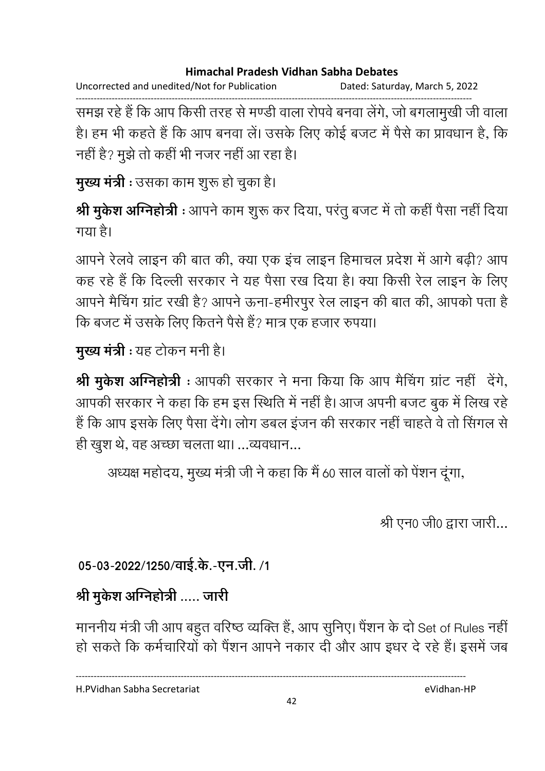समझ रहे हैं कि आप किसी तरह से मण्डी वाला रोपवे बनवा लेंगे, जो बगलामुखी जी वाला है। हम भी कहते हैं कि आप बनवा लें। उसके लिए कोई बजट में पैसे का प्रावधान है, कि नहीं है? मुझे तो कहीं भी नजर नहीं आ रहा है।

**मुख्य मंत्री** : उसका काम शुरू हो चुका है।

**श्री मुकेश अग्निहोत्री** : आपने काम शुरू कर दिया, परंतु बजट में तो कहीं पैसा नहीं दिया गया है।

आपने रेलवे लाइन की बात की, क्या एक इंच लाइन हिमाचल प्रदेश में आगे बढ़ी? आप कह रहे हैं कि दिल्ली सरकार ने यह पैसा रख दिया है। क्या किसी रेल लाइन के लिए आपने मैचिंग ग्रांट रखी है? आपने ऊना-हमीरपुर रेल लाइन की बात की, आपको पता है कि बजट में उसके लिए कितने पैसे हैं? मात्र एक हजार रुपया।

**मुख्य मंत्री** : यह टोकन मनी है।

**श्री मुकेश अग्निहोत्री** : आपकी सरकार ने मना किया कि आप मैचिंग ग्रांट नहीं देंगे, आपकी सरकार ने कहा कि हम इस स्थिति में नहीं है। आज अपनी बजट बुक में लिख रहे हैं कि आप इसके लिए पैसा देंगे। लोग डबल इंजन की सरकार नहीं चाहते वे तो सिंगल से ही खुश थे, वह अच्छा चलता था। ...व्यवधान...

अध्यक्ष महोदय, मुख्य मंत्री जी ने कहा कि मैं 60 साल वालों को पेंशन दूंगा,

श्री एन0 जी0 द्वारा जारी...

**05-03-2022/1250/वाई.के.-एन.जी. /1**

**श्री मुकेश अग्निहोत्री ..... जारी**

माननीय मंत्री जी आप बहुत वरिष्ठ व्यक्ति हैं, आप सुनिए। पैंशन के दो Set of Rules नहीं हो सकते कि कर्मचारियों को पैंशन आपने नकार दी और आप इधर दे रहे हैं। इसमें जब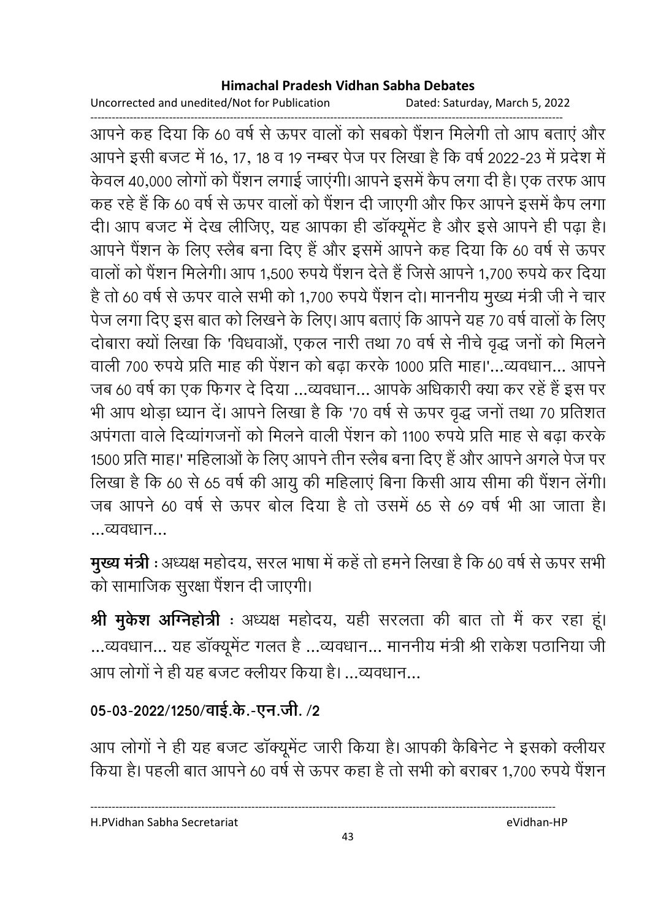आपने कह दिया कि 60 वर्ष से ऊपर वालों को सबको पैंशन मिलेगी तो आप बताएं और आपने इसी बजट में 16, 17, 18 व 19 नम्बर पेज पर लिखा है कि वर्ष 2022-23 में प्रदेश में केवल 40,000 लोगों को पैंशन लगाई जाएंगी। आपने इसमें कैप लगा दी है। एक तरफ आप कह रहे हैं कि 60 वर्ष से ऊपर वालों को पैंशन दी जाएगी और फिर आपने इसमें कैप लगा दी। आप बजट में देख लीजिए, यह आपका ही डॉक्यूमेंट है और इसे आपने ही पढ़ा है। आपने पैंशन के लिए स्लैब बना दिए हैं और इसमें आपने कह दिया कि 60 वर्ष से ऊपर वालों को पैंशन मिलेगी। आप 1,500 रुपये पैंशन देते हैं जिसे आपने 1,700 रुपये कर दिया है तो 60 वर्ष से ऊपर वाले सभी को 1,700 रुपये पैंशन दो। माननीय मुख्य मंत्री जी ने चार पेज लगा दिए इस बात को लिखने के लिए। आप बताएं कि आपने यह 70 वर्ष वालों के लिए दोबारा क्यों लिखा कि 'विधवाओं, एकल नारी तथा 70 वर्ष से नीचे वृद्ध जनों को मिलने वाली 700 रुपये प्रति माह की पेंशन को बढ़ा करके 1000 प्रति माह।'...व्यवधान... आपने जब 60 वर्ष का एक फिगर दे दिया ...व्यवधान... आपके अधिकारी क्या कर रहें हैं इस पर भी आप थोड़ा ध्यान दें। आपने लिखा है कि '70 वर्ष से ऊपर वृद्ध जनों तथा 70 प्रतिशत अपंगता वाले दिव्यांगजनों को मिलने वाली पेंशन को 1100 रुपये प्रति माह से बढ़ा करके 1500 प्रति माह।' महिलाओं के लिए आपने तीन स्लैब बना दिए हैं और आपने अगले पेज पर लिखा है कि 60 से 65 वर्ष की आयु की महिलाएं बिना किसी आय सीमा की पैंशन लेंगी। जब आपने 60 वर्ष से ऊपर बोल दिया है तो उसमें 65 से 69 वर्ष भी आ जाता है। ...व्यवधान...

**मुख्य मंत्री** : अध्यक्ष महोदय, सरल भाषा में कहें तो हमने लिखा है कि 60 वर्ष से ऊपर सभी को सामाजिक सुरक्षा पैंशन दी जाएगी।

**श्री मुकेश अग्निहोत्री** : अध्यक्ष महोदय, यही सरलता की बात तो मैं कर रहा हूं। ...व्यवधान... यह डॉक्यूमेंट गलत है ...व्यवधान... माननीय मंत्री श्री राकेश पठानिया जी आप लोगों ने ही यह बजट क्लीयर किया है। ...व्यवधान...

**05-03-2022/1250/वाई.के.-एन.जी. /2**

आप लोगों ने ही यह बजट डॉक्यूमेंट जारी किया है। आपकी कैबिनेट ने इसको क्लीयर किया है। पहली बात आपने 60 वर्ष से ऊपर कहा है तो सभी को बराबर 1,700 रुपये पैंशन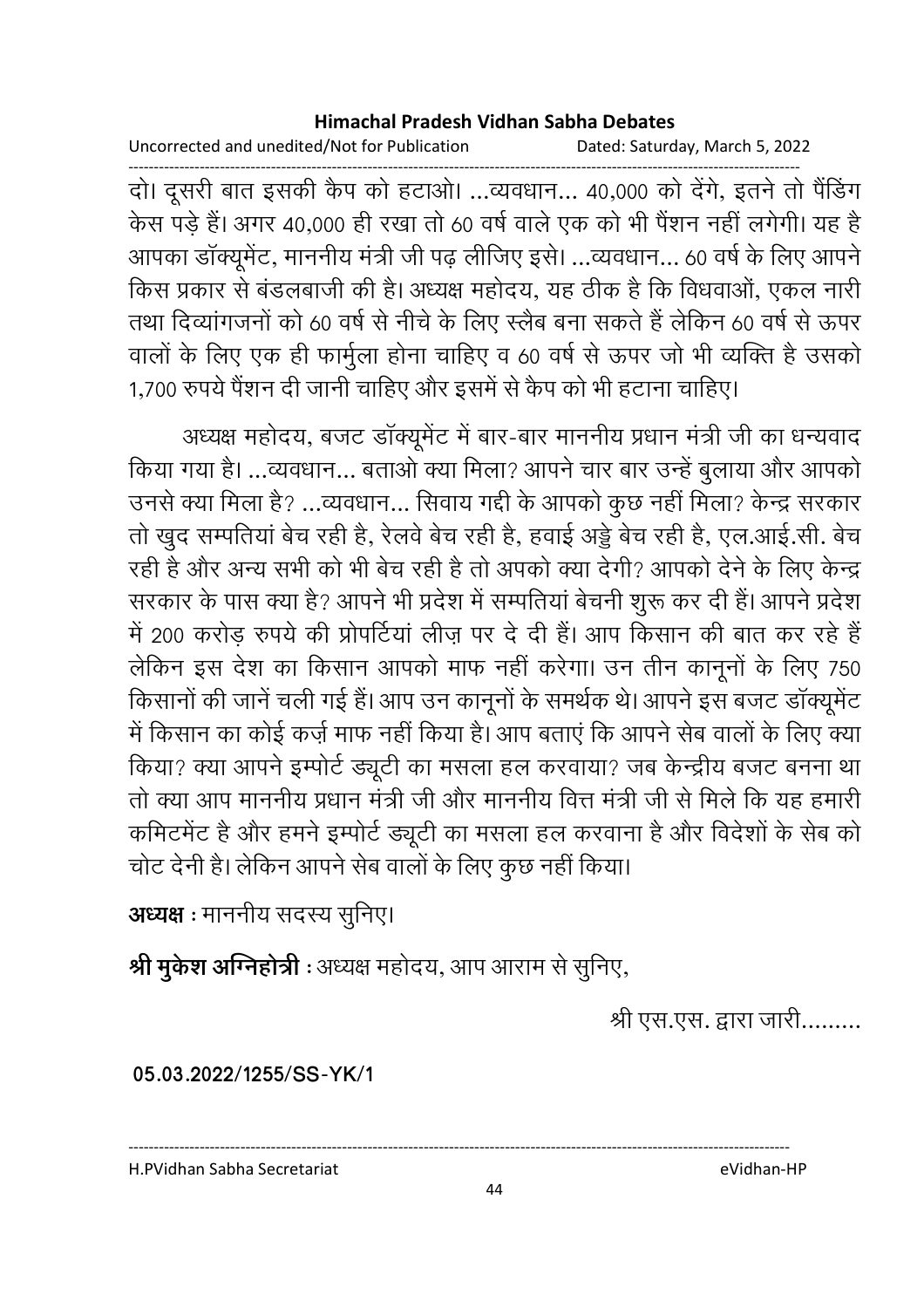दो। दूसरी बात इसकी कैप को हटाओ। ...व्यवधान... 40,000 को देंगे, इतने तो पैंडिंग केस पड़े हैं। अगर 40,000 ही रखा तो 60 वर्ष वाले एक को भी पैंशन नहीं लगेगी। यह है आपका डॉक्यूमेंट, माननीय मंत्री जी पढ़ लीजिए इसे। ...व्यवधान... 60 वर्ष के लिए आपने किस प्रकार से बंडलबाजी की है। अध्यक्ष महोदय, यह ठीक है कि विधवाओं, एकल नारी तथा दिव्यांगजनों को 60 वर्ष से नीचे के लिए स्लैब बना सकते हैं लेकिन 60 वर्ष से ऊपर वालों के लिए एक ही फार्मुला होना चाहिए व 60 वर्ष से ऊपर जो भी व्यक्ति है उसको 1,700 रुपये पैंशन दी जानी चाहिए और इसमें से कैप को भी हटाना चाहिए।

अध्यक्ष महोदय, बजट डॉक्यूमेंट में बार-बार माननीय प्रधान मंत्री जी का धन्यवाद किया गया है। ...व्यवधान... बताओ क्या मिला? आपने चार बार उन्हें बुलाया और आपको उनसे क्या मिला है? ...व्यवधान... सिवाय गद्दी के आपको कुछ नहीं मिला? केन्द्र सरकार तो खुद सम्पतियां बेच रही है, रेलवे बेच रही है, हवाई अड्डे बेच रही है, एल.आई.सी. बेच रही है और अन्य सभी को भी बेच रही है तो अपको क्या देगी? आपको देने के लिए केन्द्र सरकार के पास क्या है? आपने भी प्रदेश में सम्पतियां बेचनी शुरू कर दी हैं। आपने प्रदेश में 200 करोड़ रुपये की प्रोपर्टियां लीज़ पर दे दी हैं। आप किसान की बात कर रहे हैं लेकिन इस देश का किसान आपको माफ नहीं करेगा। उन तीन कानूनों के लिए 750 किसानों की जानें चली गई हैं। आप उन कानूनों के समर्थक थे। आपने इस बजट डॉक्यूमेंट में किसान का कोई कर्ज़ माफ नहीं किया है। आप बताएं कि आपने सेब वालों के लिए क्या किया? क्या आपने इम्पोर्ट ड्यूटी का मसला हल करवाया? जब केन्द्रीय बजट बनना था तो क्या आप माननीय प्रधान मंत्री जी और माननीय वित्त मंत्री जी से मिले कि यह हमारी कमिटमेंट है और हमने इम्पोर्ट ड्यूटी का मसला हल करवाना है और विदेशों के सेब को चोट देनी है। लेकिन आपने सेब वालों के लिए कुछ नहीं किया।

**अध्यक्ष** : माननीय सदस्य सुनिए।

**श्री मुकेश अग्निहोत्री** : अध्यक्ष महोदय, आप आराम से सुनिए,

श्री एस.एस. द्वारा जारी.........

**05.03.2022/1255/SS-YK/1**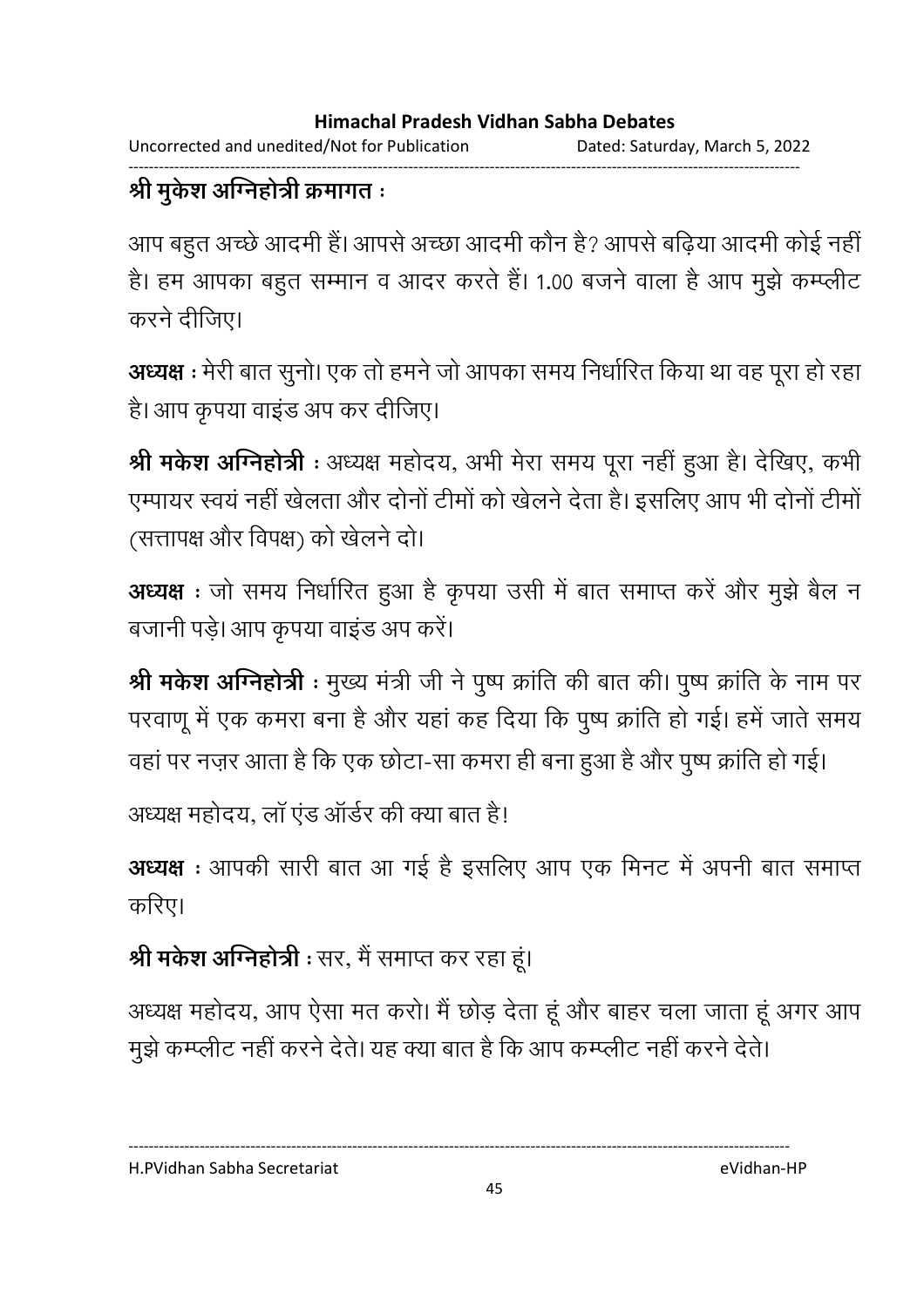**श्री मुकेश अग्निहोत्री क्रमागत :**

आप बहुत अच्छे आदमी हैं। आपसे अच्छा आदमी कौन है? आपसे बढ़िया आदमी कोई नहीं है। हम आपका बहुत सम्मान व आदर करते हैं। 1.00 बजने वाला है आप मुझे कम्प्लीट करने दीजिए।

**अध्यक्ष :** मेरी बात सुनो। एक तो हमने जो आपका समय निर्धारित किया था वह पूरा हो रहा है। आप कृपया वाइंड अप कर दीजिए।

**श्री मकेश अग्निहोत्री :** अध्यक्ष महोदय, अभी मेरा समय पूरा नहीं हुआ है। देखिए, कभी एम्पायर स्वयं नहीं खेलता और दोनों टीमों को खेलने देता है। इसलिए आप भी दोनों टीमों (सत्तापक्ष और विपक्ष) को खेलने दो।

**अध्यक्ष :** जो समय निर्धारित हुआ है कृपया उसी में बात समाप्त करें और मुझे बैल न बजानी पड़े। आप कृपया वाइंड अप करें।

**श्री मकेश अग्निहोत्री :** मुख्य मंत्री जी ने पुष्प क्रांति की बात की। पुष्प क्रांति के नाम पर परवाणू में एक कमरा बना है और यहां कह दिया कि पुष्प क्रांति हो गई। हमें जाते समय वहां पर नज़र आता है कि एक छोटा-सा कमरा ही बना हुआ है और पुष्प क्रांति हो गई।

अध्यक्ष महोदय, लॉ एंड ऑर्डर की क्या बात है!

**अध्यक्ष :** आपकी सारी बात आ गई है इसलिए आप एक मिनट में अपनी बात समाप्त करिए।

**श्री मकेश अग्निहोत्री :** सर, मैं समाप्त कर रहा हूं।

अध्यक्ष महोदय, आप ऐसा मत करो। मैं छोड़ देता हूं और बाहर चला जाता हूं अगर आप मुझे कम्प्लीट नहीं करने देते। यह क्या बात है कि आप कम्प्लीट नहीं करने देते।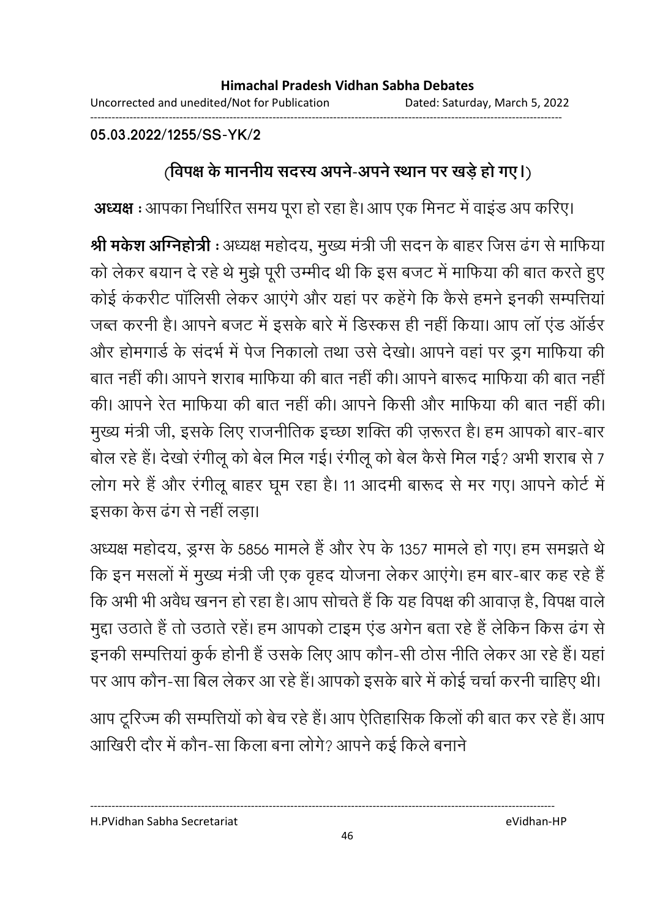05.03.2022/1255/SS-YK/2

**(विपक्ष के माननीय सदस्य अपने-अपने स्थान पर खड़े हो गए।)**

**अध्यक्ष :** आपका निर्धारित समय पूरा हो रहा है। आप एक मिनट में वाइंड अप करिए।

**श्री मकेश अग्निहोत्री :** अध्यक्ष महोदय, मुख्य मंत्री जी सदन के बाहर जिस ढंग से माफिया को लेकर बयान दे रहे थे मुझे पूरी उम्मीद थी कि इस बजट में माफिया की बात करते हुए कोई कंकरीट पॉलिसी लेकर आएंगे और यहां पर कहेंगे कि कैसे हमने इनकी सम्पत्तियां जब्त करनी है। आपने बजट में इसके बारे में डिस्कस ही नहीं किया। आप लॉ एंड ऑर्डर और होमगार्ड के संदर्भ में पेज निकालो तथा उसे देखो। आपने वहां पर ड्रग माफिया की बात नहीं की। आपने शराब माफिया की बात नहीं की। आपने बारूद माफिया की बात नहीं की। आपने रेत माफिया की बात नहीं की। आपने किसी और माफिया की बात नहीं की। मुख्य मंत्री जी, इसके लिए राजनीतिक इच्छा शक्ति की ज़रूरत है। हम आपको बार-बार बोल रहे हैं। देखो रंगीलू को बेल मिल गई। रंगीलू को बेल कैसे मिल गई? अभी शराब से 7 लोग मरे हैं और रंगीलू बाहर घूम रहा है। 11 आदमी बारूद से मर गए। आपने कोर्ट में इसका केस ढंग से नहीं लड़ा।

अध्यक्ष महोदय, ड्रग्स के 5856 मामले हैं और रेप के 1357 मामले हो गए। हम समझते थे कि इन मसलों में मुख्य मंत्री जी एक वृहद योजना लेकर आएंगे। हम बार-बार कह रहे हैं कि अभी भी अवैध खनन हो रहा है। आप सोचते हैं कि यह विपक्ष की आवाज़ है, विपक्ष वाले मुद्दा उठाते हैं तो उठाते रहें। हम आपको टाइम एंड अगेन बता रहे हैं लेकिन किस ढंग से इनकी सम्पत्तियां कुर्क होनी हैं उसके लिए आप कौन-सी ठोस नीति लेकर आ रहे हैं। यहां पर आप कौन-सा बिल लेकर आ रहे हैं। आपको इसके बारे में कोई चर्चा करनी चाहिए थी।

आप टूरिज्म की सम्पत्तियों को बेच रहे हैं। आप ऐतिहासिक किलों की बात कर रहे हैं। आप आखिरी दौर में कौन-सा किला बना लोगे? आपने कई किले बनाने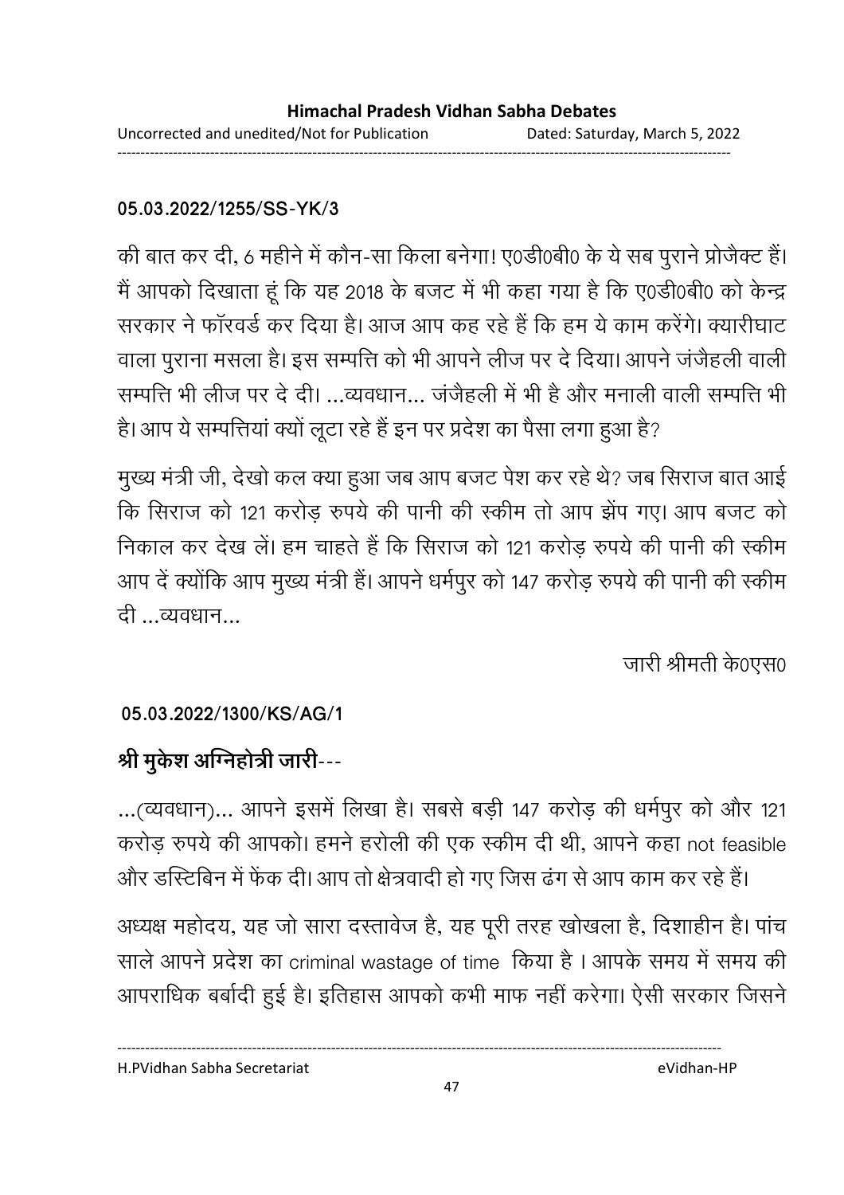**05.03.2022/1255/SS-YK/3**

की बात कर दी, 6 महीने में कौन-सा किला बनेगा! ए0डी0बी0 के ये सब पुराने प्रोजैक्ट हैं। मैं आपको दिखाता हूं कि यह 2018 के बजट में भी कहा गया है कि ए0डी0बी0 को केन्द्र सरकार ने फॉरवर्ड कर दिया है। आज आप कह रहे हैं कि हम ये काम करेंगे। क्यारीघाट वाला पुराना मसला है। इस सम्पत्ति को भी आपने लीज पर दे दिया। आपने जंजैहली वाली सम्पत्ति भी लीज पर दे दी। ...व्यवधान... जंजैहली में भी है और मनाली वाली सम्पत्ति भी है। आप ये सम्पत्तियां क्यों लूटा रहे हैं इन पर प्रदेश का पैसा लगा हुआ है?

मुख्य मंत्री जी, देखो कल क्या हुआ जब आप बजट पेश कर रहे थे? जब सिराज बात आई कि सिराज को 121 करोड़ रुपये की पानी की स्कीम तो आप झेंप गए। आप बजट को निकाल कर देख लें। हम चाहते हैं कि सिराज को 121 करोड़ रुपये की पानी की स्कीम आप दें क्योंकि आप मुख्य मंत्री हैं। आपने धर्मपुर को 147 करोड़ रुपये की पानी की स्कीम दी ...व्यवधान...

जारी श्रीमती के0एस0

**05.03.2022/1300/KS/AG/1**

**श्री मुकेश अग्निहोत्री जारी**---

...(व्यवधान)... आपने इसमें लिखा है। सबसे बड़ी 147 करोड़ की धर्मपुर को और 121 करोड़ रुपये की आपको। हमने हरोली की एक स्कीम दी थी, आपने कहा not feasible और डस्टिबिन में फेंक दी। आप तो क्षेत्रवादी हो गए जिस ढंग से आप काम कर रहे हैं।

अध्यक्ष महोदय, यह जो सारा दस्तावेज है, यह पूरी तरह खोखला है, दिशाहीन है। पांच साले आपने प्रदेश का criminal wastage of time किया है । आपके समय में समय की आपराधिक बर्बादी हुई है। इतिहास आपको कभी माफ नहीं करेगा। ऐसी सरकार जिसने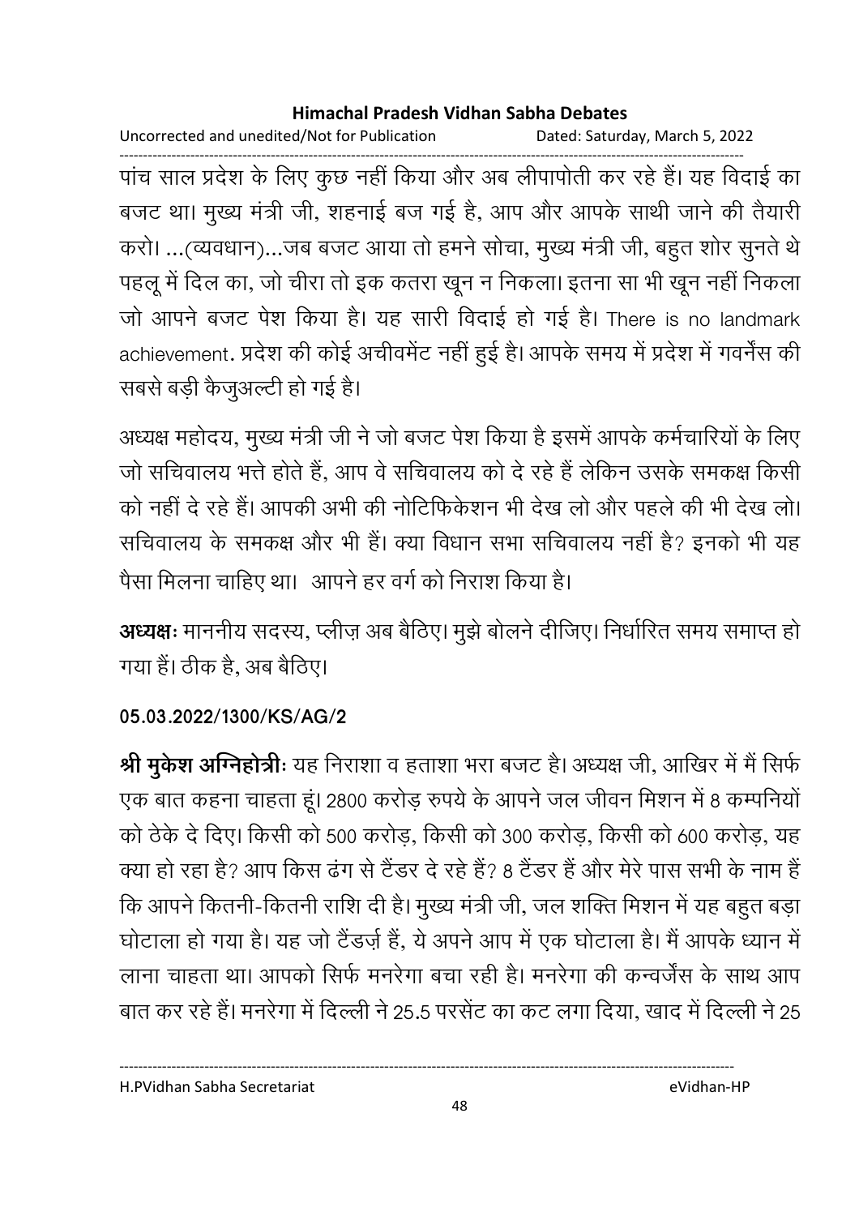पांच साल प्रदेश के लिए कुछ नहीं किया और अब लीपापोती कर रहे हैं। यह विदाई का बजट था। मुख्य मंत्री जी, शहनाई बज गई है, आप और आपके साथी जाने की तैयारी करो। ...(व्यवधान)...जब बजट आया तो हमने सोचा, मुख्य मंत्री जी, बहुत शोर सुनते थे पहलू में दिल का, जो चीरा तो इक कतरा खून न निकला। इतना सा भी खून नहीं निकला जो आपने बजट पेश किया है। यह सारी विदाई हो गई है। There is no landmark achievement. प्रदेश की कोई अचीवमेंट नहीं हुई है। आपके समय में प्रदेश में गवर्नेंस की सबसे बड़ी कैजुअल्टी हो गई है।

अध्यक्ष महोदय, मुख्य मंत्री जी ने जो बजट पेश किया है इसमें आपके कर्मचारियों के लिए जो सचिवालय भत्ते होते हैं, आप वे सचिवालय को दे रहे हैं लेकिन उसके समकक्ष किसी को नहीं दे रहे हैं। आपकी अभी की नोटिफिकेशन भी देख लो और पहले की भी देख लो। सचिवालय के समकक्ष और भी हैं। क्या विधान सभा सचिवालय नहीं है? इनको भी यह पैसा मिलना चाहिए था। आपने हर वर्ग को निराश किया है।

**अध्यक्षः** माननीय सदस्य, प्लीज़ अब बैठिए। मुझे बोलने दीजिए। निर्धारित समय समाप्त हो गया हैं। ठीक है, अब बैठिए।

**05.03.2022/1300/KS/AG/2**

**श्री मुकेश अग्निहोत्रीः** यह निराशा व हताशा भरा बजट है। अध्यक्ष जी, आखिर में मैं सिर्फ एक बात कहना चाहता हूं। 2800 करोड़ रुपये के आपने जल जीवन मिशन में 8 कम्पनियों को ठेके दे दिए। किसी को 500 करोड़, किसी को 300 करोड़, किसी को 600 करोड़, यह क्या हो रहा है? आप किस ढंग से टैंडर दे रहे हैं? 8 टैंडर हैं और मेरे पास सभी के नाम हैं कि आपने कितनी-कितनी राशि दी है। मुख्य मंत्री जी, जल शक्ति मिशन में यह बहुत बड़ा घोटाला हो गया है। यह जो टैंडर्ज़ हैं, ये अपने आप में एक घोटाला है। मैं आपके ध्यान में लाना चाहता था। आपको सिर्फ मनरेगा बचा रही है। मनरेगा की कन्वर्जेंस के साथ आप बात कर रहे हैं। मनरेगा में दिल्ली ने 25.5 परसेंट का कट लगा दिया, खाद में दिल्ली ने 25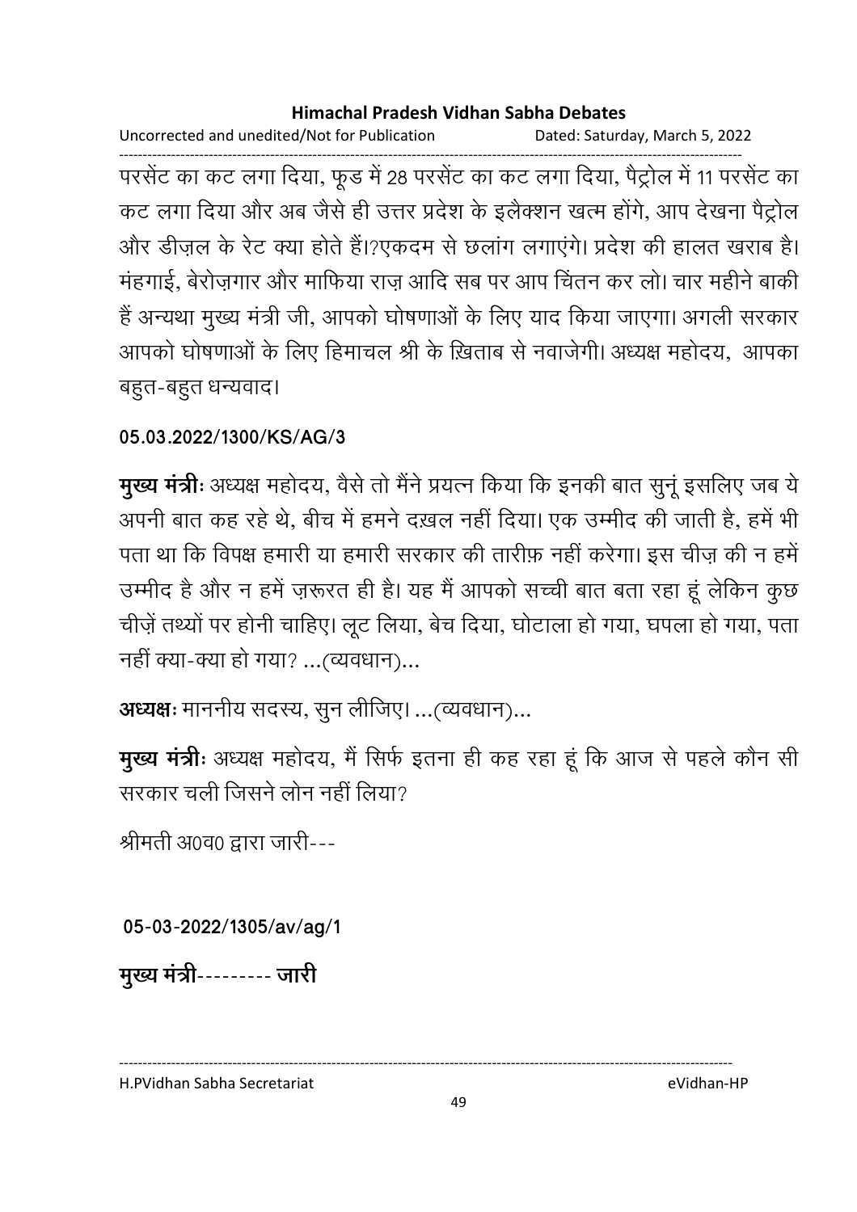परसेंट का कट लगा दिया, फूड में 28 परसेंट का कट लगा दिया, पैट्रोल में 11 परसेंट का कट लगा दिया और अब जैसे ही उत्तर प्रदेश के इलैक्शन खत्म होंगे, आप देखना पैट्रोल और डीज़ल के रेट क्या होते हैं।?एकदम से छलांग लगाएंगे। प्रदेश की हालत खराब है। मंहगाई, बेरोज़गार और माफिया राज़ आदि सब पर आप चिंतन कर लो। चार महीने बाकी हैं अन्यथा मुख्य मंत्री जी, आपको घोषणाओं के लिए याद किया जाएगा। अगली सरकार आपको घोषणाओं के लिए हिमाचल श्री के ख़िताब से नवाजेगी। अध्यक्ष महोदय, आपका बहुत-बहुत धन्यवाद।

**05.03.2022/1300/KS/AG/3**

**मुख्य मंत्रीः** अध्यक्ष महोदय, वैसे तो मैंने प्रयत्न किया कि इनकी बात सुनूं इसलिए जब ये अपनी बात कह रहे थे, बीच में हमने दख़ल नहीं दिया। एक उम्मीद की जाती है, हमें भी पता था कि विपक्ष हमारी या हमारी सरकार की तारीफ़ नहीं करेगा। इस चीज़ की न हमें उम्मीद है और न हमें ज़रूरत ही है। यह मैं आपको सच्ची बात बता रहा हूं लेकिन कुछ चीज़ें तथ्यों पर होनी चाहिए। लूट लिया, बेच दिया, घोटाला हो गया, घपला हो गया, पता नहीं क्या-क्या हो गया? ...(व्यवधान)...

**अध्यक्षः** माननीय सदस्य, सुन लीजिए। ...(व्यवधान)...

**मुख्य मंत्रीः** अध्यक्ष महोदय, मैं सिर्फ इतना ही कह रहा हूं कि आज से पहले कौन सी सरकार चली जिसने लोन नहीं लिया?

श्रीमती अ0व0 द्वारा जारी---

**05-03-2022/1305/av/ag/1**

**मुख्य मंत्री--------- जारी**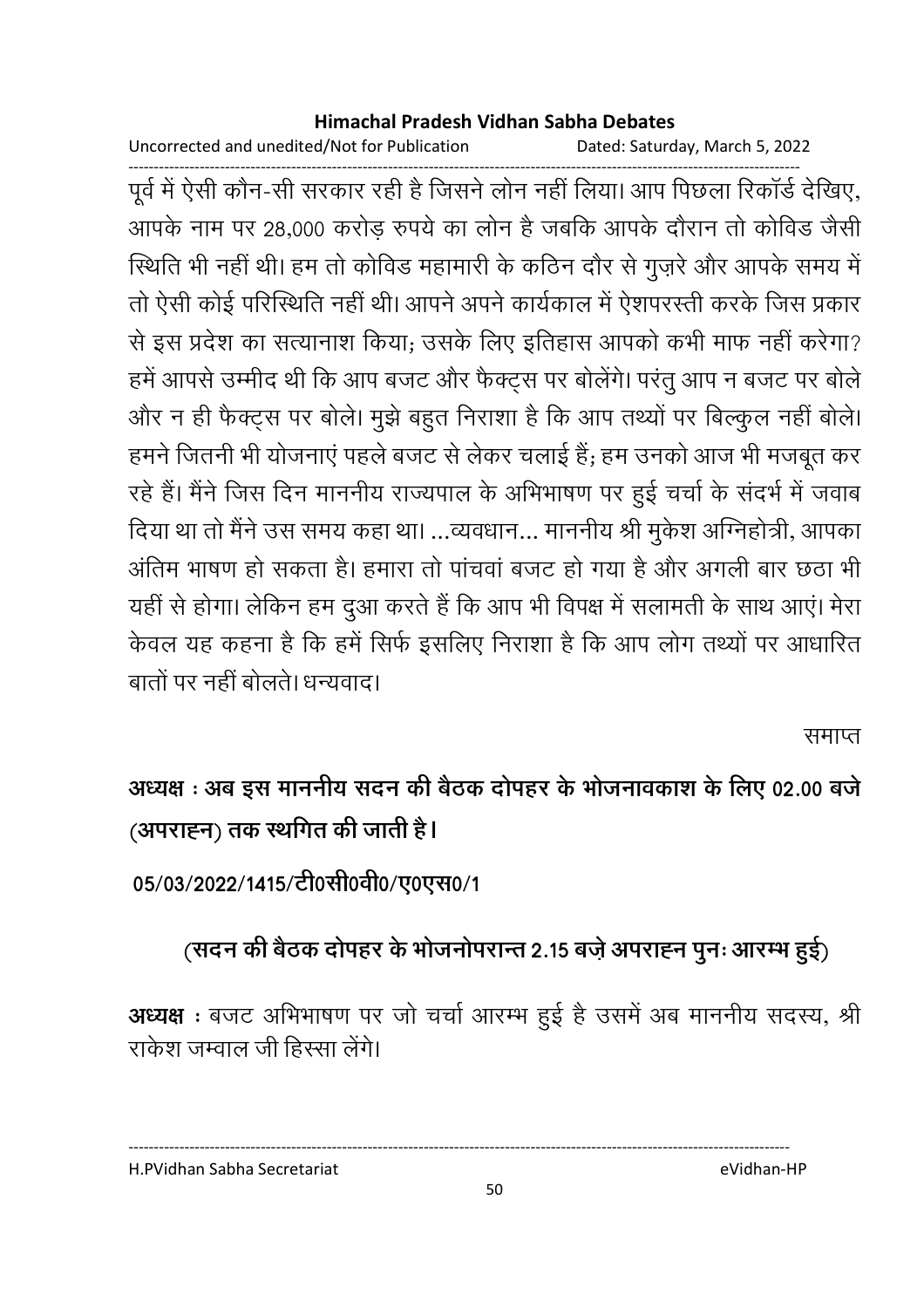पूर्व में ऐसी कौन-सी सरकार रही है जिसने लोन नहीं लिया। आप पिछला रिकॉर्ड देखिए, आपके नाम पर 28,000 करोड़ रुपये का लोन है जबकि आपके दौरान तो कोविड जैसी स्थिति भी नहीं थी। हम तो कोविड महामारी के कठिन दौर से गुज़रे और आपके समय में तो ऐसी कोई परिस्थिति नहीं थी। आपने अपने कार्यकाल में ऐशपरस्ती करके जिस प्रकार से इस प्रदेश का सत्यानाश किया; उसके लिए इतिहास आपको कभी माफ नहीं करेगा? हमें आपसे उम्मीद थी कि आप बजट और फैक्ट्स पर बोलेंगे। परंतु आप न बजट पर बोले और न ही फैक्ट्स पर बोले। मुझे बहुत निराशा है कि आप तथ्यों पर बिल्कुल नहीं बोले। हमने जितनी भी योजनाएं पहले बजट से लेकर चलाई हैं; हम उनको आज भी मजबूत कर रहे हैं। मैंने जिस दिन माननीय राज्यपाल के अभिभाषण पर हुई चर्चा के संदर्भ में जवाब दिया था तो मैंने उस समय कहा था। ...व्यवधान... माननीय श्री मुकेश अग्निहोत्री, आपका अंतिम भाषण हो सकता है। हमारा तो पांचवां बजट हो गया है और अगली बार छठा भी यहीं से होगा। लेकिन हम दुआ करते हैं कि आप भी विपक्ष में सलामती के साथ आएं। मेरा केवल यह कहना है कि हमें सिर्फ इसलिए निराशा है कि आप लोग तथ्यों पर आधारित बातों पर नहीं बोलते। धन्यवाद।

समाप्त

**अध्यक्ष : अब इस माननीय सदन की बैठक दोपहर के भोजनावकाश के लिए 02.00 बजे (अपराह्न) तक स्थगित की जाती है।**

**05/03/2022/1415/टी0सी0वी0/ए0एस0/1**

**(सदन की बैठक दोपहर के भोजनोपरान्त 2.15 बज़े अपराह्न पुनः आरम्भ हुई)**

**अध्यक्ष** : बजट अभिभाषण पर जो चर्चा आरम्भ हुई है उसमें अब माननीय सदस्य, श्री राकेश जम्वाल जी हिस्सा लेंगे।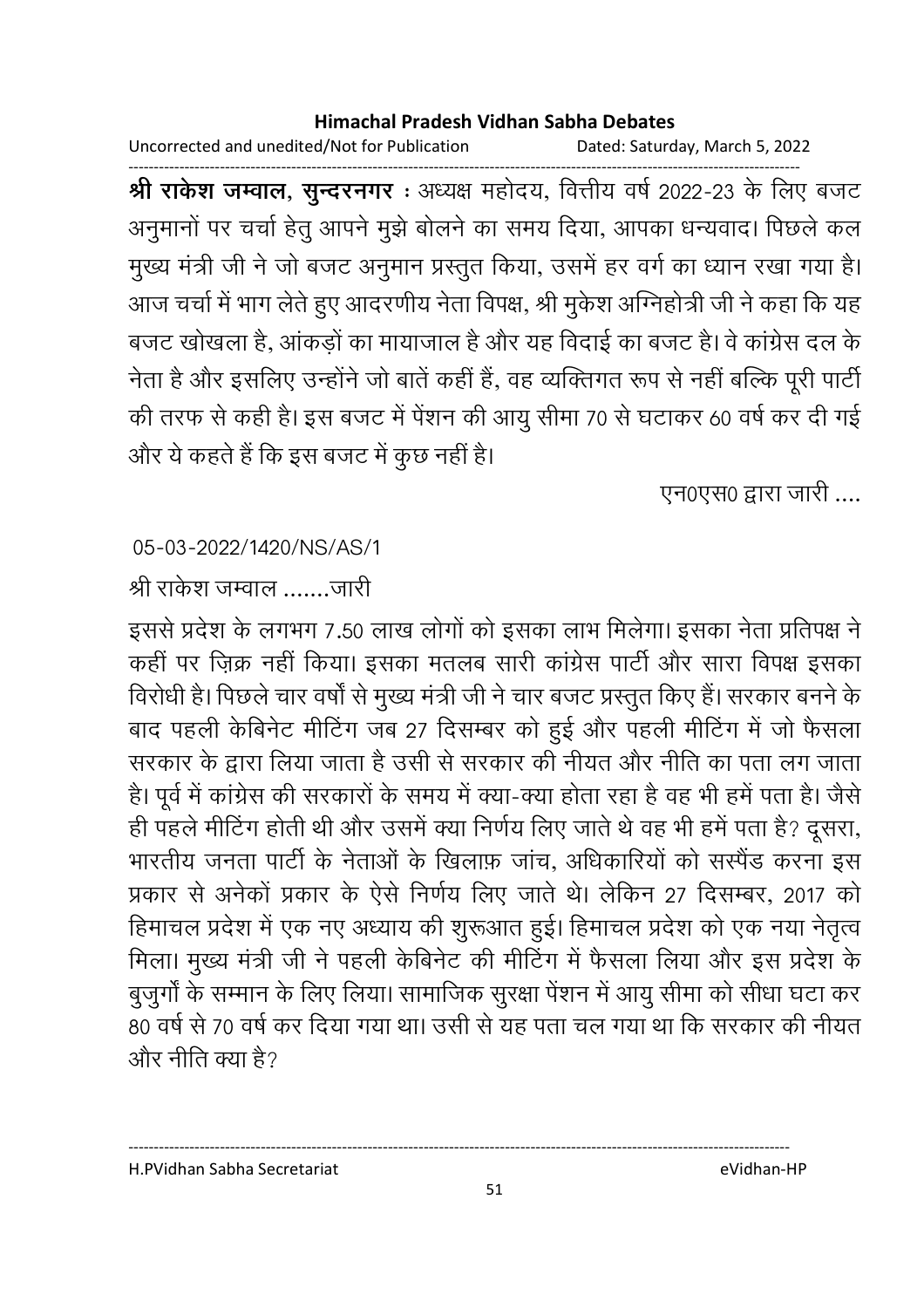**श्री राकेश जम्वाल, सुन्दरनगर** : अध्यक्ष महोदय, वित्तीय वर्ष 2022-23 के लिए बजट अनुमानों पर चर्चा हेतु आपने मुझे बोलने का समय दिया, आपका धन्यवाद। पिछले कल मुख्य मंत्री जी ने जो बजट अनुमान प्रस्तुत किया, उसमें हर वर्ग का ध्यान रखा गया है। आज चर्चा में भाग लेते हुए आदरणीय नेता विपक्ष, श्री मुकेश अग्निहोत्री जी ने कहा कि यह बजट खोखला है, आंकड़ों का मायाजाल है और यह विदाई का बजट है। वे कांग्रेस दल के नेता है और इसलिए उन्होंने जो बातें कहीं हैं, वह व्यक्तिगत रूप से नहीं बल्कि पूरी पार्टी की तरफ से कही है। इस बजट में पेंशन की आयु सीमा 70 से घटाकर 60 वर्ष कर दी गई और ये कहते हैं कि इस बजट में कुछ नहीं है।

एन0एस0 द्वारा जारी ....

05-03-2022/1420/NS/AS/1

श्री राकेश जम्वाल .......जारी

इससे प्रदेश के लगभग 7.50 लाख लोगों को इसका लाभ मिलेगा। इसका नेता प्रतिपक्ष ने कहीं पर ज़िक्र नहीं किया। इसका मतलब सारी कांग्रेस पार्टी और सारा विपक्ष इसका विरोधी है। पिछले चार वर्षों से मुख्य मंत्री जी ने चार बजट प्रस्तुत किए हैं। सरकार बनने के बाद पहली केबिनेट मीटिंग जब 27 दिसम्बर को हुई और पहली मीटिंग में जो फैसला सरकार के द्वारा लिया जाता है उसी से सरकार की नीयत और नीति का पता लग जाता है। पूर्व में कांग्रेस की सरकारों के समय में क्या-क्या होता रहा है वह भी हमें पता है। जैसे ही पहले मीटिंग होती थी और उसमें क्या निर्णय लिए जाते थे वह भी हमें पता है? दूसरा, भारतीय जनता पार्टी के नेताओं के खिलाफ़ जांच, अधिकारियों को सस्पैंड करना इस प्रकार से अनेकों प्रकार के ऐसे निर्णय लिए जाते थे। लेकिन 27 दिसम्बर, 2017 को हिमाचल प्रदेश में एक नए अध्याय की शुरूआत हुई। हिमाचल प्रदेश को एक नया नेतृत्व मिला। मुख्य मंत्री जी ने पहली केबिनेट की मीटिंग में फैसला लिया और इस प्रदेश के बुजुर्गों के सम्मान के लिए लिया। सामाजिक सुरक्षा पेंशन में आयु सीमा को सीधा घटा कर 80 वर्ष से 70 वर्ष कर दिया गया था। उसी से यह पता चल गया था कि सरकार की नीयत और नीति क्या है?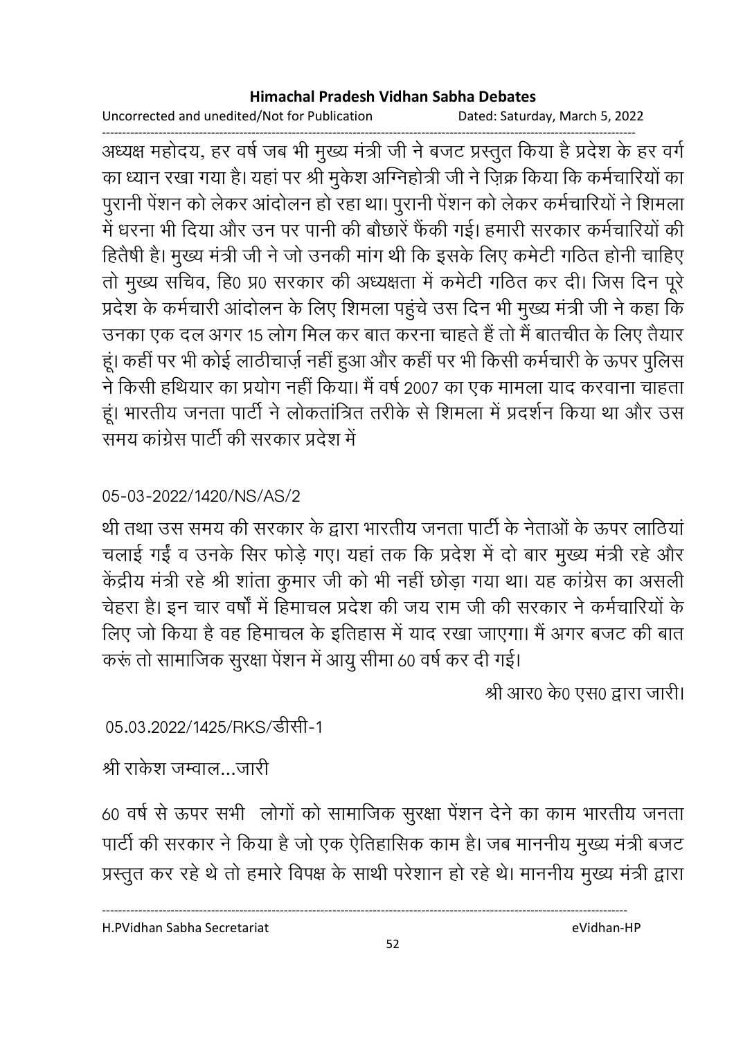अध्यक्ष महोदय, हर वर्ष जब भी मुख्य मंत्री जी ने बजट प्रस्तुत किया है प्रदेश के हर वर्ग का ध्यान रखा गया है। यहां पर श्री मुकेश अग्निहोत्री जी ने ज़िक्र किया कि कर्मचारियों का पुरानी पेंशन को लेकर आंदोलन हो रहा था। पुरानी पेंशन को लेकर कर्मचारियों ने शिमला में धरना भी दिया और उन पर पानी की बौछारें फैंकी गईं। हमारी सरकार कर्मचारियों की हितैषी है। मुख्य मंत्री जी ने जो उनकी मांग थी कि इसके लिए कमेटी गठित होनी चाहिए तो मुख्य सचिव, हि0 प्र0 सरकार की अध्यक्षता में कमेटी गठित कर दी। जिस दिन पूरे प्रदेश के कर्मचारी आंदोलन के लिए शिमला पहुंचे उस दिन भी मुख्य मंत्री जी ने कहा कि उनका एक दल अगर 15 लोग मिल कर बात करना चाहते हैं तो मैं बातचीत के लिए तैयार हूं। कहीं पर भी कोई लाठीचार्ज़ नहीं हुआ और कहीं पर भी किसी कर्मचारी के ऊपर पुलिस ने किसी हथियार का प्रयोग नहीं किया। मैं वर्ष 2007 का एक मामला याद करवाना चाहता हूं। भारतीय जनता पार्टी ने लोकतांत्रित तरीके से शिमला में प्रदर्शन किया था और उस समय कांग्रेस पार्टी की सरकार प्रदेश में

05-03-2022/1420/NS/AS/2

थी तथा उस समय की सरकार के द्वारा भारतीय जनता पार्टी के नेताओं के ऊपर लाठियां चलाई गईं व उनके सिर फोड़े गए। यहां तक कि प्रदेश में दो बार मुख्य मंत्री रहे और केंद्रीय मंत्री रहे श्री शांता कुमार जी को भी नहीं छोड़ा गया था। यह कांग्रेस का असली चेहरा है। इन चार वर्षों में हिमाचल प्रदेश की जय राम जी की सरकार ने कर्मचारियों के लिए जो किया है वह हिमाचल के इतिहास में याद रखा जाएगा। मैं अगर बजट की बात करूं तो सामाजिक सुरक्षा पेंशन में आयु सीमा 60 वर्ष कर दी गई।

श्री आर0 के0 एस0 द्वारा जारी।

05.03.2022/1425/RKS/डीसी-1

श्री राकेश जम्वाल...जारी

60 वर्ष से ऊपर सभी लोगों को सामाजिक सुरक्षा पेंशन देने का काम भारतीय जनता पार्टी की सरकार ने किया है जो एक ऐतिहासिक काम है। जब माननीय मुख्य मंत्री बजट प्रस्तुत कर रहे थे तो हमारे विपक्ष के साथी परेशान हो रहे थे। माननीय मुख्य मंत्री द्वारा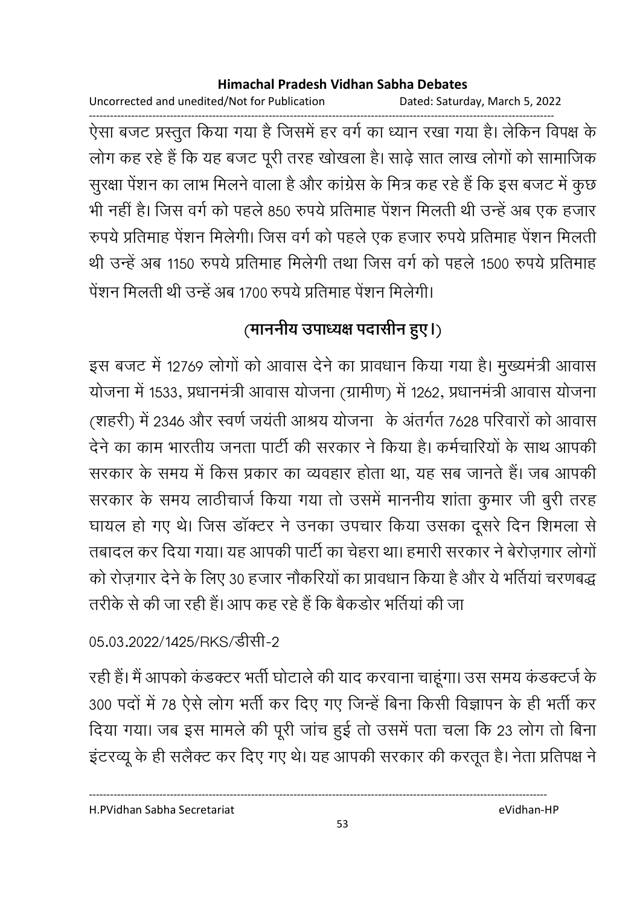ऐसा बजट प्रस्तुत किया गया है जिसमें हर वर्ग का ध्यान रखा गया है। लेकिन विपक्ष के लोग कह रहे हैं कि यह बजट पूरी तरह खोखला है। साढ़े सात लाख लोगों को सामाजिक सुरक्षा पेंशन का लाभ मिलने वाला है और कांग्रेस के मित्र कह रहे हैं कि इस बजट में कुछ भी नहीं है। जिस वर्ग को पहले 850 रुपये प्रतिमाह पेंशन मिलती थी उन्हें अब एक हजार रुपये प्रतिमाह पेंशन मिलेगी। जिस वर्ग को पहले एक हजार रुपये प्रतिमाह पेंशन मिलती थी उन्हें अब 1150 रुपये प्रतिमाह मिलेगी तथा जिस वर्ग को पहले 1500 रुपये प्रतिमाह पेंशन मिलती थी उन्हें अब 1700 रुपये प्रतिमाह पेंशन मिलेगी।

**(माननीय उपाध्यक्ष पदासीन हुए।)**

इस बजट में 12769 लोगों को आवास देने का प्रावधान किया गया है। मुख्यमंत्री आवास योजना में 1533, प्रधानमंत्री आवास योजना (ग्रामीण) में 1262, प्रधानमंत्री आवास योजना (शहरी) में 2346 और स्वर्ण जयंती आश्रय योजना के अंतर्गत 7628 परिवारों को आवास देने का काम भारतीय जनता पार्टी की सरकार ने किया है। कर्मचारियों के साथ आपकी सरकार के समय में किस प्रकार का व्यवहार होता था, यह सब जानते हैं। जब आपकी सरकार के समय लाठीचार्ज किया गया तो उसमें माननीय शांता कुमार जी बुरी तरह घायल हो गए थे। जिस डॉक्टर ने उनका उपचार किया उसका दूसरे दिन शिमला से तबादल कर दिया गया। यह आपकी पार्टी का चेहरा था। हमारी सरकार ने बेरोज़गार लोगों को रोज़गार देने के लिए 30 हजार नौकरियों का प्रावधान किया है और ये भर्तियां चरणबद्ध तरीके से की जा रही हैं। आप कह रहे हैं कि बैकडोर भर्तियां की जा

05.03.2022/1425/RKS/डीसी-2

रही हैं। मैं आपको कंडक्टर भर्ती घोटाले की याद करवाना चाहूंगा। उस समय कंडक्टर्ज के 300 पदों में 78 ऐसे लोग भर्ती कर दिए गए जिन्हें बिना किसी विज्ञापन के ही भर्ती कर दिया गया। जब इस मामले की पूरी जांच हुई तो उसमें पता चला कि 23 लोग तो बिना इंटरव्यू के ही सलैक्ट कर दिए गए थे। यह आपकी सरकार की करतूत है। नेता प्रतिपक्ष ने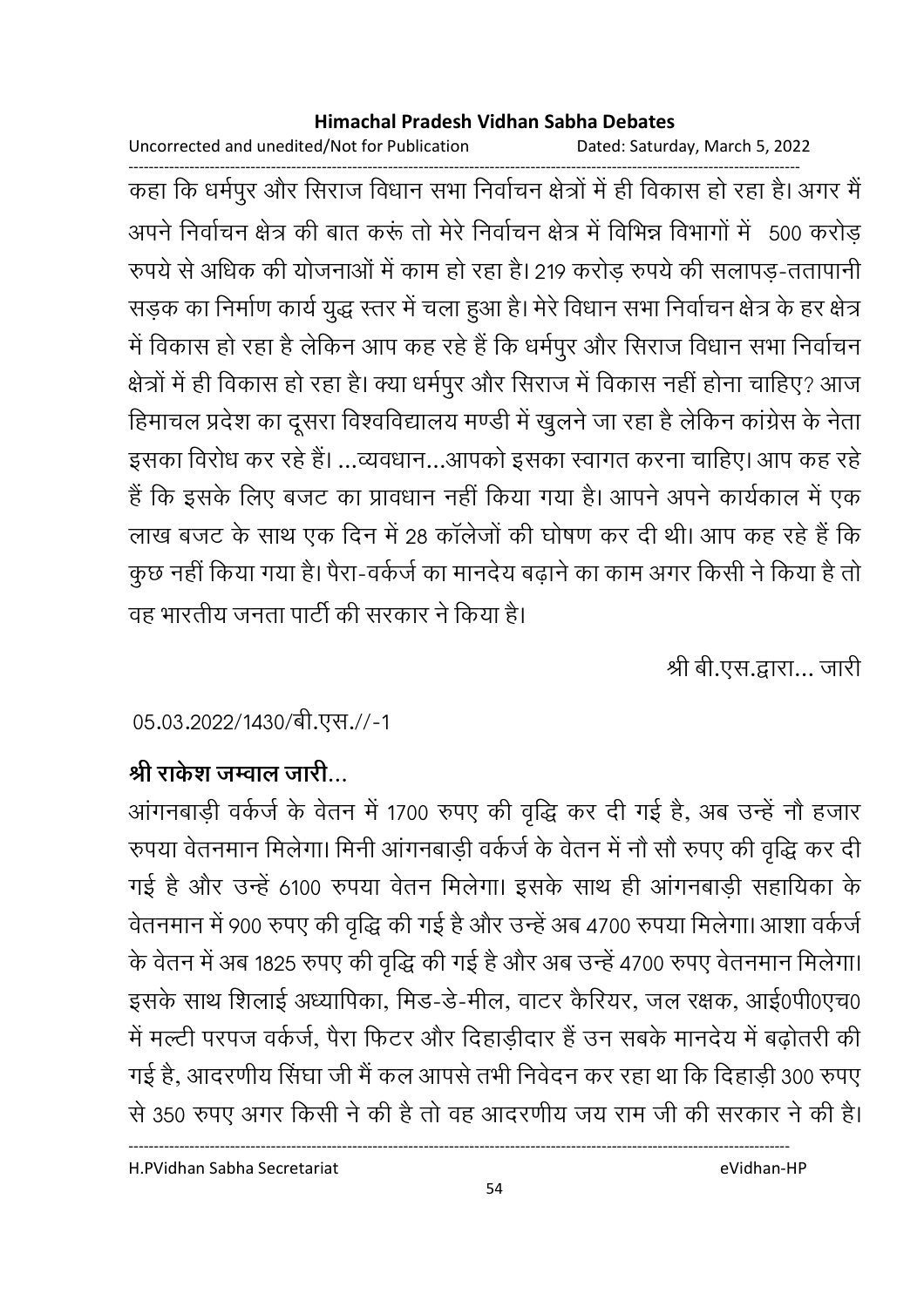कहा कि धर्मपुर और सिराज विधान सभा निर्वाचन क्षेत्रों में ही विकास हो रहा है। अगर मैं अपने निर्वाचन क्षेत्र की बात करूं तो मेरे निर्वाचन क्षेत्र में विभिन्न विभागों में 500 करोड़ रुपये से अधिक की योजनाओं में काम हो रहा है। 219 करोड़ रुपये की सलापड़-ततापानी सड़क का निर्माण कार्य युद्ध स्तर में चला हुआ है। मेरे विधान सभा निर्वाचन क्षेत्र के हर क्षेत्र में विकास हो रहा है लेकिन आप कह रहे हैं कि धर्मपुर और सिराज विधान सभा निर्वाचन क्षेत्रों में ही विकास हो रहा है। क्या धर्मपुर और सिराज में विकास नहीं होना चाहिए? आज हिमाचल प्रदेश का दूसरा विश्वविद्यालय मण्डी में खुलने जा रहा है लेकिन कांग्रेस के नेता इसका विरोध कर रहे हैं। ...व्यवधान...आपको इसका स्वागत करना चाहिए। आप कह रहे हैं कि इसके लिए बजट का प्रावधान नहीं किया गया है। आपने अपने कार्यकाल में एक लाख बजट के साथ एक दिन में 28 कॉलेजों की घोषण कर दी थी। आप कह रहे हैं कि कुछ नहीं किया गया है। पैरा-वर्कर्ज का मानदेय बढ़ाने का काम अगर किसी ने किया है तो वह भारतीय जनता पार्टी की सरकार ने किया है।

श्री बी.एस.द्वारा... जारी

05.03.2022/1430/बी.एस.//-1

**श्री राकेश जम्वाल जारी...**

आंगनबाड़ी वर्कर्ज के वेतन में 1700 रुपए की वृद्धि कर दी गई है, अब उन्हें नौ हजार रुपया वेतनमान मिलेगा। मिनी आंगनबाड़ी वर्कर्ज के वेतन में नौ सौ रुपए की वृद्धि कर दी गई है और उन्हें 6100 रुपया वेतन मिलेगा। इसके साथ ही आंगनबाड़ी सहायिका के वेतनमान में 900 रुपए की वृद्धि की गई है और उन्हें अब 4700 रुपया मिलेगा। आशा वर्कर्ज के वेतन में अब 1825 रुपए की वृद्धि की गई है और अब उन्हें 4700 रुपए वेतनमान मिलेगा। इसके साथ शिलाई अध्यापिका, मिड-डे-मील, वाटर कैरियर, जल रक्षक, आई0पी0एच0 में मल्टी परपज वर्कर्ज, पैरा फिटर और दिहाड़ीदार हैं उन सबके मानदेय में बढ़ोतरी की गई है, आदरणीय सिंघा जी मैं कल आपसे तभी निवेदन कर रहा था कि दिहाड़ी 300 रुपए से 350 रुपए अगर किसी ने की है तो वह आदरणीय जय राम जी की सरकार ने की है।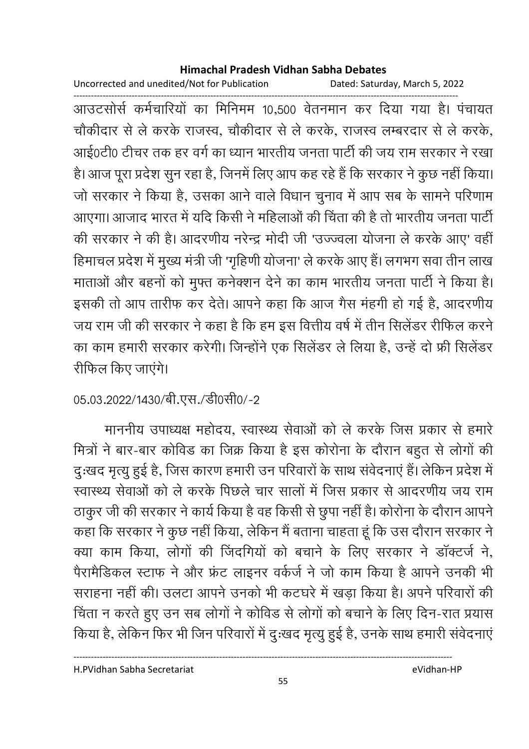आउटसोर्स कर्मचारियों का मिनिमम 10,500 वेतनमान कर दिया गया है। पंचायत चौकीदार से ले करके राजस्व, चौकीदार से ले करके, राजस्व लम्बरदार से ले करके, आई0टी0 टीचर तक हर वर्ग का ध्यान भारतीय जनता पार्टी की जय राम सरकार ने रखा है। आज पूरा प्रदेश सुन रहा है, जिनमें लिए आप कह रहे हैं कि सरकार ने कुछ नहीं किया। जो सरकार ने किया है, उसका आने वाले विधान चुनाव में आप सब के सामने परिणाम आएगा। आजाद भारत में यदि किसी ने महिलाओं की चिंता की है तो भारतीय जनता पार्टी की सरकार ने की है। आदरणीय नरेन्द्र मोदी जी 'उज्ज्वला योजना ले करके आए' वहीं हिमाचल प्रदेश में मुख्य मंत्री जी 'गृहिणी योजना' ले करके आए हैं। लगभग सवा तीन लाख माताओं और बहनों को मुफ्त कनेक्शन देने का काम भारतीय जनता पार्टी ने किया है। इसकी तो आप तारीफ कर देते। आपने कहा कि आज गैस मंहगी हो गई है, आदरणीय जय राम जी की सरकार ने कहा है कि हम इस वित्तीय वर्ष में तीन सिलेंडर रीफिल करने का काम हमारी सरकार करेगी। जिन्होंने एक सिलेंडर ले लिया है, उन्हें दो फ्री सिलेंडर रीफिल किए जाएंगे।

05.03.2022/1430/बी.एस./डी0सी0/-2

माननीय उपाध्यक्ष महोदय, स्वास्थ्य सेवाओं को ले करके जिस प्रकार से हमारे मित्रों ने बार-बार कोविड का जिक्र किया है इस कोरोना के दौरान बहुत से लोगों की दुःखद मृत्यु हुई है, जिस कारण हमारी उन परिवारों के साथ संवेदनाएं हैं। लेकिन प्रदेश में स्वास्थ्य सेवाओं को ले करके पिछले चार सालों में जिस प्रकार से आदरणीय जय राम ठाकुर जी की सरकार ने कार्य किया है वह किसी से छुपा नहीं है। कोरोना के दौरान आपने कहा कि सरकार ने कुछ नहीं किया, लेकिन मैं बताना चाहता हूं कि उस दौरान सरकार ने क्या काम किया, लोगों की जिंदगियों को बचाने के लिए सरकार ने डॉक्टर्ज ने, पैरामैडिकल स्टाफ ने और फ्रंट लाइनर वर्कर्ज ने जो काम किया है आपने उनकी भी सराहना नहीं की। उलटा आपने उनको भी कटघरे में खड़ा किया है। अपने परिवारों की चिंता न करते हुए उन सब लोगों ने कोविड से लोगों को बचाने के लिए दिन-रात प्रयास किया है, लेकिन फिर भी जिन परिवारों में दुःखद मृत्यु हुई है, उनके साथ हमारी संवेदनाएं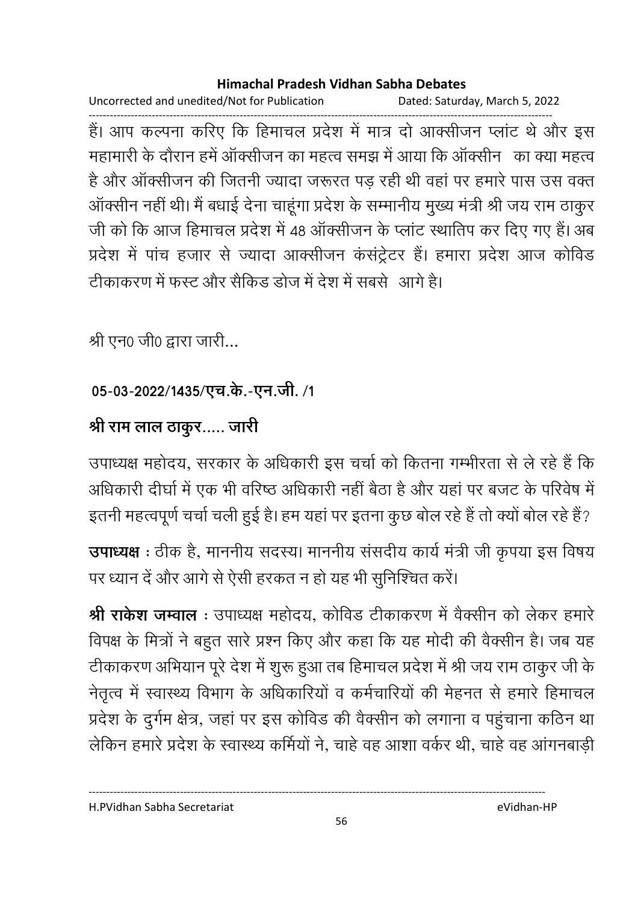हैं। आप कल्पना करिए कि हिमाचल प्रदेश में मात्र दो आक्सीजन प्लांट थे और इस महामारी के दौरान हमें ऑक्सीजन का महत्व समझ में आया कि ऑक्सीन  का क्या महत्व है और ऑक्सीजन की जितनी ज्यादा जरूरत पड़ रही थी वहां पर हमारे पास उस वक्त ऑक्सीन नहीं थी। मैं बधाई देना चाहूंगा प्रदेश के सम्मानीय मुख्य मंत्री श्री जय राम ठाकुर जी को कि आज हिमाचल प्रदेश में 48 ऑक्सीजन के प्लांट स्थातिप कर दिए गए हैं। अब प्रदेश में पांच हजार से ज्यादा आक्सीजन कंसंट्रेटर हैं। हमारा प्रदेश आज कोविड टीकाकरण में फस्ट और सैकिड डोज में देश में सबसे  आगे है।

श्री एन0 जी0 द्वारा जारी...

**05-03-2022/1435/एच.के.-एन.जी. /1**

**श्री राम लाल ठाकुर..... जारी**

उपाध्यक्ष महोदय, सरकार के अधिकारी इस चर्चा को कितना गम्भीरता से ले रहे हैं कि अधिकारी दीर्घा में एक भी वरिष्ठ अधिकारी नहीं बैठा है और यहां पर बजट के परिवेष में इतनी महत्वपूर्ण चर्चा चली हुई है। हम यहां पर इतना कुछ बोल रहे हैं तो क्यों बोल रहे हैं?

**उपाध्यक्ष** : ठीक है, माननीय सदस्य। माननीय संसदीय कार्य मंत्री जी कृपया इस विषय पर ध्यान दें और आगे से ऐसी हरकत न हो यह भी सुनिश्चित करें।

**श्री राकेश जम्वाल** : उपाध्यक्ष महोदय, कोविड टीकाकरण में वैक्सीन को लेकर हमारे विपक्ष के मित्रों ने बहुत सारे प्रश्न किए और कहा कि यह मोदी की वैक्सीन है। जब यह टीकाकरण अभियान पूरे देश में शुरू हुआ तब हिमाचल प्रदेश में श्री जय राम ठाकुर जी के नेतृत्व में स्वास्थ्य विभाग के अधिकारियों व कर्मचारियों की मेहनत से हमारे हिमाचल प्रदेश के दुर्गम क्षेत्र, जहां पर इस कोविड की वैक्सीन को लगाना व पहुंचाना कठिन था लेकिन हमारे प्रदेश के स्वास्थ्य कर्मियों ने, चाहे वह आशा वर्कर थी, चाहे वह आंगनबाड़ी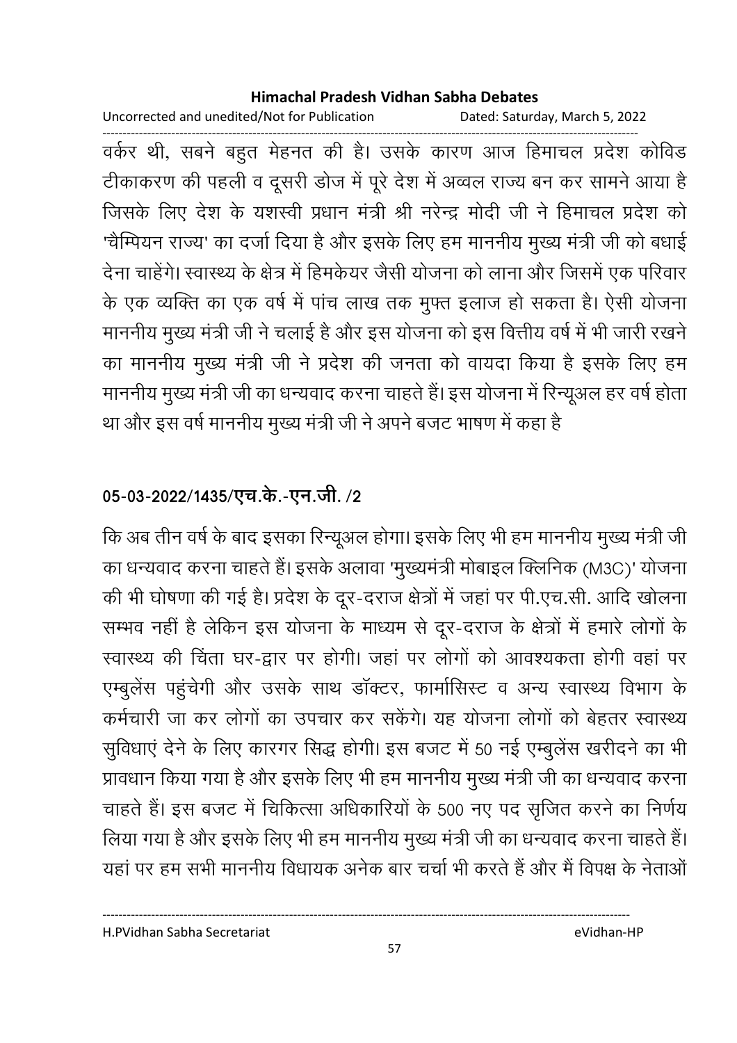वर्कर थी, सबने बहुत मेहनत की है। उसके कारण आज हिमाचल प्रदेश कोविड टीकाकरण की पहली व दूसरी डोज में पूरे देश में अव्वल राज्य बन कर सामने आया है जिसके लिए देश के यशस्वी प्रधान मंत्री श्री नरेन्द्र मोदी जी ने हिमाचल प्रदेश को 'चैम्पियन राज्य' का दर्जा दिया है और इसके लिए हम माननीय मुख्य मंत्री जी को बधाई देना चाहेंगे। स्वास्थ्य के क्षेत्र में हिमकेयर जैसी योजना को लाना और जिसमें एक परिवार के एक व्यक्ति का एक वर्ष में पांच लाख तक मुफ्त इलाज हो सकता है। ऐसी योजना माननीय मुख्य मंत्री जी ने चलाई है और इस योजना को इस वित्तीय वर्ष में भी जारी रखने का माननीय मुख्य मंत्री जी ने प्रदेश की जनता को वायदा किया है इसके लिए हम माननीय मुख्य मंत्री जी का धन्यवाद करना चाहते हैं। इस योजना में रिन्यूअल हर वर्ष होता था और इस वर्ष माननीय मुख्य मंत्री जी ने अपने बजट भाषण में कहा है

**05-03-2022/1435/एच.के.-एन.जी. /2**

कि अब तीन वर्ष के बाद इसका रिन्यूअल होगा। इसके लिए भी हम माननीय मुख्य मंत्री जी का धन्यवाद करना चाहते हैं। इसके अलावा 'मुख्यमंत्री मोबाइल क्लिनिक (M3C)' योजना की भी घोषणा की गई है। प्रदेश के दूर-दराज क्षेत्रों में जहां पर पी.एच.सी. आदि खोलना सम्भव नहीं है लेकिन इस योजना के माध्यम से दूर-दराज के क्षेत्रों में हमारे लोगों के स्वास्थ्य की चिंता घर-द्वार पर होगी। जहां पर लोगों को आवश्यकता होगी वहां पर एम्बुलेंस पहुंचेगी और उसके साथ डॉक्टर, फार्मासिस्ट व अन्य स्वास्थ्य विभाग के कर्मचारी जा कर लोगों का उपचार कर सकेंगे। यह योजना लोगों को बेहतर स्वास्थ्य सुविधाएं देने के लिए कारगर सिद्ध होगी। इस बजट में 50 नई एम्बुलेंस खरीदने का भी प्रावधान किया गया है और इसके लिए भी हम माननीय मुख्य मंत्री जी का धन्यवाद करना चाहते हैं। इस बजट में चिकित्सा अधिकारियों के 500 नए पद सृजित करने का निर्णय लिया गया है और इसके लिए भी हम माननीय मुख्य मंत्री जी का धन्यवाद करना चाहते हैं। यहां पर हम सभी माननीय विधायक अनेक बार चर्चा भी करते हैं और मैं विपक्ष के नेताओं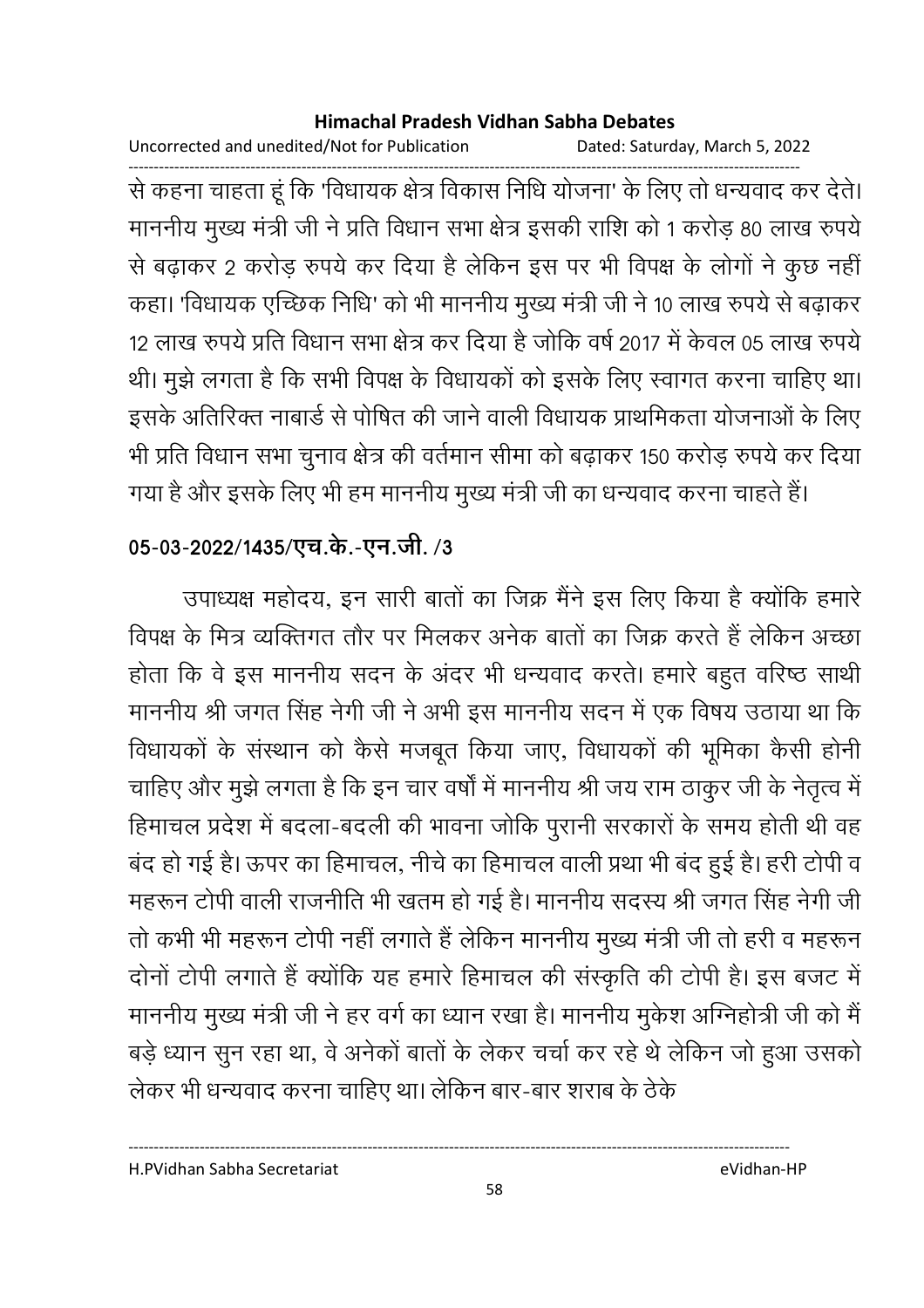से कहना चाहता हूं कि 'विधायक क्षेत्र विकास निधि योजना' के लिए तो धन्यवाद कर देते। माननीय मुख्य मंत्री जी ने प्रति विधान सभा क्षेत्र इसकी राशि को 1 करोड़ 80 लाख रुपये से बढ़ाकर 2 करोड़ रुपये कर दिया है लेकिन इस पर भी विपक्ष के लोगों ने कुछ नहीं कहा। 'विधायक एच्छिक निधि' को भी माननीय मुख्य मंत्री जी ने 10 लाख रुपये से बढ़ाकर 12 लाख रुपये प्रति विधान सभा क्षेत्र कर दिया है जोकि वर्ष 2017 में केवल 05 लाख रुपये थी। मुझे लगता है कि सभी विपक्ष के विधायकों को इसके लिए स्वागत करना चाहिए था। इसके अतिरिक्त नाबार्ड से पोषित की जाने वाली विधायक प्राथमिकता योजनाओं के लिए भी प्रति विधान सभा चुनाव क्षेत्र की वर्तमान सीमा को बढ़ाकर 150 करोड़ रुपये कर दिया गया है और इसके लिए भी हम माननीय मुख्य मंत्री जी का धन्यवाद करना चाहते हैं।

**05-03-2022/1435/एच.के.-एन.जी. /3**

उपाध्यक्ष महोदय, इन सारी बातों का जिक्र मैंने इस लिए किया है क्योंकि हमारे विपक्ष के मित्र व्यक्तिगत तौर पर मिलकर अनेक बातों का जिक्र करते हैं लेकिन अच्छा होता कि वे इस माननीय सदन के अंदर भी धन्यवाद करते। हमारे बहुत वरिष्ठ साथी माननीय श्री जगत सिंह नेगी जी ने अभी इस माननीय सदन में एक विषय उठाया था कि विधायकों के संस्थान को कैसे मजबूत किया जाए, विधायकों की भूमिका कैसी होनी चाहिए और मुझे लगता है कि इन चार वर्षों में माननीय श्री जय राम ठाकुर जी के नेतृत्व में हिमाचल प्रदेश में बदला-बदली की भावना जोकि पुरानी सरकारों के समय होती थी वह बंद हो गई है। ऊपर का हिमाचल, नीचे का हिमाचल वाली प्रथा भी बंद हुई है। हरी टोपी व महरून टोपी वाली राजनीति भी खतम हो गई है। माननीय सदस्य श्री जगत सिंह नेगी जी तो कभी भी महरून टोपी नहीं लगाते हैं लेकिन माननीय मुख्य मंत्री जी तो हरी व महरून दोनों टोपी लगाते हैं क्योंकि यह हमारे हिमाचल की संस्कृति की टोपी है। इस बजट में माननीय मुख्य मंत्री जी ने हर वर्ग का ध्यान रखा है। माननीय मुकेश अग्निहोत्री जी को मैं बड़े ध्यान सुन रहा था, वे अनेकों बातों के लेकर चर्चा कर रहे थे लेकिन जो हुआ उसको लेकर भी धन्यवाद करना चाहिए था। लेकिन बार-बार शराब के ठेके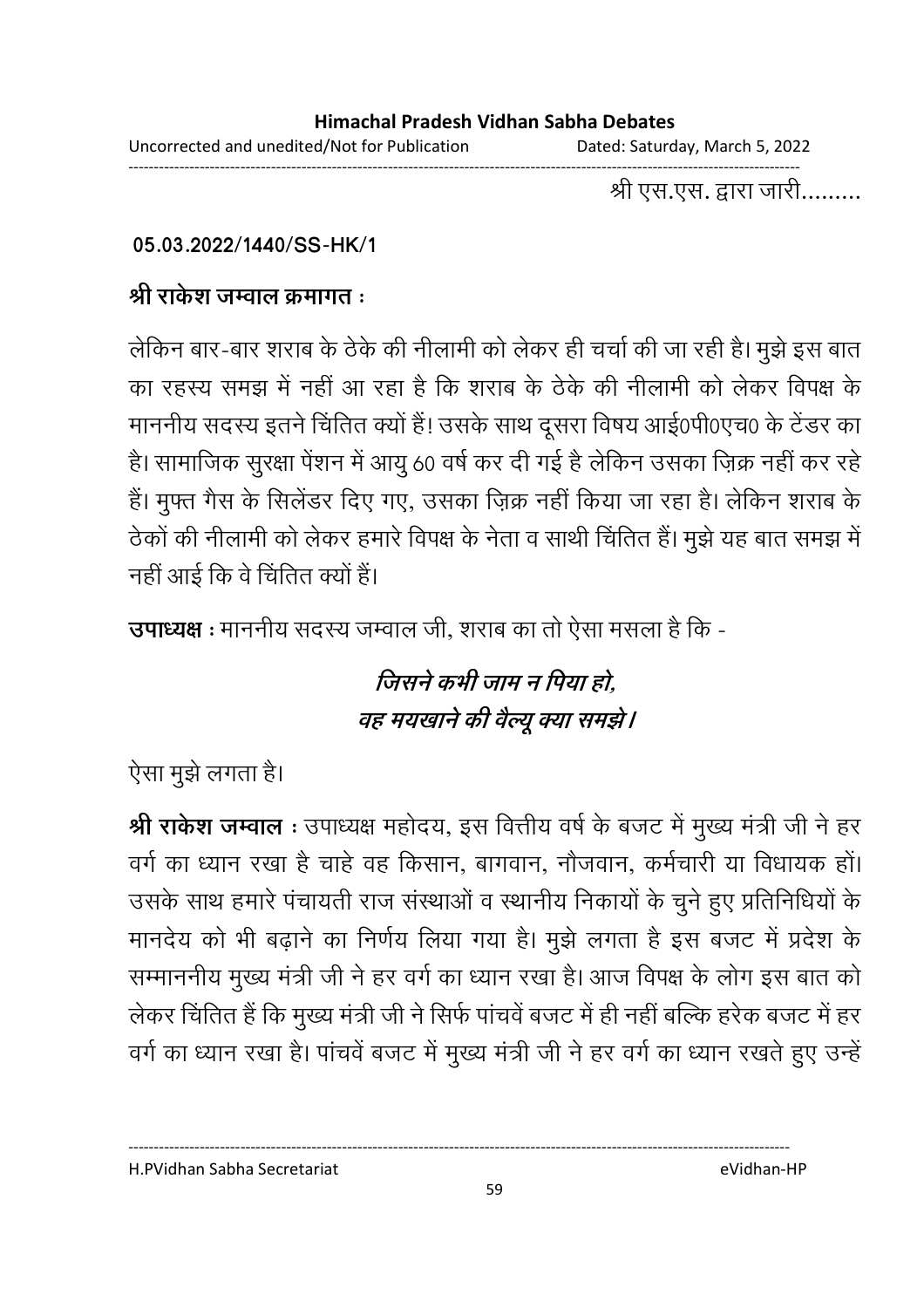श्री एस.एस. द्वारा जारी.........

**05.03.2022/1440/SS-HK/1**

**श्री राकेश जम्वाल क्रमागत :**

लेकिन बार-बार शराब के ठेके की नीलामी को लेकर ही चर्चा की जा रही है। मुझे इस बात का रहस्य समझ में नहीं आ रहा है कि शराब के ठेके की नीलामी को लेकर विपक्ष के माननीय सदस्य इतने चिंतित क्यों हैं! उसके साथ दूसरा विषय आई0पी0एच0 के टेंडर का है। सामाजिक सुरक्षा पेंशन में आयु 60 वर्ष कर दी गई है लेकिन उसका ज़िक्र नहीं कर रहे हैं। मुफ्त गैस के सिलेंडर दिए गए, उसका ज़िक्र नहीं किया जा रहा है। लेकिन शराब के ठेकों की नीलामी को लेकर हमारे विपक्ष के नेता व साथी चिंतित हैं। मुझे यह बात समझ में नहीं आई कि वे चिंतित क्यों हैं।

**उपाध्यक्ष :** माननीय सदस्य जम्वाल जी, शराब का तो ऐसा मसला है कि -

*जिसने कभी जाम न पिया हो,*
*वह मयखाने की वैल्यू क्या समझे।*

ऐसा मुझे लगता है।

**श्री राकेश जम्वाल :** उपाध्यक्ष महोदय, इस वित्तीय वर्ष के बजट में मुख्य मंत्री जी ने हर वर्ग का ध्यान रखा है चाहे वह किसान, बागवान, नौजवान, कर्मचारी या विधायक हों। उसके साथ हमारे पंचायती राज संस्थाओं व स्थानीय निकायों के चुने हुए प्रतिनिधियों के मानदेय को भी बढ़ाने का निर्णय लिया गया है। मुझे लगता है इस बजट में प्रदेश के सम्माननीय मुख्य मंत्री जी ने हर वर्ग का ध्यान रखा है। आज विपक्ष के लोग इस बात को लेकर चिंतित हैं कि मुख्य मंत्री जी ने सिर्फ पांचवें बजट में ही नहीं बल्कि हरेक बजट में हर वर्ग का ध्यान रखा है। पांचवें बजट में मुख्य मंत्री जी ने हर वर्ग का ध्यान रखते हुए उन्हें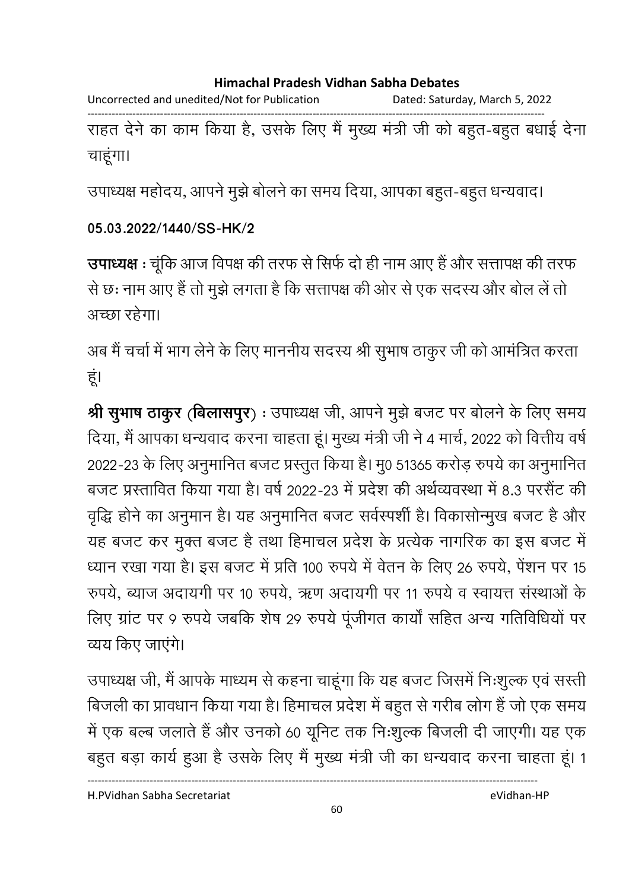राहत देने का काम किया है, उसके लिए मैं मुख्य मंत्री जी को बहुत-बहुत बधाई देना चाहूंगा।

उपाध्यक्ष महोदय, आपने मुझे बोलने का समय दिया, आपका बहुत-बहुत धन्यवाद।

**05.03.2022/1440/SS-HK/2**

**उपाध्यक्ष** : चूंकि आज विपक्ष की तरफ से सिर्फ दो ही नाम आए हैं और सत्तापक्ष की तरफ से छः नाम आए हैं तो मुझे लगता है कि सत्तापक्ष की ओर से एक सदस्य और बोल लें तो अच्छा रहेगा।

अब मैं चर्चा में भाग लेने के लिए माननीय सदस्य श्री सुभाष ठाकुर जी को आमंत्रित करता हूं।

**श्री सुभाष ठाकुर (बिलासपुर)** : उपाध्यक्ष जी, आपने मुझे बजट पर बोलने के लिए समय दिया, मैं आपका धन्यवाद करना चाहता हूं। मुख्य मंत्री जी ने 4 मार्च, 2022 को वित्तीय वर्ष 2022-23 के लिए अनुमानित बजट प्रस्तुत किया है। मु0 51365 करोड़ रुपये का अनुमानित बजट प्रस्तावित किया गया है। वर्ष 2022-23 में प्रदेश की अर्थव्यवस्था में 8.3 परसैंट की वृद्धि होने का अनुमान है। यह अनुमानित बजट सर्वस्पर्शी है। विकासोन्मुख बजट है और यह बजट कर मुक्त बजट है तथा हिमाचल प्रदेश के प्रत्येक नागरिक का इस बजट में ध्यान रखा गया है। इस बजट में प्रति 100 रुपये में वेतन के लिए 26 रुपये, पेंशन पर 15 रुपये, ब्याज अदायगी पर 10 रुपये, ऋण अदायगी पर 11 रुपये व स्वायत्त संस्थाओं के लिए ग्रांट पर 9 रुपये जबकि शेष 29 रुपये पूंजीगत कार्यों सहित अन्य गतिविधियों पर व्यय किए जाएंगे।

उपाध्यक्ष जी, मैं आपके माध्यम से कहना चाहूंगा कि यह बजट जिसमें निःशुल्क एवं सस्ती बिजली का प्रावधान किया गया है। हिमाचल प्रदेश में बहुत से गरीब लोग हैं जो एक समय में एक बल्ब जलाते हैं और उनको 60 यूनिट तक निःशुल्क बिजली दी जाएगी। यह एक बहुत बड़ा कार्य हुआ है उसके लिए मैं मुख्य मंत्री जी का धन्यवाद करना चाहता हूं। 1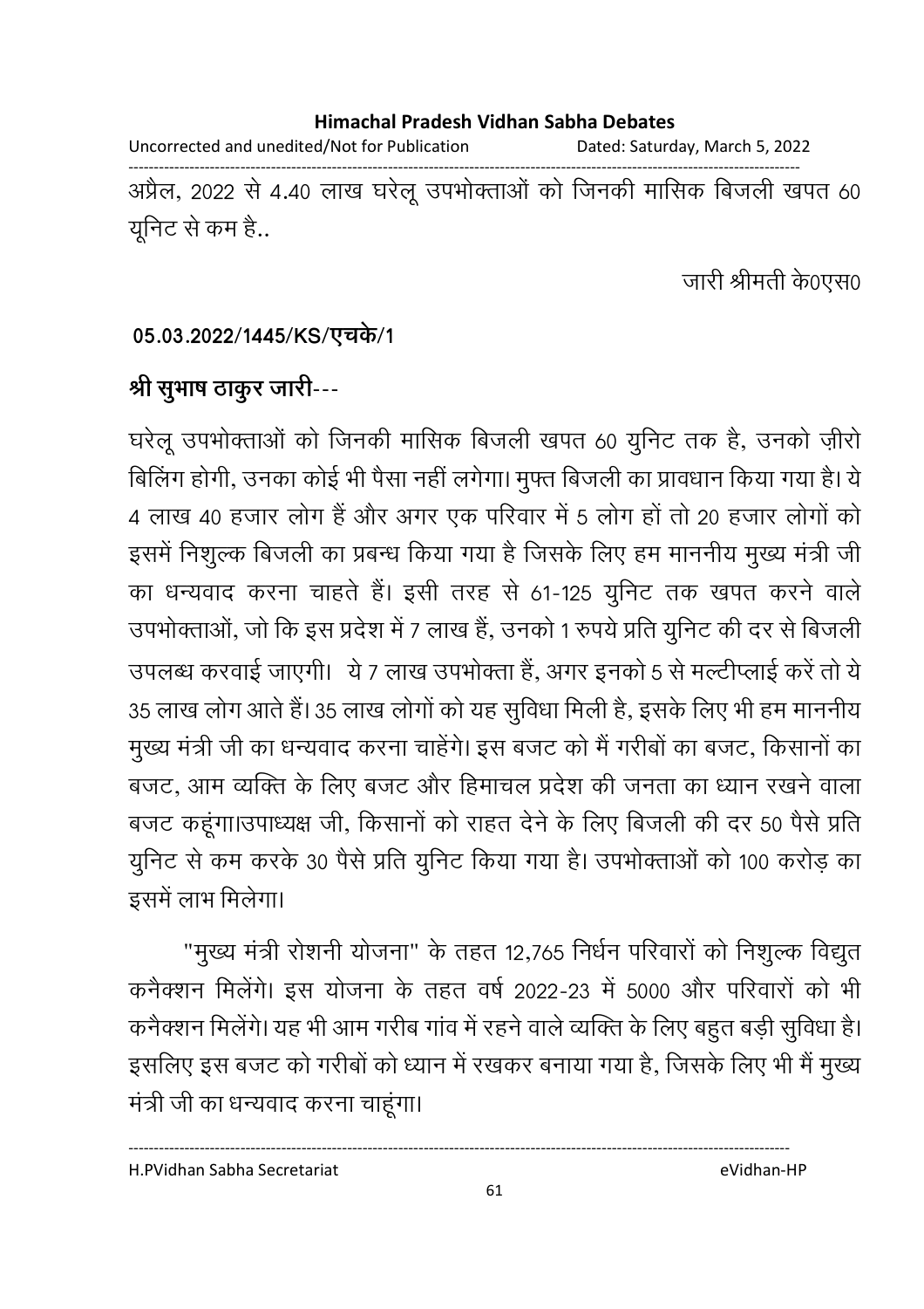अप्रैल, 2022 से 4.40 लाख घरेलू उपभोक्ताओं को जिनकी मासिक बिजली खपत 60 यूनिट से कम है..

जारी श्रीमती के0एस0

**05.03.2022/1445/KS/एचके/1**

**श्री सुभाष ठाकुर जारी**---

घरेलू उपभोक्ताओं को जिनकी मासिक बिजली खपत 60 युनिट तक है, उनको ज़ीरो बिलिंग होगी, उनका कोई भी पैसा नहीं लगेगा। मुफ्त बिजली का प्रावधान किया गया है। ये 4 लाख 40 हजार लोग हैं और अगर एक परिवार में 5 लोग हों तो 20 हजार लोगों को इसमें निशुल्क बिजली का प्रबन्ध किया गया है जिसके लिए हम माननीय मुख्य मंत्री जी का धन्यवाद करना चाहते हैं। इसी तरह से 61-125 युनिट तक खपत करने वाले उपभोक्ताओं, जो कि इस प्रदेश में 7 लाख हैं, उनको 1 रुपये प्रति युनिट की दर से बिजली उपलब्ध करवाई जाएगी। ये 7 लाख उपभोक्ता हैं, अगर इनको 5 से मल्टीप्लाई करें तो ये 35 लाख लोग आते हैं। 35 लाख लोगों को यह सुविधा मिली है, इसके लिए भी हम माननीय मुख्य मंत्री जी का धन्यवाद करना चाहेंगे। इस बजट को मैं गरीबों का बजट, किसानों का बजट, आम व्यक्ति के लिए बजट और हिमाचल प्रदेश की जनता का ध्यान रखने वाला बजट कहूंगा।उपाध्यक्ष जी, किसानों को राहत देने के लिए बिजली की दर 50 पैसे प्रति युनिट से कम करके 30 पैसे प्रति युनिट किया गया है। उपभोक्ताओं को 100 करोड़ का इसमें लाभ मिलेगा।

"मुख्य मंत्री रोशनी योजना" के तहत 12,765 निर्धन परिवारों को निशुल्क विद्युत कनैक्शन मिलेंगे। इस योजना के तहत वर्ष 2022-23 में 5000 और परिवारों को भी कनैक्शन मिलेंगे। यह भी आम गरीब गांव में रहने वाले व्यक्ति के लिए बहुत बड़ी सुविधा है। इसलिए इस बजट को गरीबों को ध्यान में रखकर बनाया गया है, जिसके लिए भी मैं मुख्य मंत्री जी का धन्यवाद करना चाहूंगा।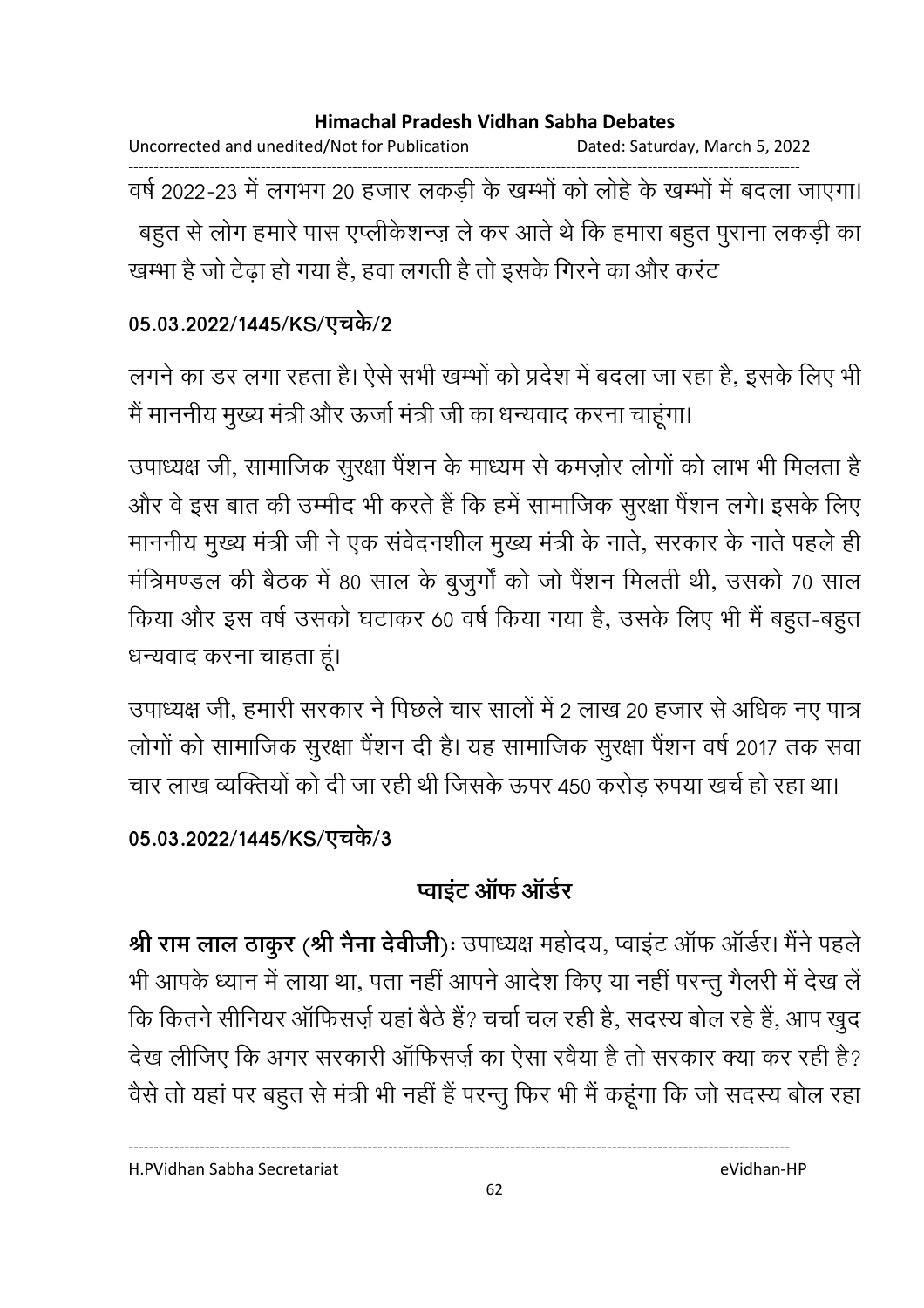वर्ष 2022-23 में लगभग 20 हजार लकड़ी के खम्भों को लोहे के खम्भों में बदला जाएगा। बहुत से लोग हमारे पास एप्लीकेशन्ज़ ले कर आते थे कि हमारा बहुत पुराना लकड़ी का खम्भा है जो टेढ़ा हो गया है, हवा लगती है तो इसके गिरने का और करंट

**05.03.2022/1445/KS/एचके/2**

लगने का डर लगा रहता है। ऐसे सभी खम्भों को प्रदेश में बदला जा रहा है, इसके लिए भी मैं माननीय मुख्य मंत्री और ऊर्जा मंत्री जी का धन्यवाद करना चाहूंगा।

उपाध्यक्ष जी, सामाजिक सुरक्षा पैंशन के माध्यम से कमज़ोर लोगों को लाभ भी मिलता है और वे इस बात की उम्मीद भी करते हैं कि हमें सामाजिक सुरक्षा पैंशन लगे। इसके लिए माननीय मुख्य मंत्री जी ने एक संवेदनशील मुख्य मंत्री के नाते, सरकार के नाते पहले ही मंत्रिमण्डल की बैठक में 80 साल के बुजुर्गों को जो पैंशन मिलती थी, उसको 70 साल किया और इस वर्ष उसको घटाकर 60 वर्ष किया गया है, उसके लिए भी मैं बहुत-बहुत धन्यवाद करना चाहता हूं।

उपाध्यक्ष जी, हमारी सरकार ने पिछले चार सालों में 2 लाख 20 हजार से अधिक नए पात्र लोगों को सामाजिक सुरक्षा पैंशन दी है। यह सामाजिक सुरक्षा पैंशन वर्ष 2017 तक सवा चार लाख व्यक्तियों को दी जा रही थी जिसके ऊपर 450 करोड़ रुपया खर्च हो रहा था।

**05.03.2022/1445/KS/एचके/3**

## प्वाइंट ऑफ ऑर्डर

**श्री राम लाल ठाकुर (श्री नैना देवीजी)**: उपाध्यक्ष महोदय, प्वाइंट ऑफ ऑर्डर। मैंने पहले भी आपके ध्यान में लाया था, पता नहीं आपने आदेश किए या नहीं परन्तु गैलरी में देख लें कि कितने सीनियर ऑफिसर्ज़ यहां बैठे हैं? चर्चा चल रही है, सदस्य बोल रहे हैं, आप खुद देख लीजिए कि अगर सरकारी ऑफिसर्ज़ का ऐसा रवैया है तो सरकार क्या कर रही है? वैसे तो यहां पर बहुत से मंत्री भी नहीं हैं परन्तु फिर भी मैं कहूंगा कि जो सदस्य बोल रहा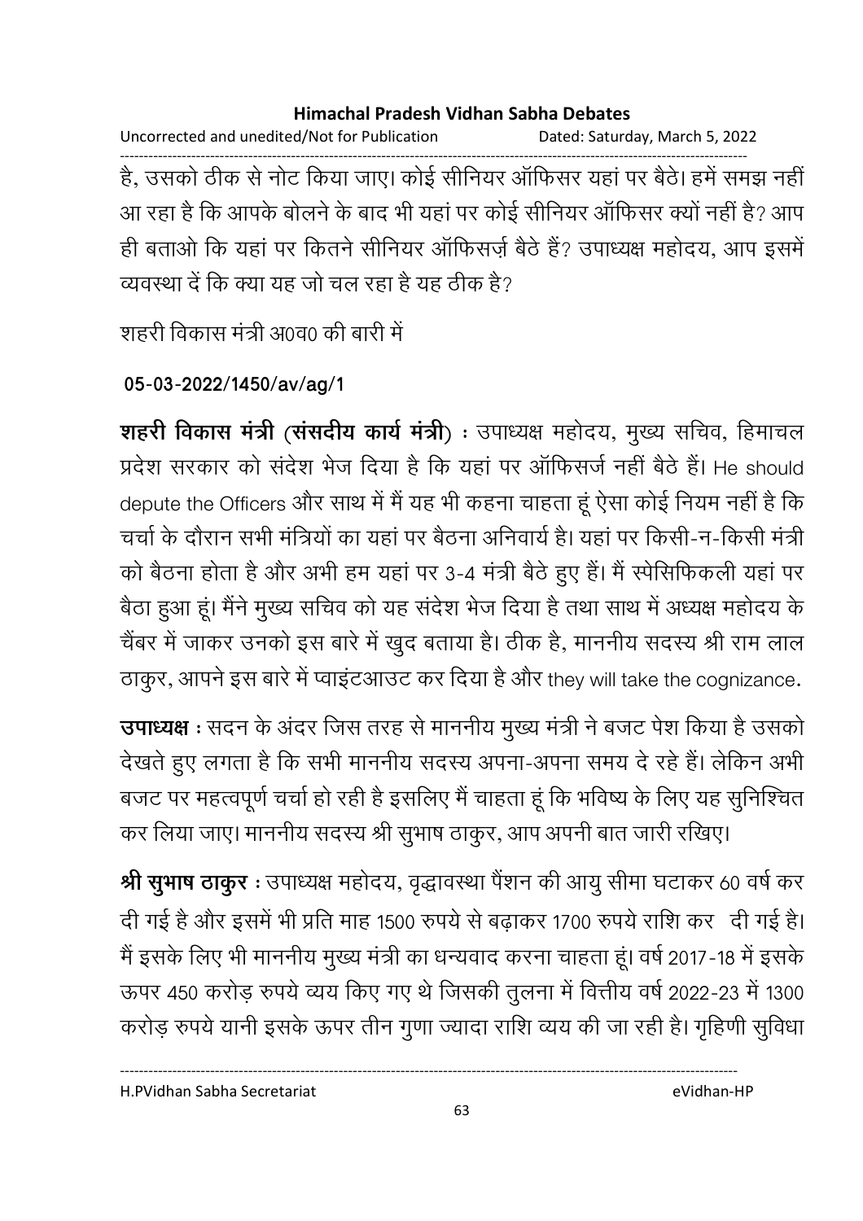है, उसको ठीक से नोट किया जाए। कोई सीनियर ऑफिसर यहां पर बैठे। हमें समझ नहीं आ रहा है कि आपके बोलने के बाद भी यहां पर कोई सीनियर ऑफिसर क्यों नहीं है? आप ही बताओ कि यहां पर कितने सीनियर ऑफिसर्ज़ बैठे हैं? उपाध्यक्ष महोदय, आप इसमें व्यवस्था दें कि क्या यह जो चल रहा है यह ठीक है?

शहरी विकास मंत्री अ0व0 की बारी में

**05-03-2022/1450/av/ag/1**

**शहरी विकास मंत्री (संसदीय कार्य मंत्री)** : उपाध्यक्ष महोदय, मुख्य सचिव, हिमाचल प्रदेश सरकार को संदेश भेज दिया है कि यहां पर ऑफिसर्ज नहीं बैठे हैं। He should depute the Officers और साथ में मैं यह भी कहना चाहता हूं ऐसा कोई नियम नहीं है कि चर्चा के दौरान सभी मंत्रियों का यहां पर बैठना अनिवार्य है। यहां पर किसी-न-किसी मंत्री को बैठना होता है और अभी हम यहां पर 3-4 मंत्री बैठे हुए हैं। मैं स्पेसिफिकली यहां पर बैठा हुआ हूं। मैंने मुख्य सचिव को यह संदेश भेज दिया है तथा साथ में अध्यक्ष महोदय के चैंबर में जाकर उनको इस बारे में खुद बताया है। ठीक है, माननीय सदस्य श्री राम लाल ठाकुर, आपने इस बारे में प्वाइंटआउट कर दिया है और they will take the cognizance.

**उपाध्यक्ष** : सदन के अंदर जिस तरह से माननीय मुख्य मंत्री ने बजट पेश किया है उसको देखते हुए लगता है कि सभी माननीय सदस्य अपना-अपना समय दे रहे हैं। लेकिन अभी बजट पर महत्वपूर्ण चर्चा हो रही है इसलिए मैं चाहता हूं कि भविष्य के लिए यह सुनिश्चित कर लिया जाए। माननीय सदस्य श्री सुभाष ठाकुर, आप अपनी बात जारी रखिए।

**श्री सुभाष ठाकुर** : उपाध्यक्ष महोदय, वृद्धावस्था पैंशन की आयु सीमा घटाकर 60 वर्ष कर दी गई है और इसमें भी प्रति माह 1500 रुपये से बढ़ाकर 1700 रुपये राशि कर दी गई है। मैं इसके लिए भी माननीय मुख्य मंत्री का धन्यवाद करना चाहता हूं। वर्ष 2017-18 में इसके ऊपर 450 करोड़ रुपये व्यय किए गए थे जिसकी तुलना में वित्तीय वर्ष 2022-23 में 1300 करोड़ रुपये यानी इसके ऊपर तीन गुणा ज्यादा राशि व्यय की जा रही है। गृहिणी सुविधा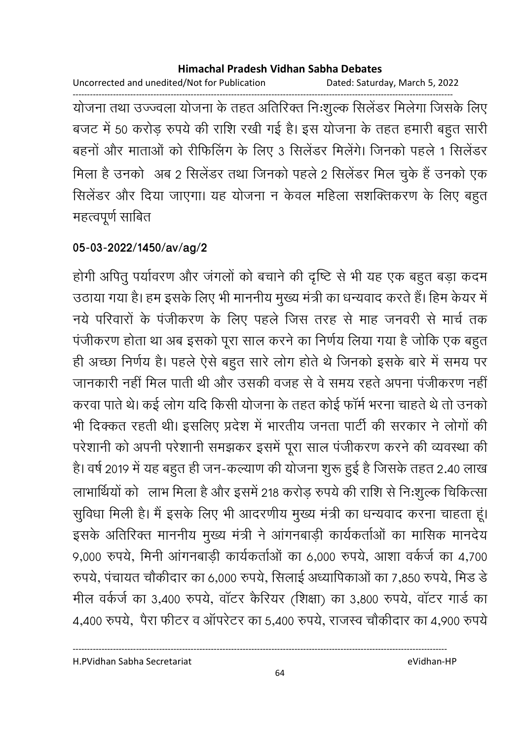योजना तथा उज्ज्वला योजना के तहत अतिरिक्त निःशुल्क सिलेंडर मिलेगा जिसके लिए बजट में 50 करोड़ रुपये की राशि रखी गई है। इस योजना के तहत हमारी बहुत सारी बहनों और माताओं को रीफिलिंग के लिए 3 सिलेंडर मिलेंगे। जिनको पहले 1 सिलेंडर मिला है उनको अब 2 सिलेंडर तथा जिनको पहले 2 सिलेंडर मिल चुके हैं उनको एक सिलेंडर और दिया जाएगा। यह योजना न केवल महिला सशक्तिकरण के लिए बहुत महत्वपूर्ण साबित

**05-03-2022/1450/av/ag/2**

होगी अपितु पर्यावरण और जंगलों को बचाने की दृष्टि से भी यह एक बहुत बड़ा कदम उठाया गया है। हम इसके लिए भी माननीय मुख्य मंत्री का धन्यवाद करते हैं। हिम केयर में नये परिवारों के पंजीकरण के लिए पहले जिस तरह से माह जनवरी से मार्च तक पंजीकरण होता था अब इसको पूरा साल करने का निर्णय लिया गया है जोकि एक बहुत ही अच्छा निर्णय है। पहले ऐसे बहुत सारे लोग होते थे जिनको इसके बारे में समय पर जानकारी नहीं मिल पाती थी और उसकी वजह से वे समय रहते अपना पंजीकरण नहीं करवा पाते थे। कई लोग यदि किसी योजना के तहत कोई फॉर्म भरना चाहते थे तो उनको भी दिक्कत रहती थी। इसलिए प्रदेश में भारतीय जनता पार्टी की सरकार ने लोगों की परेशानी को अपनी परेशानी समझकर इसमें पूरा साल पंजीकरण करने की व्यवस्था की है। वर्ष 2019 में यह बहुत ही जन-कल्याण की योजना शुरू हुई है जिसके तहत 2.40 लाख लाभार्थियों को लाभ मिला है और इसमें 218 करोड़ रुपये की राशि से निःशुल्क चिकित्सा सुविधा मिली है। मैं इसके लिए भी आदरणीय मुख्य मंत्री का धन्यवाद करना चाहता हूं। इसके अतिरिक्त माननीय मुख्य मंत्री ने आंगनबाड़ी कार्यकर्ताओं का मासिक मानदेय 9,000 रुपये, मिनी आंगनबाड़ी कार्यकर्ताओं का 6,000 रुपये, आशा वर्कर्ज का 4,700 रुपये, पंचायत चौकीदार का 6,000 रुपये, सिलाई अध्यापिकाओं का 7,850 रुपये, मिड डे मील वर्कर्ज का 3,400 रुपये, वॉटर कैरियर (शिक्षा) का 3,800 रुपये, वॉटर गार्ड का 4,400 रुपये, पैरा फीटर व ऑपरेटर का 5,400 रुपये, राजस्व चौकीदार का 4,900 रुपये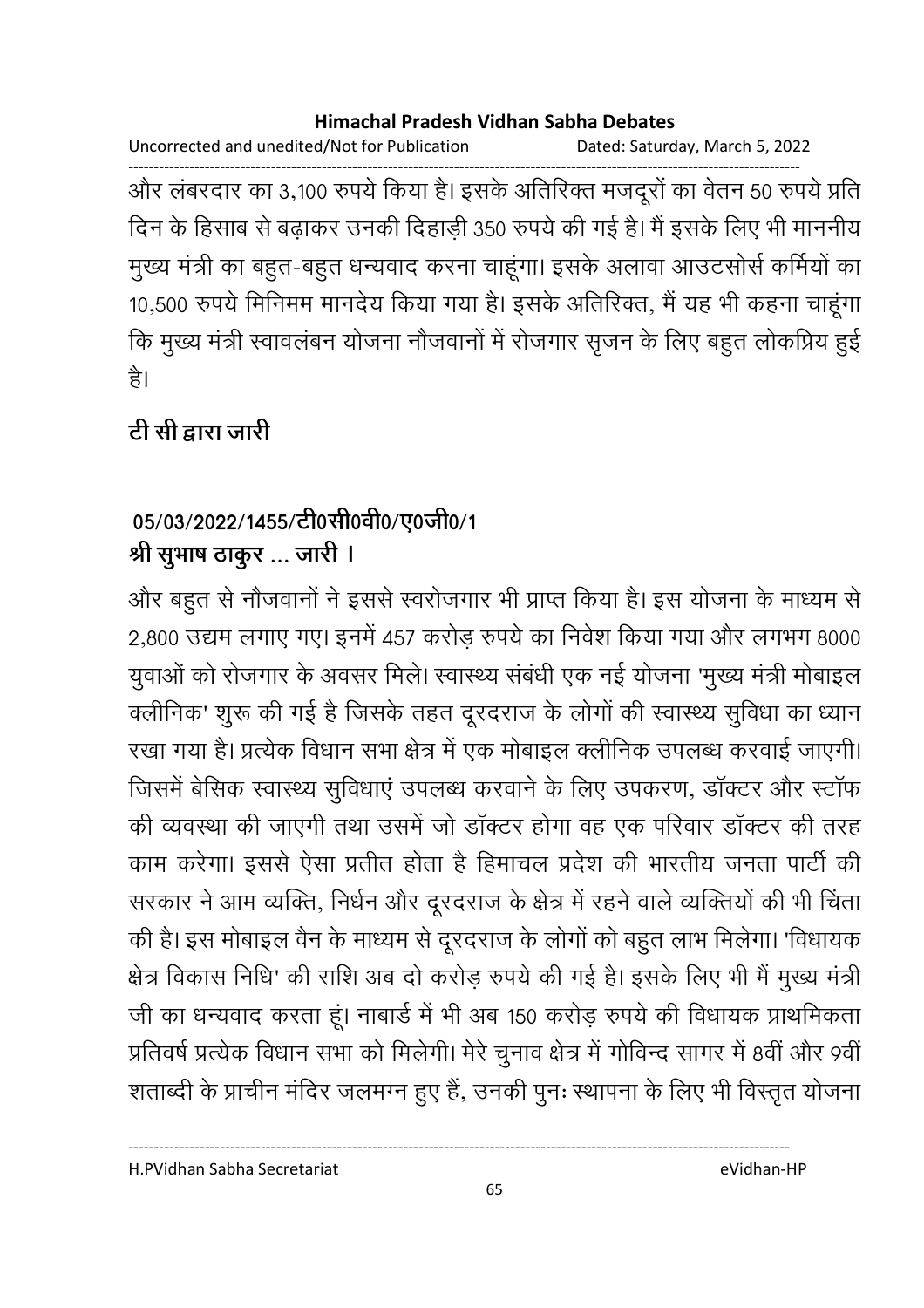और लंबरदार का 3,100 रुपये किया है। इसके अतिरिक्त मजदूरों का वेतन 50 रुपये प्रति दिन के हिसाब से बढ़ाकर उनकी दिहाड़ी 350 रुपये की गई है। मैं इसके लिए भी माननीय मुख्य मंत्री का बहुत-बहुत धन्यवाद करना चाहूंगा। इसके अलावा आउटसोर्स कर्मियों का 10,500 रुपये मिनिमम मानदेय किया गया है। इसके अतिरिक्त, मैं यह भी कहना चाहूंगा कि मुख्य मंत्री स्वावलंबन योजना नौजवानों में रोजगार सृजन के लिए बहुत लोकप्रिय हुई है।

**टी सी द्वारा जारी**

**05/03/2022/1455/टी0सी0वी0/ए0जी0/1**
**श्री सुभाष ठाकुर ... जारी ।**

और बहुत से नौजवानों ने इससे स्वरोजगार भी प्राप्त किया है। इस योजना के माध्यम से 2,800 उद्यम लगाए गए। इनमें 457 करोड़ रुपये का निवेश किया गया और लगभग 8000 युवाओं को रोजगार के अवसर मिले। स्वास्थ्य संबंधी एक नई योजना 'मुख्य मंत्री मोबाइल क्लीनिक' शुरू की गई है जिसके तहत दूरदराज के लोगों की स्वास्थ्य सुविधा का ध्यान रखा गया है। प्रत्येक विधान सभा क्षेत्र में एक मोबाइल क्लीनिक उपलब्ध करवाई जाएगी। जिसमें बेसिक स्वास्थ्य सुविधाएं उपलब्ध करवाने के लिए उपकरण, डॉक्टर और स्टॉफ की व्यवस्था की जाएगी तथा उसमें जो डॉक्टर होगा वह एक परिवार डॉक्टर की तरह काम करेगा। इससे ऐसा प्रतीत होता है हिमाचल प्रदेश की भारतीय जनता पार्टी की सरकार ने आम व्यक्ति, निर्धन और दूरदराज के क्षेत्र में रहने वाले व्यक्तियों की भी चिंता की है। इस मोबाइल वैन के माध्यम से दूरदराज के लोगों को बहुत लाभ मिलेगा। 'विधायक क्षेत्र विकास निधि' की राशि अब दो करोड़ रुपये की गई है। इसके लिए भी मैं मुख्य मंत्री जी का धन्यवाद करता हूं। नाबार्ड में भी अब 150 करोड़ रुपये की विधायक प्राथमिकता प्रतिवर्ष प्रत्येक विधान सभा को मिलेगी। मेरे चुनाव क्षेत्र में गोविन्द सागर में 8वीं और 9वीं शताब्दी के प्राचीन मंदिर जलमग्न हुए हैं, उनकी पुनः स्थापना के लिए भी विस्तृत योजना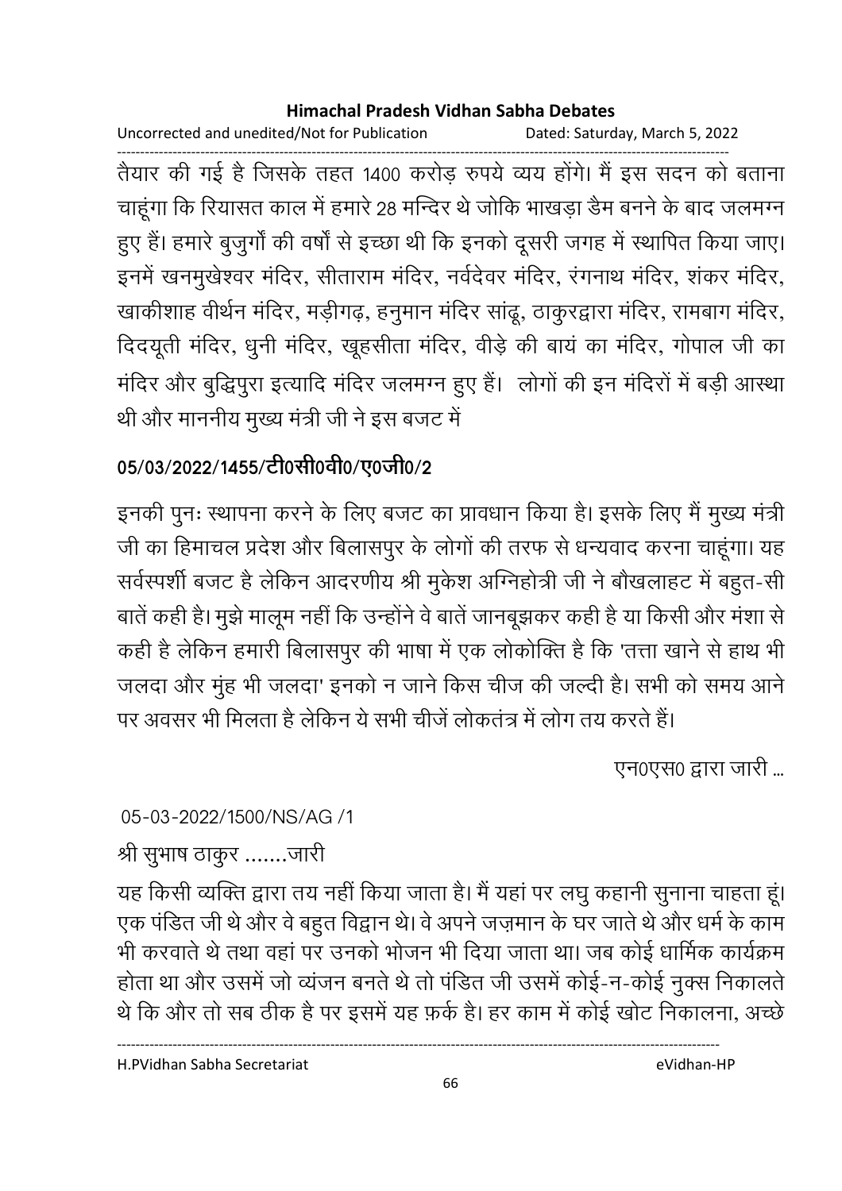तैयार की गई है जिसके तहत 1400 करोड़ रुपये व्यय होंगे। मैं इस सदन को बताना चाहूंगा कि रियासत काल में हमारे 28 मन्दिर थे जोकि भाखड़ा डैम बनने के बाद जलमग्न हुए हैं। हमारे बुजुर्गों की वर्षों से इच्छा थी कि इनको दूसरी जगह में स्थापित किया जाए। इनमें खनमुखेश्वर मंदिर, सीताराम मंदिर, नर्वदेवर मंदिर, रंगनाथ मंदिर, शंकर मंदिर, खाकीशाह वीर्थन मंदिर, मड़ीगढ़, हनुमान मंदिर सांढू, ठाकुरद्वारा मंदिर, रामबाग मंदिर, दिदयूती मंदिर, धुनी मंदिर, खूहसीता मंदिर, वीड़े की बायं का मंदिर, गोपाल जी का मंदिर और बुद्धिपुरा इत्यादि मंदिर जलमग्न हुए हैं। लोगों की इन मंदिरों में बड़ी आस्था थी और माननीय मुख्य मंत्री जी ने इस बजट में

**05/03/2022/1455/टी0सी0वी0/ए0जी0/2**

इनकी पुनः स्थापना करने के लिए बजट का प्रावधान किया है। इसके लिए मैं मुख्य मंत्री जी का हिमाचल प्रदेश और बिलासपुर के लोगों की तरफ से धन्यवाद करना चाहूंगा। यह सर्वस्पर्शी बजट है लेकिन आदरणीय श्री मुकेश अग्निहोत्री जी ने बौखलाहट में बहुत-सी बातें कही है। मुझे मालूम नहीं कि उन्होंने वे बातें जानबूझकर कही है या किसी और मंशा से कही है लेकिन हमारी बिलासपुर की भाषा में एक लोकोक्ति है कि 'तत्ता खाने से हाथ भी जलदा और मुंह भी जलदा' इनको न जाने किस चीज की जल्दी है। सभी को समय आने पर अवसर भी मिलता है लेकिन ये सभी चीजें लोकतंत्र में लोग तय करते हैं।

एन0एस0 द्वारा जारी ...

05-03-2022/1500/NS/AG /1

श्री सुभाष ठाकुर .......जारी

यह किसी व्यक्ति द्वारा तय नहीं किया जाता है। मैं यहां पर लघु कहानी सुनाना चाहता हूं। एक पंडित जी थे और वे बहुत विद्वान थे। वे अपने जज़मान के घर जाते थे और धर्म के काम भी करवाते थे तथा वहां पर उनको भोजन भी दिया जाता था। जब कोई धार्मिक कार्यक्रम होता था और उसमें जो व्यंजन बनते थे तो पंडित जी उसमें कोई-न-कोई नुक्स निकालते थे कि और तो सब ठीक है पर इसमें यह फ़र्क है। हर काम में कोई खोट निकालना, अच्छे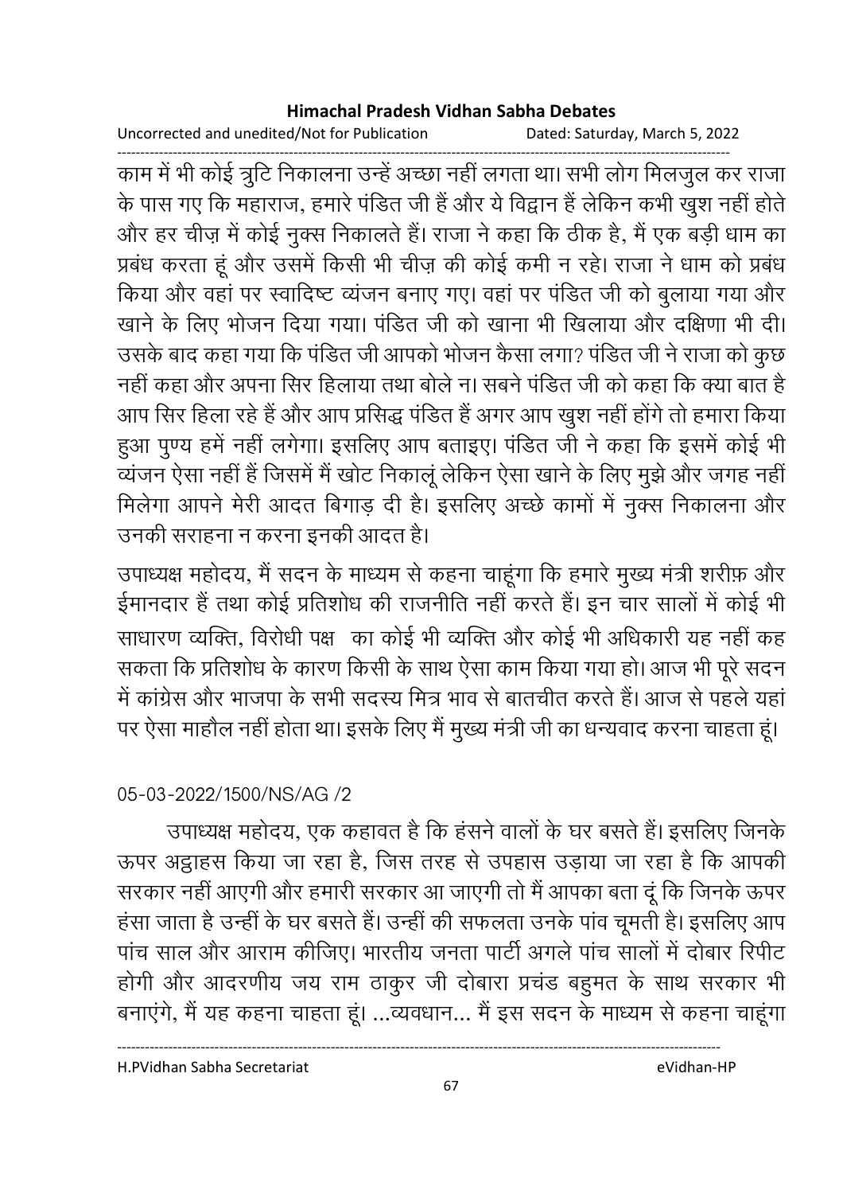काम में भी कोई त्रुटि निकालना उन्हें अच्छा नहीं लगता था। सभी लोग मिलजुल कर राजा के पास गए कि महाराज, हमारे पंडित जी हैं और ये विद्वान हैं लेकिन कभी खुश नहीं होते और हर चीज़ में कोई नुक्स निकालते हैं। राजा ने कहा कि ठीक है, मैं एक बड़ी धाम का प्रबंध करता हूं और उसमें किसी भी चीज़ की कोई कमी न रहे। राजा ने धाम को प्रबंध किया और वहां पर स्वादिष्ट व्यंजन बनाए गए। वहां पर पंडित जी को बुलाया गया और खाने के लिए भोजन दिया गया। पंडित जी को खाना भी खिलाया और दक्षिणा भी दी। उसके बाद कहा गया कि पंडित जी आपको भोजन कैसा लगा? पंडित जी ने राजा को कुछ नहीं कहा और अपना सिर हिलाया तथा बोले न। सबने पंडित जी को कहा कि क्या बात है आप सिर हिला रहे हैं और आप प्रसिद्ध पंडित हैं अगर आप खुश नहीं होंगे तो हमारा किया हुआ पुण्य हमें नहीं लगेगा। इसलिए आप बताइए। पंडित जी ने कहा कि इसमें कोई भी व्यंजन ऐसा नहीं हैं जिसमें मैं खोट निकालूं लेकिन ऐसा खाने के लिए मुझे और जगह नहीं मिलेगा आपने मेरी आदत बिगाड़ दी है। इसलिए अच्छे कामों में नुक्स निकालना और उनकी सराहना न करना इनकी आदत है।

उपाध्यक्ष महोदय, मैं सदन के माध्यम से कहना चाहूंगा कि हमारे मुख्य मंत्री शरीफ़ और ईमानदार हैं तथा कोई प्रतिशोध की राजनीति नहीं करते हैं। इन चार सालों में कोई भी साधारण व्यक्ति, विरोधी पक्ष का कोई भी व्यक्ति और कोई भी अधिकारी यह नहीं कह सकता कि प्रतिशोध के कारण किसी के साथ ऐसा काम किया गया हो। आज भी पूरे सदन में कांग्रेस और भाजपा के सभी सदस्य मित्र भाव से बातचीत करते हैं। आज से पहले यहां पर ऐसा माहौल नहीं होता था। इसके लिए मैं मुख्य मंत्री जी का धन्यवाद करना चाहता हूं।

05-03-2022/1500/NS/AG /2

उपाध्यक्ष महोदय, एक कहावत है कि हंसने वालों के घर बसते हैं। इसलिए जिनके ऊपर अट्टाहस किया जा रहा है, जिस तरह से उपहास उड़ाया जा रहा है कि आपकी सरकार नहीं आएगी और हमारी सरकार आ जाएगी तो मैं आपका बता दूं कि जिनके ऊपर हंसा जाता है उन्हीं के घर बसते हैं। उन्हीं की सफलता उनके पांव चूमती है। इसलिए आप पांच साल और आराम कीजिए। भारतीय जनता पार्टी अगले पांच सालों में दोबार रिपीट होगी और आदरणीय जय राम ठाकुर जी दोबारा प्रचंड बहुमत के साथ सरकार भी बनाएंगे, मैं यह कहना चाहता हूं। ...व्यवधान... मैं इस सदन के माध्यम से कहना चाहूंगा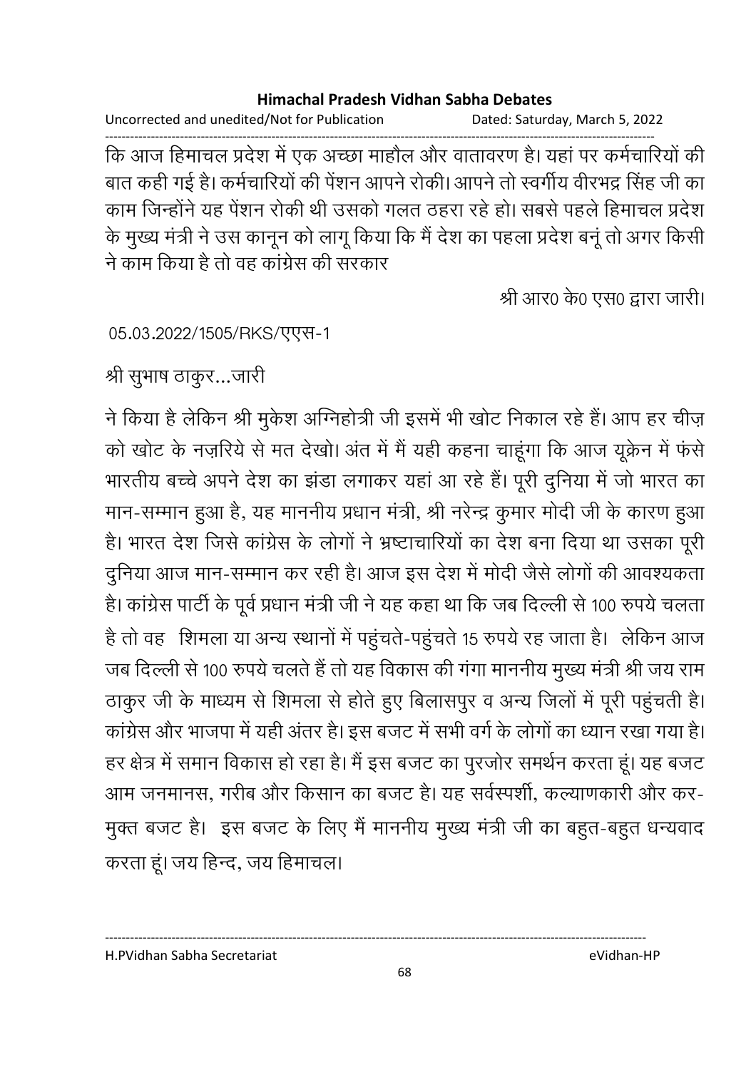कि आज हिमाचल प्रदेश में एक अच्छा माहौल और वातावरण है। यहां पर कर्मचारियों की बात कही गई है। कर्मचारियों की पेंशन आपने रोकी। आपने तो स्वर्गीय वीरभद्र सिंह जी का काम जिन्होंने यह पेंशन रोकी थी उसको गलत ठहरा रहे हो। सबसे पहले हिमाचल प्रदेश के मुख्य मंत्री ने उस कानून को लागू किया कि मैं देश का पहला प्रदेश बनूं तो अगर किसी ने काम किया है तो वह कांग्रेस की सरकार

श्री आर0 के0 एस0 द्वारा जारी।

05.03.2022/1505/RKS/एएस-1

श्री सुभाष ठाकुर...जारी

ने किया है लेकिन श्री मुकेश अग्निहोत्री जी इसमें भी खोट निकाल रहे हैं। आप हर चीज़ को खोट के नज़रिये से मत देखो। अंत में मैं यही कहना चाहूंगा कि आज यूक्रेन में फंसे भारतीय बच्चे अपने देश का झंडा लगाकर यहां आ रहे हैं। पूरी दुनिया में जो भारत का मान-सम्मान हुआ है, यह माननीय प्रधान मंत्री, श्री नरेन्द्र कुमार मोदी जी के कारण हुआ है। भारत देश जिसे कांग्रेस के लोगों ने भ्रष्टाचारियों का देश बना दिया था उसका पूरी दुनिया आज मान-सम्मान कर रही है। आज इस देश में मोदी जैसे लोगों की आवश्यकता है। कांग्रेस पार्टी के पूर्व प्रधान मंत्री जी ने यह कहा था कि जब दिल्ली से 100 रुपये चलता है तो वह शिमला या अन्य स्थानों में पहुंचते-पहुंचते 15 रुपये रह जाता है। लेकिन आज जब दिल्ली से 100 रुपये चलते हैं तो यह विकास की गंगा माननीय मुख्य मंत्री श्री जय राम ठाकुर जी के माध्यम से शिमला से होते हुए बिलासपुर व अन्य जिलों में पूरी पहुंचती है। कांग्रेस और भाजपा में यही अंतर है। इस बजट में सभी वर्ग के लोगों का ध्यान रखा गया है। हर क्षेत्र में समान विकास हो रहा है। मैं इस बजट का पुरजोर समर्थन करता हूं। यह बजट आम जनमानस, गरीब और किसान का बजट है। यह सर्वस्पर्शी, कल्याणकारी और कर-मुक्त बजट है। इस बजट के लिए मैं माननीय मुख्य मंत्री जी का बहुत-बहुत धन्यवाद करता हूं। जय हिन्द, जय हिमाचल।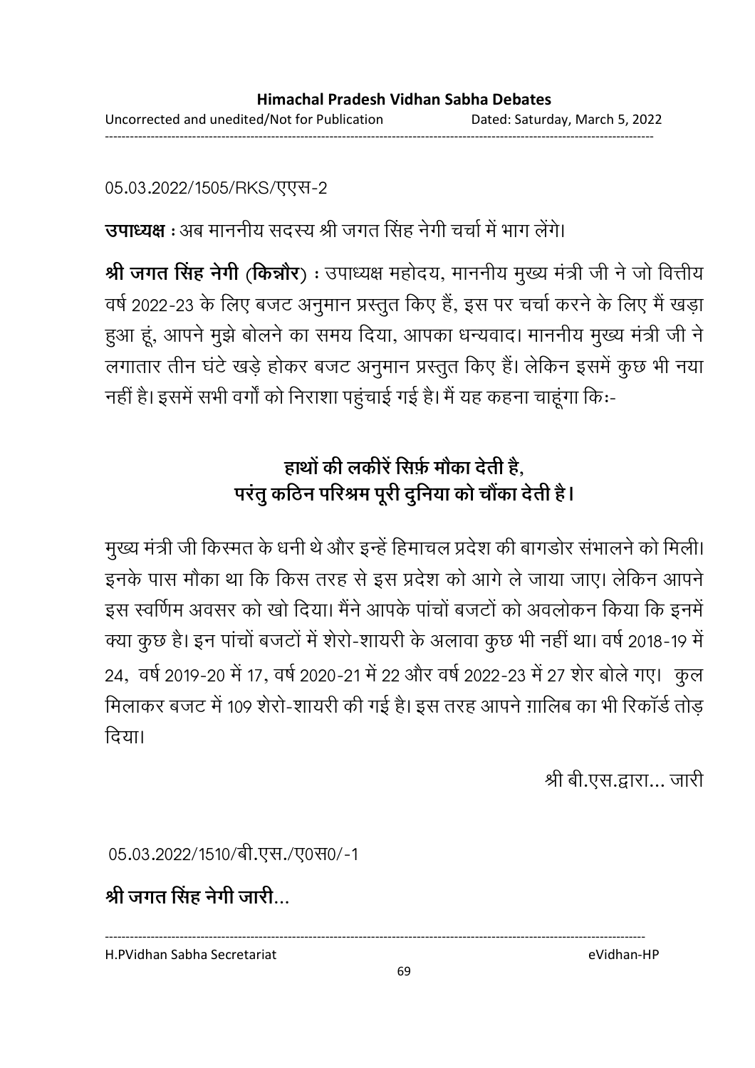05.03.2022/1505/RKS/एएस-2

**उपाध्यक्ष :** अब माननीय सदस्य श्री जगत सिंह नेगी चर्चा में भाग लेंगे।

**श्री जगत सिंह नेगी (किन्नौर) :** उपाध्यक्ष महोदय, माननीय मुख्य मंत्री जी ने जो वित्तीय वर्ष 2022-23 के लिए बजट अनुमान प्रस्तुत किए हैं, इस पर चर्चा करने के लिए मैं खड़ा हुआ हूं, आपने मुझे बोलने का समय दिया, आपका धन्यवाद। माननीय मुख्य मंत्री जी ने लगातार तीन घंटे खड़े होकर बजट अनुमान प्रस्तुत किए हैं। लेकिन इसमें कुछ भी नया नहीं है। इसमें सभी वर्गों को निराशा पहुंचाई गई है। मैं यह कहना चाहूंगा कि:-

**हाथों की लकीरें सिर्फ़ मौका देती है,**
**परंतु कठिन परिश्रम पूरी दुनिया को चौंका देती है।**

मुख्य मंत्री जी किस्मत के धनी थे और इन्हें हिमाचल प्रदेश की बागडोर संभालने को मिली। इनके पास मौका था कि किस तरह से इस प्रदेश को आगे ले जाया जाए। लेकिन आपने इस स्वर्णिम अवसर को खो दिया। मैंने आपके पांचों बजटों को अवलोकन किया कि इनमें क्या कुछ है। इन पांचों बजटों में शेरो-शायरी के अलावा कुछ भी नहीं था। वर्ष 2018-19 में 24, वर्ष 2019-20 में 17, वर्ष 2020-21 में 22 और वर्ष 2022-23 में 27 शेर बोले गए। कुल मिलाकर बजट में 109 शेरो-शायरी की गई है। इस तरह आपने ग़ालिब का भी रिकॉर्ड तोड़ दिया।

श्री बी.एस.द्वारा... जारी

05.03.2022/1510/बी.एस./ए0स0/-1

**श्री जगत सिंह नेगी जारी...**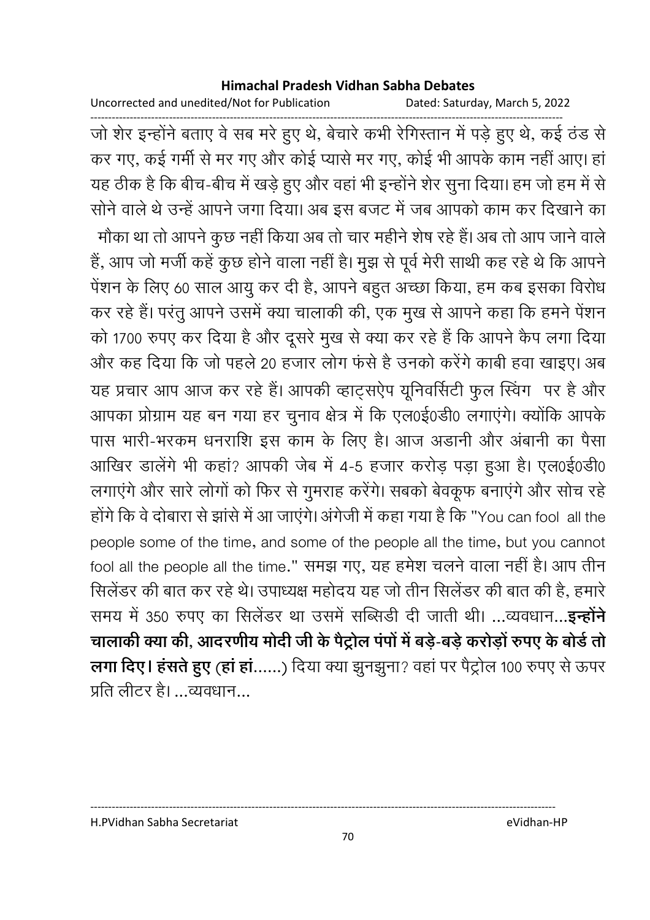जो शेर इन्होंने बताए वे सब मरे हुए थे, बेचारे कभी रेगिस्तान में पड़े हुए थे, कई ठंड से कर गए, कई गर्मी से मर गए और कोई प्यासे मर गए, कोई भी आपके काम नहीं आए। हां यह ठीक है कि बीच-बीच में खड़े हुए और वहां भी इन्होंने शेर सुना दिया। हम जो हम में से सोने वाले थे उन्हें आपने जगा दिया। अब इस बजट में जब आपको काम कर दिखाने का मौका था तो आपने कुछ नहीं किया अब तो चार महीने शेष रहे हैं। अब तो आप जाने वाले हैं, आप जो मर्जी कहें कुछ होने वाला नहीं है। मुझ से पूर्व मेरी साथी कह रहे थे कि आपने पेंशन के लिए 60 साल आयु कर दी है, आपने बहुत अच्छा किया, हम कब इसका विरोध कर रहे हैं। परंतु आपने उसमें क्या चालाकी की, एक मुख से आपने कहा कि हमने पेंशन को 1700 रुपए कर दिया है और दूसरे मुख से क्या कर रहे हैं कि आपने कैप लगा दिया और कह दिया कि जो पहले 20 हजार लोग फंसे है उनको करेंगे काबी हवा खाइए। अब यह प्रचार आप आज कर रहे हैं। आपकी व्हाट्सऐप यूनिवर्सिटी फुल स्विंग पर है और आपका प्रोग्राम यह बन गया हर चुनाव क्षेत्र में कि एल0ई0डी0 लगाएंगे। क्योंकि आपके पास भारी-भरकम धनराशि इस काम के लिए है। आज अडानी और अंबानी का पैसा आखिर डालेंगे भी कहां? आपकी जेब में 4-5 हजार करोड़ पड़ा हुआ है। एल0ई0डी0 लगाएंगे और सारे लोगों को फिर से गुमराह करेंगे। सबको बेवकूफ बनाएंगे और सोच रहे होंगे कि वे दोबारा से झांसे में आ जाएंगे। अंगेजी में कहा गया है कि "You can fool all the people some of the time, and some of the people all the time, but you cannot fool all the people all the time." समझ गए, यह हमेश चलने वाला नहीं है। आप तीन सिलेंडर की बात कर रहे थे। उपाध्यक्ष महोदय यह जो तीन सिलेंडर की बात की है, हमारे समय में 350 रुपए का सिलेंडर था उसमें सब्सिडी दी जाती थी। ...व्यवधान...**इन्होंने चालाकी क्या की, आदरणीय मोदी जी के पैट्रोल पंपों में बड़े-बड़े करोड़ों रुपए के बोर्ड तो लगा दिए। हंसते हुए (हां हां......)** दिया क्या झुनझुना? वहां पर पैट्रोल 100 रुपए से ऊपर प्रति लीटर है। ...व्यवधान...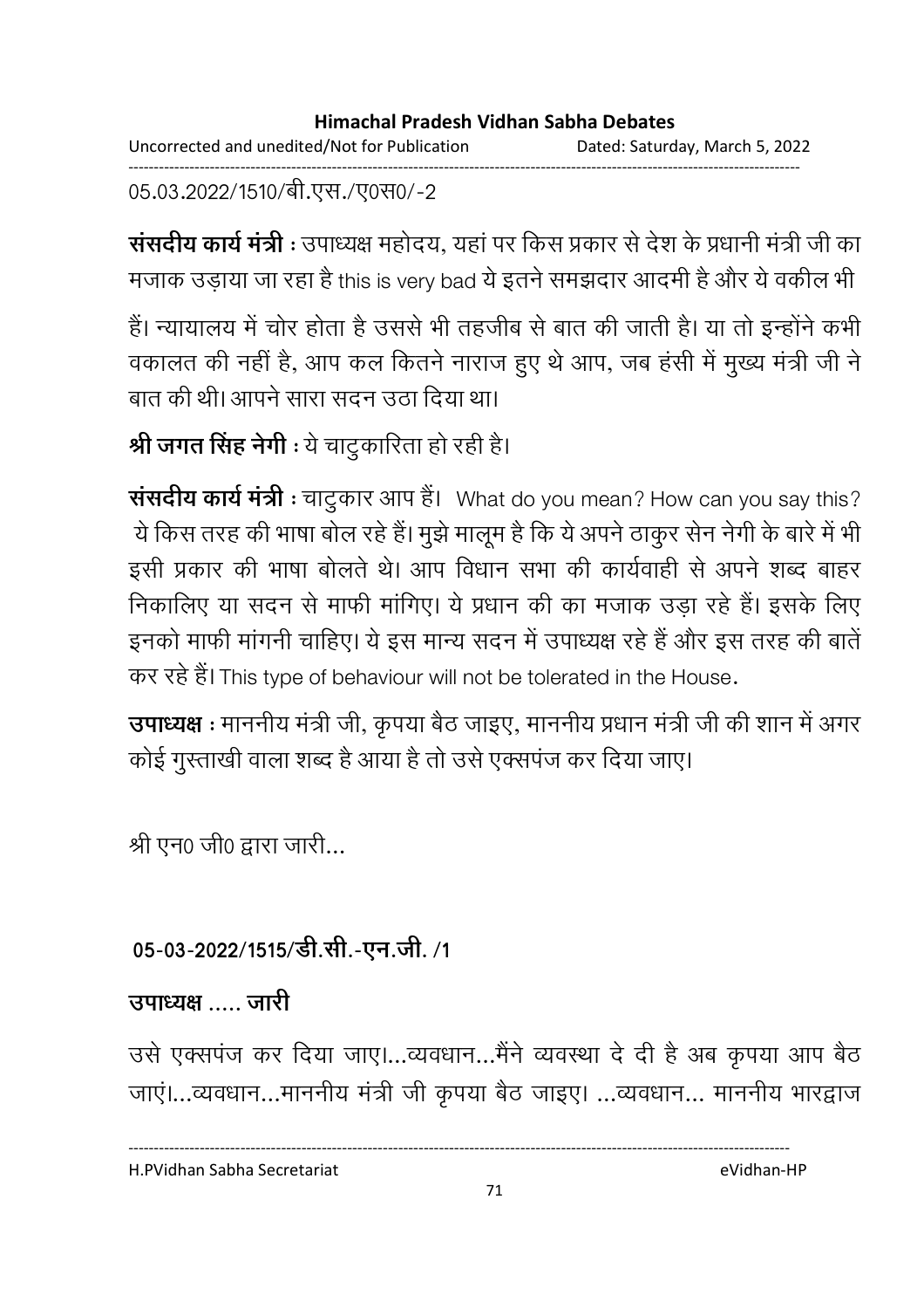05.03.2022/1510/बी.एस./ए0स0/-2

**संसदीय कार्य मंत्री :** उपाध्यक्ष महोदय, यहां पर किस प्रकार से देश के प्रधानी मंत्री जी का मजाक उड़ाया जा रहा है this is very bad ये इतने समझदार आदमी है और ये वकील भी हैं। न्यायालय में चोर होता है उससे भी तहजीब से बात की जाती है। या तो इन्होंने कभी वकालत की नहीं है, आप कल कितने नाराज हुए थे आप, जब हंसी में मुख्य मंत्री जी ने बात की थी। आपने सारा सदन उठा दिया था।

**श्री जगत सिंह नेगी :** ये चाटुकारिता हो रही है।

**संसदीय कार्य मंत्री :** चाटुकार आप हैं। What do you mean? How can you say this? ये किस तरह की भाषा बोल रहे हैं। मुझे मालूम है कि ये अपने ठाकुर सेन नेगी के बारे में भी इसी प्रकार की भाषा बोलते थे। आप विधान सभा की कार्यवाही से अपने शब्द बाहर निकालिए या सदन से माफी मांगिए। ये प्रधान की का मजाक उड़ा रहे हैं। इसके लिए इनको माफी मांगनी चाहिए। ये इस मान्य सदन में उपाध्यक्ष रहे हैं और इस तरह की बातें कर रहे हैं। This type of behaviour will not be tolerated in the House.

**उपाध्यक्ष :** माननीय मंत्री जी, कृपया बैठ जाइए, माननीय प्रधान मंत्री जी की शान में अगर कोई गुस्ताखी वाला शब्द है आया है तो उसे एक्सपंज कर दिया जाए।

श्री एन0 जी0 द्वारा जारी...

**05-03-2022/1515/डी.सी.-एन.जी. /1**

**उपाध्यक्ष ..... जारी**

उसे एक्सपंज कर दिया जाए।...व्यवधान...मैंने व्यवस्था दे दी है अब कृपया आप बैठ जाएं।...व्यवधान...माननीय मंत्री जी कृपया बैठ जाइए। ...व्यवधान... माननीय भारद्वाज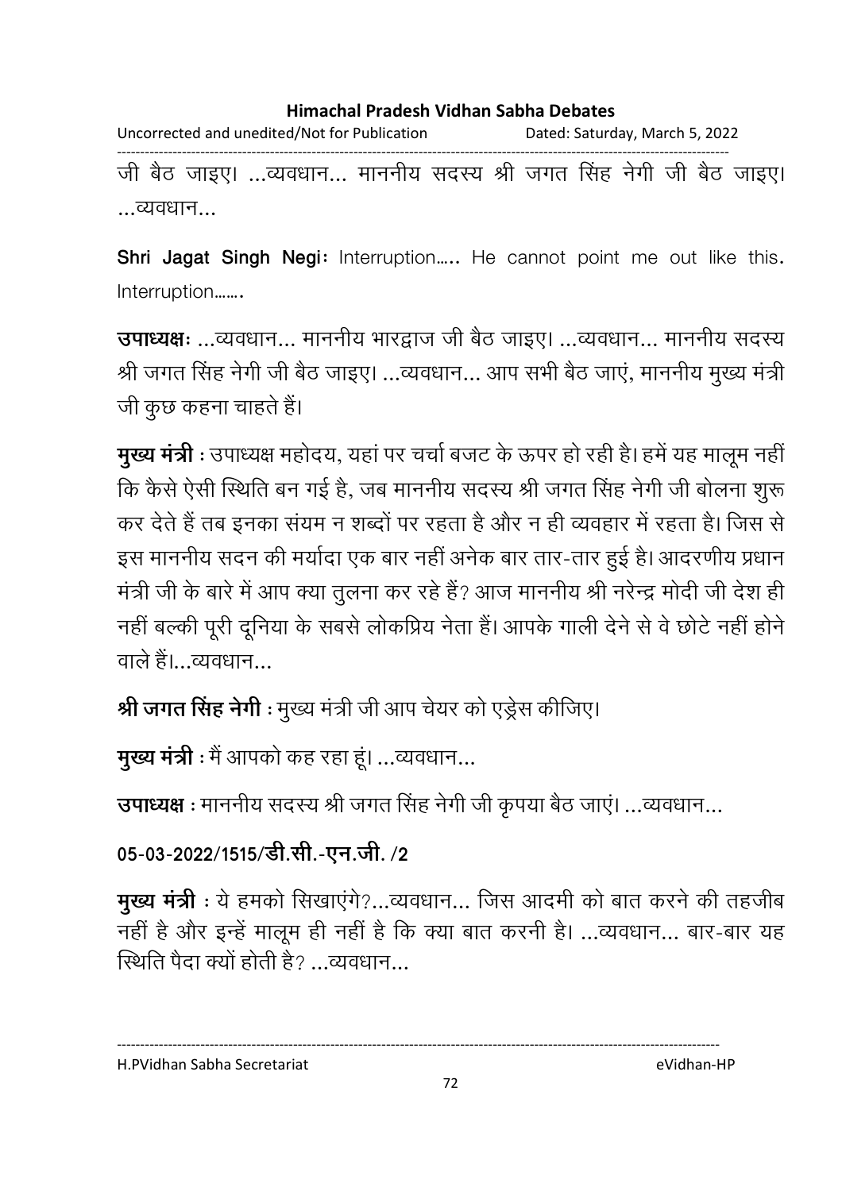जी बैठ जाइए। ...व्यवधान... माननीय सदस्य श्री जगत सिंह नेगी जी बैठ जाइए। ...व्यवधान...

**Shri Jagat Singh Negi:** Interruption….. He cannot point me out like this. Interruption…….

**उपाध्यक्षः** ...व्यवधान... माननीय भारद्वाज जी बैठ जाइए। ...व्यवधान... माननीय सदस्य श्री जगत सिंह नेगी जी बैठ जाइए। ...व्यवधान... आप सभी बैठ जाएं, माननीय मुख्य मंत्री जी कुछ कहना चाहते हैं।

**मुख्य मंत्री** : उपाध्यक्ष महोदय, यहां पर चर्चा बजट के ऊपर हो रही है। हमें यह मालूम नहीं कि कैसे ऐसी स्थिति बन गई है, जब माननीय सदस्य श्री जगत सिंह नेगी जी बोलना शुरू कर देते हैं तब इनका संयम न शब्दों पर रहता है और न ही व्यवहार में रहता है। जिस से इस माननीय सदन की मर्यादा एक बार नहीं अनेक बार तार-तार हुई है। आदरणीय प्रधान मंत्री जी के बारे में आप क्या तुलना कर रहे हैं? आज माननीय श्री नरेन्द्र मोदी जी देश ही नहीं बल्की पूरी दूनिया के सबसे लोकप्रिय नेता हैं। आपके गाली देने से वे छोटे नहीं होने वाले हैं।...व्यवधान...

**श्री जगत सिंह नेगी** : मुख्य मंत्री जी आप चेयर को एड्रेस कीजिए।

**मुख्य मंत्री** : मैं आपको कह रहा हूं। ...व्यवधान...

**उपाध्यक्ष** : माननीय सदस्य श्री जगत सिंह नेगी जी कृपया बैठ जाएं। ...व्यवधान...

**05-03-2022/1515/डी.सी.-एन.जी. /2**

**मुख्य मंत्री** : ये हमको सिखाएंगे?...व्यवधान... जिस आदमी को बात करने की तहजीब नहीं है और इन्हें मालूम ही नहीं है कि क्या बात करनी है। ...व्यवधान... बार-बार यह स्थिति पैदा क्यों होती है? ...व्यवधान...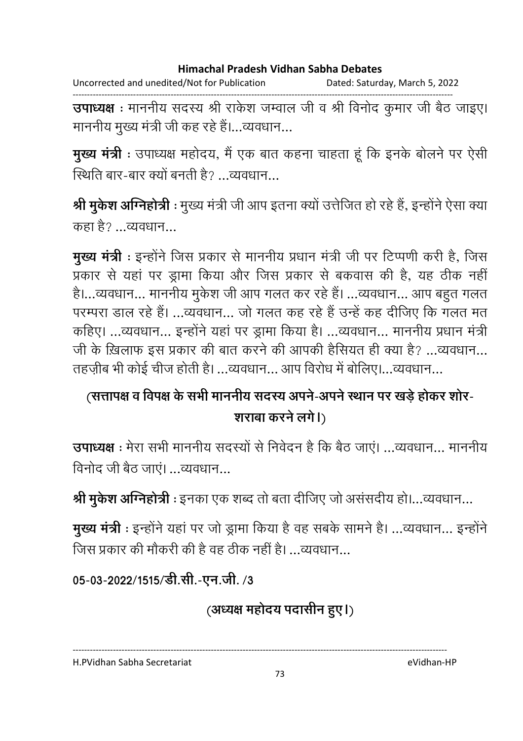**उपाध्यक्ष** : माननीय सदस्य श्री राकेश जम्वाल जी व श्री विनोद कुमार जी बैठ जाइए। माननीय मुख्य मंत्री जी कह रहे हैं।...व्यवधान...

**मुख्य मंत्री** : उपाध्यक्ष महोदय, मैं एक बात कहना चाहता हूं कि इनके बोलने पर ऐसी स्थिति बार-बार क्यों बनती है? ...व्यवधान...

**श्री मुकेश अग्निहोत्री** : मुख्य मंत्री जी आप इतना क्यों उत्तेजित हो रहे हैं, इन्होंने ऐसा क्या कहा है? ...व्यवधान...

**मुख्य मंत्री** : इन्होंने जिस प्रकार से माननीय प्रधान मंत्री जी पर टिप्पणी करी है, जिस प्रकार से यहां पर ड्रामा किया और जिस प्रकार से बकवास की है, यह ठीक नहीं है।...व्यवधान... माननीय मुकेश जी आप गलत कर रहे हैं। ...व्यवधान... आप बहुत गलत परम्परा डाल रहे हैं। ...व्यवधान... जो गलत कह रहे हैं उन्हें कह दीजिए कि गलत मत कहिए। ...व्यवधान... इन्होंने यहां पर ड्रामा किया है। ...व्यवधान... माननीय प्रधान मंत्री जी के ख़िलाफ इस प्रकार की बात करने की आपकी हैसियत ही क्या है? ...व्यवधान... तहज़ीब भी कोई चीज होती है। ...व्यवधान... आप विरोध में बोलिए।...व्यवधान...

**(सत्तापक्ष व विपक्ष के सभी माननीय सदस्य अपने-अपने स्थान पर खड़े होकर शोर-शराबा करने लगे।)**

**उपाध्यक्ष** : मेरा सभी माननीय सदस्यों से निवेदन है कि बैठ जाएं। ...व्यवधान... माननीय विनोद जी बैठ जाएं। ...व्यवधान...

**श्री मुकेश अग्निहोत्री** : इनका एक शब्द तो बता दीजिए जो असंसदीय हो।...व्यवधान...

**मुख्य मंत्री** : इन्होंने यहां पर जो ड्रामा किया है वह सबके सामने है। ...व्यवधान... इन्होंने जिस प्रकार की मौकरी की है वह ठीक नहीं है। ...व्यवधान...

**05-03-2022/1515/डी.सी.-एन.जी. /3**

**(अध्यक्ष महोदय पदासीन हुए।)**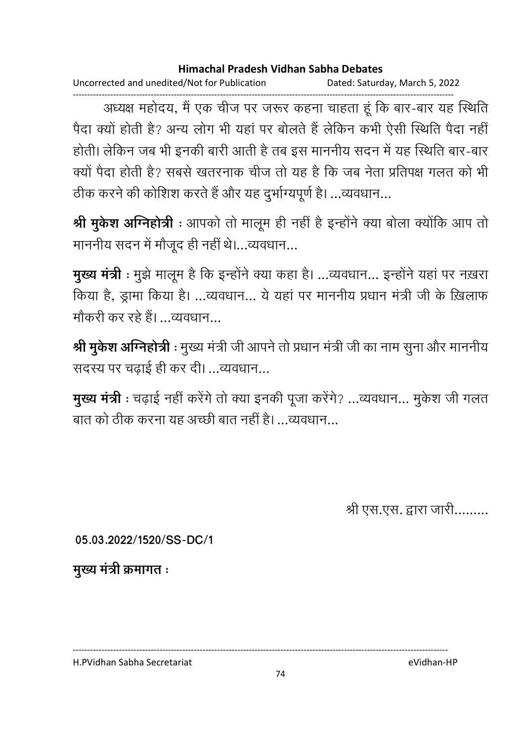अध्यक्ष महोदय, मैं एक चीज पर जरूर कहना चाहता हूं कि बार-बार यह स्थिति पैदा क्यों होती है? अन्य लोग भी यहां पर बोलते हैं लेकिन कभी ऐसी स्थिति पैदा नहीं होती। लेकिन जब भी इनकी बारी आती है तब इस माननीय सदन में यह स्थिति बार-बार क्यों पैदा होती है? सबसे खतरनाक चीज तो यह है कि जब नेता प्रतिपक्ष गलत को भी ठीक करने की कोशिश करते हैं और यह दुर्भाग्यपूर्ण है। ...व्यवधान...

**श्री मुकेश अग्निहोत्री** : आपको तो मालूम ही नहीं है इन्होंने क्या बोला क्योंकि आप तो माननीय सदन में मौजूद ही नहीं थे।...व्यवधान...

**मुख्य मंत्री** : मुझे मालूम है कि इन्होंने क्या कहा है। ...व्यवधान... इन्होंने यहां पर नख़रा किया है, ड्रामा किया है। ...व्यवधान... ये यहां पर माननीय प्रधान मंत्री जी के ख़िलाफ मौकरी कर रहे हैं। ...व्यवधान...

**श्री मुकेश अग्निहोत्री** : मुख्य मंत्री जी आपने तो प्रधान मंत्री जी का नाम सुना और माननीय सदस्य पर चढ़ाई ही कर दी। ...व्यवधान...

**मुख्य मंत्री** : चढ़ाई नहीं करेंगे तो क्या इनकी पूजा करेंगे? ...व्यवधान... मुकेश जी गलत बात को ठीक करना यह अच्छी बात नहीं है। ...व्यवधान...

श्री एस.एस. द्वारा जारी.........

**05.03.2022/1520/SS-DC/1**

**मुख्य मंत्री क्रमागत** :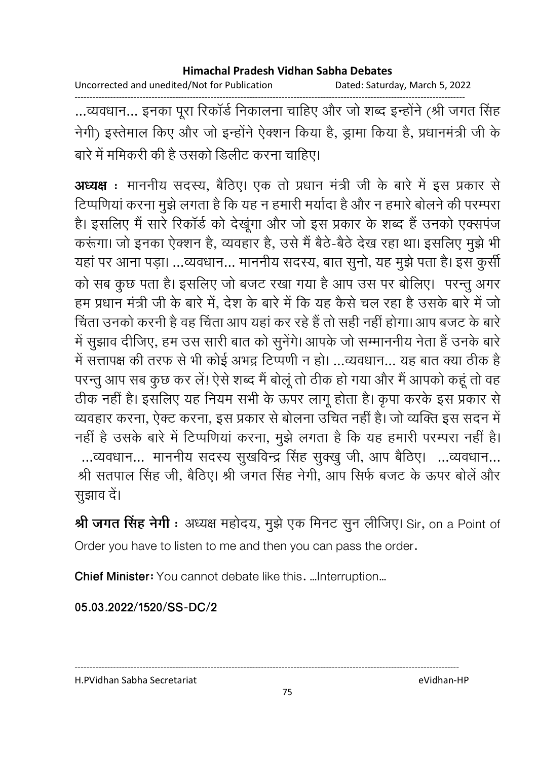...व्यवधान... इनका पूरा रिकॉर्ड निकालना चाहिए और जो शब्द इन्होंने (श्री जगत सिंह नेगी) इस्तेमाल किए और जो इन्होंने ऐक्शन किया है, ड्रामा किया है, प्रधानमंत्री जी के बारे में ममिकरी की है उसको डिलीट करना चाहिए।

**अध्यक्ष** : माननीय सदस्य, बैठिए। एक तो प्रधान मंत्री जी के बारे में इस प्रकार से टिप्पणियां करना मुझे लगता है कि यह न हमारी मर्यादा है और न हमारे बोलने की परम्परा है। इसलिए मैं सारे रिकॉर्ड को देखूंगा और जो इस प्रकार के शब्द हैं उनको एक्सपंज करूंगा। जो इनका ऐक्शन है, व्यवहार है, उसे मैं बैठे-बैठे देख रहा था। इसलिए मुझे भी यहां पर आना पड़ा। ...व्यवधान... माननीय सदस्य, बात सुनो, यह मुझे पता है। इस कुर्सी को सब कुछ पता है। इसलिए जो बजट रखा गया है आप उस पर बोलिए। परन्तु अगर हम प्रधान मंत्री जी के बारे में, देश के बारे में कि यह कैसे चल रहा है उसके बारे में जो चिंता उनको करनी है वह चिंता आप यहां कर रहे हैं तो सही नहीं होगा। आप बजट के बारे में सुझाव दीजिए, हम उस सारी बात को सुनेंगे। आपके जो सम्माननीय नेता हैं उनके बारे में सत्तापक्ष की तरफ से भी कोई अभद्र टिप्पणी न हो। ...व्यवधान... यह बात क्या ठीक है परन्तु आप सब कुछ कर लें! ऐसे शब्द मैं बोलूं तो ठीक हो गया और मैं आपको कहूं तो वह ठीक नहीं है। इसलिए यह नियम सभी के ऊपर लागू होता है। कृपा करके इस प्रकार से व्यवहार करना, ऐक्ट करना, इस प्रकार से बोलना उचित नहीं है। जो व्यक्ति इस सदन में नहीं है उसके बारे में टिप्पणियां करना, मुझे लगता है कि यह हमारी परम्परा नहीं है। ...व्यवधान... माननीय सदस्य सुखविन्द्र सिंह सुक्खु जी, आप बैठिए। ...व्यवधान... श्री सतपाल सिंह जी, बैठिए। श्री जगत सिंह नेगी, आप सिर्फ बजट के ऊपर बोलें और सुझाव दें।

**श्री जगत सिंह नेगी** : अध्यक्ष महोदय, मुझे एक मिनट सुन लीजिए। Sir, on a Point of Order you have to listen to me and then you can pass the order.

**Chief Minister**: You cannot debate like this. ...Interruption...

**05.03.2022/1520/SS-DC/2**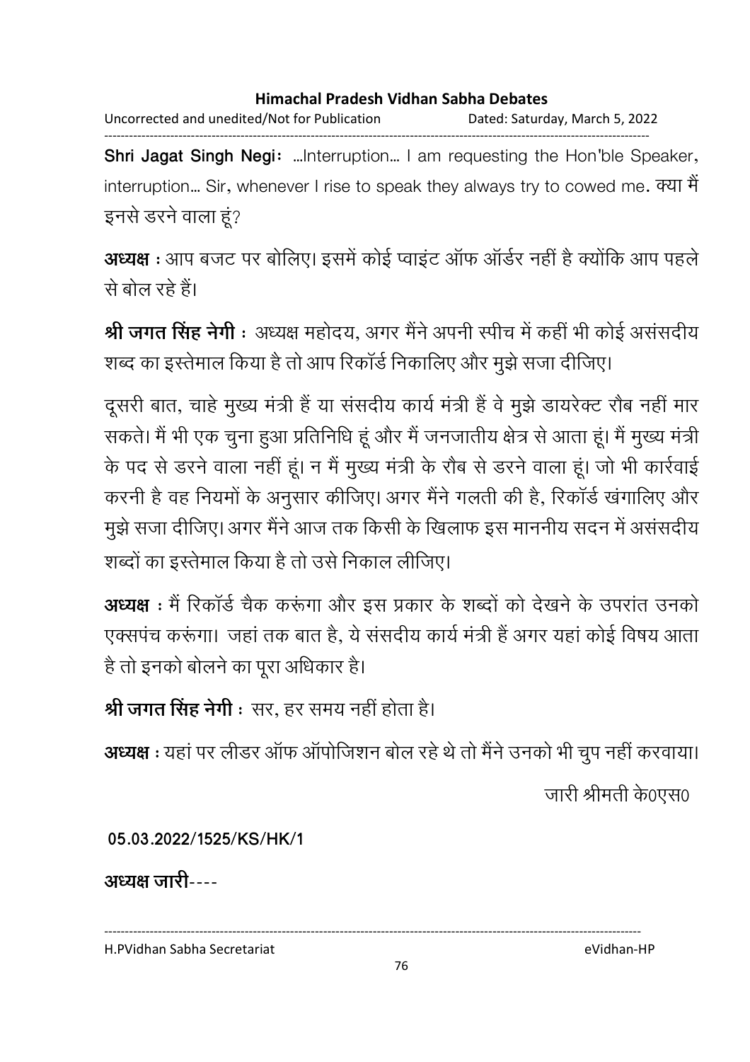**Shri Jagat Singh Negi**: ...Interruption... I am requesting the Hon'ble Speaker, interruption... Sir, whenever I rise to speak they always try to cowed me. क्या मैं इनसे डरने वाला हूं?

**अध्यक्ष** : आप बजट पर बोलिए। इसमें कोई प्वाइंट ऑफ ऑर्डर नहीं है क्योंकि आप पहले से बोल रहे हैं।

**श्री जगत सिंह नेगी** : अध्यक्ष महोदय, अगर मैंने अपनी स्पीच में कहीं भी कोई असंसदीय शब्द का इस्तेमाल किया है तो आप रिकॉर्ड निकालिए और मुझे सजा दीजिए।

दूसरी बात, चाहे मुख्य मंत्री हैं या संसदीय कार्य मंत्री हैं वे मुझे डायरेक्ट रौब नहीं मार सकते। मैं भी एक चुना हुआ प्रतिनिधि हूं और मैं जनजातीय क्षेत्र से आता हूं। मैं मुख्य मंत्री के पद से डरने वाला नहीं हूं। न मैं मुख्य मंत्री के रौब से डरने वाला हूं। जो भी कार्रवाई करनी है वह नियमों के अनुसार कीजिए। अगर मैंने गलती की है, रिकॉर्ड खंगालिए और मुझे सजा दीजिए। अगर मैंने आज तक किसी के खिलाफ इस माननीय सदन में असंसदीय शब्दों का इस्तेमाल किया है तो उसे निकाल लीजिए।

**अध्यक्ष** : मैं रिकॉर्ड चैक करूंगा और इस प्रकार के शब्दों को देखने के उपरांत उनको एक्सपंच करूंगा। जहां तक बात है, ये संसदीय कार्य मंत्री हैं अगर यहां कोई विषय आता है तो इनको बोलने का पूरा अधिकार है।

**श्री जगत सिंह नेगी** : सर, हर समय नहीं होता है।

**अध्यक्ष** : यहां पर लीडर ऑफ ऑपोजिशन बोल रहे थे तो मैंने उनको भी चुप नहीं करवाया।

जारी श्रीमती के0एस0

**05.03.2022/1525/KS/HK/1**

**अध्यक्ष जारी**----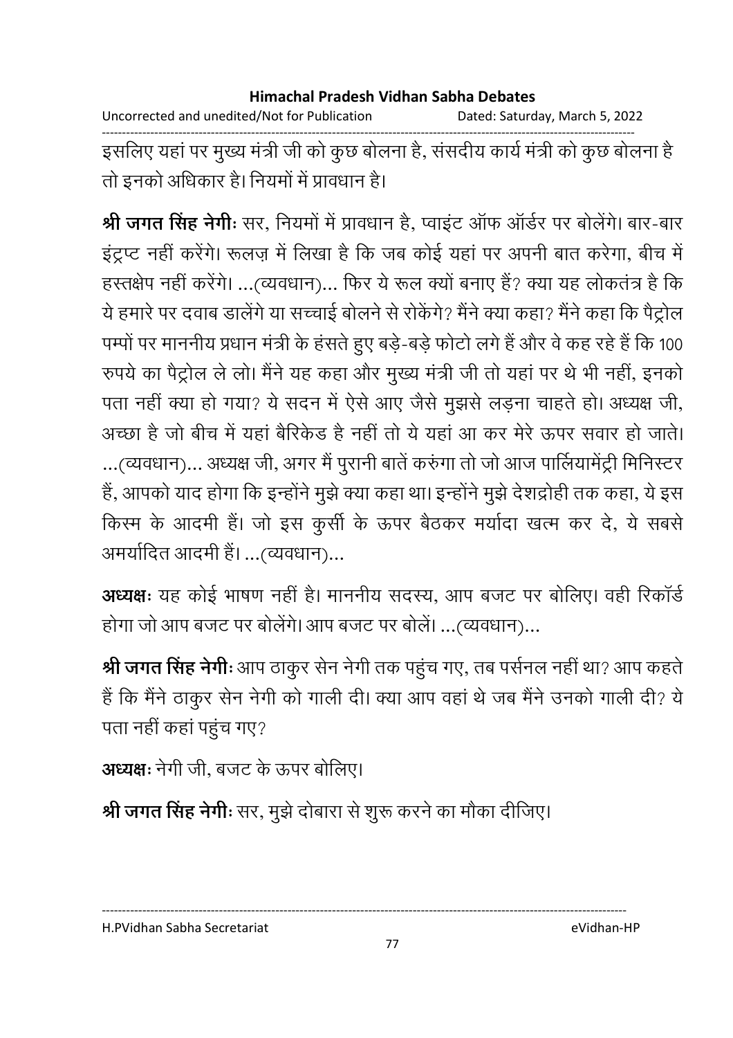इसलिए यहां पर मुख्य मंत्री जी को कुछ बोलना है, संसदीय कार्य मंत्री को कुछ बोलना है तो इनको अधिकार है। नियमों में प्रावधान है।

**श्री जगत सिंह नेगीः** सर, नियमों में प्रावधान है, प्वाइंट ऑफ ऑर्डर पर बोलेंगे। बार-बार इंट्रप्ट नहीं करेंगे। रूलज़ में लिखा है कि जब कोई यहां पर अपनी बात करेगा, बीच में हस्तक्षेप नहीं करेंगे। ...(व्यवधान)... फिर ये रूल क्यों बनाए हैं? क्या यह लोकतंत्र है कि ये हमारे पर दवाब डालेंगे या सच्चाई बोलने से रोकेंगे? मैंने क्या कहा? मैंने कहा कि पैट्रोल पम्पों पर माननीय प्रधान मंत्री के हंसते हुए बड़े-बड़े फोटो लगे हैं और वे कह रहे हैं कि 100 रुपये का पैट्रोल ले लो। मैंने यह कहा और मुख्य मंत्री जी तो यहां पर थे भी नहीं, इनको पता नहीं क्या हो गया? ये सदन में ऐसे आए जैसे मुझसे लड़ना चाहते हो। अध्यक्ष जी, अच्छा है जो बीच में यहां बैरिकेड है नहीं तो ये यहां आ कर मेरे ऊपर सवार हो जाते। ...(व्यवधान)... अध्यक्ष जी, अगर मैं पुरानी बातें करुंगा तो जो आज पार्लियामेंट्री मिनिस्टर हैं, आपको याद होगा कि इन्होंने मुझे क्या कहा था। इन्होंने मुझे देशद्रोही तक कहा, ये इस किस्म के आदमी हैं। जो इस कुर्सी के ऊपर बैठकर मर्यादा खत्म कर दे, ये सबसे अमर्यादित आदमी हैं। ...(व्यवधान)...

**अध्यक्षः** यह कोई भाषण नहीं है। माननीय सदस्य, आप बजट पर बोलिए। वही रिकॉर्ड होगा जो आप बजट पर बोलेंगे। आप बजट पर बोलें। ...(व्यवधान)...

**श्री जगत सिंह नेगीः** आप ठाकुर सेन नेगी तक पहुंच गए, तब पर्सनल नहीं था? आप कहते हैं कि मैंने ठाकुर सेन नेगी को गाली दी। क्या आप वहां थे जब मैंने उनको गाली दी? ये पता नहीं कहां पहुंच गए?

**अध्यक्षः** नेगी जी, बजट के ऊपर बोलिए।

**श्री जगत सिंह नेगीः** सर, मुझे दोबारा से शुरू करने का मौका दीजिए।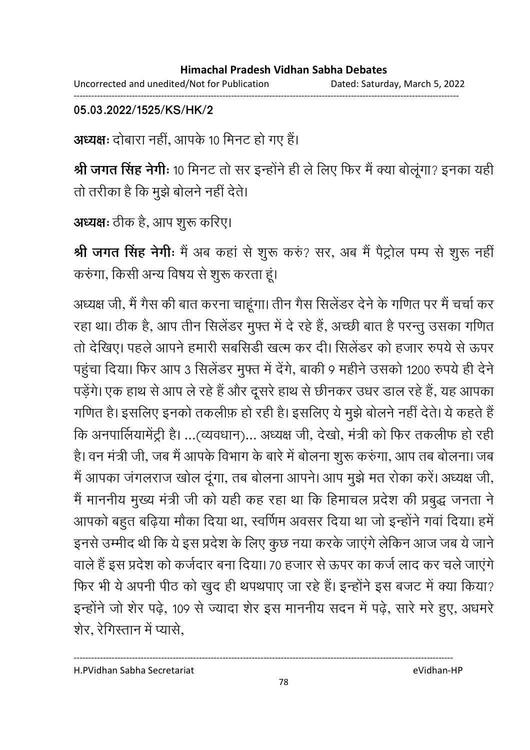**05.03.2022/1525/KS/HK/2**

**अध्यक्षः** दोबारा नहीं, आपके 10 मिनट हो गए हैं।

**श्री जगत सिंह नेगीः** 10 मिनट तो सर इन्होंने ही ले लिए फिर मैं क्या बोलूंगा? इनका यही तो तरीका है कि मुझे बोलने नहीं देते।

**अध्यक्षः** ठीक है, आप शुरू करिए।

**श्री जगत सिंह नेगीः** मैं अब कहां से शुरू करुं? सर, अब मैं पैट्रोल पम्प से शुरू नहीं करुंगा, किसी अन्य विषय से शुरू करता हूं।

अध्यक्ष जी, मैं गैस की बात करना चाहूंगा। तीन गैस सिलेंडर देने के गणित पर मैं चर्चा कर रहा था। ठीक है, आप तीन सिलेंडर मुफ्त में दे रहे हैं, अच्छी बात है परन्तु उसका गणित तो देखिए। पहले आपने हमारी सबसिडी खत्म कर दी। सिलेंडर को हजार रुपये से ऊपर पहुंचा दिया। फिर आप 3 सिलेंडर मुफ्त में देंगे, बाकी 9 महीने उसको 1200 रुपये ही देने पड़ेंगे। एक हाथ से आप ले रहे हैं और दूसरे हाथ से छीनकर उधर डाल रहे हैं, यह आपका गणित है। इसलिए इनको तकलीफ़ हो रही है। इसलिए ये मुझे बोलने नहीं देते। ये कहते हैं कि अनपार्लियामेंट्री है। ...(व्यवधान)... अध्यक्ष जी, देखो, मंत्री को फिर तकलीफ हो रही है। वन मंत्री जी, जब मैं आपके विभाग के बारे में बोलना शुरू करुंगा, आप तब बोलना। जब मैं आपका जंगलराज खोल दूंगा, तब बोलना आपने। आप मुझे मत रोका करें। अध्यक्ष जी, मैं माननीय मुख्य मंत्री जी को यही कह रहा था कि हिमाचल प्रदेश की प्रबुद्ध जनता ने आपको बहुत बढ़िया मौका दिया था, स्वर्णिम अवसर दिया था जो इन्होंने गवां दिया। हमें इनसे उम्मीद थी कि ये इस प्रदेश के लिए कुछ नया करके जाएंगे लेकिन आज जब ये जाने वाले हैं इस प्रदेश को कर्जदार बना दिया। 70 हजार से ऊपर का कर्ज लाद कर चले जाएंगे फिर भी ये अपनी पीठ को खुद ही थपथपाए जा रहे हैं। इन्होंने इस बजट में क्या किया? इन्होंने जो शेर पढ़े, 109 से ज्यादा शेर इस माननीय सदन में पढ़े, सारे मरे हुए, अधमरे शेर, रेगिस्तान में प्यासे,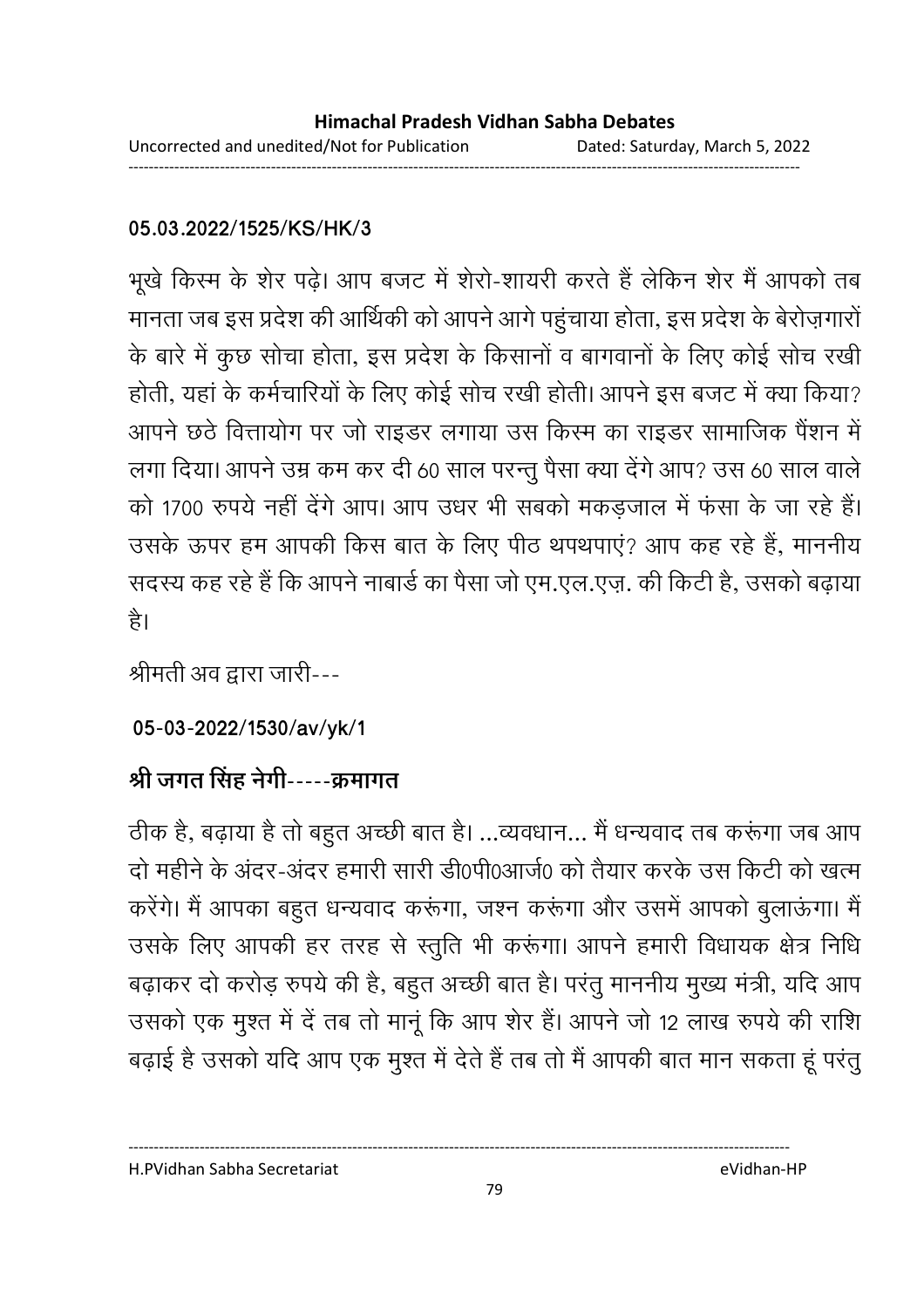**05.03.2022/1525/KS/HK/3**

भूखे किस्म के शेर पढ़े। आप बजट में शेरो-शायरी करते हैं लेकिन शेर मैं आपको तब मानता जब इस प्रदेश की आर्थिकी को आपने आगे पहुंचाया होता, इस प्रदेश के बेरोज़गारों के बारे में कुछ सोचा होता, इस प्रदेश के किसानों व बागवानों के लिए कोई सोच रखी होती, यहां के कर्मचारियों के लिए कोई सोच रखी होती। आपने इस बजट में क्या किया? आपने छठे वित्तायोग पर जो राइडर लगाया उस किस्म का राइडर सामाजिक पैंशन में लगा दिया। आपने उम्र कम कर दी 60 साल परन्तु पैसा क्या देंगे आप? उस 60 साल वाले को 1700 रुपये नहीं देंगे आप। आप उधर भी सबको मकड़जाल में फंसा के जा रहे हैं। उसके ऊपर हम आपकी किस बात के लिए पीठ थपथपाएं? आप कह रहे हैं, माननीय सदस्य कह रहे हैं कि आपने नाबार्ड का पैसा जो एम.एल.एज़. की किटी है, उसको बढ़ाया है।

श्रीमती अव द्वारा जारी---

**05-03-2022/1530/av/yk/1**

**श्री जगत सिंह नेगी-----क्रमागत**

ठीक है, बढ़ाया है तो बहुत अच्छी बात है। ...व्यवधान... मैं धन्यवाद तब करूंगा जब आप दो महीने के अंदर-अंदर हमारी सारी डी0पी0आर्ज0 को तैयार करके उस किटी को खत्म करेंगे। मैं आपका बहुत धन्यवाद करूंगा, जश्न करूंगा और उसमें आपको बुलाऊंगा। मैं उसके लिए आपकी हर तरह से स्तुति भी करूंगा। आपने हमारी विधायक क्षेत्र निधि बढ़ाकर दो करोड़ रुपये की है, बहुत अच्छी बात है। परंतु माननीय मुख्य मंत्री, यदि आप उसको एक मुश्त में दें तब तो मानूं कि आप शेर हैं। आपने जो 12 लाख रुपये की राशि बढ़ाई है उसको यदि आप एक मुश्त में देते हैं तब तो मैं आपकी बात मान सकता हूं परंतु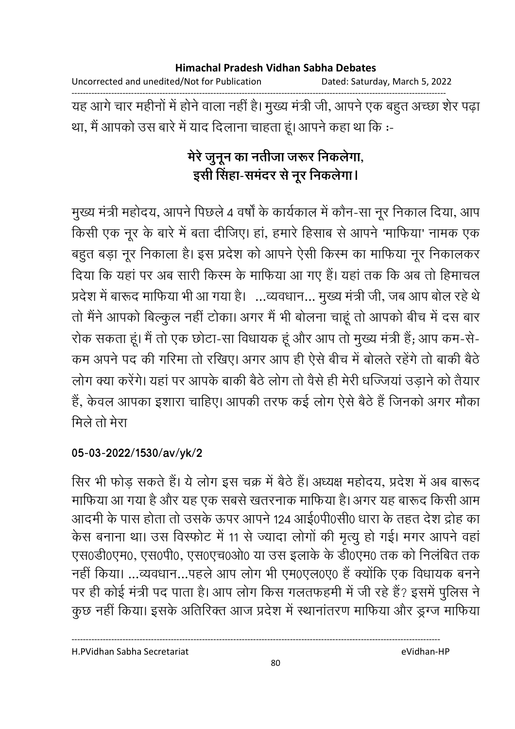यह आगे चार महीनों में होने वाला नहीं है। मुख्य मंत्री जी, आपने एक बहुत अच्छा शेर पढ़ा था, मैं आपको उस बारे में याद दिलाना चाहता हूं। आपने कहा था कि :-

**मेरे जुनून का नतीजा जरूर निकलेगा,**
**इसी सिंहा-समंदर से नूर निकलेगा।**

मुख्य मंत्री महोदय, आपने पिछले 4 वर्षों के कार्यकाल में कौन-सा नूर निकाल दिया, आप किसी एक नूर के बारे में बता दीजिए। हां, हमारे हिसाब से आपने 'माफिया' नामक एक बहुत बड़ा नूर निकाला है। इस प्रदेश को आपने ऐसी किस्म का माफिया नूर निकालकर दिया कि यहां पर अब सारी किस्म के माफिया आ गए हैं। यहां तक कि अब तो हिमाचल प्रदेश में बारूद माफिया भी आ गया है। ...व्यवधान... मुख्य मंत्री जी, जब आप बोल रहे थे तो मैंने आपको बिल्कुल नहीं टोका। अगर मैं भी बोलना चाहूं तो आपको बीच में दस बार रोक सकता हूं। मैं तो एक छोटा-सा विधायक हूं और आप तो मुख्य मंत्री हैं; आप कम-से-कम अपने पद की गरिमा तो रखिए। अगर आप ही ऐसे बीच में बोलते रहेंगे तो बाकी बैठे लोग क्या करेंगे। यहां पर आपके बाकी बैठे लोग तो वैसे ही मेरी धज्जियां उड़ाने को तैयार हैं, केवल आपका इशारा चाहिए। आपकी तरफ कई लोग ऐसे बैठे हैं जिनको अगर मौका मिले तो मेरा

**05-03-2022/1530/av/yk/2**

सिर भी फोड़ सकते हैं। ये लोग इस चक्र में बैठे हैं। अध्यक्ष महोदय, प्रदेश में अब बारूद माफिया आ गया है और यह एक सबसे खतरनाक माफिया है। अगर यह बारूद किसी आम आदमी के पास होता तो उसके ऊपर आपने 124 आई0पी0सी0 धारा के तहत देश द्रोह का केस बनाना था। उस विस्फोट में 11 से ज्यादा लोगों की मृत्यु हो गई। मगर आपने वहां एस0डी0एम0, एस0पी0, एस0एच0ओ0 या उस इलाके के डी0एम0 तक को निलंबित तक नहीं किया। ...व्यवधान...पहले आप लोग भी एम0एल0ए0 हैं क्योंकि एक विधायक बनने पर ही कोई मंत्री पद पाता है। आप लोग किस गलतफहमी में जी रहे हैं? इसमें पुलिस ने कुछ नहीं किया। इसके अतिरिक्त आज प्रदेश में स्थानांतरण माफिया और ड्रग्ज माफिया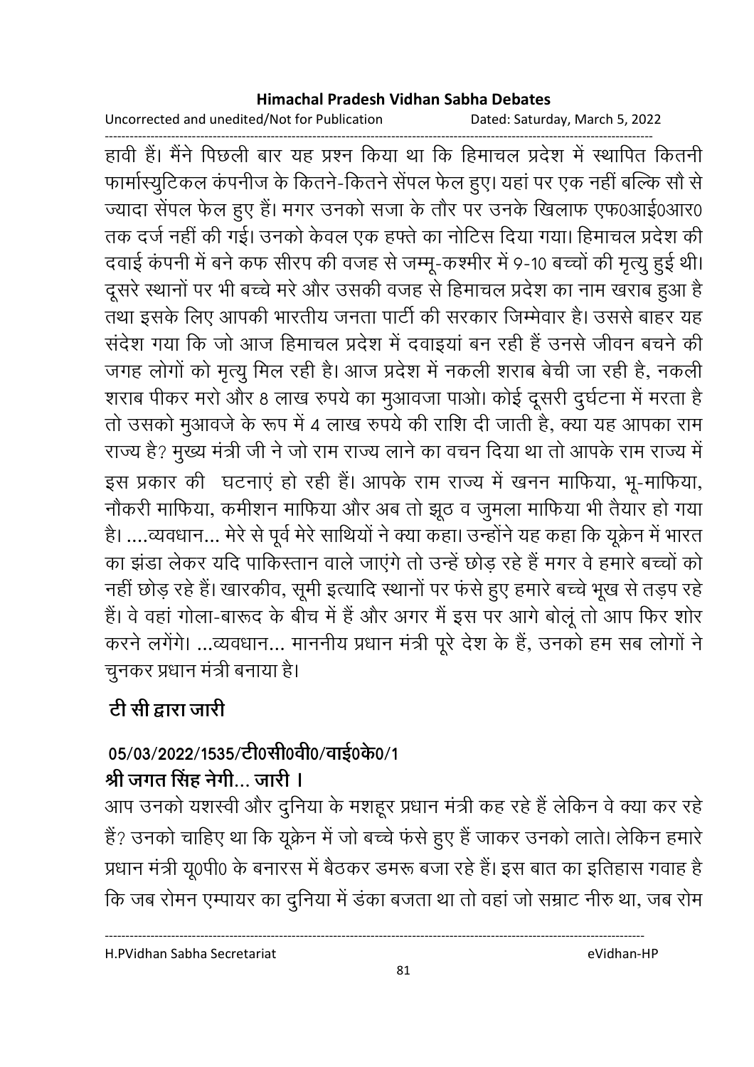हावी हैं। मैंने पिछली बार यह प्रश्न किया था कि हिमाचल प्रदेश में स्थापित कितनी फार्मास्युटिकल कंपनीज के कितने-कितने सेंपल फेल हुए। यहां पर एक नहीं बल्कि सौ से ज्यादा सेंपल फेल हुए हैं। मगर उनको सजा के तौर पर उनके खिलाफ एफ0आई0आर0 तक दर्ज नहीं की गई। उनको केवल एक हफ्ते का नोटिस दिया गया। हिमाचल प्रदेश की दवाई कंपनी में बने कफ सीरप की वजह से जम्मू-कश्मीर में 9-10 बच्चों की मृत्यु हुई थी। दूसरे स्थानों पर भी बच्चे मरे और उसकी वजह से हिमाचल प्रदेश का नाम खराब हुआ है तथा इसके लिए आपकी भारतीय जनता पार्टी की सरकार जिम्मेवार है। उससे बाहर यह संदेश गया कि जो आज हिमाचल प्रदेश में दवाइयां बन रही हैं उनसे जीवन बचने की जगह लोगों को मृत्यु मिल रही है। आज प्रदेश में नकली शराब बेची जा रही है, नकली शराब पीकर मरो और 8 लाख रुपये का मुआवजा पाओ। कोई दूसरी दुर्घटना में मरता है तो उसको मुआवजे के रूप में 4 लाख रुपये की राशि दी जाती है, क्या यह आपका राम राज्य है? मुख्य मंत्री जी ने जो राम राज्य लाने का वचन दिया था तो आपके राम राज्य में इस प्रकार की घटनाएं हो रही हैं। आपके राम राज्य में खनन माफिया, भू-माफिया, नौकरी माफिया, कमीशन माफिया और अब तो झूठ व जुमला माफिया भी तैयार हो गया है। ....व्यवधान... मेरे से पूर्व मेरे साथियों ने क्या कहा। उन्होंने यह कहा कि यूक्रेन में भारत का झंडा लेकर यदि पाकिस्तान वाले जाएंगे तो उन्हें छोड़ रहे हैं मगर वे हमारे बच्चों को नहीं छोड़ रहे हैं। खारकीव, सूमी इत्यादि स्थानों पर फंसे हुए हमारे बच्चे भूख से तड़प रहे हैं। वे वहां गोला-बारूद के बीच में हैं और अगर मैं इस पर आगे बोलूं तो आप फिर शोर करने लगेंगे। ...व्यवधान... माननीय प्रधान मंत्री पूरे देश के हैं, उनको हम सब लोगों ने चुनकर प्रधान मंत्री बनाया है।

## टी सी द्वारा जारी

## 05/03/2022/1535/टी0सी0वी0/वाई0के0/1

**श्री जगत सिंह नेगी... जारी ।**

आप उनको यशस्वी और दुनिया के मशहूर प्रधान मंत्री कह रहे हैं लेकिन वे क्या कर रहे हैं? उनको चाहिए था कि यूक्रेन में जो बच्चे फंसे हुए हैं जाकर उनको लाते। लेकिन हमारे प्रधान मंत्री यू0पी0 के बनारस में बैठकर डमरू बजा रहे हैं। इस बात का इतिहास गवाह है कि जब रोमन एम्पायर का दुनिया में डंका बजता था तो वहां जो सम्राट नीरु था, जब रोम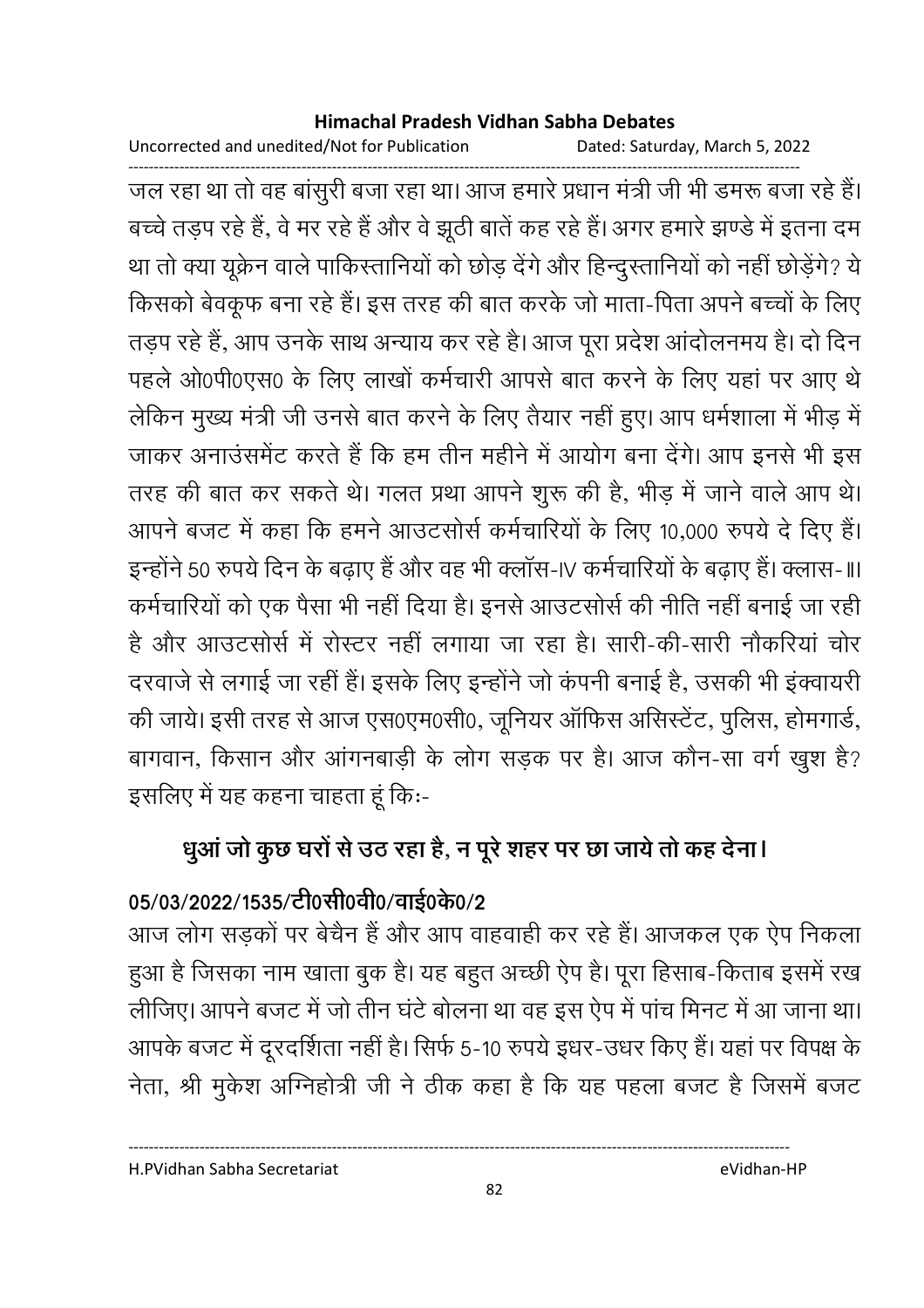जल रहा था तो वह बांसुरी बजा रहा था। आज हमारे प्रधान मंत्री जी भी डमरू बजा रहे हैं। बच्चे तड़प रहे हैं, वे मर रहे हैं और वे झूठी बातें कह रहे हैं। अगर हमारे झण्डे में इतना दम था तो क्या यूक्रेन वाले पाकिस्तानियों को छोड़ देंगे और हिन्दुस्तानियों को नहीं छोड़ेंगे? ये किसको बेवकूफ बना रहे हैं। इस तरह की बात करके जो माता-पिता अपने बच्चों के लिए तड़प रहे हैं, आप उनके साथ अन्याय कर रहे है। आज पूरा प्रदेश आंदोलनमय है। दो दिन पहले ओ0पी0एस0 के लिए लाखों कर्मचारी आपसे बात करने के लिए यहां पर आए थे लेकिन मुख्य मंत्री जी उनसे बात करने के लिए तैयार नहीं हुए। आप धर्मशाला में भीड़ में जाकर अनाउंसमेंट करते हैं कि हम तीन महीने में आयोग बना देंगे। आप इनसे भी इस तरह की बात कर सकते थे। गलत प्रथा आपने शुरू की है, भीड़ में जाने वाले आप थे। आपने बजट में कहा कि हमने आउटसोर्स कर्मचारियों के लिए 10,000 रुपये दे दिए हैं। इन्होंने 50 रुपये दिन के बढ़ाए हैं और वह भी क्लॉस-IV कर्मचारियों के बढ़ाए हैं। क्लास-III कर्मचारियों को एक पैसा भी नहीं दिया है। इनसे आउटसोर्स की नीति नहीं बनाई जा रही है और आउटसोर्स में रोस्टर नहीं लगाया जा रहा है। सारी-की-सारी नौकरियां चोर दरवाजे से लगाई जा रहीं हैं। इसके लिए इन्होंने जो कंपनी बनाई है, उसकी भी इंक्वायरी की जाये। इसी तरह से आज एस0एम0सी0, जूनियर ऑफिस असिस्टेंट, पुलिस, होमगार्ड, बागवान, किसान और आंगनबाड़ी के लोग सड़क पर है। आज कौन-सा वर्ग खुश है? इसलिए में यह कहना चाहता हूं किः-

**धुआं जो कुछ घरों से उठ रहा है, न पूरे शहर पर छा जाये तो कह देना।**

**05/03/2022/1535/टी0सी0वी0/वाई0के0/2**

आज लोग सड़कों पर बेचैन हैं और आप वाहवाही कर रहे हैं। आजकल एक ऐप निकला हुआ है जिसका नाम खाता बुक है। यह बहुत अच्छी ऐप है। पूरा हिसाब-किताब इसमें रख लीजिए। आपने बजट में जो तीन घंटे बोलना था वह इस ऐप में पांच मिनट में आ जाना था। आपके बजट में दूरदर्शिता नहीं है। सिर्फ 5-10 रुपये इधर-उधर किए हैं। यहां पर विपक्ष के नेता, श्री मुकेश अग्निहोत्री जी ने ठीक कहा है कि यह पहला बजट है जिसमें बजट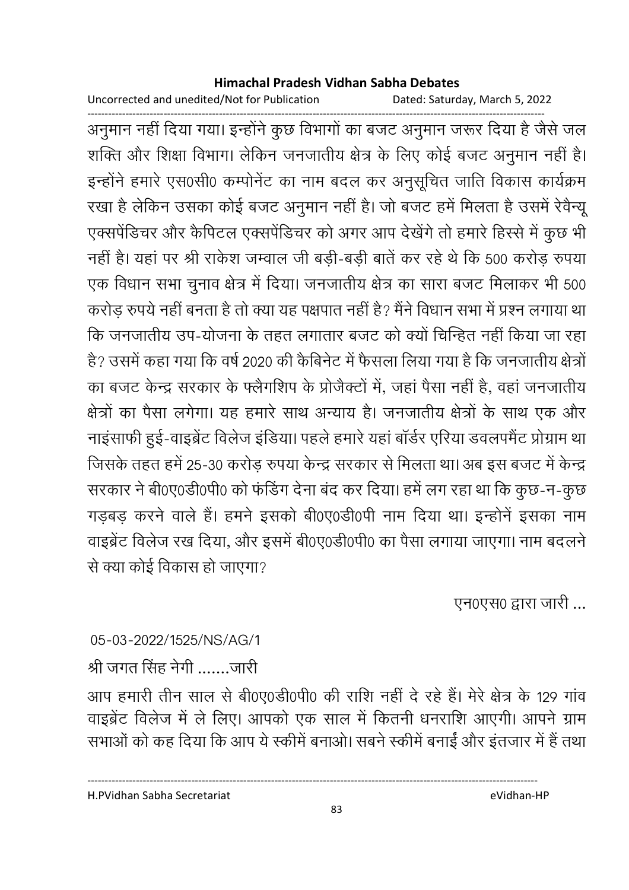अनुमान नहीं दिया गया। इन्होंने कुछ विभागों का बजट अनुमान जरूर दिया है जैसे जल शक्ति और शिक्षा विभाग। लेकिन जनजातीय क्षेत्र के लिए कोई बजट अनुमान नहीं है। इन्होंने हमारे एस0सी0 कम्पोनेंट का नाम बदल कर अनुसूचित जाति विकास कार्यक्रम रखा है लेकिन उसका कोई बजट अनुमान नहीं है। जो बजट हमें मिलता है उसमें रेवैन्यू एक्सपेंडिचर और कैपिटल एक्सपेंडिचर को अगर आप देखेंगे तो हमारे हिस्से में कुछ भी नहीं है। यहां पर श्री राकेश जम्वाल जी बड़ी-बड़ी बातें कर रहे थे कि 500 करोड़ रुपया एक विधान सभा चुनाव क्षेत्र में दिया। जनजातीय क्षेत्र का सारा बजट मिलाकर भी 500 करोड़ रुपये नहीं बनता है तो क्या यह पक्षपात नहीं है? मैंने विधान सभा में प्रश्न लगाया था कि जनजातीय उप-योजना के तहत लगातार बजट को क्यों चिन्हित नहीं किया जा रहा है? उसमें कहा गया कि वर्ष 2020 की कैबिनेट में फैसला लिया गया है कि जनजातीय क्षेत्रों का बजट केन्द्र सरकार के फ्लैगशिप के प्रोजैक्टों में, जहां पैसा नहीं है, वहां जनजातीय क्षेत्रों का पैसा लगेगा। यह हमारे साथ अन्याय है। जनजातीय क्षेत्रों के साथ एक और नाइंसाफी हुई-वाइब्रेंट विलेज इंडिया। पहले हमारे यहां बॉर्डर एरिया डवलपमैंट प्रोग्राम था जिसके तहत हमें 25-30 करोड़ रुपया केन्द्र सरकार से मिलता था। अब इस बजट में केन्द्र सरकार ने बी0ए0डी0पी0 को फंडिंग देना बंद कर दिया। हमें लग रहा था कि कुछ-न-कुछ गड़बड़ करने वाले हैं। हमने इसको बी0ए0डी0पी नाम दिया था। इन्होनें इसका नाम वाइब्रेंट विलेज रख दिया, और इसमें बी0ए0डी0पी0 का पैसा लगाया जाएगा। नाम बदलने से क्या कोई विकास हो जाएगा?

एन0एस0 द्वारा जारी ...

05-03-2022/1525/NS/AG/1

श्री जगत सिंह नेगी .......जारी

आप हमारी तीन साल से बी0ए0डी0पी0 की राशि नहीं दे रहे हैं। मेरे क्षेत्र के 129 गांव वाइब्रेंट विलेज में ले लिए। आपको एक साल में कितनी धनराशि आएगी। आपने ग्राम सभाओं को कह दिया कि आप ये स्कीमें बनाओ। सबने स्कीमें बनाईं और इंतजार में हैं तथा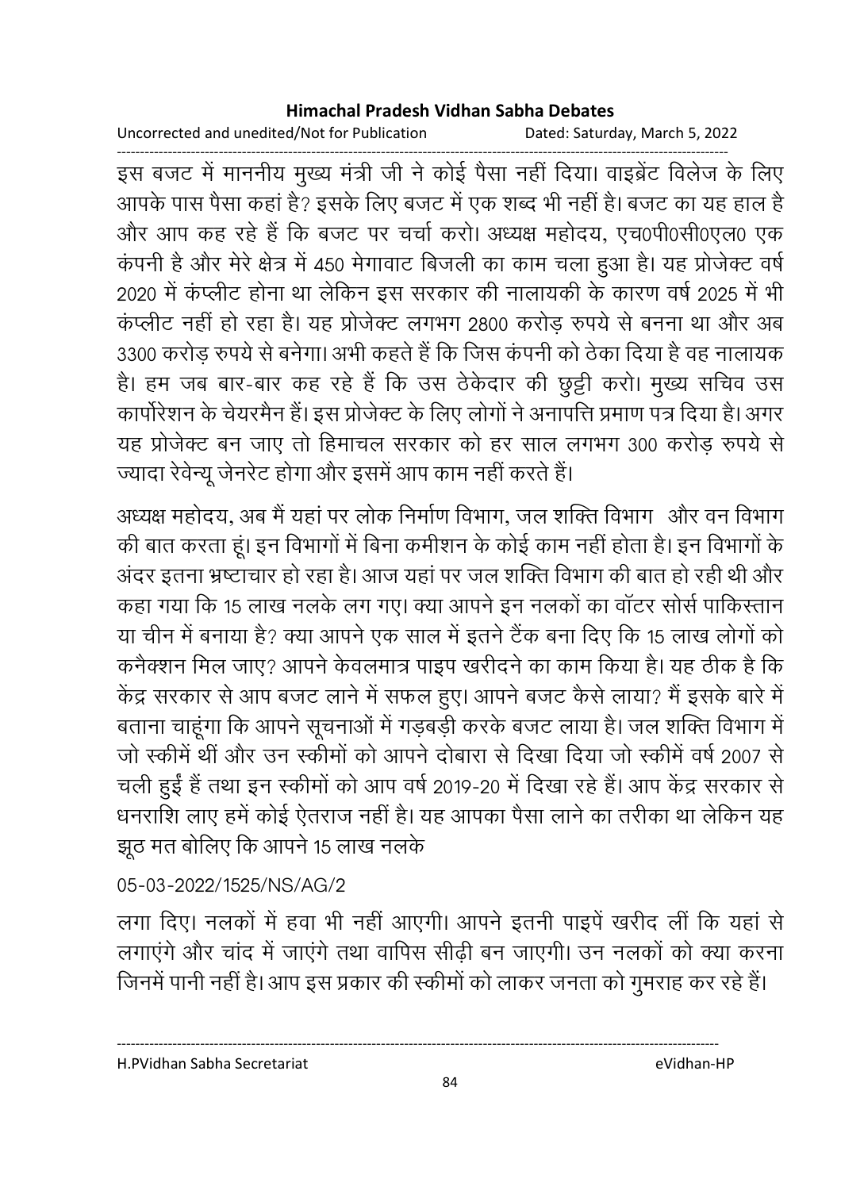इस बजट में माननीय मुख्य मंत्री जी ने कोई पैसा नहीं दिया। वाइब्रेंट विलेज के लिए आपके पास पैसा कहां है? इसके लिए बजट में एक शब्द भी नहीं है। बजट का यह हाल है और आप कह रहे हैं कि बजट पर चर्चा करो। अध्यक्ष महोदय, एच0पी0सी0एल0 एक कंपनी है और मेरे क्षेत्र में 450 मेगावाट बिजली का काम चला हुआ है। यह प्रोजेक्ट वर्ष 2020 में कंप्लीट होना था लेकिन इस सरकार की नालायकी के कारण वर्ष 2025 में भी कंप्लीट नहीं हो रहा है। यह प्रोजेक्ट लगभग 2800 करोड़ रुपये से बनना था और अब 3300 करोड़ रुपये से बनेगा। अभी कहते हैं कि जिस कंपनी को ठेका दिया है वह नालायक है। हम जब बार-बार कह रहे हैं कि उस ठेकेदार की छुट्टी करो। मुख्य सचिव उस कार्पोरेशन के चेयरमैन हैं। इस प्रोजेक्ट के लिए लोगों ने अनापत्ति प्रमाण पत्र दिया है। अगर यह प्रोजेक्ट बन जाए तो हिमाचल सरकार को हर साल लगभग 300 करोड़ रुपये से ज्यादा रेवेन्यू जेनरेट होगा और इसमें आप काम नहीं करते हैं।

अध्यक्ष महोदय, अब मैं यहां पर लोक निर्माण विभाग, जल शक्ति विभाग और वन विभाग की बात करता हूं। इन विभागों में बिना कमीशन के कोई काम नहीं होता है। इन विभागों के अंदर इतना भ्रष्टाचार हो रहा है। आज यहां पर जल शक्ति विभाग की बात हो रही थी और कहा गया कि 15 लाख नलके लग गए। क्या आपने इन नलकों का वॉटर सोर्स पाकिस्तान या चीन में बनाया है? क्या आपने एक साल में इतने टैंक बना दिए कि 15 लाख लोगों को कनैक्शन मिल जाए? आपने केवलमात्र पाइप खरीदने का काम किया है। यह ठीक है कि केंद्र सरकार से आप बजट लाने में सफल हुए। आपने बजट कैसे लाया? मैं इसके बारे में बताना चाहूंगा कि आपने सूचनाओं में गड़बड़ी करके बजट लाया है। जल शक्ति विभाग में जो स्कीमें थीं और उन स्कीमों को आपने दोबारा से दिखा दिया जो स्कीमें वर्ष 2007 से चली हुईं हैं तथा इन स्कीमों को आप वर्ष 2019-20 में दिखा रहे हैं। आप केंद्र सरकार से धनराशि लाए हमें कोई ऐतराज नहीं है। यह आपका पैसा लाने का तरीका था लेकिन यह झूठ मत बोलिए कि आपने 15 लाख नलके

05-03-2022/1525/NS/AG/2

लगा दिए। नलकों में हवा भी नहीं आएगी। आपने इतनी पाइपें खरीद लीं कि यहां से लगाएंगे और चांद में जाएंगे तथा वापिस सीढ़ी बन जाएगी। उन नलकों को क्या करना जिनमें पानी नहीं है। आप इस प्रकार की स्कीमों को लाकर जनता को गुमराह कर रहे हैं।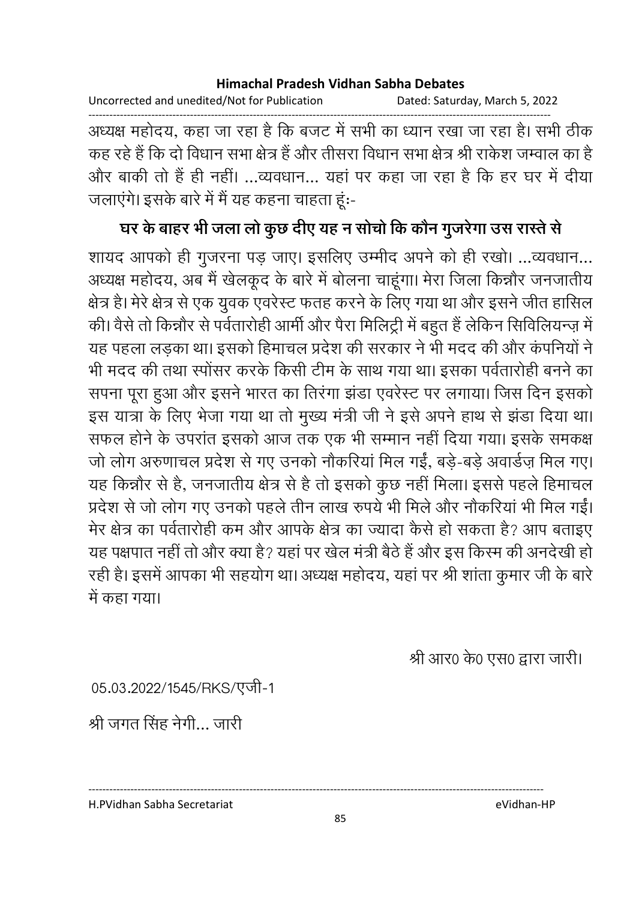अध्यक्ष महोदय, कहा जा रहा है कि बजट में सभी का ध्यान रखा जा रहा है। सभी ठीक कह रहे हैं कि दो विधान सभा क्षेत्र हैं और तीसरा विधान सभा क्षेत्र श्री राकेश जम्वाल का है और बाकी तो हैं ही नहीं। ...व्यवधान... यहां पर कहा जा रहा है कि हर घर में दीया जलाएंगे। इसके बारे में मैं यह कहना चाहता हूंः-

**घर के बाहर भी जला लो कुछ दीए यह न सोचो कि कौन गुजरेगा उस रास्ते से**

शायद आपको ही गुजरना पड़ जाए। इसलिए उम्मीद अपने को ही रखो। ...व्यवधान... अध्यक्ष महोदय, अब मैं खेलकूद के बारे में बोलना चाहूंगा। मेरा जिला किन्नौर जनजातीय क्षेत्र है। मेरे क्षेत्र से एक युवक एवरेस्ट फतह करने के लिए गया था और इसने जीत हासिल की। वैसे तो किन्नौर से पर्वतारोही आर्मी और पैरा मिलिट्री में बहुत हैं लेकिन सिविलियन्ज़ में यह पहला लड़का था। इसको हिमाचल प्रदेश की सरकार ने भी मदद की और कंपनियों ने भी मदद की तथा स्पोंसर करके किसी टीम के साथ गया था। इसका पर्वतारोही बनने का सपना पूरा हुआ और इसने भारत का तिरंगा झंडा एवरेस्ट पर लगाया। जिस दिन इसको इस यात्रा के लिए भेजा गया था तो मुख्य मंत्री जी ने इसे अपने हाथ से झंडा दिया था। सफल होने के उपरांत इसको आज तक एक भी सम्मान नहीं दिया गया। इसके समकक्ष जो लोग अरुणाचल प्रदेश से गए उनको नौकरियां मिल गईं, बड़े-बड़े अवार्डज़ मिल गए। यह किन्नौर से है, जनजातीय क्षेत्र से है तो इसको कुछ नहीं मिला। इससे पहले हिमाचल प्रदेश से जो लोग गए उनको पहले तीन लाख रुपये भी मिले और नौकरियां भी मिल गईं। मेर क्षेत्र का पर्वतारोही कम और आपके क्षेत्र का ज्यादा कैसे हो सकता है? आप बताइए यह पक्षपात नहीं तो और क्या है? यहां पर खेल मंत्री बैठे हैं और इस किस्म की अनदेखी हो रही है। इसमें आपका भी सहयोग था। अध्यक्ष महोदय, यहां पर श्री शांता कुमार जी के बारे में कहा गया।

श्री आर0 के0 एस0 द्वारा जारी।

05.03.2022/1545/RKS/एजी-1

श्री जगत सिंह नेगी... जारी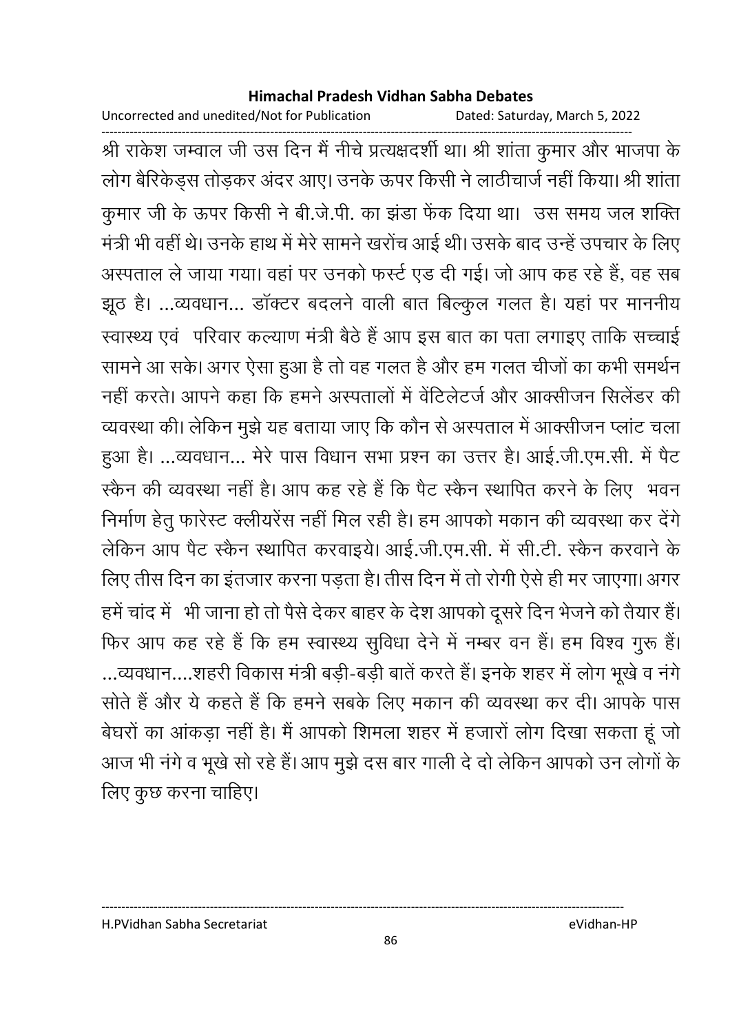श्री राकेश जम्वाल जी उस दिन मैं नीचे प्रत्यक्षदर्शी था। श्री शांता कुमार और भाजपा के लोग बैरिकेड्स तोड़कर अंदर आए। उनके ऊपर किसी ने लाठीचार्ज नहीं किया। श्री शांता कुमार जी के ऊपर किसी ने बी.जे.पी. का झंडा फेंक दिया था। उस समय जल शक्ति मंत्री भी वहीं थे। उनके हाथ में मेरे सामने खरोंच आई थी। उसके बाद उन्हें उपचार के लिए अस्पताल ले जाया गया। वहां पर उनको फर्स्ट एड दी गई। जो आप कह रहे हैं, वह सब झूठ है। ...व्यवधान... डॉक्टर बदलने वाली बात बिल्कुल गलत है। यहां पर माननीय स्वास्थ्य एवं परिवार कल्याण मंत्री बैठे हैं आप इस बात का पता लगाइए ताकि सच्चाई सामने आ सके। अगर ऐसा हुआ है तो वह गलत है और हम गलत चीजों का कभी समर्थन नहीं करते। आपने कहा कि हमने अस्पतालों में वेंटिलेटर्ज और आक्सीजन सिलेंडर की व्यवस्था की। लेकिन मुझे यह बताया जाए कि कौन से अस्पताल में आक्सीजन प्लांट चला हुआ है। ...व्यवधान... मेरे पास विधान सभा प्रश्न का उत्तर है। आई.जी.एम.सी. में पैट स्कैन की व्यवस्था नहीं है। आप कह रहे हैं कि पैट स्कैन स्थापित करने के लिए भवन निर्माण हेतु फारेस्ट क्लीयरेंस नहीं मिल रही है। हम आपको मकान की व्यवस्था कर देंगे लेकिन आप पैट स्कैन स्थापित करवाइये। आई.जी.एम.सी. में सी.टी. स्कैन करवाने के लिए तीस दिन का इंतजार करना पड़ता है। तीस दिन में तो रोगी ऐसे ही मर जाएगा। अगर हमें चांद में भी जाना हो तो पैसे देकर बाहर के देश आपको दूसरे दिन भेजने को तैयार हैं। फिर आप कह रहे हैं कि हम स्वास्थ्य सुविधा देने में नम्बर वन हैं। हम विश्व गुरू हैं। ...व्यवधान....शहरी विकास मंत्री बड़ी-बड़ी बातें करते हैं। इनके शहर में लोग भूखे व नंगे सोते हैं और ये कहते हैं कि हमने सबके लिए मकान की व्यवस्था कर दी। आपके पास बेघरों का आंकड़ा नहीं है। मैं आपको शिमला शहर में हजारों लोग दिखा सकता हूं जो आज भी नंगे व भूखे सो रहे हैं। आप मुझे दस बार गाली दे दो लेकिन आपको उन लोगों के लिए कुछ करना चाहिए।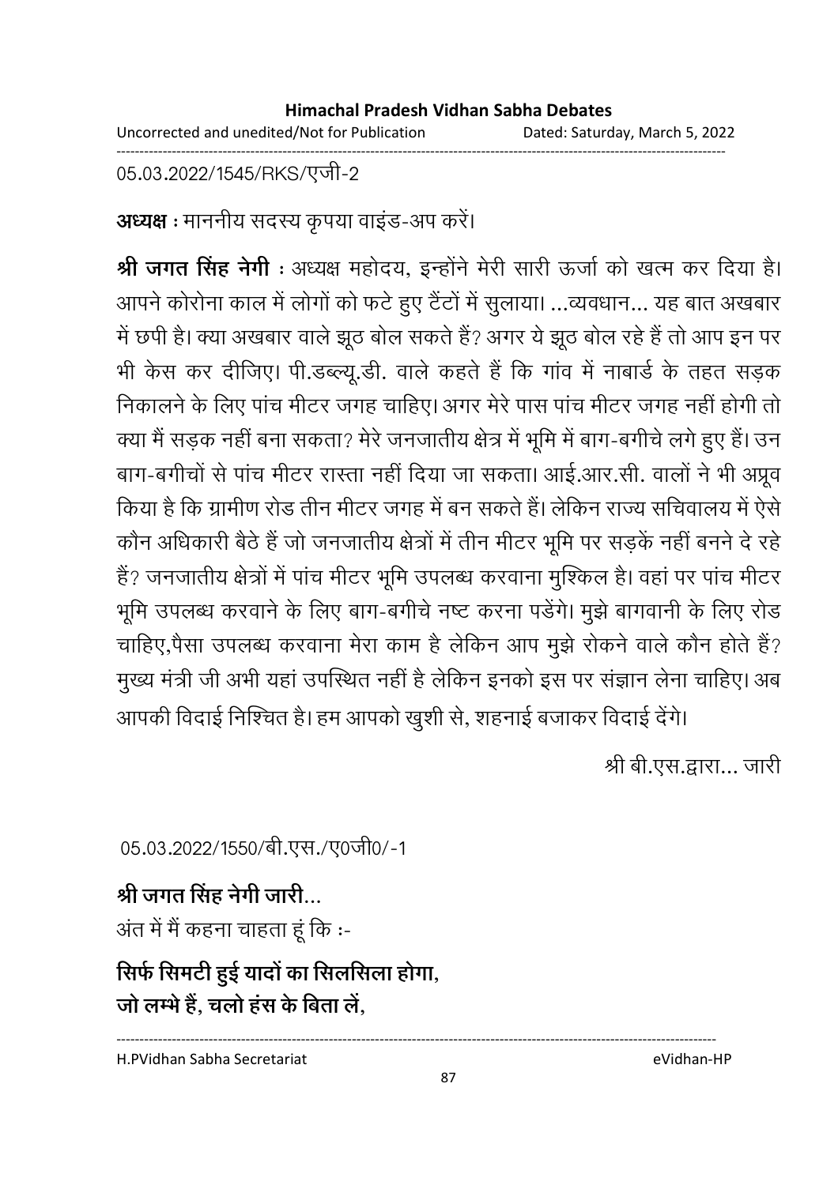05.03.2022/1545/RKS/एजी-2

**अध्यक्ष** : माननीय सदस्य कृपया वाइंड-अप करें।

**श्री जगत सिंह नेगी** : अध्यक्ष महोदय, इन्होंने मेरी सारी ऊर्जा को खत्म कर दिया है। आपने कोरोना काल में लोगों को फटे हुए टैंटों में सुलाया। ...व्यवधान... यह बात अखबार में छपी है। क्या अखबार वाले झूठ बोल सकते हैं? अगर ये झूठ बोल रहे हैं तो आप इन पर भी केस कर दीजिए। पी.डब्ल्यू.डी. वाले कहते हैं कि गांव में नाबार्ड के तहत सड़क निकालने के लिए पांच मीटर जगह चाहिए। अगर मेरे पास पांच मीटर जगह नहीं होगी तो क्या मैं सड़क नहीं बना सकता? मेरे जनजातीय क्षेत्र में भूमि में बाग-बगीचे लगे हुए हैं। उन बाग-बगीचों से पांच मीटर रास्ता नहीं दिया जा सकता। आई.आर.सी. वालों ने भी अप्रूव किया है कि ग्रामीण रोड तीन मीटर जगह में बन सकते हैं। लेकिन राज्य सचिवालय में ऐसे कौन अधिकारी बैठे हैं जो जनजातीय क्षेत्रों में तीन मीटर भूमि पर सड़कें नहीं बनने दे रहे हैं? जनजातीय क्षेत्रों में पांच मीटर भूमि उपलब्ध करवाना मुश्किल है। वहां पर पांच मीटर भूमि उपलब्ध करवाने के लिए बाग-बगीचे नष्ट करना पड़ेंगे। मुझे बागवानी के लिए रोड चाहिए,पैसा उपलब्ध करवाना मेरा काम है लेकिन आप मुझे रोकने वाले कौन होते हैं? मुख्य मंत्री जी अभी यहां उपस्थित नहीं है लेकिन इनको इस पर संज्ञान लेना चाहिए। अब आपकी विदाई निश्चित है। हम आपको खुशी से, शहनाई बजाकर विदाई देंगे।

श्री बी.एस.द्वारा... जारी

05.03.2022/1550/बी.एस./ए0जी0/-1

**श्री जगत सिंह नेगी जारी...**

अंत में मैं कहना चाहता हूं कि :-

**सिर्फ सिमटी हुई यादों का सिलसिला होगा,**
**जो लम्भे हैं, चलो हंस के बिता लें,**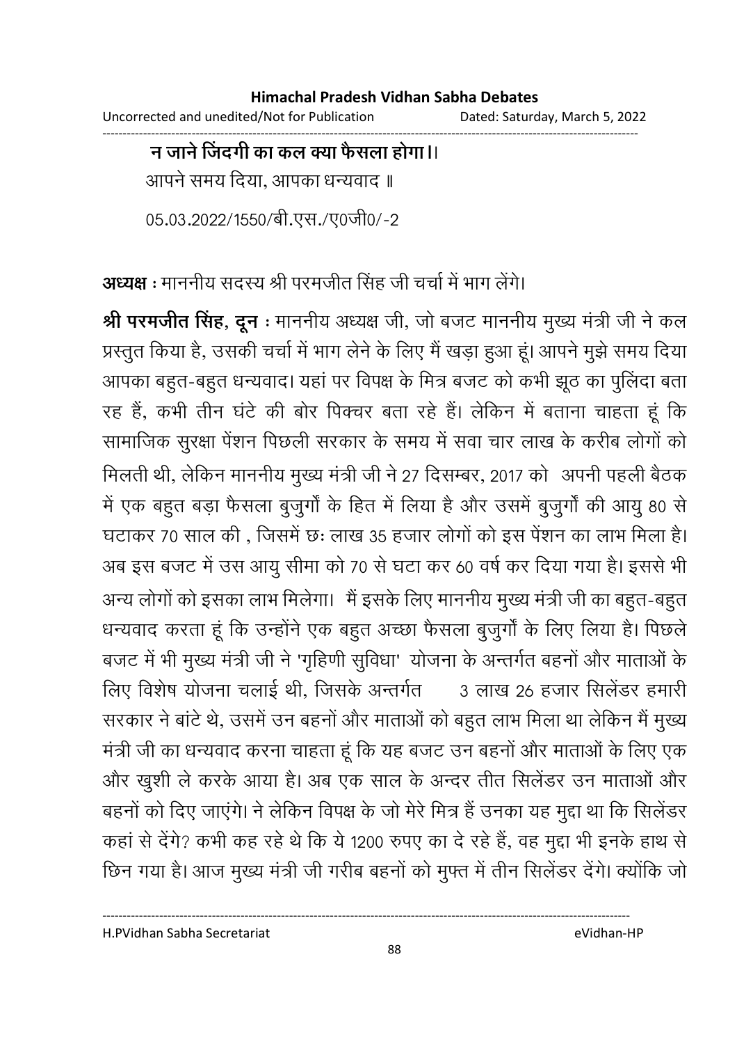**न जाने जिंदगी का कल क्या फैसला होगा।।**

आपने समय दिया, आपका धन्यवाद ॥

05.03.2022/1550/बी.एस./ए0जी0/-2

**अध्यक्ष :** माननीय सदस्य श्री परमजीत सिंह जी चर्चा में भाग लेंगे।

**श्री परमजीत सिंह, दून :** माननीय अध्यक्ष जी, जो बजट माननीय मुख्य मंत्री जी ने कल प्रस्तुत किया है, उसकी चर्चा में भाग लेने के लिए मैं खड़ा हुआ हूं। आपने मुझे समय दिया आपका बहुत-बहुत धन्यवाद। यहां पर विपक्ष के मित्र बजट को कभी झूठ का पुलिंदा बता रह हैं, कभी तीन घंटे की बोर पिक्चर बता रहे हैं। लेकिन में बताना चाहता हूं कि सामाजिक सुरक्षा पेंशन पिछली सरकार के समय में सवा चार लाख के करीब लोगों को मिलती थी, लेकिन माननीय मुख्य मंत्री जी ने 27 दिसम्बर, 2017 को अपनी पहली बैठक में एक बहुत बड़ा फैसला बुजुर्गों के हित में लिया है और उसमें बुजुर्गों की आयु 80 से घटाकर 70 साल की , जिसमें छः लाख 35 हजार लोगों को इस पेंशन का लाभ मिला है। अब इस बजट में उस आयु सीमा को 70 से घटा कर 60 वर्ष कर दिया गया है। इससे भी अन्य लोगों को इसका लाभ मिलेगा। मैं इसके लिए माननीय मुख्य मंत्री जी का बहुत-बहुत धन्यवाद करता हूं कि उन्होंने एक बहुत अच्छा फैसला बुजुर्गों के लिए लिया है। पिछले बजट में भी मुख्य मंत्री जी ने 'गृहिणी सुविधा' योजना के अन्तर्गत बहनों और माताओं के लिए विशेष योजना चलाई थी, जिसके अन्तर्गत 3 लाख 26 हजार सिलेंडर हमारी सरकार ने बांटे थे, उसमें उन बहनों और माताओं को बहुत लाभ मिला था लेकिन मैं मुख्य मंत्री जी का धन्यवाद करना चाहता हूं कि यह बजट उन बहनों और माताओं के लिए एक और खुशी ले करके आया है। अब एक साल के अन्दर तीत सिलेंडर उन माताओं और बहनों को दिए जाएंगे। ने लेकिन विपक्ष के जो मेरे मित्र हैं उनका यह मुद्दा था कि सिलेंडर कहां से देंगे? कभी कह रहे थे कि ये 1200 रुपए का दे रहे हैं, वह मुद्दा भी इनके हाथ से छिन गया है। आज मुख्य मंत्री जी गरीब बहनों को मुफ्त में तीन सिलेंडर देंगे। क्योंकि जो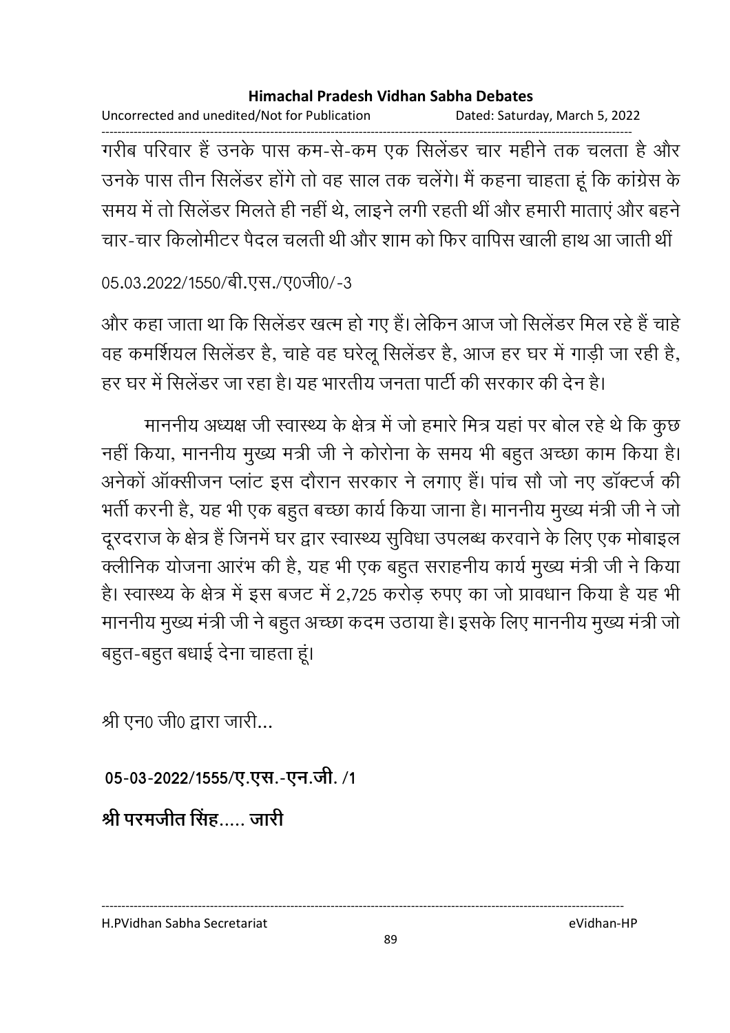गरीब परिवार हैं उनके पास कम-से-कम एक सिलेंडर चार महीने तक चलता है और उनके पास तीन सिलेंडर होंगे तो वह साल तक चलेंगे। मैं कहना चाहता हूं कि कांग्रेस के समय में तो सिलेंडर मिलते ही नहीं थे, लाइने लगी रहती थीं और हमारी माताएं और बहने चार-चार किलोमीटर पैदल चलती थी और शाम को फिर वापिस खाली हाथ आ जाती थीं

05.03.2022/1550/बी.एस./ए0जी0/-3

और कहा जाता था कि सिलेंडर खत्म हो गए हैं। लेकिन आज जो सिलेंडर मिल रहे हैं चाहे वह कमर्शियल सिलेंडर है, चाहे वह घरेलू सिलेंडर है, आज हर घर में गाड़ी जा रही है, हर घर में सिलेंडर जा रहा है। यह भारतीय जनता पार्टी की सरकार की देन है।

माननीय अध्यक्ष जी स्वास्थ्य के क्षेत्र में जो हमारे मित्र यहां पर बोल रहे थे कि कुछ नहीं किया, माननीय मुख्य मत्री जी ने कोरोना के समय भी बहुत अच्छा काम किया है। अनेकों ऑक्सीजन प्लांट इस दौरान सरकार ने लगाए हैं। पांच सौ जो नए डॉक्टर्ज की भर्ती करनी है, यह भी एक बहुत बच्छा कार्य किया जाना है। माननीय मुख्य मंत्री जी ने जो दूरदराज के क्षेत्र हैं जिनमें घर द्वार स्वास्थ्य सुविधा उपलब्ध करवाने के लिए एक मोबाइल क्लीनिक योजना आरंभ की है, यह भी एक बहुत सराहनीय कार्य मुख्य मंत्री जी ने किया है। स्वास्थ्य के क्षेत्र में इस बजट में 2,725 करोड़ रुपए का जो प्रावधान किया है यह भी माननीय मुख्य मंत्री जी ने बहुत अच्छा कदम उठाया है। इसके लिए माननीय मुख्य मंत्री जो बहुत-बहुत बधाई देना चाहता हूं।

श्री एन0 जी0 द्वारा जारी...

**05-03-2022/1555/ए.एस.-एन.जी. /1**

**श्री परमजीत सिंह..... जारी**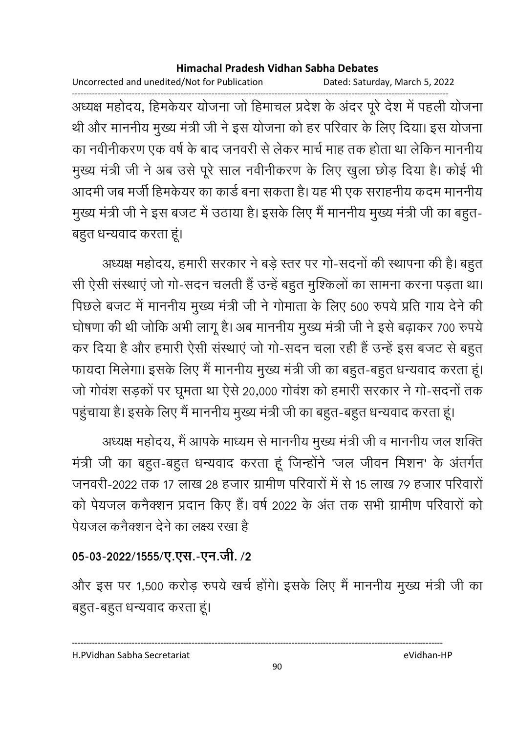अध्यक्ष महोदय, हिमकेयर योजना जो हिमाचल प्रदेश के अंदर पूरे देश में पहली योजना थी और माननीय मुख्य मंत्री जी ने इस योजना को हर परिवार के लिए दिया। इस योजना का नवीनीकरण एक वर्ष के बाद जनवरी से लेकर मार्च माह तक होता था लेकिन माननीय मुख्य मंत्री जी ने अब उसे पूरे साल नवीनीकरण के लिए खुला छोड़ दिया है। कोई भी आदमी जब मर्जी हिमकेयर का कार्ड बना सकता है। यह भी एक सराहनीय कदम माननीय मुख्य मंत्री जी ने इस बजट में उठाया है। इसके लिए मैं माननीय मुख्य मंत्री जी का बहुत-बहुत धन्यवाद करता हूं।

अध्यक्ष महोदय, हमारी सरकार ने बड़े स्तर पर गो-सदनों की स्थापना की है। बहुत सी ऐसी संस्थाएं जो गो-सदन चलती हैं उन्हें बहुत मुश्किलों का सामना करना पड़ता था। पिछले बजट में माननीय मुख्य मंत्री जी ने गोमाता के लिए 500 रुपये प्रति गाय देने की घोषणा की थी जोकि अभी लागू है। अब माननीय मुख्य मंत्री जी ने इसे बढ़ाकर 700 रुपये कर दिया है और हमारी ऐसी संस्थाएं जो गो-सदन चला रही हैं उन्हें इस बजट से बहुत फायदा मिलेगा। इसके लिए मैं माननीय मुख्य मंत्री जी का बहुत-बहुत धन्यवाद करता हूं। जो गोवंश सड़कों पर घूमता था ऐसे 20,000 गोवंश को हमारी सरकार ने गो-सदनों तक पहुंचाया है। इसके लिए मैं माननीय मुख्य मंत्री जी का बहुत-बहुत धन्यवाद करता हूं।

अध्यक्ष महोदय, मैं आपके माध्यम से माननीय मुख्य मंत्री जी व माननीय जल शक्ति मंत्री जी का बहुत-बहुत धन्यवाद करता हूं जिन्होंने 'जल जीवन मिशन' के अंतर्गत जनवरी-2022 तक 17 लाख 28 हजार ग्रामीण परिवारों में से 15 लाख 79 हजार परिवारों को पेयजल कनैक्शन प्रदान किए हैं। वर्ष 2022 के अंत तक सभी ग्रामीण परिवारों को पेयजल कनैक्शन देने का लक्ष्य रखा है

**05-03-2022/1555/ए.एस.-एन.जी. /2**

और इस पर 1,500 करोड़ रुपये खर्च होंगे। इसके लिए मैं माननीय मुख्य मंत्री जी का बहुत-बहुत धन्यवाद करता हूं।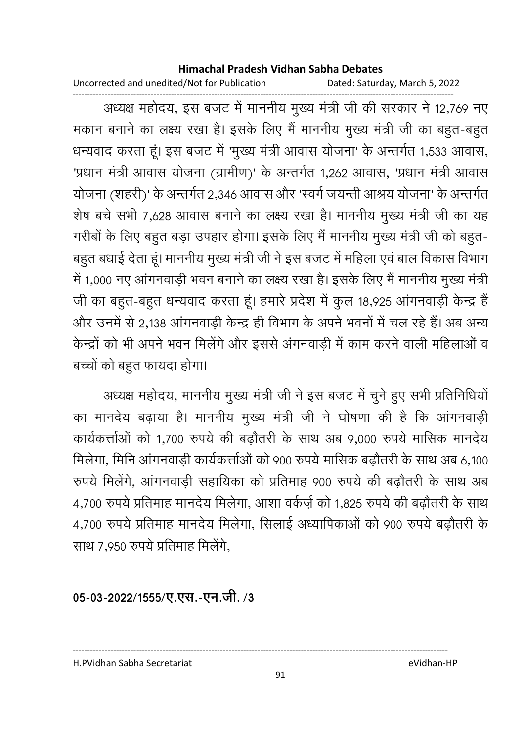अध्यक्ष महोदय, इस बजट में माननीय मुख्य मंत्री जी की सरकार ने 12,769 नए मकान बनाने का लक्ष्य रखा है। इसके लिए मैं माननीय मुख्य मंत्री जी का बहुत-बहुत धन्यवाद करता हूं। इस बजट में 'मुख्य मंत्री आवास योजना' के अन्तर्गत 1,533 आवास, 'प्रधान मंत्री आवास योजना (ग्रामीण)' के अन्तर्गत 1,262 आवास, 'प्रधान मंत्री आवास योजना (शहरी)' के अन्तर्गत 2,346 आवास और 'स्वर्ग जयन्ती आश्रय योजना' के अन्तर्गत शेष बचे सभी 7,628 आवास बनाने का लक्ष्य रखा है। माननीय मुख्य मंत्री जी का यह गरीबों के लिए बहुत बड़ा उपहार होगा। इसके लिए मैं माननीय मुख्य मंत्री जी को बहुत-बहुत बधाई देता हूं। माननीय मुख्य मंत्री जी ने इस बजट में महिला एवं बाल विकास विभाग में 1,000 नए आंगनवाड़ी भवन बनाने का लक्ष्य रखा है। इसके लिए मैं माननीय मुख्य मंत्री जी का बहुत-बहुत धन्यवाद करता हूं। हमारे प्रदेश में कुल 18,925 आंगनवाड़ी केन्द्र हैं और उनमें से 2,138 आंगनवाड़ी केन्द्र ही विभाग के अपने भवनों में चल रहे हैं। अब अन्य केन्द्रों को भी अपने भवन मिलेंगे और इससे अंगनवाड़ी में काम करने वाली महिलाओं व बच्चों को बहुत फायदा होगा।

अध्यक्ष महोदय, माननीय मुख्य मंत्री जी ने इस बजट में चुने हुए सभी प्रतिनिधियों का मानदेय बढ़ाया है। माननीय मुख्य मंत्री जी ने घोषणा की है कि आंगनवाड़ी कार्यकर्त्ताओं को 1,700 रुपये की बढ़ौतरी के साथ अब 9,000 रुपये मासिक मानदेय मिलेगा, मिनि आंगनवाड़ी कार्यकर्त्ताओं को 900 रुपये मासिक बढ़ौतरी के साथ अब 6,100 रुपये मिलेंगे, आंगनवाड़ी सहायिका को प्रतिमाह 900 रुपये की बढ़ौतरी के साथ अब 4,700 रुपये प्रतिमाह मानदेय मिलेगा, आशा वर्कर्ज़ को 1,825 रुपये की बढ़ौतरी के साथ 4,700 रुपये प्रतिमाह मानदेय मिलेगा, सिलाई अध्यापिकाओं को 900 रुपये बढ़ौतरी के साथ 7,950 रुपये प्रतिमाह मिलेंगे,

**05-03-2022/1555/ए.एस.-एन.जी. /3**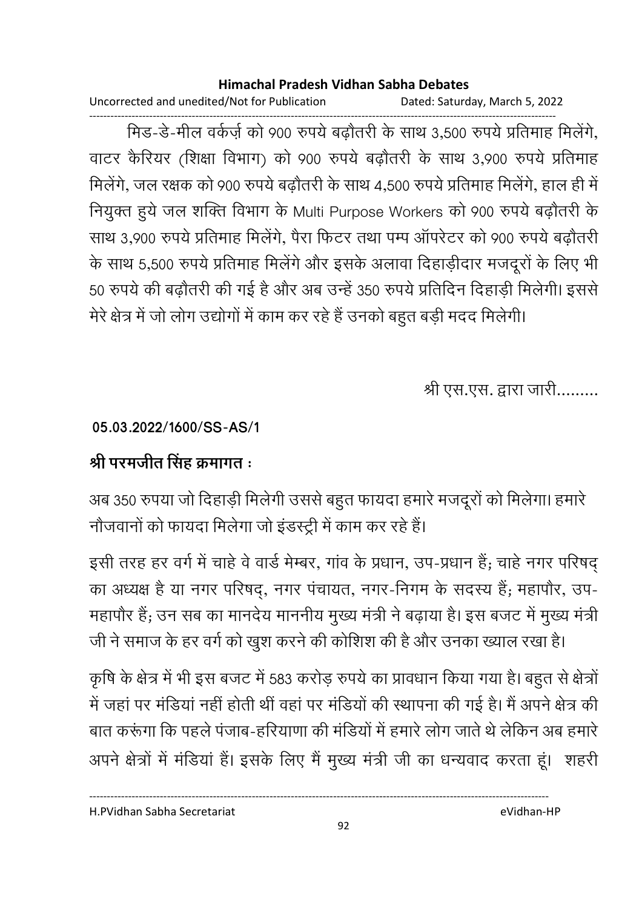मिड-डे-मील वर्कर्ज़ को 900 रुपये बढ़ौतरी के साथ 3,500 रुपये प्रतिमाह मिलेंगे, वाटर कैरियर (शिक्षा विभाग) को 900 रुपये बढ़ौतरी के साथ 3,900 रुपये प्रतिमाह मिलेंगे, जल रक्षक को 900 रुपये बढ़ौतरी के साथ 4,500 रुपये प्रतिमाह मिलेंगे, हाल ही में नियुक्त हुये जल शक्ति विभाग के Multi Purpose Workers को 900 रुपये बढ़ौतरी के साथ 3,900 रुपये प्रतिमाह मिलेंगे, पैरा फिटर तथा पम्प ऑपरेटर को 900 रुपये बढ़ौतरी के साथ 5,500 रुपये प्रतिमाह मिलेंगे और इसके अलावा दिहाड़ीदार मजदूरों के लिए भी 50 रुपये की बढ़ौतरी की गई है और अब उन्हें 350 रुपये प्रतिदिन दिहाड़ी मिलेगी। इससे मेरे क्षेत्र में जो लोग उद्योगों में काम कर रहे हैं उनको बहुत बड़ी मदद मिलेगी।

श्री एस.एस. द्वारा जारी.........

**05.03.2022/1600/SS-AS/1**

**श्री परमजीत सिंह क्रमागत :**

अब 350 रुपया जो दिहाड़ी मिलेगी उससे बहुत फायदा हमारे मजदूरों को मिलेगा। हमारे नौजवानों को फायदा मिलेगा जो इंडस्ट्री में काम कर रहे हैं।

इसी तरह हर वर्ग में चाहे वे वार्ड मेम्बर, गांव के प्रधान, उप-प्रधान हैं; चाहे नगर परिषद् का अध्यक्ष है या नगर परिषद्, नगर पंचायत, नगर-निगम के सदस्य हैं; महापौर, उप-महापौर हैं; उन सब का मानदेय माननीय मुख्य मंत्री ने बढ़ाया है। इस बजट में मुख्य मंत्री जी ने समाज के हर वर्ग को खुश करने की कोशिश की है और उनका ख्याल रखा है।

कृषि के क्षेत्र में भी इस बजट में 583 करोड़ रुपये का प्रावधान किया गया है। बहुत से क्षेत्रों में जहां पर मंडियां नहीं होती थीं वहां पर मंडियों की स्थापना की गई है। मैं अपने क्षेत्र की बात करूंगा कि पहले पंजाब-हरियाणा की मंडियों में हमारे लोग जाते थे लेकिन अब हमारे अपने क्षेत्रों में मंडियां हैं। इसके लिए मैं मुख्य मंत्री जी का धन्यवाद करता हूं। शहरी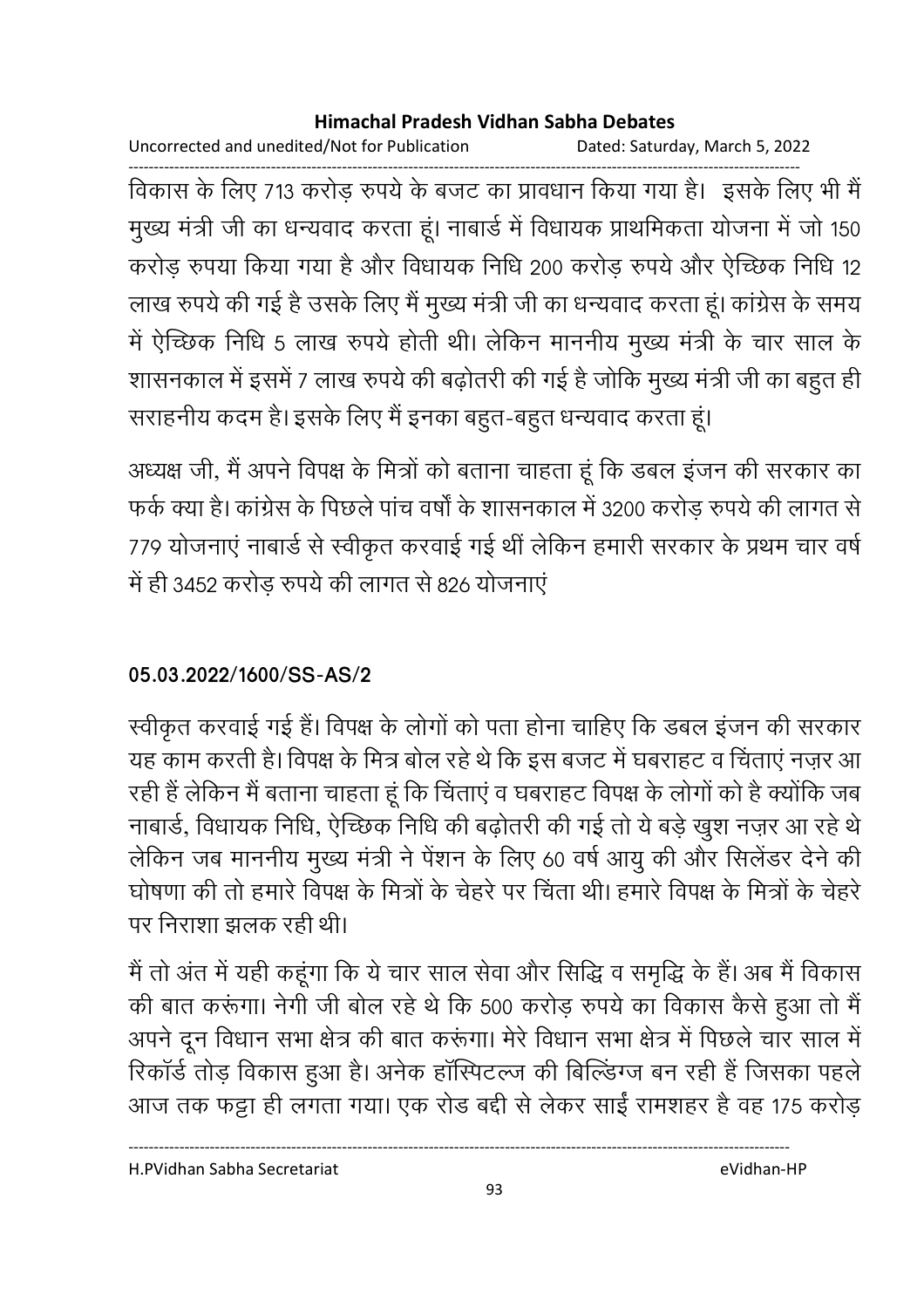विकास के लिए 713 करोड़ रुपये के बजट का प्रावधान किया गया है। इसके लिए भी मैं मुख्य मंत्री जी का धन्यवाद करता हूं। नाबार्ड में विधायक प्राथमिकता योजना में जो 150 करोड़ रुपया किया गया है और विधायक निधि 200 करोड़ रुपये और ऐच्छिक निधि 12 लाख रुपये की गई है उसके लिए मैं मुख्य मंत्री जी का धन्यवाद करता हूं। कांग्रेस के समय में ऐच्छिक निधि 5 लाख रुपये होती थी। लेकिन माननीय मुख्य मंत्री के चार साल के शासनकाल में इसमें 7 लाख रुपये की बढ़ोतरी की गई है जोकि मुख्य मंत्री जी का बहुत ही सराहनीय कदम है। इसके लिए मैं इनका बहुत-बहुत धन्यवाद करता हूं।

अध्यक्ष जी, मैं अपने विपक्ष के मित्रों को बताना चाहता हूं कि डबल इंजन की सरकार का फर्क क्या है। कांग्रेस के पिछले पांच वर्षों के शासनकाल में 3200 करोड़ रुपये की लागत से 779 योजनाएं नाबार्ड से स्वीकृत करवाई गई थीं लेकिन हमारी सरकार के प्रथम चार वर्ष में ही 3452 करोड़ रुपये की लागत से 826 योजनाएं

**05.03.2022/1600/SS-AS/2**

स्वीकृत करवाई गई हैं। विपक्ष के लोगों को पता होना चाहिए कि डबल इंजन की सरकार यह काम करती है। विपक्ष के मित्र बोल रहे थे कि इस बजट में घबराहट व चिंताएं नज़र आ रही हैं लेकिन मैं बताना चाहता हूं कि चिंताएं व घबराहट विपक्ष के लोगों को है क्योंकि जब नाबार्ड, विधायक निधि, ऐच्छिक निधि की बढ़ोतरी की गई तो ये बड़े खुश नज़र आ रहे थे लेकिन जब माननीय मुख्य मंत्री ने पेंशन के लिए 60 वर्ष आयु की और सिलेंडर देने की घोषणा की तो हमारे विपक्ष के मित्रों के चेहरे पर चिंता थी। हमारे विपक्ष के मित्रों के चेहरे पर निराशा झलक रही थी।

मैं तो अंत में यही कहूंगा कि ये चार साल सेवा और सिद्धि व समृद्धि के हैं। अब मैं विकास की बात करूंगा। नेगी जी बोल रहे थे कि 500 करोड़ रुपये का विकास कैसे हुआ तो मैं अपने दून विधान सभा क्षेत्र की बात करूंगा। मेरे विधान सभा क्षेत्र में पिछले चार साल में रिकॉर्ड तोड़ विकास हुआ है। अनेक हॉस्पिटल्ज की बिल्डिंग्ज बन रही हैं जिसका पहले आज तक फट्टा ही लगता गया। एक रोड बद्दी से लेकर साईं रामशहर है वह 175 करोड़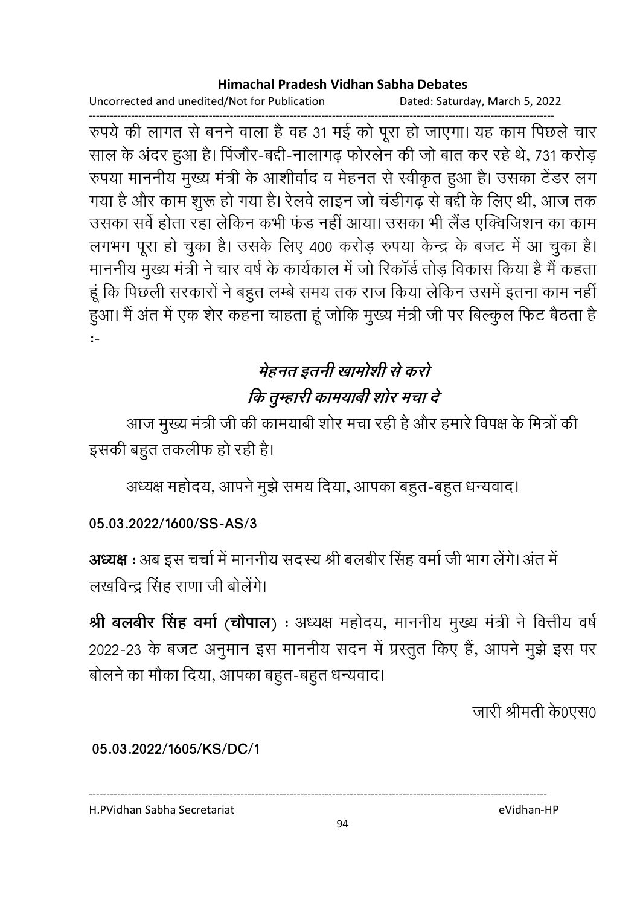रुपये की लागत से बनने वाला है वह 31 मई को पूरा हो जाएगा। यह काम पिछले चार साल के अंदर हुआ है। पिंजौर-बद्दी-नालागढ़ फोरलेन की जो बात कर रहे थे, 731 करोड़ रुपया माननीय मुख्य मंत्री के आशीर्वाद व मेहनत से स्वीकृत हुआ है। उसका टेंडर लग गया है और काम शुरू हो गया है। रेलवे लाइन जो चंडीगढ़ से बद्दी के लिए थी, आज तक उसका सर्वे होता रहा लेकिन कभी फंड नहीं आया। उसका भी लैंड एक्विजिशन का काम लगभग पूरा हो चुका है। उसके लिए 400 करोड़ रुपया केन्द्र के बजट में आ चुका है। माननीय मुख्य मंत्री ने चार वर्ष के कार्यकाल में जो रिकॉर्ड तोड़ विकास किया है मैं कहता हूं कि पिछली सरकारों ने बहुत लम्बे समय तक राज किया लेकिन उसमें इतना काम नहीं हुआ। मैं अंत में एक शेर कहना चाहता हूं जोकि मुख्य मंत्री जी पर बिल्कुल फिट बैठता है :-

***मेहनत इतनी खामोशी से करो***
***कि तुम्हारी कामयाबी शोर मचा दे***

आज मुख्य मंत्री जी की कामयाबी शोर मचा रही है और हमारे विपक्ष के मित्रों की इसकी बहुत तकलीफ हो रही है।

अध्यक्ष महोदय, आपने मुझे समय दिया, आपका बहुत-बहुत धन्यवाद।

**05.03.2022/1600/SS-AS/3**

**अध्यक्ष** : अब इस चर्चा में माननीय सदस्य श्री बलबीर सिंह वर्मा जी भाग लेंगे। अंत में लखविन्द्र सिंह राणा जी बोलेंगे।

**श्री बलबीर सिंह वर्मा (चौपाल)** : अध्यक्ष महोदय, माननीय मुख्य मंत्री ने वित्तीय वर्ष 2022-23 के बजट अनुमान इस माननीय सदन में प्रस्तुत किए हैं, आपने मुझे इस पर बोलने का मौका दिया, आपका बहुत-बहुत धन्यवाद।

जारी श्रीमती के0एस0

**05.03.2022/1605/KS/DC/1**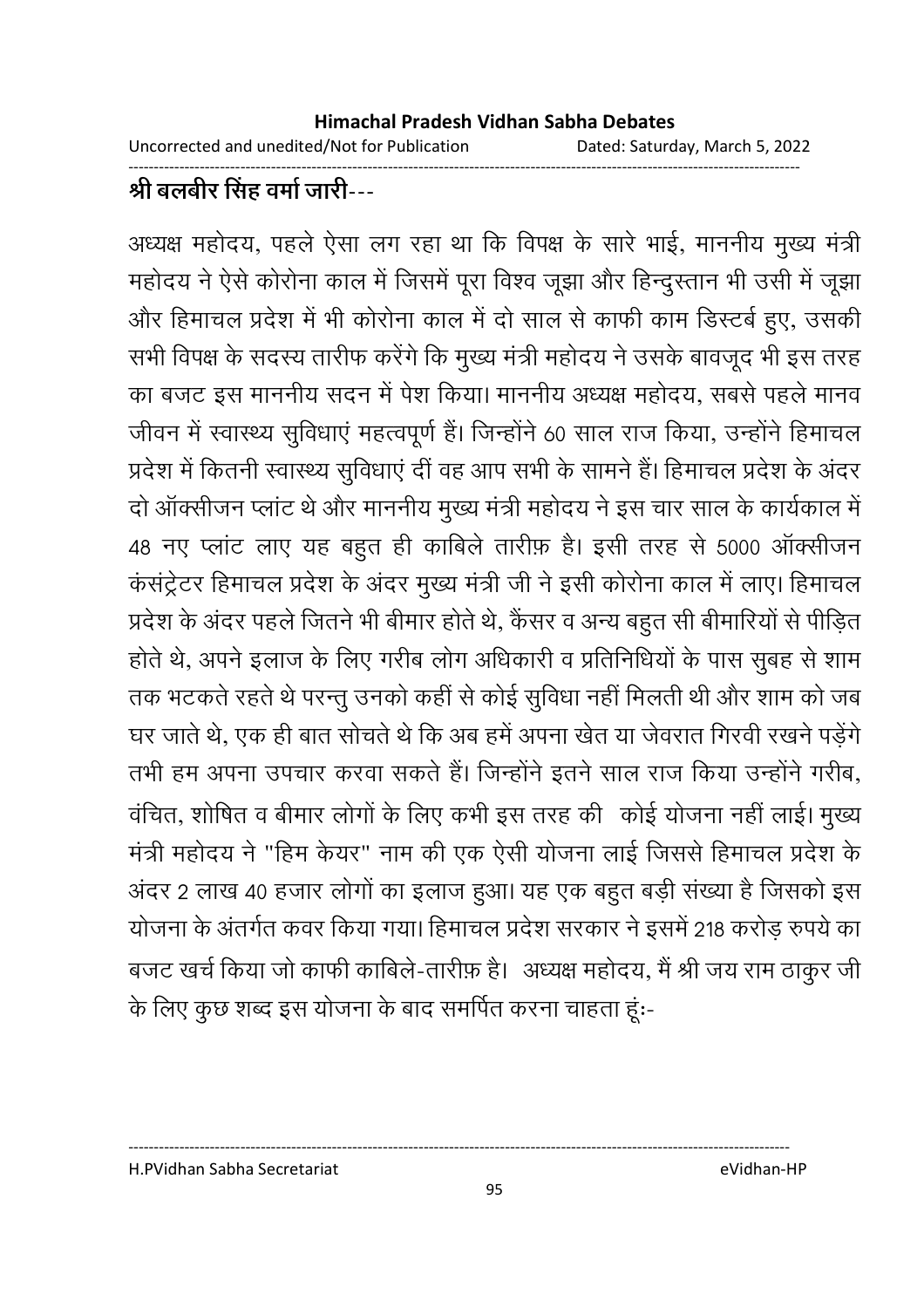**श्री बलबीर सिंह वर्मा जारी**---

अध्यक्ष महोदय, पहले ऐसा लग रहा था कि विपक्ष के सारे भाई, माननीय मुख्य मंत्री महोदय ने ऐसे कोरोना काल में जिसमें पूरा विश्व जूझा और हिन्दुस्तान भी उसी में जूझा और हिमाचल प्रदेश में भी कोरोना काल में दो साल से काफी काम डिस्टर्ब हुए, उसकी सभी विपक्ष के सदस्य तारीफ करेंगे कि मुख्य मंत्री महोदय ने उसके बावजूद भी इस तरह का बजट इस माननीय सदन में पेश किया। माननीय अध्यक्ष महोदय, सबसे पहले मानव जीवन में स्वास्थ्य सुविधाएं महत्वपूर्ण हैं। जिन्होंने 60 साल राज किया, उन्होंने हिमाचल प्रदेश में कितनी स्वास्थ्य सुविधाएं दीं वह आप सभी के सामने हैं। हिमाचल प्रदेश के अंदर दो ऑक्सीजन प्लांट थे और माननीय मुख्य मंत्री महोदय ने इस चार साल के कार्यकाल में 48 नए प्लांट लाए यह बहुत ही काबिले तारीफ़ है। इसी तरह से 5000 ऑक्सीजन कंसंट्रेटर हिमाचल प्रदेश के अंदर मुख्य मंत्री जी ने इसी कोरोना काल में लाए। हिमाचल प्रदेश के अंदर पहले जितने भी बीमार होते थे, कैंसर व अन्य बहुत सी बीमारियों से पीड़ित होते थे, अपने इलाज के लिए गरीब लोग अधिकारी व प्रतिनिधियों के पास सुबह से शाम तक भटकते रहते थे परन्तु उनको कहीं से कोई सुविधा नहीं मिलती थी और शाम को जब घर जाते थे, एक ही बात सोचते थे कि अब हमें अपना खेत या जेवरात गिरवी रखने पड़ेंगे तभी हम अपना उपचार करवा सकते हैं। जिन्होंने इतने साल राज किया उन्होंने गरीब, वंचित, शोषित व बीमार लोगों के लिए कभी इस तरह की कोई योजना नहीं लाई। मुख्य मंत्री महोदय ने "हिम केयर" नाम की एक ऐसी योजना लाई जिससे हिमाचल प्रदेश के अंदर 2 लाख 40 हजार लोगों का इलाज हुआ। यह एक बहुत बड़ी संख्या है जिसको इस योजना के अंतर्गत कवर किया गया। हिमाचल प्रदेश सरकार ने इसमें 218 करोड़ रुपये का बजट खर्च किया जो काफी काबिले-तारीफ़ है। अध्यक्ष महोदय, मैं श्री जय राम ठाकुर जी के लिए कुछ शब्द इस योजना के बाद समर्पित करना चाहता हूंः-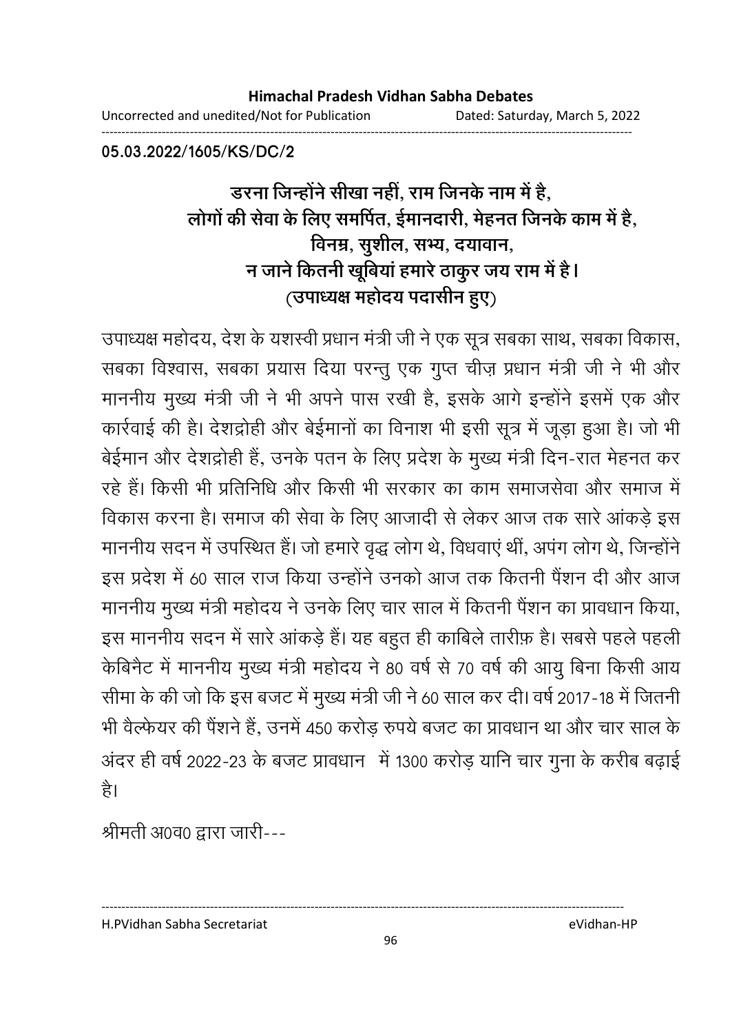05.03.2022/1605/KS/DC/2

**डरना जिन्होंने सीखा नहीं, राम जिनके नाम में है,**
**लोगों की सेवा के लिए समर्पित, ईमानदारी, मेहनत जिनके काम में है,**
**विनम्र, सुशील, सभ्य, दयावान,**
**न जाने कितनी खूबियां हमारे ठाकुर जय राम में है।**
**(उपाध्यक्ष महोदय पदासीन हुए)**

उपाध्यक्ष महोदय, देश के यशस्वी प्रधान मंत्री जी ने एक सूत्र सबका साथ, सबका विकास, सबका विश्वास, सबका प्रयास दिया परन्तु एक गुप्त चीज़ प्रधान मंत्री जी ने भी और माननीय मुख्य मंत्री जी ने भी अपने पास रखी है, इसके आगे इन्होंने इसमें एक और कार्रवाई की है। देशद्रोही और बेईमानों का विनाश भी इसी सूत्र में जूड़ा हुआ है। जो भी बेईमान और देशद्रोही हैं, उनके पतन के लिए प्रदेश के मुख्य मंत्री दिन-रात मेहनत कर रहे हैं। किसी भी प्रतिनिधि और किसी भी सरकार का काम समाजसेवा और समाज में विकास करना है। समाज की सेवा के लिए आजादी से लेकर आज तक सारे आंकड़े इस माननीय सदन में उपस्थित हैं। जो हमारे वृद्ध लोग थे, विधवाएं थीं, अपंग लोग थे, जिन्होंने इस प्रदेश में 60 साल राज किया उन्होंने उनको आज तक कितनी पैंशन दी और आज माननीय मुख्य मंत्री महोदय ने उनके लिए चार साल में कितनी पैंशन का प्रावधान किया, इस माननीय सदन में सारे आंकड़े हैं। यह बहुत ही काबिले तारीफ़ है। सबसे पहले पहली केबिनैट में माननीय मुख्य मंत्री महोदय ने 80 वर्ष से 70 वर्ष की आयु बिना किसी आय सीमा के की जो कि इस बजट में मुख्य मंत्री जी ने 60 साल कर दी। वर्ष 2017-18 में जितनी भी वैल्फेयर की पैंशने हैं, उनमें 450 करोड़ रुपये बजट का प्रावधान था और चार साल के अंदर ही वर्ष 2022-23 के बजट प्रावधान में 1300 करोड़ यानि चार गुना के करीब बढ़ाई है।

श्रीमती अ0व0 द्वारा जारी---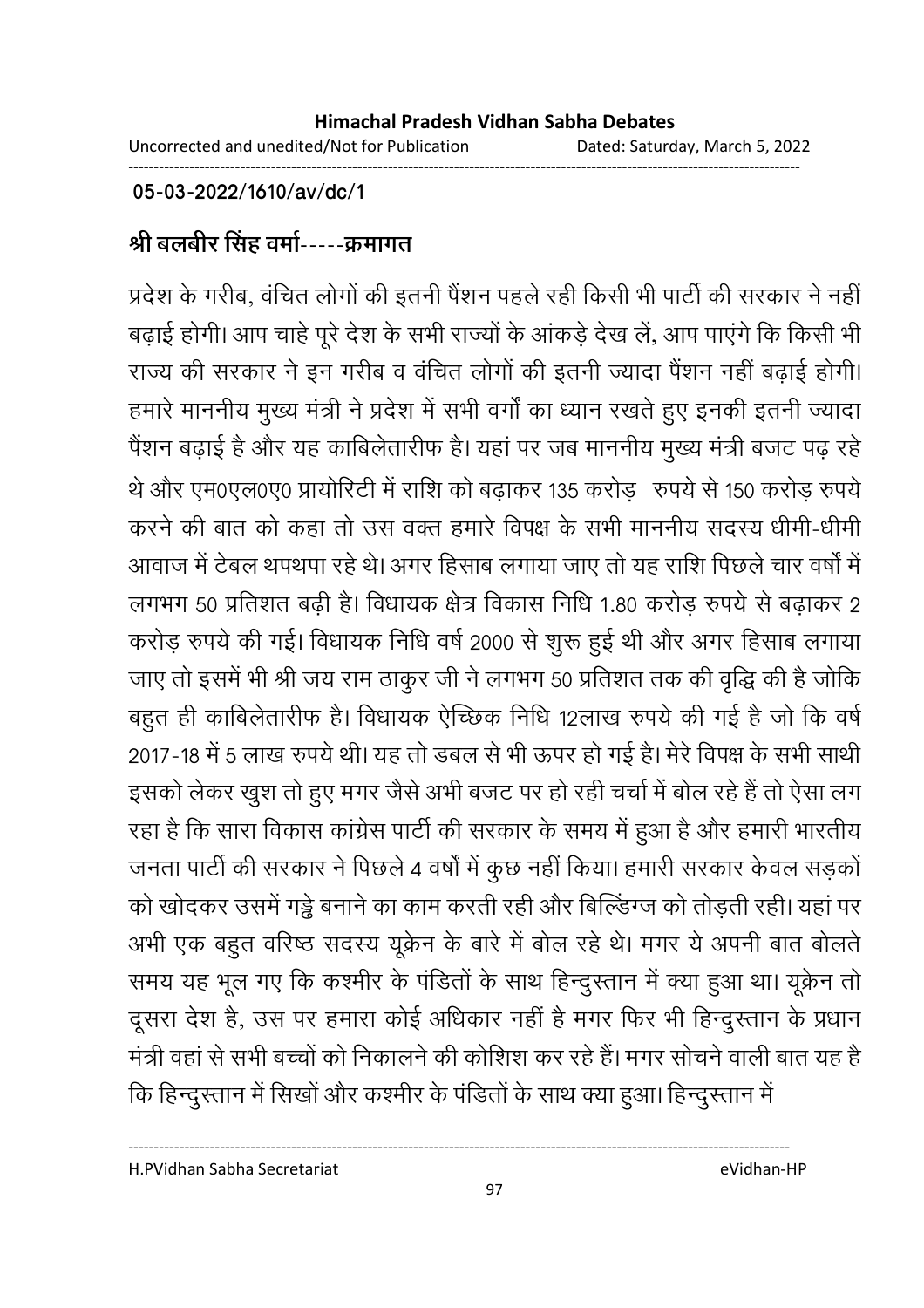**05-03-2022/1610/av/dc/1**

**श्री बलबीर सिंह वर्मा-----क्रमागत**

प्रदेश के गरीब, वंचित लोगों की इतनी पैंशन पहले रही किसी भी पार्टी की सरकार ने नहीं बढ़ाई होगी। आप चाहे पूरे देश के सभी राज्यों के आंकड़े देख लें, आप पाएंगे कि किसी भी राज्य की सरकार ने इन गरीब व वंचित लोगों की इतनी ज्यादा पैंशन नहीं बढ़ाई होगी। हमारे माननीय मुख्य मंत्री ने प्रदेश में सभी वर्गों का ध्यान रखते हुए इनकी इतनी ज्यादा पैंशन बढ़ाई है और यह काबिलेतारीफ है। यहां पर जब माननीय मुख्य मंत्री बजट पढ़ रहे थे और एम0एल0ए0 प्रायोरिटी में राशि को बढ़ाकर 135 करोड़ रुपये से 150 करोड़ रुपये करने की बात को कहा तो उस वक्त हमारे विपक्ष के सभी माननीय सदस्य धीमी-धीमी आवाज में टेबल थपथपा रहे थे। अगर हिसाब लगाया जाए तो यह राशि पिछले चार वर्षों में लगभग 50 प्रतिशत बढ़ी है। विधायक क्षेत्र विकास निधि 1.80 करोड़ रुपये से बढ़ाकर 2 करोड़ रुपये की गई। विधायक निधि वर्ष 2000 से शुरू हुई थी और अगर हिसाब लगाया जाए तो इसमें भी श्री जय राम ठाकुर जी ने लगभग 50 प्रतिशत तक की वृद्धि की है जोकि बहुत ही काबिलेतारीफ है। विधायक ऐच्छिक निधि 12लाख रुपये की गई है जो कि वर्ष 2017-18 में 5 लाख रुपये थी। यह तो डबल से भी ऊपर हो गई है। मेरे विपक्ष के सभी साथी इसको लेकर खुश तो हुए मगर जैसे अभी बजट पर हो रही चर्चा में बोल रहे हैं तो ऐसा लग रहा है कि सारा विकास कांग्रेस पार्टी की सरकार के समय में हुआ है और हमारी भारतीय जनता पार्टी की सरकार ने पिछले 4 वर्षों में कुछ नहीं किया। हमारी सरकार केवल सड़कों को खोदकर उसमें गड्ढे बनाने का काम करती रही और बिल्डिंग्ज को तोड़ती रही। यहां पर अभी एक बहुत वरिष्ठ सदस्य यूक्रेन के बारे में बोल रहे थे। मगर ये अपनी बात बोलते समय यह भूल गए कि कश्मीर के पंडितों के साथ हिन्दुस्तान में क्या हुआ था। यूक्रेन तो दूसरा देश है, उस पर हमारा कोई अधिकार नहीं है मगर फिर भी हिन्दुस्तान के प्रधान मंत्री वहां से सभी बच्चों को निकालने की कोशिश कर रहे हैं। मगर सोचने वाली बात यह है कि हिन्दुस्तान में सिखों और कश्मीर के पंडितों के साथ क्या हुआ। हिन्दुस्तान में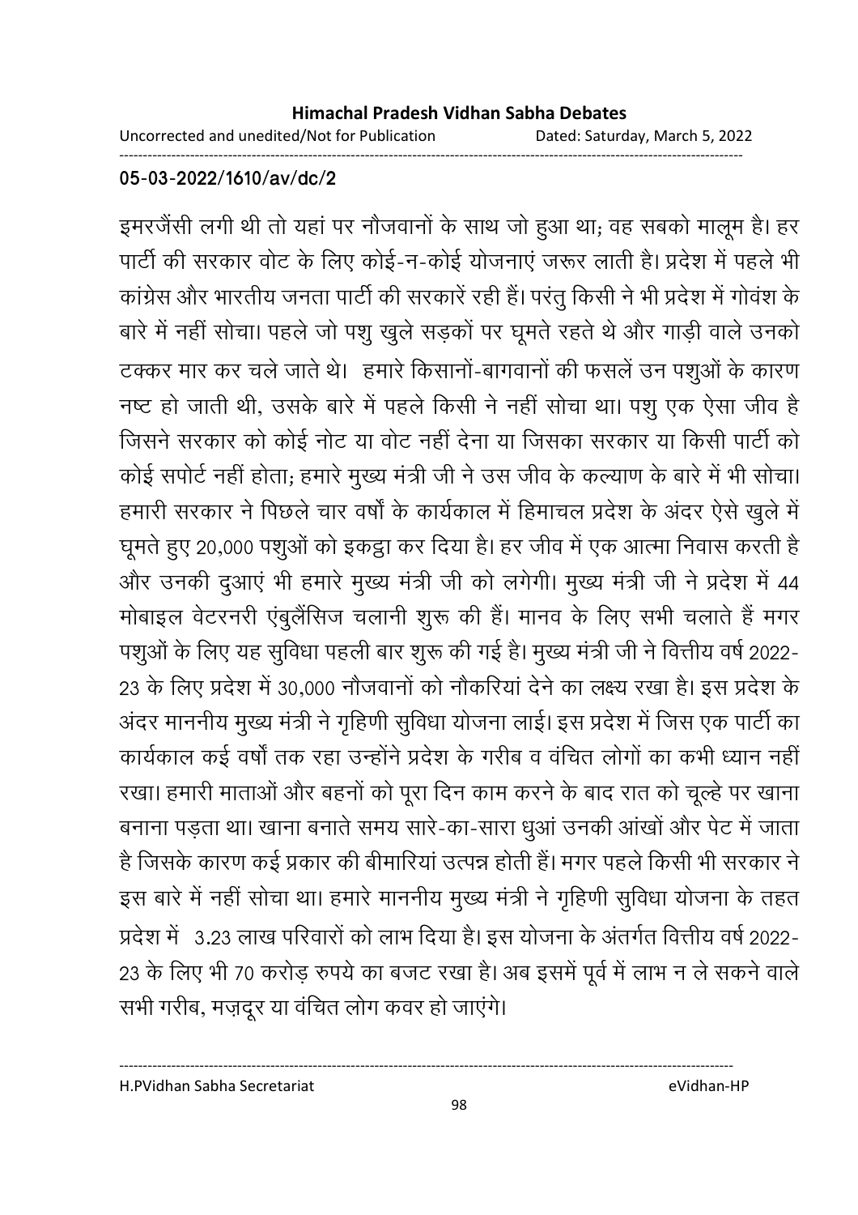05-03-2022/1610/av/dc/2

इमरजैंसी लगी थी तो यहां पर नौजवानों के साथ जो हुआ था; वह सबको मालूम है। हर पार्टी की सरकार वोट के लिए कोई-न-कोई योजनाएं जरूर लाती है। प्रदेश में पहले भी कांग्रेस और भारतीय जनता पार्टी की सरकारें रही हैं। परंतु किसी ने भी प्रदेश में गोवंश के बारे में नहीं सोचा। पहले जो पशु खुले सड़कों पर घूमते रहते थे और गाड़ी वाले उनको टक्कर मार कर चले जाते थे। हमारे किसानों-बागवानों की फसलें उन पशुओं के कारण नष्ट हो जाती थी, उसके बारे में पहले किसी ने नहीं सोचा था। पशु एक ऐसा जीव है जिसने सरकार को कोई नोट या वोट नहीं देना या जिसका सरकार या किसी पार्टी को कोई सपोर्ट नहीं होता; हमारे मुख्य मंत्री जी ने उस जीव के कल्याण के बारे में भी सोचा। हमारी सरकार ने पिछले चार वर्षों के कार्यकाल में हिमाचल प्रदेश के अंदर ऐसे खुले में घूमते हुए 20,000 पशुओं को इकट्ठा कर दिया है। हर जीव में एक आत्मा निवास करती है और उनकी दुआएं भी हमारे मुख्य मंत्री जी को लगेगी। मुख्य मंत्री जी ने प्रदेश में 44 मोबाइल वेटरनरी एंबुलैंसिज चलानी शुरू की हैं। मानव के लिए सभी चलाते हैं मगर पशुओं के लिए यह सुविधा पहली बार शुरू की गई है। मुख्य मंत्री जी ने वित्तीय वर्ष 2022-23 के लिए प्रदेश में 30,000 नौजवानों को नौकरियां देने का लक्ष्य रखा है। इस प्रदेश के अंदर माननीय मुख्य मंत्री ने गृहिणी सुविधा योजना लाई। इस प्रदेश में जिस एक पार्टी का कार्यकाल कई वर्षों तक रहा उन्होंने प्रदेश के गरीब व वंचित लोगों का कभी ध्यान नहीं रखा। हमारी माताओं और बहनों को पूरा दिन काम करने के बाद रात को चूल्हे पर खाना बनाना पड़ता था। खाना बनाते समय सारे-का-सारा धुआं उनकी आंखों और पेट में जाता है जिसके कारण कई प्रकार की बीमारियां उत्पन्न होती हैं। मगर पहले किसी भी सरकार ने इस बारे में नहीं सोचा था। हमारे माननीय मुख्य मंत्री ने गृहिणी सुविधा योजना के तहत प्रदेश में 3.23 लाख परिवारों को लाभ दिया है। इस योजना के अंतर्गत वित्तीय वर्ष 2022-23 के लिए भी 70 करोड़ रुपये का बजट रखा है। अब इसमें पूर्व में लाभ न ले सकने वाले सभी गरीब, मज़दूर या वंचित लोग कवर हो जाएंगे।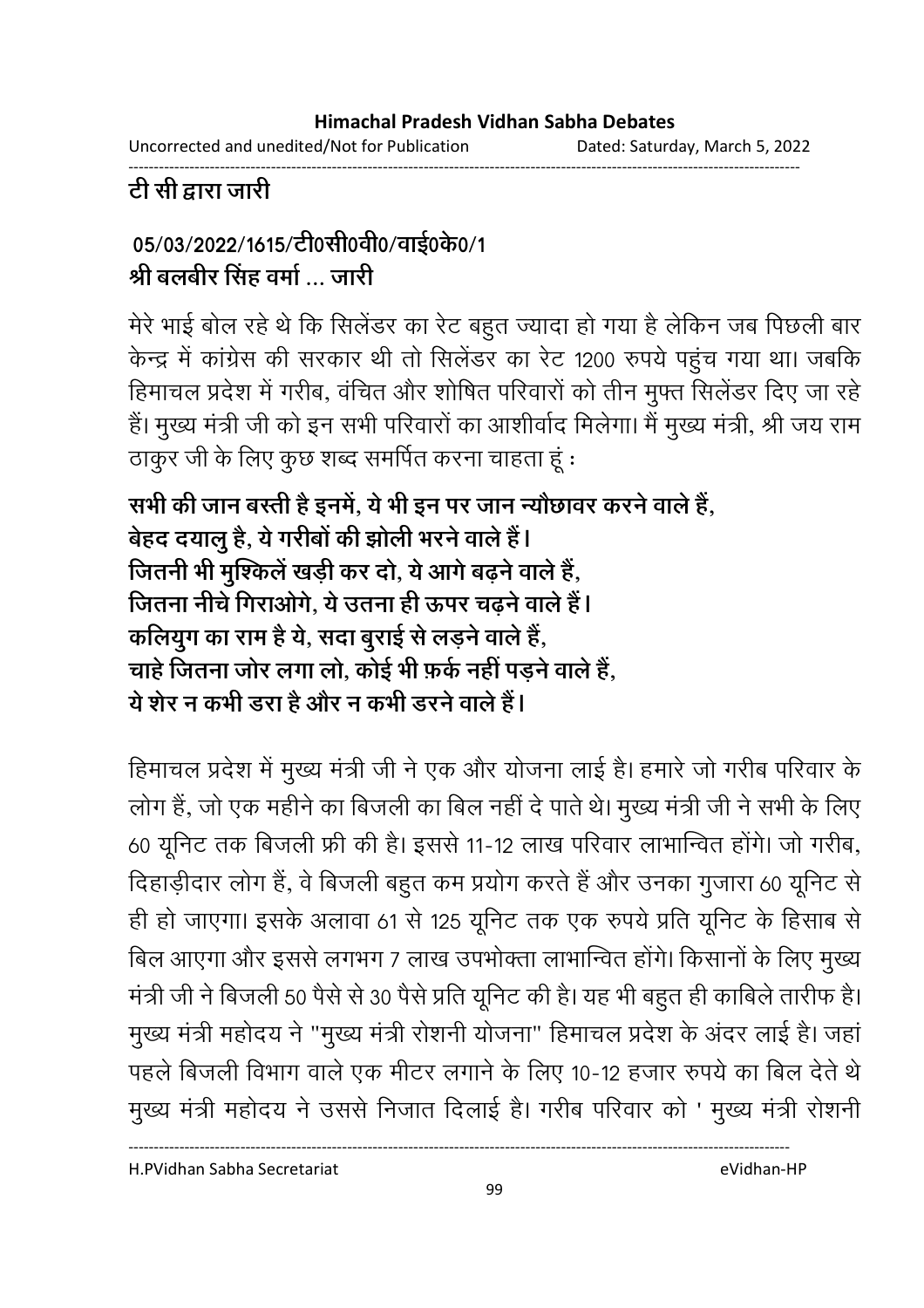**टी सी द्वारा जारी**

**05/03/2022/1615/टी0सी0वी0/वाई0के0/1**
**श्री बलबीर सिंह वर्मा ... जारी**

मेरे भाई बोल रहे थे कि सिलेंडर का रेट बहुत ज्यादा हो गया है लेकिन जब पिछली बार केन्द्र में कांग्रेस की सरकार थी तो सिलेंडर का रेट 1200 रुपये पहुंच गया था। जबकि हिमाचल प्रदेश में गरीब, वंचित और शोषित परिवारों को तीन मुफ्त सिलेंडर दिए जा रहे हैं। मुख्य मंत्री जी को इन सभी परिवारों का आशीर्वाद मिलेगा। मैं मुख्य मंत्री, श्री जय राम ठाकुर जी के लिए कुछ शब्द समर्पित करना चाहता हूं :

**सभी की जान बस्ती है इनमें, ये भी इन पर जान न्यौछावर करने वाले हैं,**
**बेहद दयालु है, ये गरीबों की झोली भरने वाले हैं।**
**जितनी भी मुश्किलें खड़ी कर दो, ये आगे बढ़ने वाले हैं,**
**जितना नीचे गिराओगे, ये उतना ही ऊपर चढ़ने वाले हैं।**
**कलियुग का राम है ये, सदा बुराई से लड़ने वाले हैं,**
**चाहे जितना जोर लगा लो, कोई भी फ़र्क नहीं पड़ने वाले हैं,**
**ये शेर न कभी डरा है और न कभी डरने वाले हैं।**

हिमाचल प्रदेश में मुख्य मंत्री जी ने एक और योजना लाई है। हमारे जो गरीब परिवार के लोग हैं, जो एक महीने का बिजली का बिल नहीं दे पाते थे। मुख्य मंत्री जी ने सभी के लिए 60 यूनिट तक बिजली फ्री की है। इससे 11-12 लाख परिवार लाभान्वित होंगे। जो गरीब, दिहाड़ीदार लोग हैं, वे बिजली बहुत कम प्रयोग करते हैं और उनका गुजारा 60 यूनिट से ही हो जाएगा। इसके अलावा 61 से 125 यूनिट तक एक रुपये प्रति यूनिट के हिसाब से बिल आएगा और इससे लगभग 7 लाख उपभोक्ता लाभान्वित होंगे। किसानों के लिए मुख्य मंत्री जी ने बिजली 50 पैसे से 30 पैसे प्रति यूनिट की है। यह भी बहुत ही काबिले तारीफ है। मुख्य मंत्री महोदय ने "मुख्य मंत्री रोशनी योजना" हिमाचल प्रदेश के अंदर लाई है। जहां पहले बिजली विभाग वाले एक मीटर लगाने के लिए 10-12 हजार रुपये का बिल देते थे मुख्य मंत्री महोदय ने उससे निजात दिलाई है। गरीब परिवार को ' मुख्य मंत्री रोशनी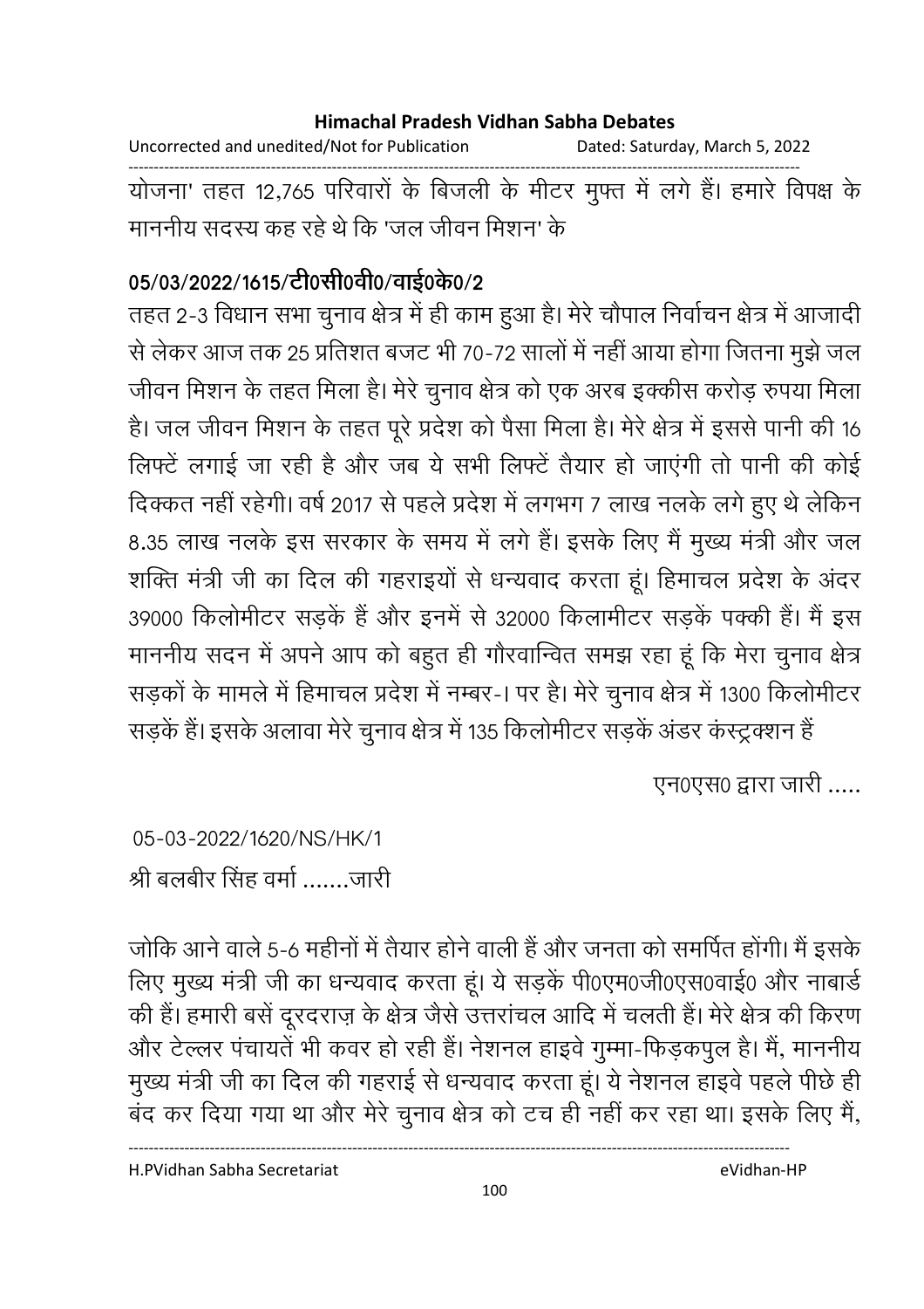योजना' तहत 12,765 परिवारों के बिजली के मीटर मुफ्त में लगे हैं। हमारे विपक्ष के माननीय सदस्य कह रहे थे कि 'जल जीवन मिशन' के

**05/03/2022/1615/टी0सी0वी0/वाई0के0/2**

तहत 2-3 विधान सभा चुनाव क्षेत्र में ही काम हुआ है। मेरे चौपाल निर्वाचन क्षेत्र में आजादी से लेकर आज तक 25 प्रतिशत बजट भी 70-72 सालों में नहीं आया होगा जितना मुझे जल जीवन मिशन के तहत मिला है। मेरे चुनाव क्षेत्र को एक अरब इक्कीस करोड़ रुपया मिला है। जल जीवन मिशन के तहत पूरे प्रदेश को पैसा मिला है। मेरे क्षेत्र में इससे पानी की 16 लिफ्टें लगाई जा रही है और जब ये सभी लिफ्टें तैयार हो जाएंगी तो पानी की कोई दिक्कत नहीं रहेगी। वर्ष 2017 से पहले प्रदेश में लगभग 7 लाख नलके लगे हुए थे लेकिन 8.35 लाख नलके इस सरकार के समय में लगे हैं। इसके लिए मैं मुख्य मंत्री और जल शक्ति मंत्री जी का दिल की गहराइयों से धन्यवाद करता हूं। हिमाचल प्रदेश के अंदर 39000 किलोमीटर सड़कें हैं और इनमें से 32000 किलामीटर सड़कें पक्की हैं। मैं इस माननीय सदन में अपने आप को बहुत ही गौरवान्वित समझ रहा हूं कि मेरा चुनाव क्षेत्र सड़कों के मामले में हिमाचल प्रदेश में नम्बर-I पर है। मेरे चुनाव क्षेत्र में 1300 किलोमीटर सड़कें हैं। इसके अलावा मेरे चुनाव क्षेत्र में 135 किलोमीटर सड़कें अंडर कंस्ट्रक्शन हैं

एन0एस0 द्वारा जारी .....

05-03-2022/1620/NS/HK/1

श्री बलबीर सिंह वर्मा .......जारी

जोकि आने वाले 5-6 महीनों में तैयार होने वाली हैं और जनता को समर्पित होंगी। मैं इसके लिए मुख्य मंत्री जी का धन्यवाद करता हूं। ये सड़कें पी0एम0जी0एस0वाई0 और नाबार्ड की हैं। हमारी बसें दूरदराज़ के क्षेत्र जैसे उत्तरांचल आदि में चलती हैं। मेरे क्षेत्र की किरण और टेल्लर पंचायतें भी कवर हो रही हैं। नेशनल हाइवे गुम्मा-फिड़कपुल है। मैं, माननीय मुख्य मंत्री जी का दिल की गहराई से धन्यवाद करता हूं। ये नेशनल हाइवे पहले पीछे ही बंद कर दिया गया था और मेरे चुनाव क्षेत्र को टच ही नहीं कर रहा था। इसके लिए मैं,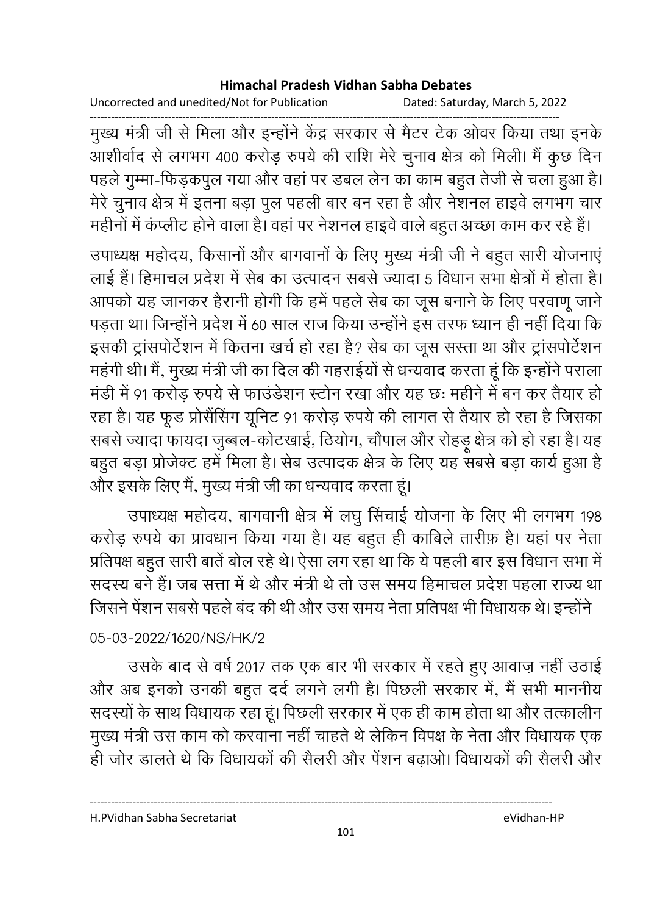मुख्य मंत्री जी से मिला और इन्होंने केंद्र सरकार से मैटर टेक ओवर किया तथा इनके आशीर्वाद से लगभग 400 करोड़ रुपये की राशि मेरे चुनाव क्षेत्र को मिली। मैं कुछ दिन पहले गुम्मा-फिड़कपुल गया और वहां पर डबल लेन का काम बहुत तेजी से चला हुआ है। मेरे चुनाव क्षेत्र में इतना बड़ा पुल पहली बार बन रहा है और नेशनल हाइवे लगभग चार महीनों में कंप्लीट होने वाला है। वहां पर नेशनल हाइवे वाले बहुत अच्छा काम कर रहे हैं।

उपाध्यक्ष महोदय, किसानों और बागवानों के लिए मुख्य मंत्री जी ने बहुत सारी योजनाएं लाई हैं। हिमाचल प्रदेश में सेब का उत्पादन सबसे ज्यादा 5 विधान सभा क्षेत्रों में होता है। आपको यह जानकर हैरानी होगी कि हमें पहले सेब का जूस बनाने के लिए परवाणू जाने पड़ता था। जिन्होंने प्रदेश में 60 साल राज किया उन्होंने इस तरफ ध्यान ही नहीं दिया कि इसकी ट्रांसपोर्टेशन में कितना खर्च हो रहा है? सेब का जूस सस्ता था और ट्रांसपोर्टेशन महंगी थी। मैं, मुख्य मंत्री जी का दिल की गहराईयों से धन्यवाद करता हूं कि इन्होंने पराला मंडी में 91 करोड़ रुपये से फाउंडेशन स्टोन रखा और यह छः महीने में बन कर तैयार हो रहा है। यह फूड प्रोसैसिंग यूनिट 91 करोड़ रुपये की लागत से तैयार हो रहा है जिसका सबसे ज्यादा फायदा जुब्बल-कोटखाई, ठियोग, चौपाल और रोहड़ू क्षेत्र को हो रहा है। यह बहुत बड़ा प्रोजेक्ट हमें मिला है। सेब उत्पादक क्षेत्र के लिए यह सबसे बड़ा कार्य हुआ है और इसके लिए मैं, मुख्य मंत्री जी का धन्यवाद करता हूं।

उपाध्यक्ष महोदय, बागवानी क्षेत्र में लघु सिंचाई योजना के लिए भी लगभग 198 करोड़ रुपये का प्रावधान किया गया है। यह बहुत ही काबिले तारीफ़ है। यहां पर नेता प्रतिपक्ष बहुत सारी बातें बोल रहे थे। ऐसा लग रहा था कि ये पहली बार इस विधान सभा में सदस्य बने हैं। जब सत्ता में थे और मंत्री थे तो उस समय हिमाचल प्रदेश पहला राज्य था जिसने पेंशन सबसे पहले बंद की थी और उस समय नेता प्रतिपक्ष भी विधायक थे। इन्होंने

05-03-2022/1620/NS/HK/2

उसके बाद से वर्ष 2017 तक एक बार भी सरकार में रहते हुए आवाज़ नहीं उठाई और अब इनको उनकी बहुत दर्द लगने लगी है। पिछली सरकार में, मैं सभी माननीय सदस्यों के साथ विधायक रहा हूं। पिछली सरकार में एक ही काम होता था और तत्कालीन मुख्य मंत्री उस काम को करवाना नहीं चाहते थे लेकिन विपक्ष के नेता और विधायक एक ही जोर डालते थे कि विधायकों की सैलरी और पेंशन बढ़ाओ। विधायकों की सैलरी और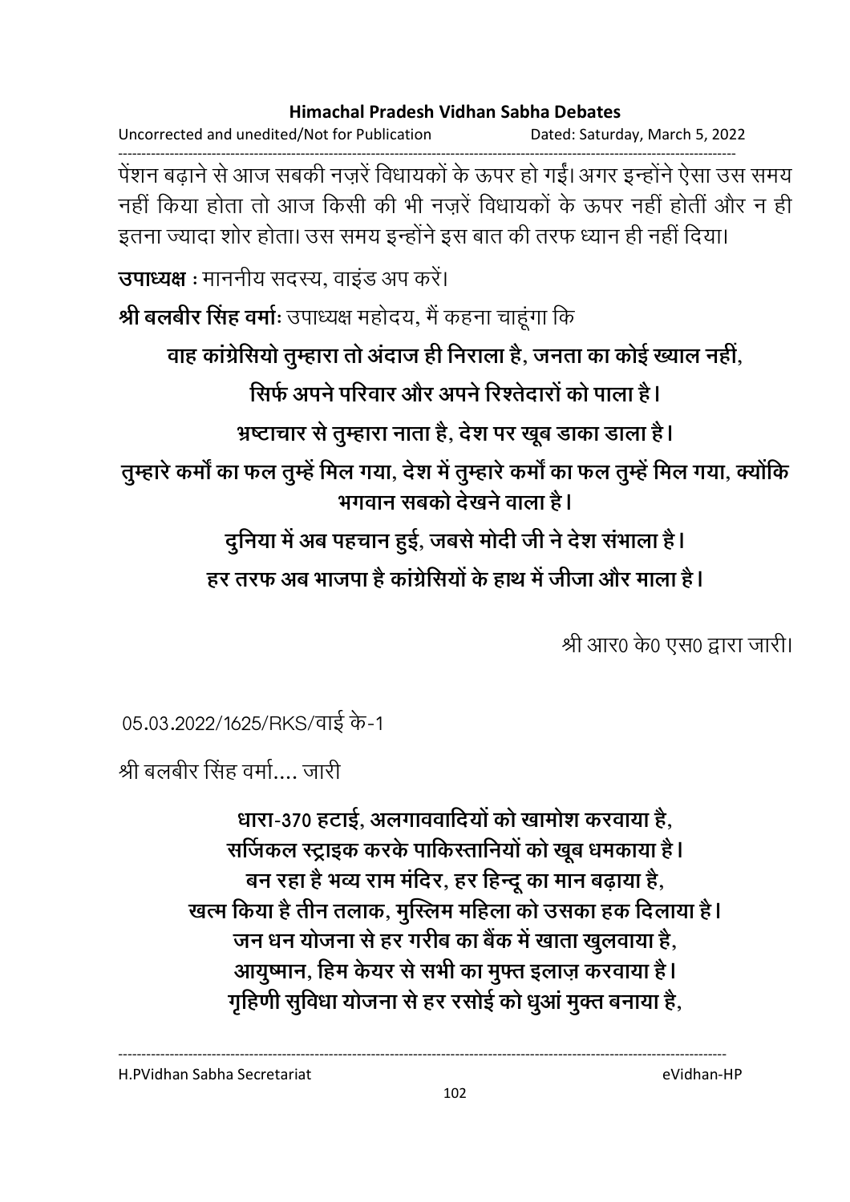पेंशन बढ़ाने से आज सबकी नज़रें विधायकों के ऊपर हो गईं। अगर इन्होंने ऐसा उस समय नहीं किया होता तो आज किसी की भी नज़रें विधायकों के ऊपर नहीं होतीं और न ही इतना ज्यादा शोर होता। उस समय इन्होंने इस बात की तरफ ध्यान ही नहीं दिया।

**उपाध्यक्ष** : माननीय सदस्य, वाइंड अप करें।

**श्री बलबीर सिंह वर्मा**: उपाध्यक्ष महोदय, मैं कहना चाहूंगा कि

**वाह कांग्रेसियो तुम्हारा तो अंदाज ही निराला है, जनता का कोई ख्याल नहीं,**

**सिर्फ अपने परिवार और अपने रिश्तेदारों को पाला है।**

**भ्रष्टाचार से तुम्हारा नाता है, देश पर खूब डाका डाला है।**

**तुम्हारे कर्मों का फल तुम्हें मिल गया, देश में तुम्हारे कर्मों का फल तुम्हें मिल गया, क्योंकि भगवान सबको देखने वाला है।**

**दुनिया में अब पहचान हुई, जबसे मोदी जी ने देश संभाला है।**

**हर तरफ अब भाजपा है कांग्रेसियों के हाथ में जीजा और माला है।**

श्री आर0 के0 एस0 द्वारा जारी।

05.03.2022/1625/RKS/वाई के-1

श्री बलबीर सिंह वर्मा.... जारी

**धारा-370 हटाई, अलगाववादियों को खामोश करवाया है,**
**सर्जिकल स्ट्राइक करके पाकिस्तानियों को खूब धमकाया है।**
**बन रहा है भव्य राम मंदिर, हर हिन्दू का मान बढ़ाया है,**
**खत्म किया है तीन तलाक, मुस्लिम महिला को उसका हक दिलाया है।**
**जन धन योजना से हर गरीब का बैंक में खाता खुलवाया है,**
**आयुष्मान, हिम केयर से सभी का मुफ्त इलाज़ करवाया है।**
**गृहिणी सुविधा योजना से हर रसोई को धुआं मुक्त बनाया है,**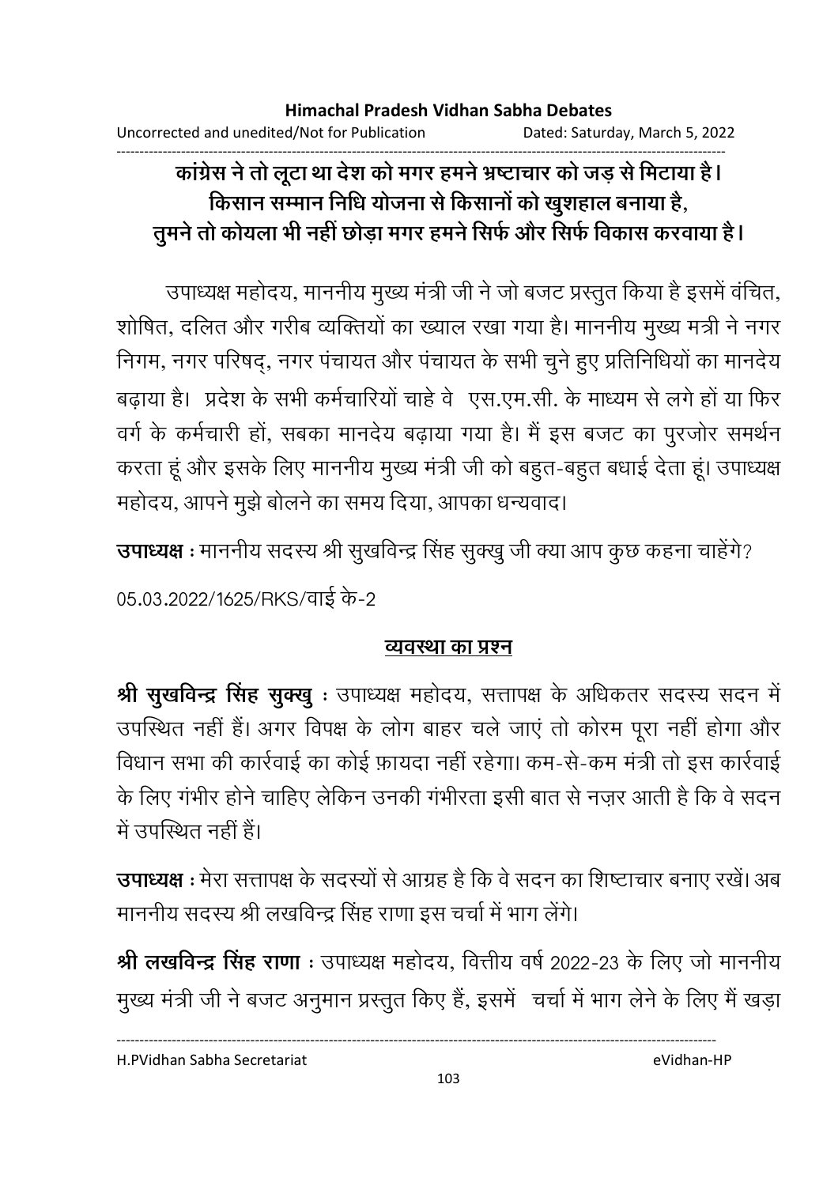**कांग्रेस ने तो लूटा था देश को मगर हमने भ्रष्टाचार को जड़ से मिटाया है।**
**किसान सम्मान निधि योजना से किसानों को खुशहाल बनाया है,**
**तुमने तो कोयला भी नहीं छोड़ा मगर हमने सिर्फ और सिर्फ विकास करवाया है।**

उपाध्यक्ष महोदय, माननीय मुख्य मंत्री जी ने जो बजट प्रस्तुत किया है इसमें वंचित, शोषित, दलित और गरीब व्यक्तियों का ख्याल रखा गया है। माननीय मुख्य मत्री ने नगर निगम, नगर परिषद्, नगर पंचायत और पंचायत के सभी चुने हुए प्रतिनिधियों का मानदेय बढ़ाया है। प्रदेश के सभी कर्मचारियों चाहे वे एस.एम.सी. के माध्यम से लगे हों या फिर वर्ग के कर्मचारी हों, सबका मानदेय बढ़ाया गया है। मैं इस बजट का पुरजोर समर्थन करता हूं और इसके लिए माननीय मुख्य मंत्री जी को बहुत-बहुत बधाई देता हूं। उपाध्यक्ष महोदय, आपने मुझे बोलने का समय दिया, आपका धन्यवाद।

**उपाध्यक्ष** : माननीय सदस्य श्री सुखविन्द्र सिंह सुक्खु जी क्या आप कुछ कहना चाहेंगे?

05.03.2022/1625/RKS/वाई के-2

**<u>व्यवस्था का प्रश्न</u>**

**श्री सुखविन्द्र सिंह सुक्खु** : उपाध्यक्ष महोदय, सत्तापक्ष के अधिकतर सदस्य सदन में उपस्थित नहीं हैं। अगर विपक्ष के लोग बाहर चले जाएं तो कोरम पूरा नहीं होगा और विधान सभा की कार्रवाई का कोई फ़ायदा नहीं रहेगा। कम-से-कम मंत्री तो इस कार्रवाई के लिए गंभीर होने चाहिए लेकिन उनकी गंभीरता इसी बात से नज़र आती है कि वे सदन में उपस्थित नहीं हैं।

**उपाध्यक्ष** : मेरा सत्तापक्ष के सदस्यों से आग्रह है कि वे सदन का शिष्टाचार बनाए रखें। अब माननीय सदस्य श्री लखविन्द्र सिंह राणा इस चर्चा में भाग लेंगे।

**श्री लखविन्द्र सिंह राणा** : उपाध्यक्ष महोदय, वित्तीय वर्ष 2022-23 के लिए जो माननीय मुख्य मंत्री जी ने बजट अनुमान प्रस्तुत किए हैं, इसमें चर्चा में भाग लेने के लिए मैं खड़ा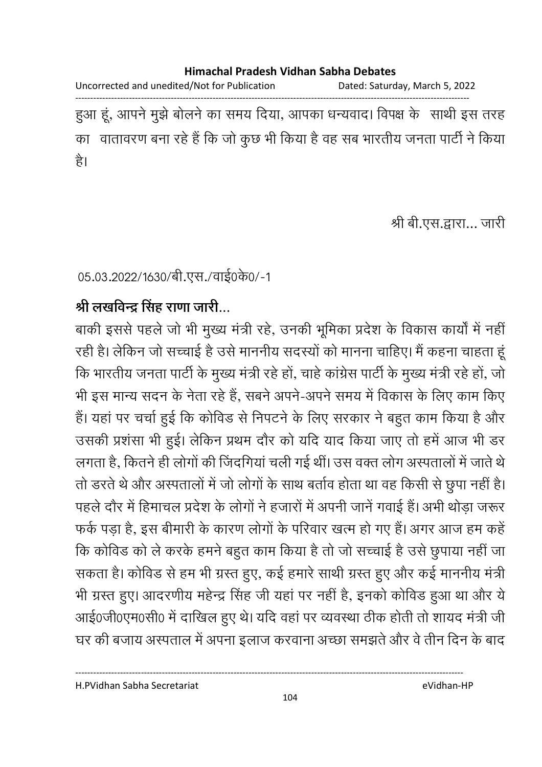हुआ हूं, आपने मुझे बोलने का समय दिया, आपका धन्यवाद। विपक्ष के साथी इस तरह का वातावरण बना रहे हैं कि जो कुछ भी किया है वह सब भारतीय जनता पार्टी ने किया है।

श्री बी.एस.द्वारा... जारी

05.03.2022/1630/बी.एस./वाई0के0/-1

**श्री लखविन्द्र सिंह राणा जारी...**

बाकी इससे पहले जो भी मुख्य मंत्री रहे, उनकी भूमिका प्रदेश के विकास कार्यों में नहीं रही है। लेकिन जो सच्चाई है उसे माननीय सदस्यों को मानना चाहिए। मैं कहना चाहता हूं कि भारतीय जनता पार्टी के मुख्य मंत्री रहे हों, चाहे कांग्रेस पार्टी के मुख्य मंत्री रहे हों, जो भी इस मान्य सदन के नेता रहे हैं, सबने अपने-अपने समय में विकास के लिए काम किए हैं। यहां पर चर्चा हुई कि कोविड से निपटने के लिए सरकार ने बहुत काम किया है और उसकी प्रशंसा भी हुई। लेकिन प्रथम दौर को यदि याद किया जाए तो हमें आज भी डर लगता है, कितने ही लोगों की जिंदगियां चली गई थीं। उस वक्त लोग अस्पतालों में जाते थे तो डरते थे और अस्पतालों में जो लोगों के साथ बर्ताव होता था वह किसी से छुपा नहीं है। पहले दौर में हिमाचल प्रदेश के लोगों ने हजारों में अपनी जानें गवाई हैं। अभी थोड़ा जरूर फर्क पड़ा है, इस बीमारी के कारण लोगों के परिवार खत्म हो गए हैं। अगर आज हम कहें कि कोविड को ले करके हमने बहुत काम किया है तो जो सच्चाई है उसे छुपाया नहीं जा सकता है। कोविड से हम भी ग्रस्त हुए, कई हमारे साथी ग्रस्त हुए और कई माननीय मंत्री भी ग्रस्त हुए। आदरणीय महेन्द्र सिंह जी यहां पर नहीं है, इनको कोविड हुआ था और ये आई0जी0एम0सी0 में दाखिल हुए थे। यदि वहां पर व्यवस्था ठीक होती तो शायद मंत्री जी घर की बजाय अस्पताल में अपना इलाज करवाना अच्छा समझते और वे तीन दिन के बाद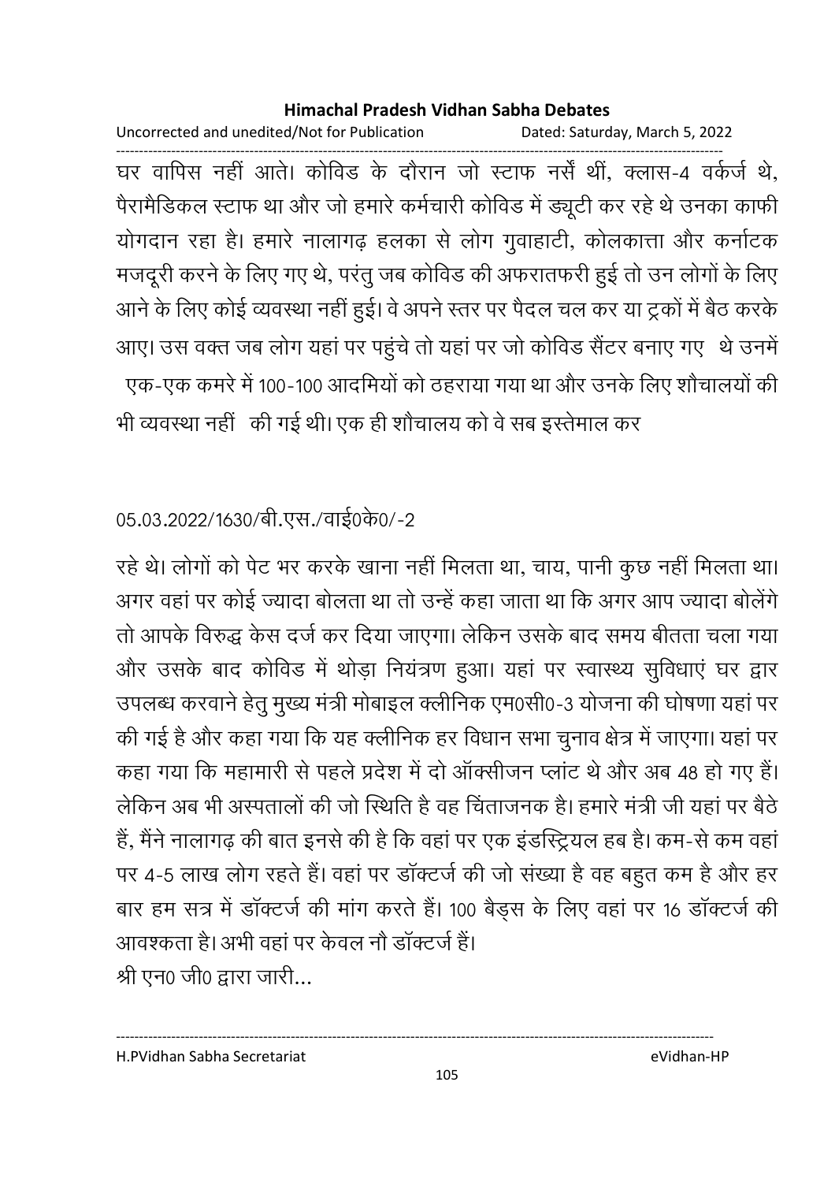घर वापिस नहीं आते। कोविड के दौरान जो स्टाफ नर्सें थीं, क्लास-4 वर्कर्ज थे, पैरामैडिकल स्टाफ था और जो हमारे कर्मचारी कोविड में ड्यूटी कर रहे थे उनका काफी योगदान रहा है। हमारे नालागढ़ हलका से लोग गुवाहाटी, कोलकात्ता और कर्नाटक मजदूरी करने के लिए गए थे, परंतु जब कोविड की अफरातफरी हुई तो उन लोगों के लिए आने के लिए कोई व्यवस्था नहीं हुई। वे अपने स्तर पर पैदल चल कर या ट्रकों में बैठ करके आए। उस वक्त जब लोग यहां पर पहुंचे तो यहां पर जो कोविड सैंटर बनाए गए थे उनमें एक-एक कमरे में 100-100 आदमियों को ठहराया गया था और उनके लिए शौचालयों की भी व्यवस्था नहीं की गई थी। एक ही शौचालय को वे सब इस्तेमाल कर

05.03.2022/1630/बी.एस./वाई0के0/-2

रहे थे। लोगों को पेट भर करके खाना नहीं मिलता था, चाय, पानी कुछ नहीं मिलता था। अगर वहां पर कोई ज्यादा बोलता था तो उन्हें कहा जाता था कि अगर आप ज्यादा बोलेंगे तो आपके विरुद्ध केस दर्ज कर दिया जाएगा। लेकिन उसके बाद समय बीतता चला गया और उसके बाद कोविड में थोड़ा नियंत्रण हुआ। यहां पर स्वास्थ्य सुविधाएं घर द्वार उपलब्ध करवाने हेतु मुख्य मंत्री मोबाइल क्लीनिक एम0सी0-3 योजना की घोषणा यहां पर की गई है और कहा गया कि यह क्लीनिक हर विधान सभा चुनाव क्षेत्र में जाएगा। यहां पर कहा गया कि महामारी से पहले प्रदेश में दो ऑक्सीजन प्लांट थे और अब 48 हो गए हैं। लेकिन अब भी अस्पतालों की जो स्थिति है वह चिंताजनक है। हमारे मंत्री जी यहां पर बैठे हैं, मैंने नालागढ़ की बात इनसे की है कि वहां पर एक इंडस्ट्रियल हब है। कम-से कम वहां पर 4-5 लाख लोग रहते हैं। वहां पर डॉक्टर्ज की जो संख्या है वह बहुत कम है और हर बार हम सत्र में डॉक्टर्ज की मांग करते हैं। 100 बैड्स के लिए वहां पर 16 डॉक्टर्ज की आवश्कता है। अभी वहां पर केवल नौ डॉक्टर्ज हैं।

श्री एन0 जी0 द्वारा जारी...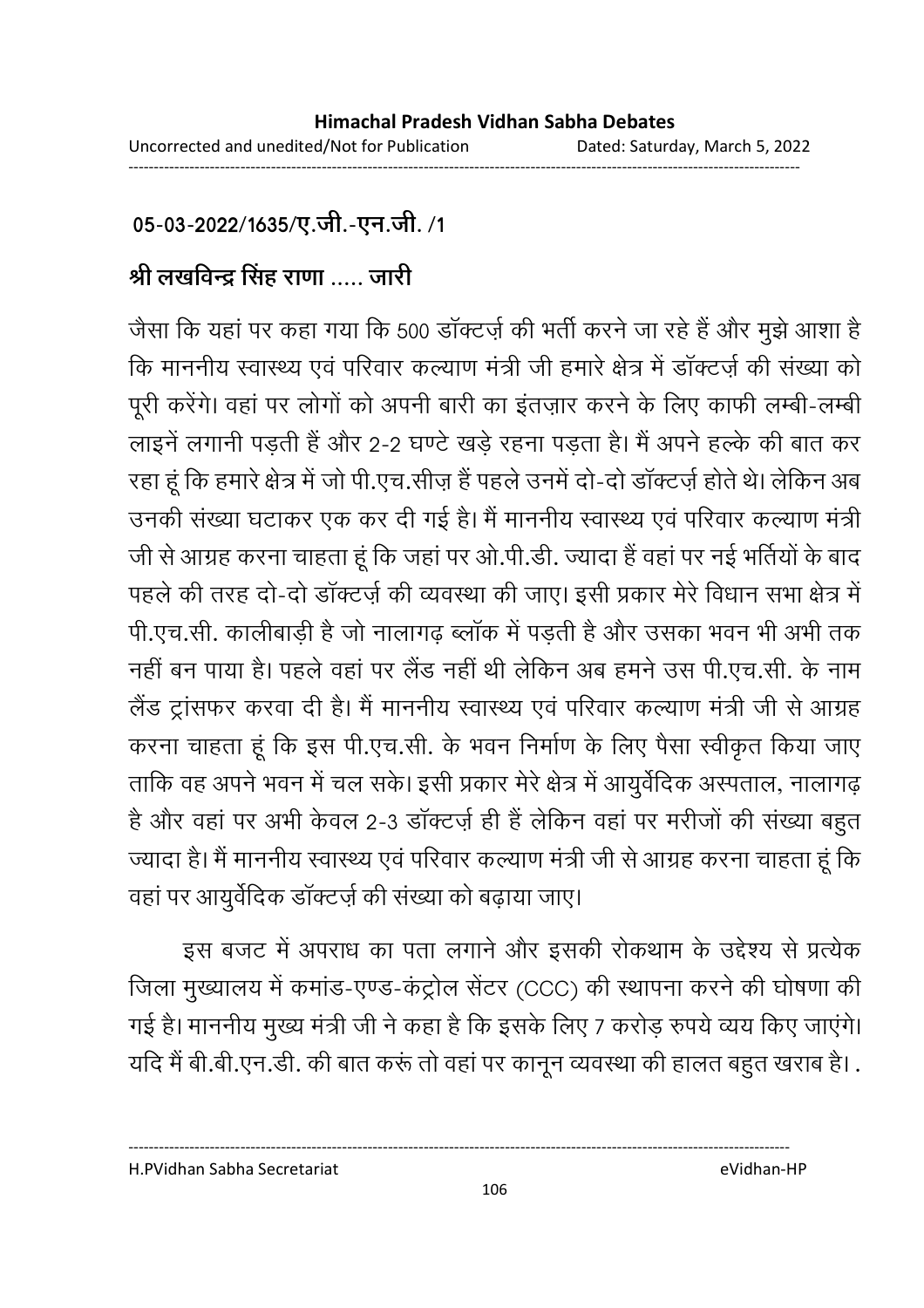**05-03-2022/1635/ए.जी.-एन.जी. /1**

**श्री लखविन्द्र सिंह राणा ..... जारी**

जैसा कि यहां पर कहा गया कि 500 डॉक्टर्ज़ की भर्ती करने जा रहे हैं और मुझे आशा है कि माननीय स्वास्थ्य एवं परिवार कल्याण मंत्री जी हमारे क्षेत्र में डॉक्टर्ज़ की संख्या को पूरी करेंगे। वहां पर लोगों को अपनी बारी का इंतज़ार करने के लिए काफी लम्बी-लम्बी लाइनें लगानी पड़ती हैं और 2-2 घण्टे खड़े रहना पड़ता है। मैं अपने हल्के की बात कर रहा हूं कि हमारे क्षेत्र में जो पी.एच.सीज़ हैं पहले उनमें दो-दो डॉक्टर्ज़ होते थे। लेकिन अब उनकी संख्या घटाकर एक कर दी गई है। मैं माननीय स्वास्थ्य एवं परिवार कल्याण मंत्री जी से आग्रह करना चाहता हूं कि जहां पर ओ.पी.डी. ज्यादा हैं वहां पर नई भर्तियों के बाद पहले की तरह दो-दो डॉक्टर्ज़ की व्यवस्था की जाए। इसी प्रकार मेरे विधान सभा क्षेत्र में पी.एच.सी. कालीबाड़ी है जो नालागढ़ ब्लॉक में पड़ती है और उसका भवन भी अभी तक नहीं बन पाया है। पहले वहां पर लैंड नहीं थी लेकिन अब हमने उस पी.एच.सी. के नाम लैंड ट्रांसफर करवा दी है। मैं माननीय स्वास्थ्य एवं परिवार कल्याण मंत्री जी से आग्रह करना चाहता हूं कि इस पी.एच.सी. के भवन निर्माण के लिए पैसा स्वीकृत किया जाए ताकि वह अपने भवन में चल सके। इसी प्रकार मेरे क्षेत्र में आयुर्वेदिक अस्पताल, नालागढ़ है और वहां पर अभी केवल 2-3 डॉक्टर्ज़ ही हैं लेकिन वहां पर मरीजों की संख्या बहुत ज्यादा है। मैं माननीय स्वास्थ्य एवं परिवार कल्याण मंत्री जी से आग्रह करना चाहता हूं कि वहां पर आयुर्वेदिक डॉक्टर्ज़ की संख्या को बढ़ाया जाए।

इस बजट में अपराध का पता लगाने और इसकी रोकथाम के उद्देश्य से प्रत्येक जिला मुख्यालय में कमांड-एण्ड-कंट्रोल सेंटर (CCC) की स्थापना करने की घोषणा की गई है। माननीय मुख्य मंत्री जी ने कहा है कि इसके लिए 7 करोड़ रुपये व्यय किए जाएंगे। यदि मैं बी.बी.एन.डी. की बात करूं तो वहां पर कानून व्यवस्था की हालत बहुत खराब है। .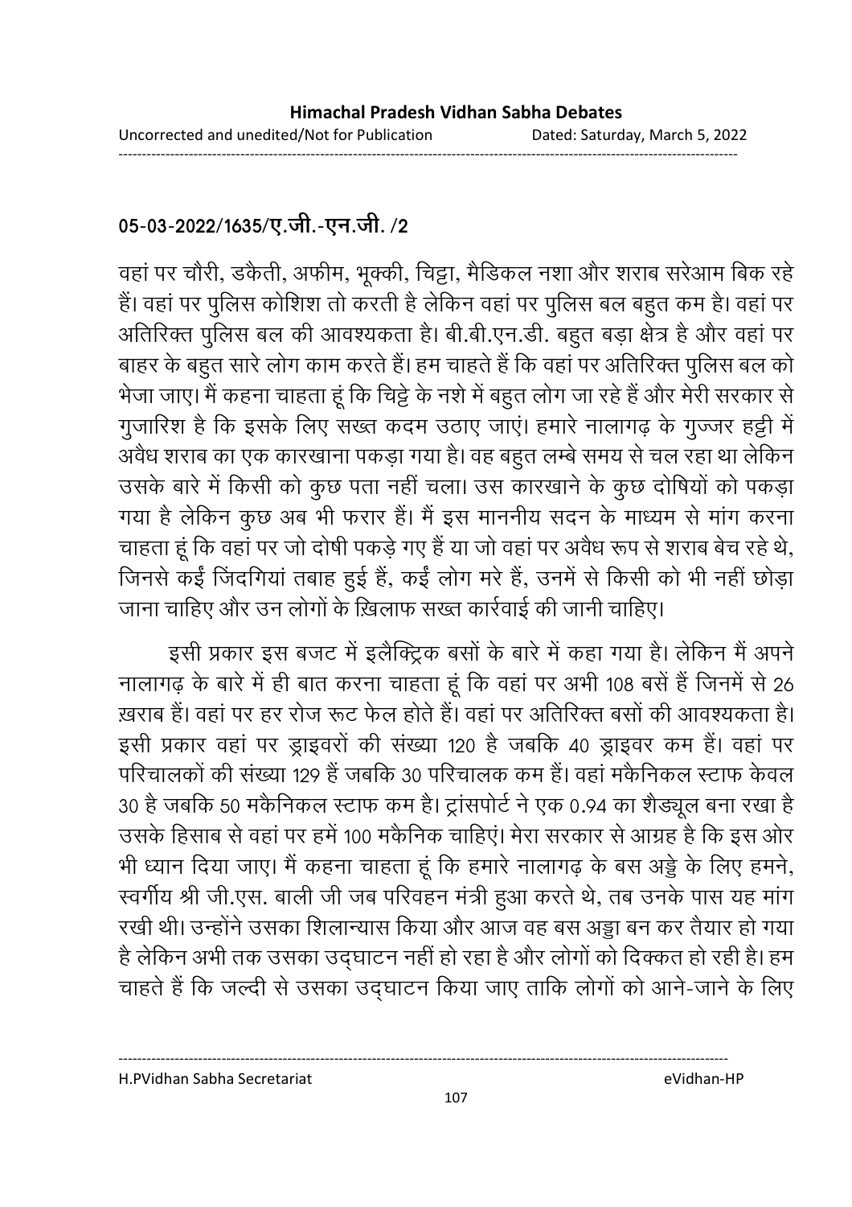**05-03-2022/1635/ए.जी.-एन.जी. /2**

वहां पर चौरी, डकैती, अफीम, भूक्की, चिट्टा, मैडिकल नशा और शराब सरेआम बिक रहे हैं। वहां पर पुलिस कोशिश तो करती है लेकिन वहां पर पुलिस बल बहुत कम है। वहां पर अतिरिक्त पुलिस बल की आवश्यकता है। बी.बी.एन.डी. बहुत बड़ा क्षेत्र है और वहां पर बाहर के बहुत सारे लोग काम करते हैं। हम चाहते हैं कि वहां पर अतिरिक्त पुलिस बल को भेजा जाए। मैं कहना चाहता हूं कि चिट्टे के नशे में बहुत लोग जा रहे हैं और मेरी सरकार से गुजारिश है कि इसके लिए सख्त कदम उठाए जाएं। हमारे नालागढ़ के गुज्जर हट्टी में अवैध शराब का एक कारखाना पकड़ा गया है। वह बहुत लम्बे समय से चल रहा था लेकिन उसके बारे में किसी को कुछ पता नहीं चला। उस कारखाने के कुछ दोषियों को पकड़ा गया है लेकिन कुछ अब भी फरार हैं। मैं इस माननीय सदन के माध्यम से मांग करना चाहता हूं कि वहां पर जो दोषी पकड़े गए हैं या जो वहां पर अवैध रूप से शराब बेच रहे थे, जिनसे कईं जिंदगियां तबाह हुई हैं, कईं लोग मरे हैं, उनमें से किसी को भी नहीं छोड़ा जाना चाहिए और उन लोगों के ख़िलाफ सख्त कार्रवाई की जानी चाहिए।

इसी प्रकार इस बजट में इलैक्ट्रिक बसों के बारे में कहा गया है। लेकिन मैं अपने नालागढ़ के बारे में ही बात करना चाहता हूं कि वहां पर अभी 108 बसें हैं जिनमें से 26 ख़राब हैं। वहां पर हर रोज रूट फेल होते हैं। वहां पर अतिरिक्त बसों की आवश्यकता है। इसी प्रकार वहां पर ड्राइवरों की संख्या 120 है जबकि 40 ड्राइवर कम हैं। वहां पर परिचालकों की संख्या 129 हैं जबकि 30 परिचालक कम हैं। वहां मकैनिकल स्टाफ केवल 30 है जबकि 50 मकैनिकल स्टाफ कम है। ट्रांसपोर्ट ने एक 0.94 का शैड्यूल बना रखा है उसके हिसाब से वहां पर हमें 100 मकैनिक चाहिएं। मेरा सरकार से आग्रह है कि इस ओर भी ध्यान दिया जाए। मैं कहना चाहता हूं कि हमारे नालागढ़ के बस अड्डे के लिए हमने, स्वर्गीय श्री जी.एस. बाली जी जब परिवहन मंत्री हुआ करते थे, तब उनके पास यह मांग रखी थी। उन्होंने उसका शिलान्यास किया और आज वह बस अड्डा बन कर तैयार हो गया है लेकिन अभी तक उसका उद्‌घाटन नहीं हो रहा है और लोगों को दिक्कत हो रही है। हम चाहते हैं कि जल्दी से उसका उद्‌घाटन किया जाए ताकि लोगों को आने-जाने के लिए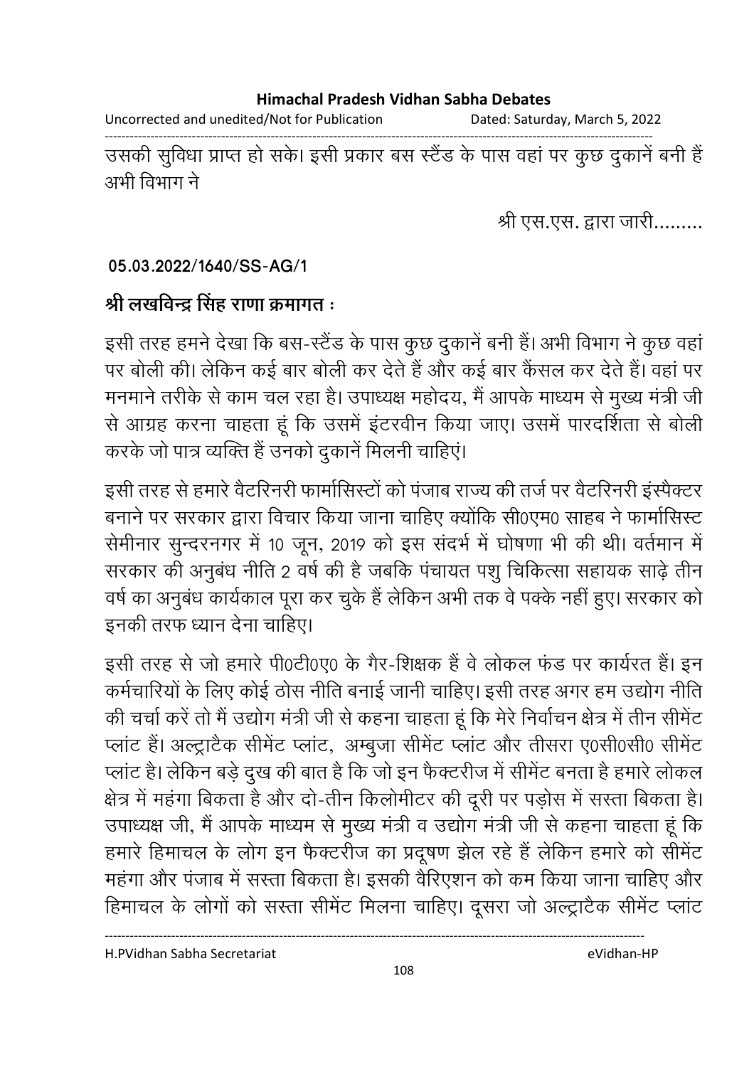उसकी सुविधा प्राप्त हो सके। इसी प्रकार बस स्टैंड के पास वहां पर कुछ दुकानें बनी हैं अभी विभाग ने

श्री एस.एस. द्वारा जारी.........

**05.03.2022/1640/SS-AG/1**

**श्री लखविन्द्र सिंह राणा क्रमागत :**

इसी तरह हमने देखा कि बस-स्टैंड के पास कुछ दुकानें बनी हैं। अभी विभाग ने कुछ वहां पर बोली की। लेकिन कई बार बोली कर देते हैं और कई बार कैंसल कर देते हैं। वहां पर मनमाने तरीके से काम चल रहा है। उपाध्यक्ष महोदय, मैं आपके माध्यम से मुख्य मंत्री जी से आग्रह करना चाहता हूं कि उसमें इंटरवीन किया जाए। उसमें पारदर्शिता से बोली करके जो पात्र व्यक्ति हैं उनको दुकानें मिलनी चाहिएं।

इसी तरह से हमारे वैटरिनरी फार्मासिस्टों को पंजाब राज्य की तर्ज पर वैटरिनरी इंस्पैक्टर बनाने पर सरकार द्वारा विचार किया जाना चाहिए क्योंकि सी0एम0 साहब ने फार्मासिस्ट सेमीनार सुन्दरनगर में 10 जून, 2019 को इस संदर्भ में घोषणा भी की थी। वर्तमान में सरकार की अनुबंध नीति 2 वर्ष की है जबकि पंचायत पशु चिकित्सा सहायक साढ़े तीन वर्ष का अनुबंध कार्यकाल पूरा कर चुके हैं लेकिन अभी तक वे पक्के नहीं हुए। सरकार को इनकी तरफ ध्यान देना चाहिए।

इसी तरह से जो हमारे पी0टी0ए0 के गैर-शिक्षक हैं वे लोकल फंड पर कार्यरत हैं। इन कर्मचारियों के लिए कोई ठोस नीति बनाई जानी चाहिए। इसी तरह अगर हम उद्योग नीति की चर्चा करें तो मैं उद्योग मंत्री जी से कहना चाहता हूं कि मेरे निर्वाचन क्षेत्र में तीन सीमेंट प्लांट हैं। अल्ट्राटैक सीमेंट प्लांट, अम्बुजा सीमेंट प्लांट और तीसरा ए0सी0सी0 सीमेंट प्लांट है। लेकिन बड़े दुख की बात है कि जो इन फैक्टरीज में सीमेंट बनता है हमारे लोकल क्षेत्र में महंगा बिकता है और दो-तीन किलोमीटर की दूरी पर पड़ोस में सस्ता बिकता है। उपाध्यक्ष जी, मैं आपके माध्यम से मुख्य मंत्री व उद्योग मंत्री जी से कहना चाहता हूं कि हमारे हिमाचल के लोग इन फैक्टरीज का प्रदूषण झेल रहे हैं लेकिन हमारे को सीमेंट महंगा और पंजाब में सस्ता बिकता है। इसकी वैरिएशन को कम किया जाना चाहिए और हिमाचल के लोगों को सस्ता सीमेंट मिलना चाहिए। दूसरा जो अल्ट्राटैक सीमेंट प्लांट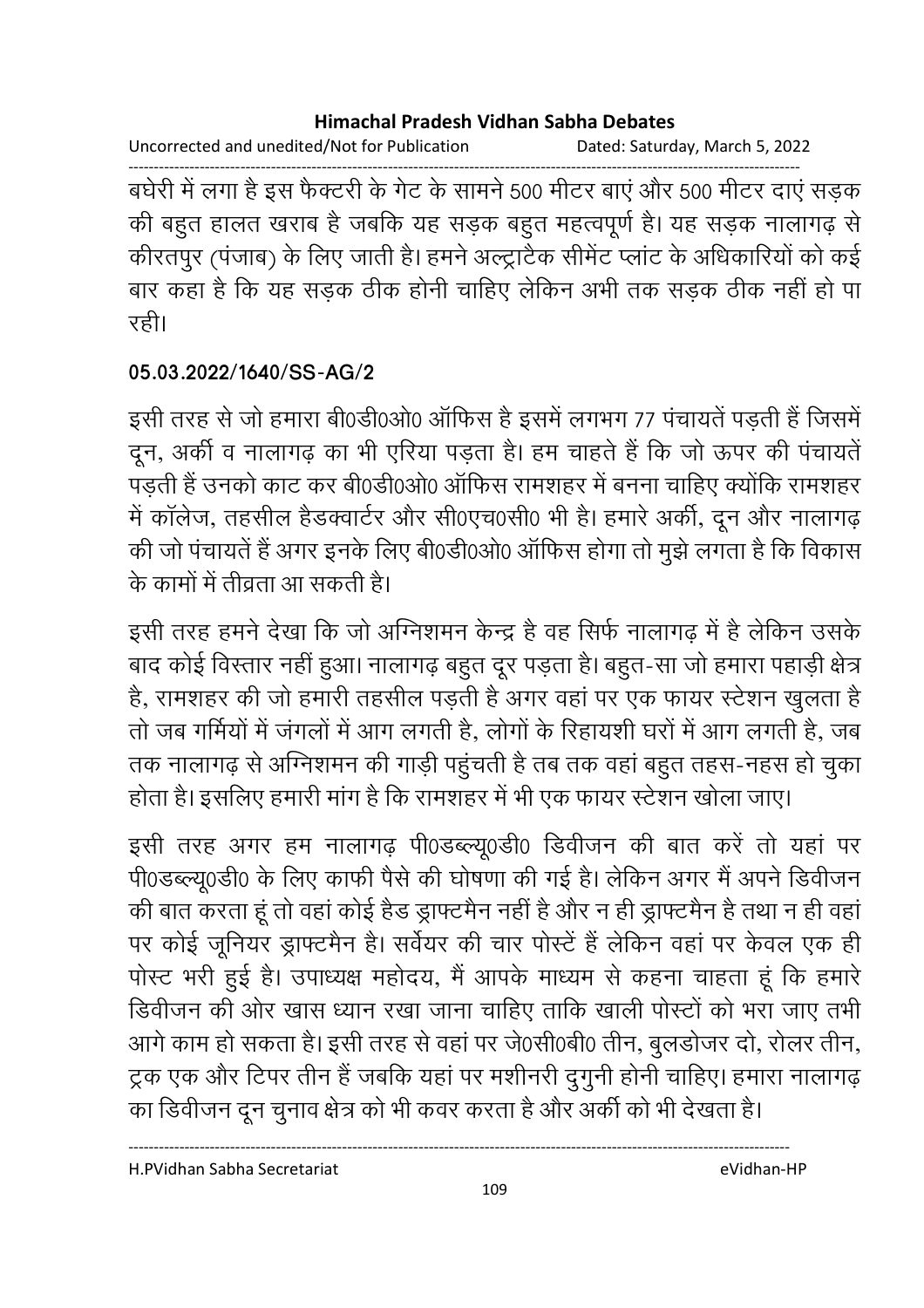बघेरी में लगा है इस फैक्टरी के गेट के सामने 500 मीटर बाएं और 500 मीटर दाएं सड़क की बहुत हालत खराब है जबकि यह सड़क बहुत महत्वपूर्ण है। यह सड़क नालागढ़ से कीरतपुर (पंजाब) के लिए जाती है। हमने अल्ट्राटैक सीमेंट प्लांट के अधिकारियों को कई बार कहा है कि यह सड़क ठीक होनी चाहिए लेकिन अभी तक सड़क ठीक नहीं हो पा रही।

**05.03.2022/1640/SS-AG/2**

इसी तरह से जो हमारा बी0डी0ओ0 ऑफिस है इसमें लगभग 77 पंचायतें पड़ती हैं जिसमें दून, अर्की व नालागढ़ का भी एरिया पड़ता है। हम चाहते हैं कि जो ऊपर की पंचायतें पड़ती हैं उनको काट कर बी0डी0ओ0 ऑफिस रामशहर में बनना चाहिए क्योंकि रामशहर में कॉलेज, तहसील हैडक्वार्टर और सी0एच0सी0 भी है। हमारे अर्की, दून और नालागढ़ की जो पंचायतें हैं अगर इनके लिए बी0डी0ओ0 ऑफिस होगा तो मुझे लगता है कि विकास के कामों में तीव्रता आ सकती है।

इसी तरह हमने देखा कि जो अग्निशमन केन्द्र है वह सिर्फ नालागढ़ में है लेकिन उसके बाद कोई विस्तार नहीं हुआ। नालागढ़ बहुत दूर पड़ता है। बहुत-सा जो हमारा पहाड़ी क्षेत्र है, रामशहर की जो हमारी तहसील पड़ती है अगर वहां पर एक फायर स्टेशन खुलता है तो जब गर्मियों में जंगलों में आग लगती है, लोगों के रिहायशी घरों में आग लगती है, जब तक नालागढ़ से अग्निशमन की गाड़ी पहुंचती है तब तक वहां बहुत तहस-नहस हो चुका होता है। इसलिए हमारी मांग है कि रामशहर में भी एक फायर स्टेशन खोला जाए।

इसी तरह अगर हम नालागढ़ पी0डब्ल्यू0डी0 डिवीजन की बात करें तो यहां पर पी0डब्ल्यू0डी0 के लिए काफी पैसे की घोषणा की गई है। लेकिन अगर मैं अपने डिवीजन की बात करता हूं तो वहां कोई हैड ड्राफ्टमैन नहीं है और न ही ड्राफ्टमैन है तथा न ही वहां पर कोई जूनियर ड्राफ्टमैन है। सर्वेयर की चार पोस्टें हैं लेकिन वहां पर केवल एक ही पोस्ट भरी हुई है। उपाध्यक्ष महोदय, मैं आपके माध्यम से कहना चाहता हूं कि हमारे डिवीजन की ओर खास ध्यान रखा जाना चाहिए ताकि खाली पोस्टों को भरा जाए तभी आगे काम हो सकता है। इसी तरह से वहां पर जे0सी0बी0 तीन, बुलडोजर दो, रोलर तीन, ट्रक एक और टिपर तीन हैं जबकि यहां पर मशीनरी दुगुनी होनी चाहिए। हमारा नालागढ़ का डिवीजन दून चुनाव क्षेत्र को भी कवर करता है और अर्की को भी देखता है।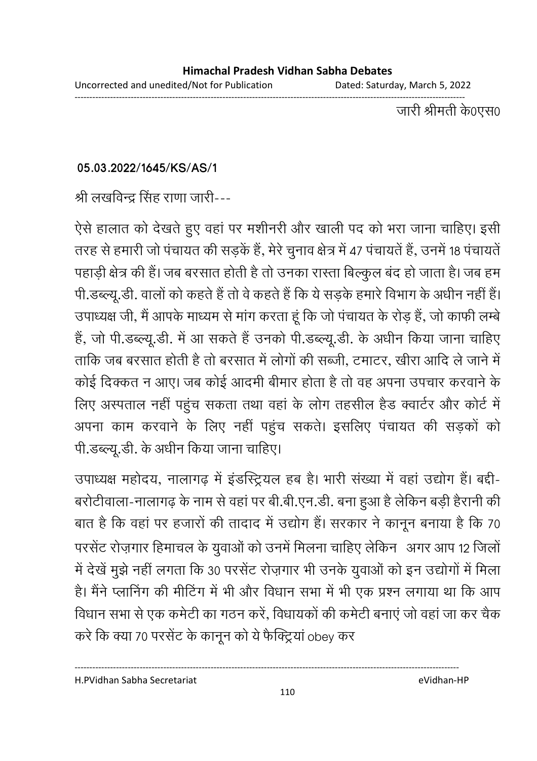जारी श्रीमती के0एस0

**05.03.2022/1645/KS/AS/1**

श्री लखविन्द्र सिंह राणा जारी---

ऐसे हालात को देखते हुए वहां पर मशीनरी और खाली पद को भरा जाना चाहिए। इसी तरह से हमारी जो पंचायत की सड़कें हैं, मेरे चुनाव क्षेत्र में 47 पंचायतें हैं, उनमें 18 पंचायतें पहाड़ी क्षेत्र की हैं। जब बरसात होती है तो उनका रास्ता बिल्कुल बंद हो जाता है। जब हम पी.डब्ल्यू.डी. वालों को कहते हैं तो वे कहते हैं कि ये सड़के हमारे विभाग के अधीन नहीं हैं। उपाध्यक्ष जी, मैं आपके माध्यम से मांग करता हूं कि जो पंचायत के रोड़ हैं, जो काफी लम्बे हैं, जो पी.डब्ल्यू.डी. में आ सकते हैं उनको पी.डब्ल्यू.डी. के अधीन किया जाना चाहिए ताकि जब बरसात होती है तो बरसात में लोगों की सब्जी, टमाटर, खीरा आदि ले जाने में कोई दिक्कत न आए। जब कोई आदमी बीमार होता है तो वह अपना उपचार करवाने के लिए अस्पताल नहीं पहुंच सकता तथा वहां के लोग तहसील हैड क्वार्टर और कोर्ट में अपना काम करवाने के लिए नहीं पहुंच सकते। इसलिए पंचायत की सड़कों को पी.डब्ल्यू.डी. के अधीन किया जाना चाहिए।

उपाध्यक्ष महोदय, नालागढ़ में इंडस्ट्रियल हब है। भारी संख्या में वहां उद्योग हैं। बद्दी-बरोटीवाला-नालागढ़ के नाम से वहां पर बी.बी.एन.डी. बना हुआ है लेकिन बड़ी हैरानी की बात है कि वहां पर हजारों की तादाद में उद्योग हैं। सरकार ने कानून बनाया है कि 70 परसेंट रोज़गार हिमाचल के युवाओं को उनमें मिलना चाहिए लेकिन अगर आप 12 जिलों में देखें मुझे नहीं लगता कि 30 परसेंट रोज़गार भी उनके युवाओं को इन उद्योगों में मिला है। मैंने प्लानिंग की मीटिंग में भी और विधान सभा में भी एक प्रश्न लगाया था कि आप विधान सभा से एक कमेटी का गठन करें, विधायकों की कमेटी बनाएं जो वहां जा कर चैक करे कि क्या 70 परसेंट के कानून को ये फैक्ट्रियां obey कर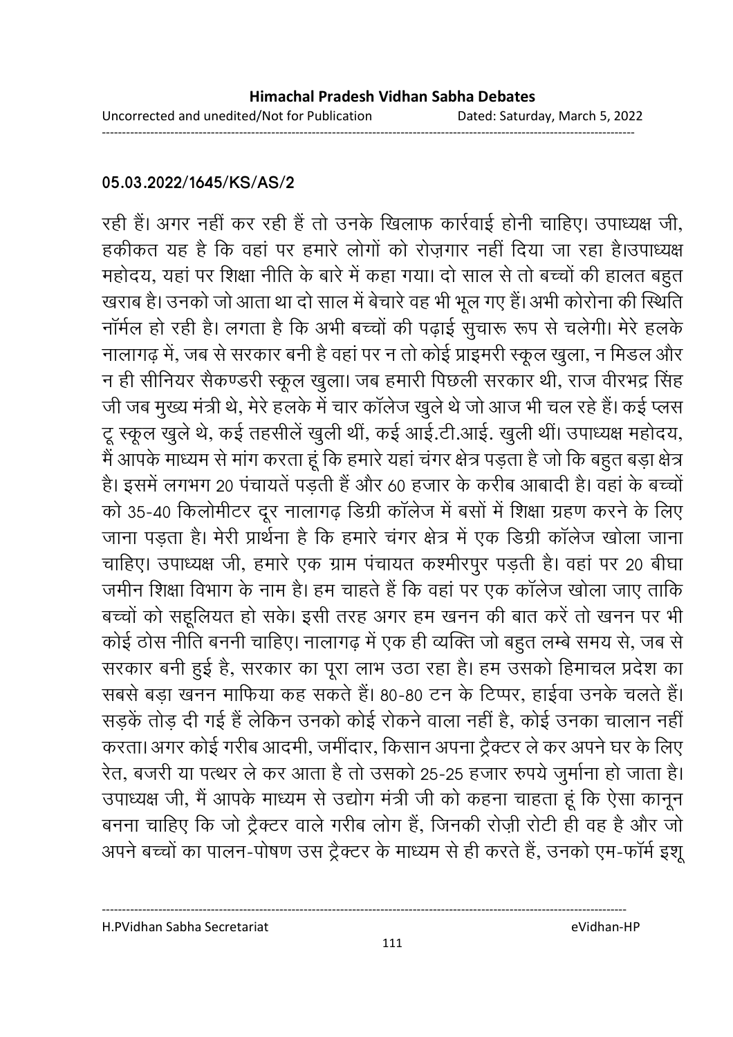**05.03.2022/1645/KS/AS/2**

रही हैं। अगर नहीं कर रही हैं तो उनके खिलाफ कार्रवाई होनी चाहिए। उपाध्यक्ष जी, हकीकत यह है कि वहां पर हमारे लोगों को रोज़गार नहीं दिया जा रहा है।उपाध्यक्ष महोदय, यहां पर शिक्षा नीति के बारे में कहा गया। दो साल से तो बच्चों की हालत बहुत खराब है। उनको जो आता था दो साल में बेचारे वह भी भूल गए हैं। अभी कोरोना की स्थिति नॉर्मल हो रही है। लगता है कि अभी बच्चों की पढ़ाई सुचारू रूप से चलेगी। मेरे हलके नालागढ़ में, जब से सरकार बनी है वहां पर न तो कोई प्राइमरी स्कूल खुला, न मिडल और न ही सीनियर सैकण्डरी स्कूल खुला। जब हमारी पिछली सरकार थी, राज वीरभद्र सिंह जी जब मुख्य मंत्री थे, मेरे हलके में चार कॉलेज खुले थे जो आज भी चल रहे हैं। कई प्लस टू स्कूल खुले थे, कई तहसीलें खुली थीं, कई आई.टी.आई. खुली थीं। उपाध्यक्ष महोदय, मैं आपके माध्यम से मांग करता हूं कि हमारे यहां चंगर क्षेत्र पड़ता है जो कि बहुत बड़ा क्षेत्र है। इसमें लगभग 20 पंचायतें पड़ती हैं और 60 हजार के करीब आबादी है। वहां के बच्चों को 35-40 किलोमीटर दूर नालागढ़ डिग्री कॉलेज में बसों में शिक्षा ग्रहण करने के लिए जाना पड़ता है। मेरी प्रार्थना है कि हमारे चंगर क्षेत्र में एक डिग्री कॉलेज खोला जाना चाहिए। उपाध्यक्ष जी, हमारे एक ग्राम पंचायत कश्मीरपुर पड़ती है। वहां पर 20 बीघा जमीन शिक्षा विभाग के नाम है। हम चाहते हैं कि वहां पर एक कॉलेज खोला जाए ताकि बच्चों को सहूलियत हो सके। इसी तरह अगर हम खनन की बात करें तो खनन पर भी कोई ठोस नीति बननी चाहिए। नालागढ़ में एक ही व्यक्ति जो बहुत लम्बे समय से, जब से सरकार बनी हुई है, सरकार का पूरा लाभ उठा रहा है। हम उसको हिमाचल प्रदेश का सबसे बड़ा खनन माफिया कह सकते हैं। 80-80 टन के टिप्पर, हाईवा उनके चलते हैं। सड़कें तोड़ दी गई हैं लेकिन उनको कोई रोकने वाला नहीं है, कोई उनका चालान नहीं करता। अगर कोई गरीब आदमी, जमींदार, किसान अपना ट्रैक्टर ले कर अपने घर के लिए रेत, बजरी या पत्थर ले कर आता है तो उसको 25-25 हजार रुपये जुर्माना हो जाता है। उपाध्यक्ष जी, मैं आपके माध्यम से उद्योग मंत्री जी को कहना चाहता हूं कि ऐसा कानून बनना चाहिए कि जो ट्रैक्टर वाले गरीब लोग हैं, जिनकी रोज़ी रोटी ही वह है और जो अपने बच्चों का पालन-पोषण उस ट्रैक्टर के माध्यम से ही करते हैं, उनको एम-फॉर्म इशू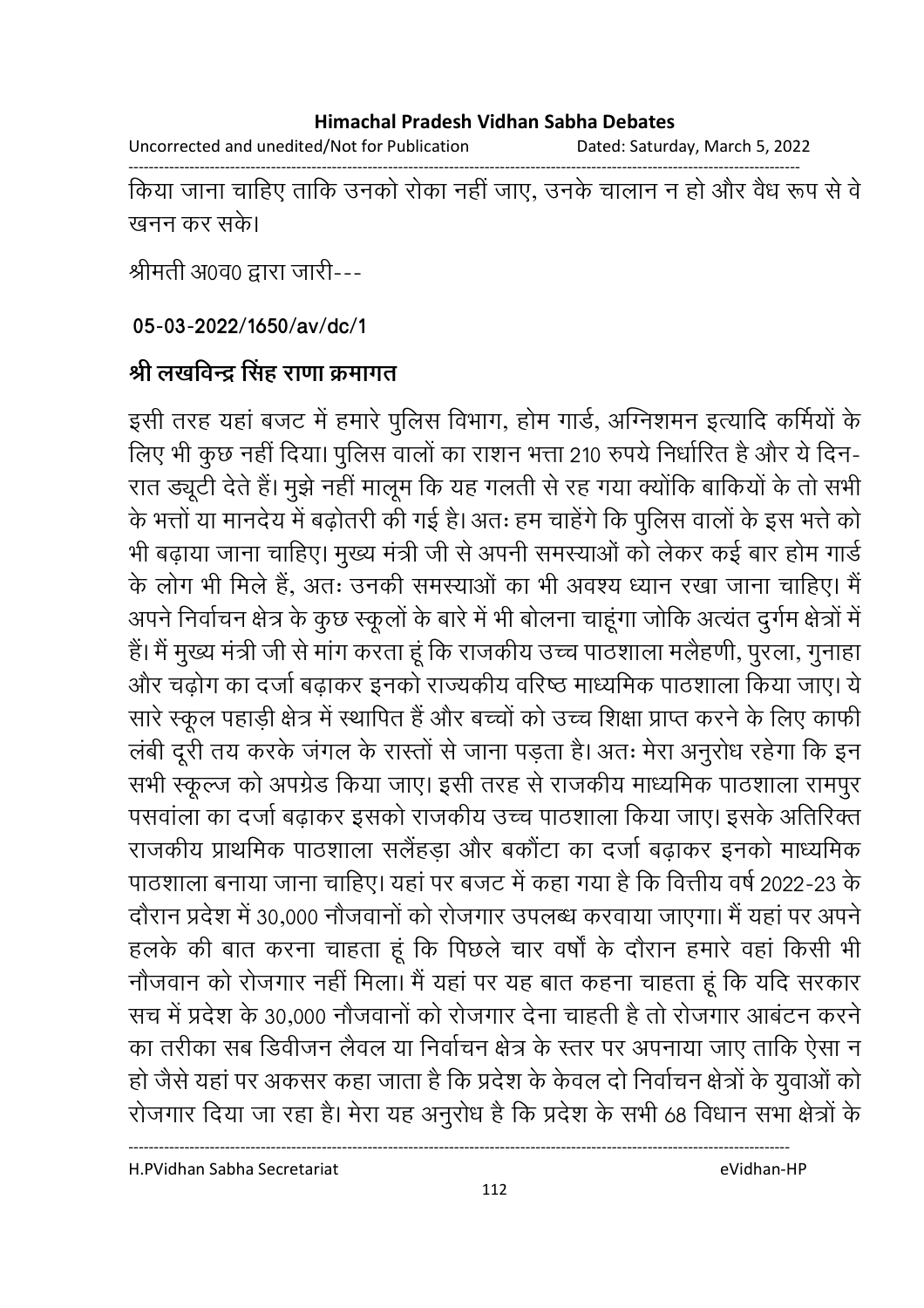किया जाना चाहिए ताकि उनको रोका नहीं जाए, उनके चालान न हो और वैध रूप से वे खनन कर सके।

श्रीमती अ0व0 द्वारा जारी---

**05-03-2022/1650/av/dc/1**

**श्री लखविन्द्र सिंह राणा क्रमागत**

इसी तरह यहां बजट में हमारे पुलिस विभाग, होम गार्ड, अग्निशमन इत्यादि कर्मियों के लिए भी कुछ नहीं दिया। पुलिस वालों का राशन भत्ता 210 रुपये निर्धारित है और ये दिन-रात ड्यूटी देते हैं। मुझे नहीं मालूम कि यह गलती से रह गया क्योंकि बाकियों के तो सभी के भत्तों या मानदेय में बढ़ोतरी की गई है। अतः हम चाहेंगे कि पुलिस वालों के इस भत्ते को भी बढ़ाया जाना चाहिए। मुख्य मंत्री जी से अपनी समस्याओं को लेकर कई बार होम गार्ड के लोग भी मिले हैं, अतः उनकी समस्याओं का भी अवश्य ध्यान रखा जाना चाहिए। मैं अपने निर्वाचन क्षेत्र के कुछ स्कूलों के बारे में भी बोलना चाहूंगा जोकि अत्यंत दुर्गम क्षेत्रों में हैं। मैं मुख्य मंत्री जी से मांग करता हूं कि राजकीय उच्च पाठशाला मलैहणी, पुरला, गुनाहा और चढ़ोग का दर्जा बढ़ाकर इनको राज्यकीय वरिष्ठ माध्यमिक पाठशाला किया जाए। ये सारे स्कूल पहाड़ी क्षेत्र में स्थापित हैं और बच्चों को उच्च शिक्षा प्राप्त करने के लिए काफी लंबी दूरी तय करके जंगल के रास्तों से जाना पड़ता है। अतः मेरा अनुरोध रहेगा कि इन सभी स्कूल्ज को अपग्रेड किया जाए। इसी तरह से राजकीय माध्यमिक पाठशाला रामपुर पसवांला का दर्जा बढ़ाकर इसको राजकीय उच्च पाठशाला किया जाए। इसके अतिरिक्त राजकीय प्राथमिक पाठशाला सलैंहड़ा और बकौंटा का दर्जा बढ़ाकर इनको माध्यमिक पाठशाला बनाया जाना चाहिए। यहां पर बजट में कहा गया है कि वित्तीय वर्ष 2022-23 के दौरान प्रदेश में 30,000 नौजवानों को रोजगार उपलब्ध करवाया जाएगा। मैं यहां पर अपने हलके की बात करना चाहता हूं कि पिछले चार वर्षों के दौरान हमारे वहां किसी भी नौजवान को रोजगार नहीं मिला। मैं यहां पर यह बात कहना चाहता हूं कि यदि सरकार सच में प्रदेश के 30,000 नौजवानों को रोजगार देना चाहती है तो रोजगार आबंटन करने का तरीका सब डिवीजन लैवल या निर्वाचन क्षेत्र के स्तर पर अपनाया जाए ताकि ऐसा न हो जैसे यहां पर अकसर कहा जाता है कि प्रदेश के केवल दो निर्वाचन क्षेत्रों के युवाओं को रोजगार दिया जा रहा है। मेरा यह अनुरोध है कि प्रदेश के सभी 68 विधान सभा क्षेत्रों के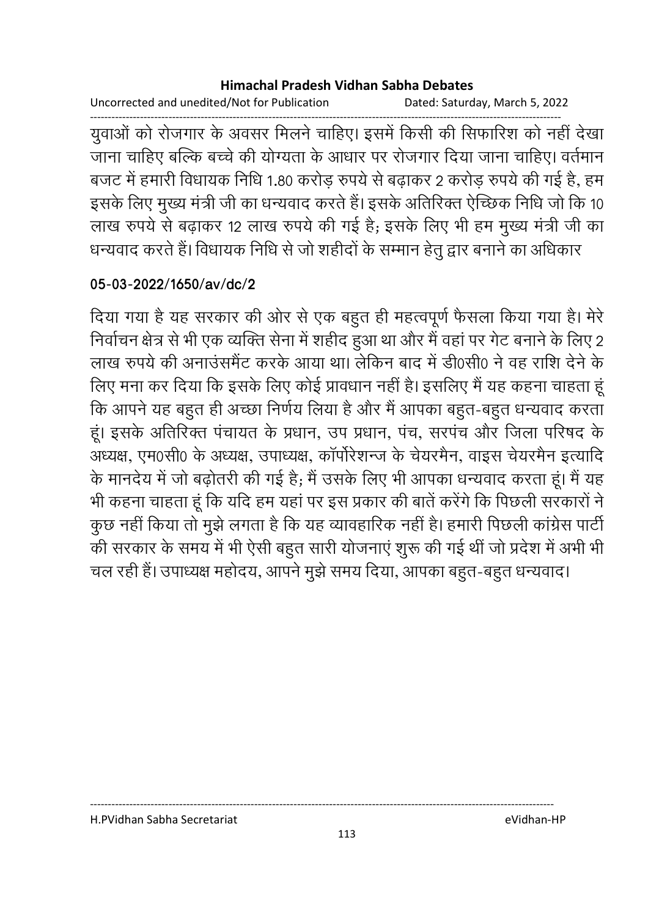युवाओं को रोजगार के अवसर मिलने चाहिए। इसमें किसी की सिफारिश को नहीं देखा जाना चाहिए बल्कि बच्चे की योग्यता के आधार पर रोजगार दिया जाना चाहिए। वर्तमान बजट में हमारी विधायक निधि 1.80 करोड़ रुपये से बढ़ाकर 2 करोड़ रुपये की गई है, हम इसके लिए मुख्य मंत्री जी का धन्यवाद करते हैं। इसके अतिरिक्त ऐच्छिक निधि जो कि 10 लाख रुपये से बढ़ाकर 12 लाख रुपये की गई है; इसके लिए भी हम मुख्य मंत्री जी का धन्यवाद करते हैं। विधायक निधि से जो शहीदों के सम्मान हेतु द्वार बनाने का अधिकार

**05-03-2022/1650/av/dc/2**

दिया गया है यह सरकार की ओर से एक बहुत ही महत्वपूर्ण फैसला किया गया है। मेरे निर्वाचन क्षेत्र से भी एक व्यक्ति सेना में शहीद हुआ था और मैं वहां पर गेट बनाने के लिए 2 लाख रुपये की अनाउंसमैंट करके आया था। लेकिन बाद में डी0सी0 ने वह राशि देने के लिए मना कर दिया कि इसके लिए कोई प्रावधान नहीं है। इसलिए मैं यह कहना चाहता हूं कि आपने यह बहुत ही अच्छा निर्णय लिया है और मैं आपका बहुत-बहुत धन्यवाद करता हूं। इसके अतिरिक्त पंचायत के प्रधान, उप प्रधान, पंच, सरपंच और जिला परिषद के अध्यक्ष, एम0सी0 के अध्यक्ष, उपाध्यक्ष, कॉर्पोरेशन्ज के चेयरमैन, वाइस चेयरमैन इत्यादि के मानदेय में जो बढ़ोतरी की गई है; मैं उसके लिए भी आपका धन्यवाद करता हूं। मैं यह भी कहना चाहता हूं कि यदि हम यहां पर इस प्रकार की बातें करेंगे कि पिछली सरकारों ने कुछ नहीं किया तो मुझे लगता है कि यह व्यावहारिक नहीं है। हमारी पिछली कांग्रेस पार्टी की सरकार के समय में भी ऐसी बहुत सारी योजनाएं शुरू की गई थीं जो प्रदेश में अभी भी चल रही हैं। उपाध्यक्ष महोदय, आपने मुझे समय दिया, आपका बहुत-बहुत धन्यवाद।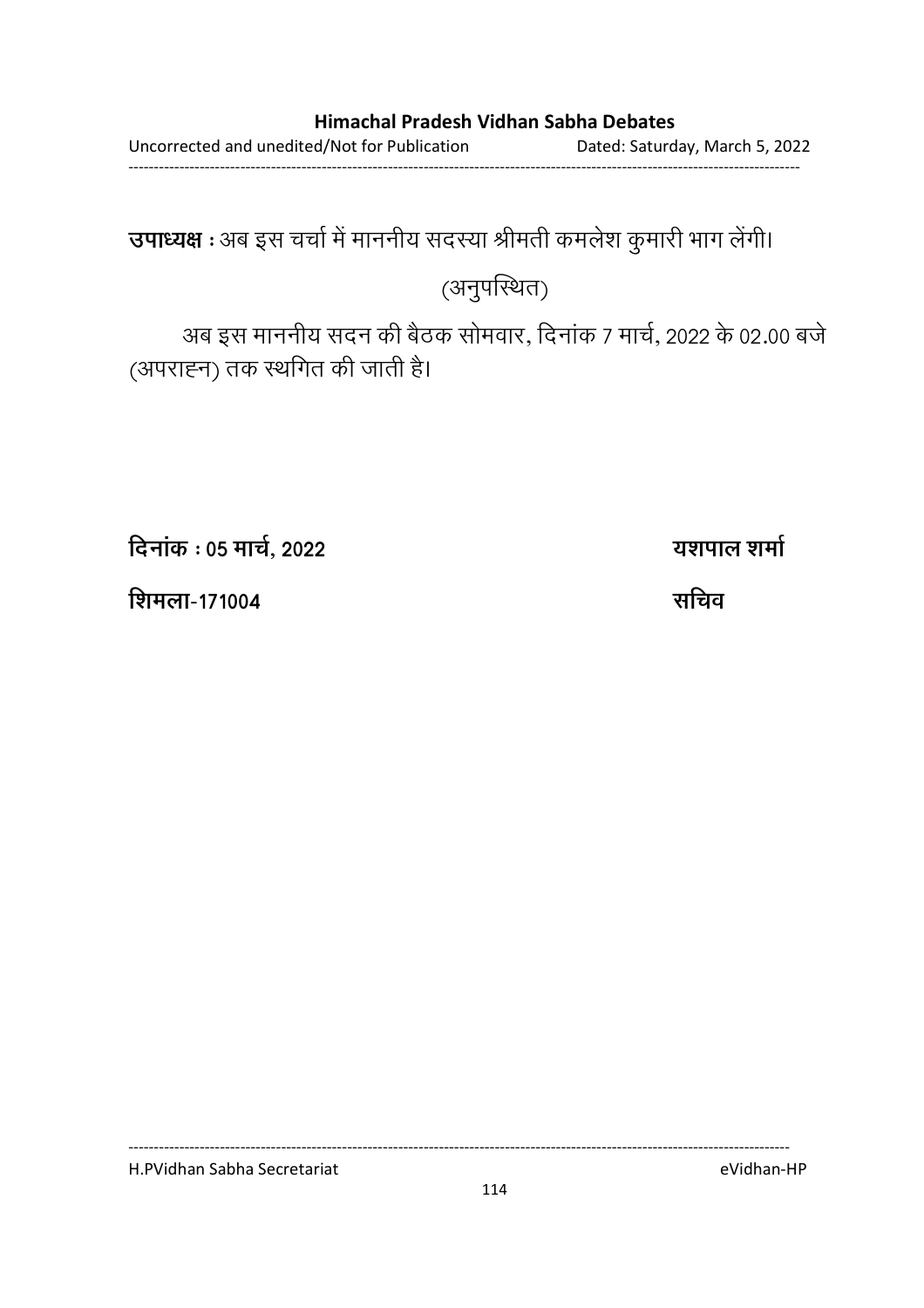**उपाध्यक्ष :** अब इस चर्चा में माननीय सदस्या श्रीमती कमलेश कुमारी भाग लेंगी।

(अनुपस्थित)

अब इस माननीय सदन की बैठक सोमवार, दिनांक 7 मार्च, 2022 के 02.00 बजे (अपराह्न) तक स्थगित की जाती है।

**दिनांक : 05 मार्च, 2022** **यशपाल शर्मा**

**शिमला-171004** **सचिव**